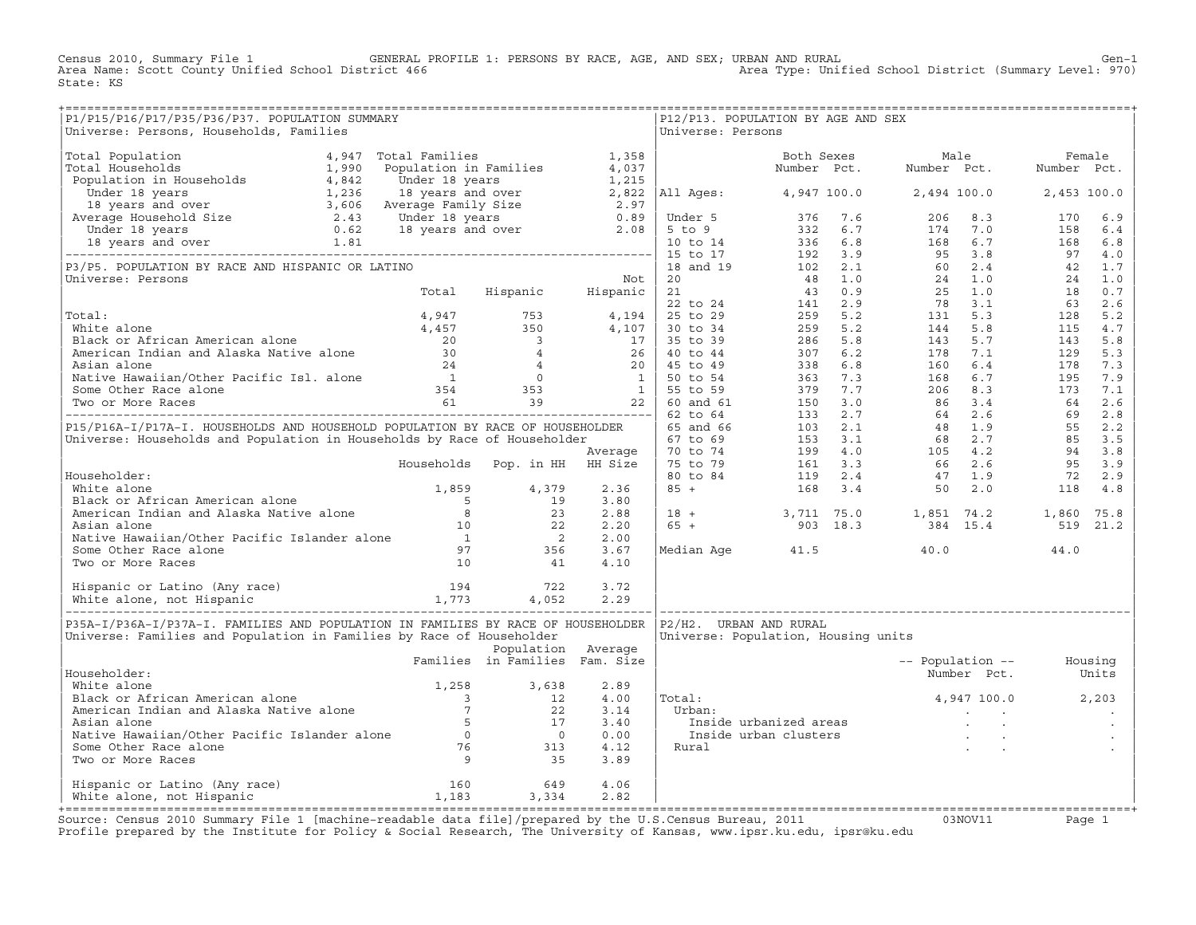Census 2010, Summary File 1 — GENERAL PROFILE 1: PERSONS BY RACE, AGE, AND SEX; URBAN AND RURAL — Gen-1

Area Name: Scott County Unified School District 466 — Area Type: Unified School District (Summary Level: 970)

State: KS

## P1/P15/P16/P17/P35/P36/P37. POPULATION SUMMARY

Universe: Persons, Households, Families

| | | | |
|---|---|---|---|
| Total Population | 4,947 | Total Families | 1,358 |
| Total Households | 1,990 | Population in Families | 4,037 |
| Population in Households | 4,842 | Under 18 years | 1,215 |
| Under 18 years | 1,236 | 18 years and over | 2,822 |
| 18 years and over | 3,606 | Average Family Size | 2.97 |
| Average Household Size | 2.43 | Under 18 years | 0.89 |
| Under 18 years | 0.62 | 18 years and over | 2.08 |
| 18 years and over | 1.81 | | |

## P3/P5. POPULATION BY RACE AND HISPANIC OR LATINO

Universe: Persons

| | Total | Hispanic | Not Hispanic |
|---|---|---|---|
| Total: | 4,947 | 753 | 4,194 |
| White alone | 4,457 | 350 | 4,107 |
| Black or African American alone | 20 | 3 | 17 |
| American Indian and Alaska Native alone | 30 | 4 | 26 |
| Asian alone | 24 | 4 | 20 |
| Native Hawaiian/Other Pacific Isl. alone | 1 | 0 | 1 |
| Some Other Race alone | 354 | 353 | 1 |
| Two or More Races | 61 | 39 | 22 |

## P15/P16A-I/P17A-I. HOUSEHOLDS AND HOUSEHOLD POPULATION BY RACE OF HOUSEHOLDER

Universe: Households and Population in Households by Race of Householder

| Householder: | Households | Pop. in HH | Average HH Size |
|---|---|---|---|
| White alone | 1,859 | 4,379 | 2.36 |
| Black or African American alone | 5 | 19 | 3.80 |
| American Indian and Alaska Native alone | 8 | 23 | 2.88 |
| Asian alone | 10 | 22 | 2.20 |
| Native Hawaiian/Other Pacific Islander alone | 1 | 2 | 2.00 |
| Some Other Race alone | 97 | 356 | 3.67 |
| Two or More Races | 10 | 41 | 4.10 |
| Hispanic or Latino (Any race) | 194 | 722 | 3.72 |
| White alone, not Hispanic | 1,773 | 4,052 | 2.29 |

## P35A-I/P36A-I/P37A-I. FAMILIES AND POPULATION IN FAMILIES BY RACE OF HOUSEHOLDER

Universe: Families and Population in Families by Race of Householder

| Householder: | Families | Population in Families | Average Fam. Size |
|---|---|---|---|
| White alone | 1,258 | 3,638 | 2.89 |
| Black or African American alone | 3 | 12 | 4.00 |
| American Indian and Alaska Native alone | 7 | 22 | 3.14 |
| Asian alone | 5 | 17 | 3.40 |
| Native Hawaiian/Other Pacific Islander alone | 0 | 0 | 0.00 |
| Some Other Race alone | 76 | 313 | 4.12 |
| Two or More Races | 9 | 35 | 3.89 |
| Hispanic or Latino (Any race) | 160 | 649 | 4.06 |
| White alone, not Hispanic | 1,183 | 3,334 | 2.82 |

## P12/P13. POPULATION BY AGE AND SEX

Universe: Persons

| | Both Sexes Number | Both Sexes Pct. | Male Number | Male Pct. | Female Number | Female Pct. |
|---|---|---|---|---|---|---|
| All Ages: | 4,947 | 100.0 | 2,494 | 100.0 | 2,453 | 100.0 |
| Under 5 | 376 | 7.6 | 206 | 8.3 | 170 | 6.9 |
| 5 to 9 | 332 | 6.7 | 174 | 7.0 | 158 | 6.4 |
| 10 to 14 | 336 | 6.8 | 168 | 6.7 | 168 | 6.8 |
| 15 to 17 | 192 | 3.9 | 95 | 3.8 | 97 | 4.0 |
| 18 and 19 | 102 | 2.1 | 60 | 2.4 | 42 | 1.7 |
| 20 | 48 | 1.0 | 24 | 1.0 | 24 | 1.0 |
| 21 | 43 | 0.9 | 25 | 1.0 | 18 | 0.7 |
| 22 to 24 | 141 | 2.9 | 78 | 3.1 | 63 | 2.6 |
| 25 to 29 | 259 | 5.2 | 131 | 5.3 | 128 | 5.2 |
| 30 to 34 | 259 | 5.2 | 144 | 5.8 | 115 | 4.7 |
| 35 to 39 | 286 | 5.8 | 143 | 5.7 | 143 | 5.8 |
| 40 to 44 | 307 | 6.2 | 178 | 7.1 | 129 | 5.3 |
| 45 to 49 | 338 | 6.8 | 160 | 6.4 | 178 | 7.3 |
| 50 to 54 | 363 | 7.3 | 168 | 6.7 | 195 | 7.9 |
| 55 to 59 | 379 | 7.7 | 206 | 8.3 | 173 | 7.1 |
| 60 and 61 | 150 | 3.0 | 86 | 3.4 | 64 | 2.6 |
| 62 to 64 | 133 | 2.7 | 64 | 2.6 | 69 | 2.8 |
| 65 and 66 | 103 | 2.1 | 48 | 1.9 | 55 | 2.2 |
| 67 to 69 | 153 | 3.1 | 68 | 2.7 | 85 | 3.5 |
| 70 to 74 | 199 | 4.0 | 105 | 4.2 | 94 | 3.8 |
| 75 to 79 | 161 | 3.3 | 66 | 2.6 | 95 | 3.9 |
| 80 to 84 | 119 | 2.4 | 47 | 1.9 | 72 | 2.9 |
| 85 + | 168 | 3.4 | 50 | 2.0 | 118 | 4.8 |
| 18 + | 3,711 | 75.0 | 1,851 | 74.2 | 1,860 | 75.8 |
| 65 + | 903 | 18.3 | 384 | 15.4 | 519 | 21.2 |
| Median Age | 41.5 | | 40.0 | | 44.0 | |

## P2/H2. URBAN AND RURAL

Universe: Population, Housing units

| | Population Number | Population Pct. | Housing Units |
|---|---|---|---|
| Total: | 4,947 | 100.0 | 2,203 |
| Urban: | . | . | . |
| Inside urbanized areas | . | . | . |
| Inside urban clusters | . | . | . |
| Rural | . | . | . |

Source: Census 2010 Summary File 1 [machine-readable data file]/prepared by the U.S.Census Bureau, 2011 — 03NOV11

Profile prepared by the Institute for Policy & Social Research, The University of Kansas, www.ipsr.ku.edu, ipsr@ku.edu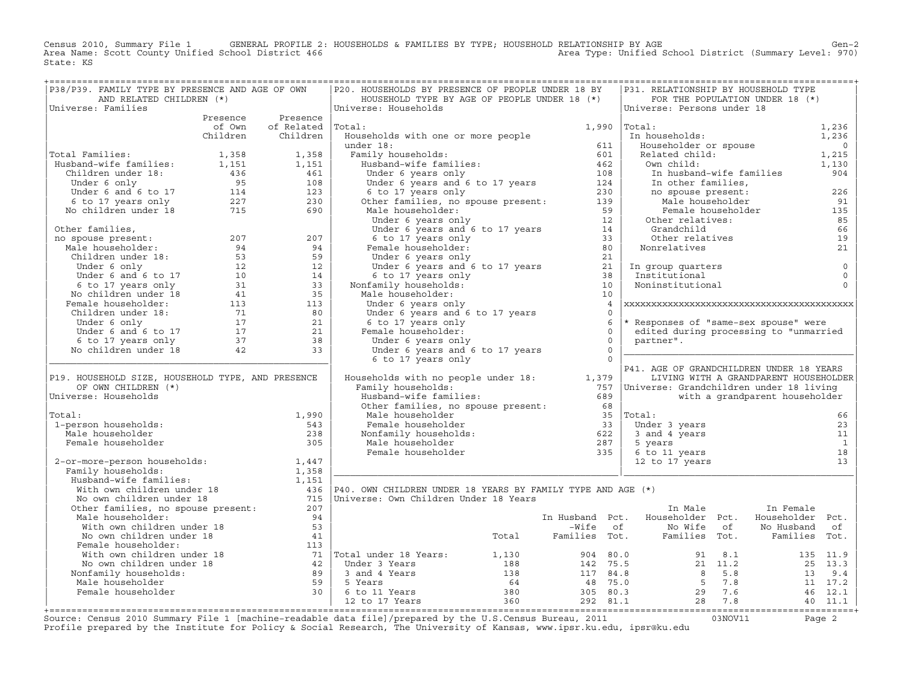Census 2010, Summary File 1 GENERAL PROFILE 2: HOUSEHOLDS & FAMILIES BY TYPE; HOUSEHOLD RELATIONSHIP BY AGE Gen-2
Area Name: Scott County Unified School District 466 Area Type: Unified School District (Summary Level: 970)
State: KS

## P38/P39. FAMILY TYPE BY PRESENCE AND AGE OF OWN AND RELATED CHILDREN (*)

Universe: Families

| | Presence of Own Children | Presence of Related Children |
|---|---|---|
| Total Families: | 1,358 | 1,358 |
| Husband-wife families: | 1,151 | 1,151 |
| Children under 18: | 436 | 461 |
| Under 6 only | 95 | 108 |
| Under 6 and 6 to 17 | 114 | 123 |
| 6 to 17 years only | 227 | 230 |
| No children under 18 | 715 | 690 |
| Other families, no spouse present: | 207 | 207 |
| Male householder: | 94 | 94 |
| Children under 18: | 53 | 59 |
| Under 6 only | 12 | 12 |
| Under 6 and 6 to 17 | 10 | 14 |
| 6 to 17 years only | 31 | 33 |
| No children under 18 | 41 | 35 |
| Female householder: | 113 | 113 |
| Children under 18: | 71 | 80 |
| Under 6 only | 17 | 21 |
| Under 6 and 6 to 17 | 17 | 21 |
| 6 to 17 years only | 37 | 38 |
| No children under 18 | 42 | 33 |

## P19. HOUSEHOLD SIZE, HOUSEHOLD TYPE, AND PRESENCE OF OWN CHILDREN (*)

Universe: Households

| | |
|---|---|
| Total: | 1,990 |
| 1-person households: | 543 |
| Male householder | 238 |
| Female householder | 305 |
| 2-or-more-person households: | 1,447 |
| Family households: | 1,358 |
| Husband-wife families: | 1,151 |
| With own children under 18 | 436 |
| No own children under 18 | 715 |
| Other families, no spouse present: | 207 |
| Male householder: | 94 |
| With own children under 18 | 53 |
| No own children under 18 | 41 |
| Female householder: | 113 |
| With own children under 18 | 71 |
| No own children under 18 | 42 |
| Nonfamily households: | 89 |
| Male householder | 59 |
| Female householder | 30 |

## P20. HOUSEHOLDS BY PRESENCE OF PEOPLE UNDER 18 BY HOUSEHOLD TYPE BY AGE OF PEOPLE UNDER 18 (*)

Universe: Households

| | |
|---|---|
| Total: | 1,990 |
| Households with one or more people under 18: | 611 |
| Family households: | 601 |
| Husband-wife families: | 462 |
| Under 6 years only | 108 |
| Under 6 years and 6 to 17 years | 124 |
| 6 to 17 years only | 230 |
| Other families, no spouse present: | 139 |
| Male householder: | 59 |
| Under 6 years only | 12 |
| Under 6 years and 6 to 17 years | 14 |
| 6 to 17 years only | 33 |
| Female householder: | 80 |
| Under 6 years only | 21 |
| Under 6 years and 6 to 17 years | 21 |
| 6 to 17 years only | 38 |
| Nonfamily households: | 10 |
| Male householder: | 10 |
| Under 6 years only | 4 |
| Under 6 years and 6 to 17 years | 0 |
| 6 to 17 years only | 6 |
| Female householder: | 0 |
| Under 6 years only | 0 |
| Under 6 years and 6 to 17 years | 0 |
| 6 to 17 years only | 0 |
| Households with no people under 18: | 1,379 |
| Family households: | 757 |
| Husband-wife families: | 689 |
| Other families, no spouse present: | 68 |
| Male householder | 35 |
| Female householder | 33 |
| Nonfamily households: | 622 |
| Male householder | 287 |
| Female householder | 335 |

## P31. RELATIONSHIP BY HOUSEHOLD TYPE FOR THE POPULATION UNDER 18 (*)

Universe: Persons under 18

| | |
|---|---|
| Total: | 1,236 |
| In households: | 1,236 |
| Householder or spouse | 0 |
| Related child: | 1,215 |
| Own child: | 1,130 |
| In husband-wife families | 904 |
| In other families, no spouse present: | 226 |
| Male householder | 91 |
| Female householder | 135 |
| Other relatives: | 85 |
| Grandchild | 66 |
| Other relatives | 19 |
| Nonrelatives | 21 |
| In group quarters | 0 |
| Institutional | 0 |
| Noninstitutional | 0 |

\* Responses of "same-sex spouse" were edited during processing to "unmarried partner".

## P41. AGE OF GRANDCHILDREN UNDER 18 YEARS LIVING WITH A GRANDPARENT HOUSEHOLDER

Universe: Grandchildren under 18 living with a grandparent householder

| | |
|---|---|
| Total: | 66 |
| Under 3 years | 23 |
| 3 and 4 years | 11 |
| 5 years | 1 |
| 6 to 11 years | 18 |
| 12 to 17 years | 13 |

## P40. OWN CHILDREN UNDER 18 YEARS BY FAMILY TYPE AND AGE (*)

Universe: Own Children Under 18 Years

| | Total | In Husband-Wife Families | Pct. of Tot. | In Male Householder No Wife Families | Pct. of Tot. | In Female Householder No Husband Families | Pct. of Tot. |
|---|---|---|---|---|---|---|---|
| Total under 18 Years: | 1,130 | 904 | 80.0 | 91 | 8.1 | 135 | 11.9 |
| Under 3 Years | 188 | 142 | 75.5 | 21 | 11.2 | 25 | 13.3 |
| 3 and 4 Years | 138 | 117 | 84.8 | 8 | 5.8 | 13 | 9.4 |
| 5 Years | 64 | 48 | 75.0 | 5 | 7.8 | 11 | 17.2 |
| 6 to 11 Years | 380 | 305 | 80.3 | 29 | 7.6 | 46 | 12.1 |
| 12 to 17 Years | 360 | 292 | 81.1 | 28 | 7.8 | 40 | 11.1 |

Source: Census 2010 Summary File 1 [machine-readable data file]/prepared by the U.S.Census Bureau, 2011 03NOV11
Profile prepared by the Institute for Policy & Social Research, The University of Kansas, www.ipsr.ku.edu, ipsr@ku.edu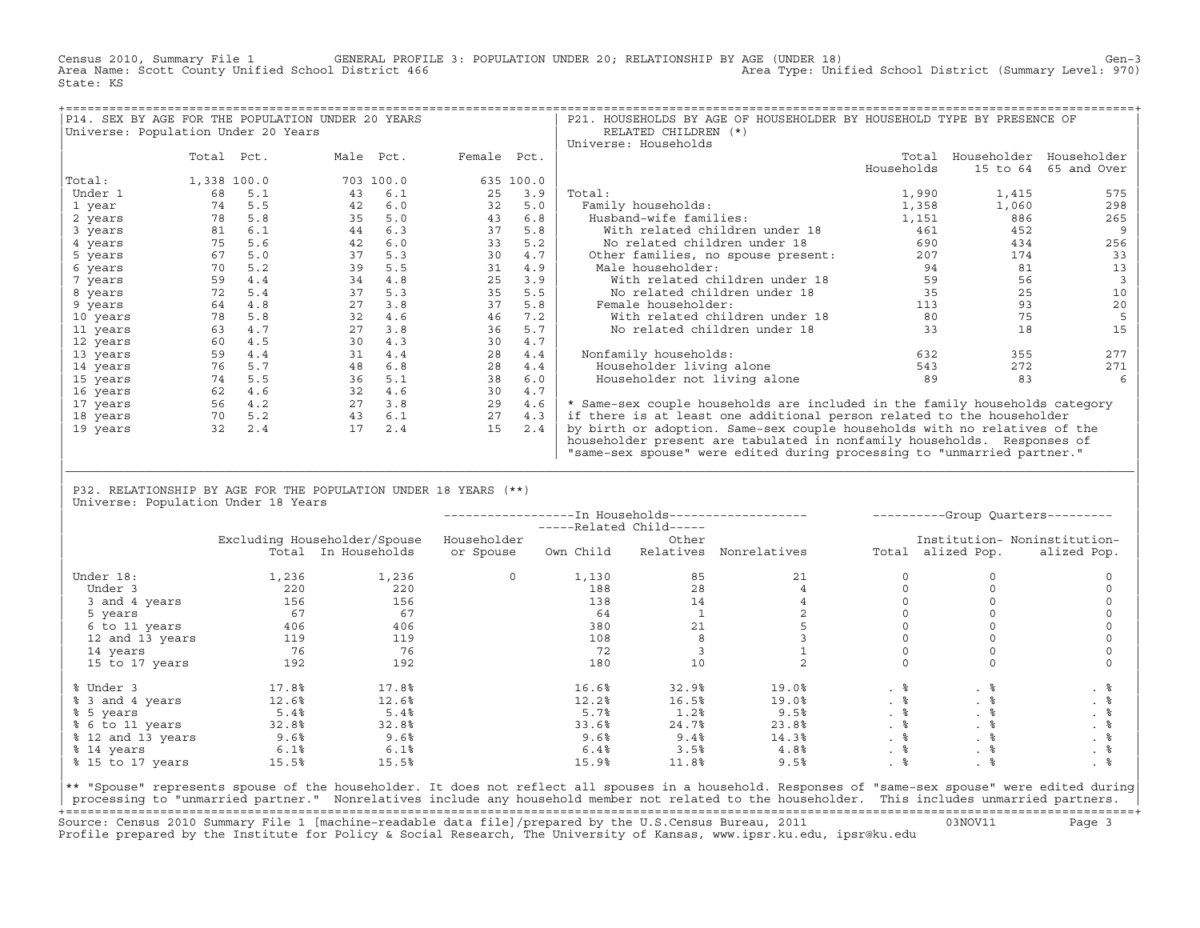Census 2010, Summary File 1 GENERAL PROFILE 3: POPULATION UNDER 20; RELATIONSHIP BY AGE (UNDER 18) Gen-3
Area Name: Scott County Unified School District 466 Area Type: Unified School District (Summary Level: 970)
State: KS

## P14. SEX BY AGE FOR THE POPULATION UNDER 20 YEARS

Universe: Population Under 20 Years

| | Total | Pct. | Male | Pct. | Female | Pct. |
|---|---|---|---|---|---|---|
| Total: | 1,338 | 100.0 | 703 | 100.0 | 635 | 100.0 |
| Under 1 | 68 | 5.1 | 43 | 6.1 | 25 | 3.9 |
| 1 year | 74 | 5.5 | 42 | 6.0 | 32 | 5.0 |
| 2 years | 78 | 5.8 | 35 | 5.0 | 43 | 6.8 |
| 3 years | 81 | 6.1 | 44 | 6.3 | 37 | 5.8 |
| 4 years | 75 | 5.6 | 42 | 6.0 | 33 | 5.2 |
| 5 years | 67 | 5.0 | 37 | 5.3 | 30 | 4.7 |
| 6 years | 70 | 5.2 | 39 | 5.5 | 31 | 4.9 |
| 7 years | 59 | 4.4 | 34 | 4.8 | 25 | 3.9 |
| 8 years | 72 | 5.4 | 37 | 5.3 | 35 | 5.5 |
| 9 years | 64 | 4.8 | 27 | 3.8 | 37 | 5.8 |
| 10 years | 78 | 5.8 | 32 | 4.6 | 46 | 7.2 |
| 11 years | 63 | 4.7 | 27 | 3.8 | 36 | 5.7 |
| 12 years | 60 | 4.5 | 30 | 4.3 | 30 | 4.7 |
| 13 years | 59 | 4.4 | 31 | 4.4 | 28 | 4.4 |
| 14 years | 76 | 5.7 | 48 | 6.8 | 28 | 4.4 |
| 15 years | 74 | 5.5 | 36 | 5.1 | 38 | 6.0 |
| 16 years | 62 | 4.6 | 32 | 4.6 | 30 | 4.7 |
| 17 years | 56 | 4.2 | 27 | 3.8 | 29 | 4.6 |
| 18 years | 70 | 5.2 | 43 | 6.1 | 27 | 4.3 |
| 19 years | 32 | 2.4 | 17 | 2.4 | 15 | 2.4 |

## P21. HOUSEHOLDS BY AGE OF HOUSEHOLDER BY HOUSEHOLD TYPE BY PRESENCE OF RELATED CHILDREN (*)

Universe: Households

| | Total Households | Householder 15 to 64 | Householder 65 and Over |
|---|---|---|---|
| Total: | 1,990 | 1,415 | 575 |
| Family households: | 1,358 | 1,060 | 298 |
| Husband-wife families: | 1,151 | 886 | 265 |
| With related children under 18 | 461 | 452 | 9 |
| No related children under 18 | 690 | 434 | 256 |
| Other families, no spouse present: | 207 | 174 | 33 |
| Male householder: | 94 | 81 | 13 |
| With related children under 18 | 59 | 56 | 3 |
| No related children under 18 | 35 | 25 | 10 |
| Female householder: | 113 | 93 | 20 |
| With related children under 18 | 80 | 75 | 5 |
| No related children under 18 | 33 | 18 | 15 |
| Nonfamily households: | 632 | 355 | 277 |
| Householder living alone | 543 | 272 | 271 |
| Householder not living alone | 89 | 83 | 6 |

* Same-sex couple households are included in the family households category if there is at least one additional person related to the householder by birth or adoption. Same-sex couple households with no relatives of the householder present are tabulated in nonfamily households. Responses of "same-sex spouse" were edited during processing to "unmarried partner."

## P32. RELATIONSHIP BY AGE FOR THE POPULATION UNDER 18 YEARS (**)

Universe: Population Under 18 Years

| | Excluding Householder/Spouse Total | In Households | Householder or Spouse | Related Child: Own Child | Related Child: Other Relatives | Nonrelatives | Group Quarters: Total | Institutionalized Pop. | Noninstitutionalized Pop. |
|---|---|---|---|---|---|---|---|---|---|
| Under 18: | 1,236 | 1,236 | 0 | 1,130 | 85 | 21 | 0 | 0 | 0 |
| Under 3 | 220 | 220 | | 188 | 28 | 4 | 0 | 0 | 0 |
| 3 and 4 years | 156 | 156 | | 138 | 14 | 4 | 0 | 0 | 0 |
| 5 years | 67 | 67 | | 64 | 1 | 2 | 0 | 0 | 0 |
| 6 to 11 years | 406 | 406 | | 380 | 21 | 5 | 0 | 0 | 0 |
| 12 and 13 years | 119 | 119 | | 108 | 8 | 3 | 0 | 0 | 0 |
| 14 years | 76 | 76 | | 72 | 3 | 1 | 0 | 0 | 0 |
| 15 to 17 years | 192 | 192 | | 180 | 10 | 2 | 0 | 0 | 0 |
| % Under 3 | 17.8% | 17.8% | | 16.6% | 32.9% | 19.0% | . % | . % | . % |
| % 3 and 4 years | 12.6% | 12.6% | | 12.2% | 16.5% | 19.0% | . % | . % | . % |
| % 5 years | 5.4% | 5.4% | | 5.7% | 1.2% | 9.5% | . % | . % | . % |
| % 6 to 11 years | 32.8% | 32.8% | | 33.6% | 24.7% | 23.8% | . % | . % | . % |
| % 12 and 13 years | 9.6% | 9.6% | | 9.6% | 9.4% | 14.3% | . % | . % | . % |
| % 14 years | 6.1% | 6.1% | | 6.4% | 3.5% | 4.8% | . % | . % | . % |
| % 15 to 17 years | 15.5% | 15.5% | | 15.9% | 11.8% | 9.5% | . % | . % | . % |

** "Spouse" represents spouse of the householder. It does not reflect all spouses in a household. Responses of "same-sex spouse" were edited during processing to "unmarried partner." Nonrelatives include any household member not related to the householder. This includes unmarried partners.

Source: Census 2010 Summary File 1 [machine-readable data file]/prepared by the U.S.Census Bureau, 2011 03NOV11
Profile prepared by the Institute for Policy & Social Research, The University of Kansas, www.ipsr.ku.edu, ipsr@ku.edu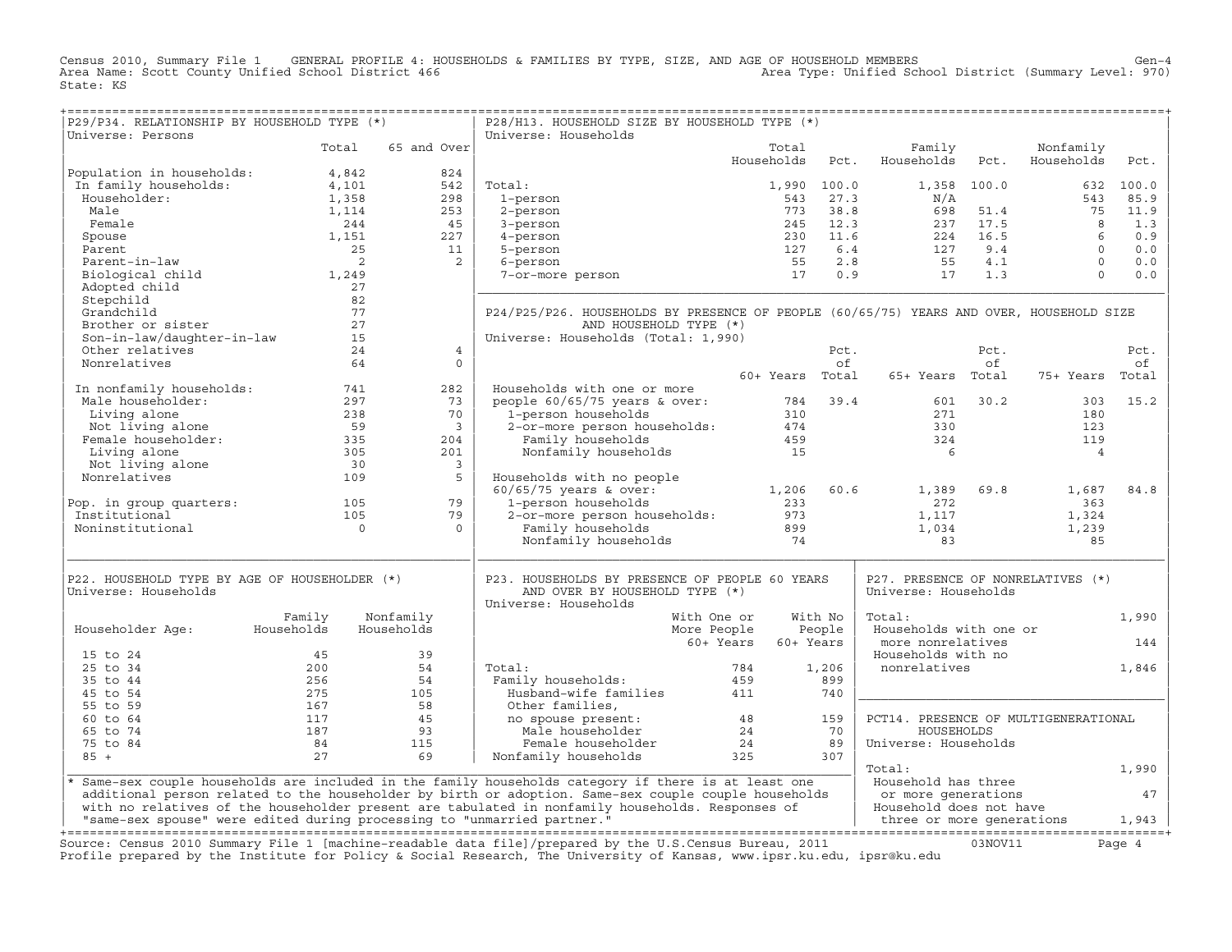Census 2010, Summary File 1 GENERAL PROFILE 4: HOUSEHOLDS & FAMILIES BY TYPE, SIZE, AND AGE OF HOUSEHOLD MEMBERS Gen-4
Area Name: Scott County Unified School District 466 Area Type: Unified School District (Summary Level: 970)
State: KS

## P29/P34. RELATIONSHIP BY HOUSEHOLD TYPE (*)

Universe: Persons

| | Total | 65 and Over |
|---|---|---|
| Population in households: | 4,842 | 824 |
| In family households: | 4,101 | 542 |
| Householder: | 1,358 | 298 |
| Male | 1,114 | 253 |
| Female | 244 | 45 |
| Spouse | 1,151 | 227 |
| Parent | 25 | 11 |
| Parent-in-law | 2 | 2 |
| Biological child | 1,249 | |
| Adopted child | 27 | |
| Stepchild | 82 | |
| Grandchild | 77 | |
| Brother or sister | 27 | |
| Son-in-law/daughter-in-law | 15 | |
| Other relatives | 24 | 4 |
| Nonrelatives | 64 | 0 |
| In nonfamily households: | 741 | 282 |
| Male householder: | 297 | 73 |
| Living alone | 238 | 70 |
| Not living alone | 59 | 3 |
| Female householder: | 335 | 204 |
| Living alone | 305 | 201 |
| Not living alone | 30 | 3 |
| Nonrelatives | 109 | 5 |
| Pop. in group quarters: | 105 | 79 |
| Institutional | 105 | 79 |
| Noninstitutional | 0 | 0 |

## P28/H13. HOUSEHOLD SIZE BY HOUSEHOLD TYPE (*)

Universe: Households

| | Total Households | Pct. | Family Households | Pct. | Nonfamily Households | Pct. |
|---|---|---|---|---|---|---|
| Total: | 1,990 | 100.0 | 1,358 | 100.0 | 632 | 100.0 |
| 1-person | 543 | 27.3 | N/A | | 543 | 85.9 |
| 2-person | 773 | 38.8 | 698 | 51.4 | 75 | 11.9 |
| 3-person | 245 | 12.3 | 237 | 17.5 | 8 | 1.3 |
| 4-person | 230 | 11.6 | 224 | 16.5 | 6 | 0.9 |
| 5-person | 127 | 6.4 | 127 | 9.4 | 0 | 0.0 |
| 6-person | 55 | 2.8 | 55 | 4.1 | 0 | 0.0 |
| 7-or-more person | 17 | 0.9 | 17 | 1.3 | 0 | 0.0 |

## P24/P25/P26. HOUSEHOLDS BY PRESENCE OF PEOPLE (60/65/75) YEARS AND OVER, HOUSEHOLD SIZE AND HOUSEHOLD TYPE (*)

Universe: Households (Total: 1,990)

| | 60+ Years | Pct. of Total | 65+ Years | Pct. of Total | 75+ Years | Pct. of Total |
|---|---|---|---|---|---|---|
| Households with one or more people 60/65/75 years & over: | 784 | 39.4 | 601 | 30.2 | 303 | 15.2 |
| 1-person households | 310 | | 271 | | 180 | |
| 2-or-more person households: | 474 | | 330 | | 123 | |
| Family households | 459 | | 324 | | 119 | |
| Nonfamily households | 15 | | 6 | | 4 | |
| Households with no people 60/65/75 years & over: | 1,206 | 60.6 | 1,389 | 69.8 | 1,687 | 84.8 |
| 1-person households | 233 | | 272 | | 363 | |
| 2-or-more person households: | 973 | | 1,117 | | 1,324 | |
| Family households | 899 | | 1,034 | | 1,239 | |
| Nonfamily households | 74 | | 83 | | 85 | |

## P22. HOUSEHOLD TYPE BY AGE OF HOUSEHOLDER (*)

Universe: Households

| Householder Age: | Family Households | Nonfamily Households |
|---|---|---|
| 15 to 24 | 45 | 39 |
| 25 to 34 | 200 | 54 |
| 35 to 44 | 256 | 54 |
| 45 to 54 | 275 | 105 |
| 55 to 59 | 167 | 58 |
| 60 to 64 | 117 | 45 |
| 65 to 74 | 187 | 93 |
| 75 to 84 | 84 | 115 |
| 85 + | 27 | 69 |

## P23. HOUSEHOLDS BY PRESENCE OF PEOPLE 60 YEARS AND OVER BY HOUSEHOLD TYPE (*)

Universe: Households

| | With One or More People 60+ Years | With No People 60+ Years |
|---|---|---|
| Total: | 784 | 1,206 |
| Family households: | 459 | 899 |
| Husband-wife families | 411 | 740 |
| Other families, no spouse present: | 48 | 159 |
| Male householder | 24 | 70 |
| Female householder | 24 | 89 |
| Nonfamily households | 325 | 307 |

## P27. PRESENCE OF NONRELATIVES (*)

Universe: Households

| | |
|---|---|
| Total: | 1,990 |
| Households with one or more nonrelatives | 144 |
| Households with no nonrelatives | 1,846 |

## PCT14. PRESENCE OF MULTIGENERATIONAL HOUSEHOLDS

Universe: Households

| | |
|---|---|
| Total: | 1,990 |
| Household has three or more generations | 47 |
| Household does not have three or more generations | 1,943 |

* Same-sex couple households are included in the family households category if there is at least one additional person related to the householder by birth or adoption. Same-sex couple couple households with no relatives of the householder present are tabulated in nonfamily households. Responses of "same-sex spouse" were edited during processing to "unmarried partner."

Source: Census 2010 Summary File 1 [machine-readable data file]/prepared by the U.S.Census Bureau, 2011 03NOV11
Profile prepared by the Institute for Policy & Social Research, The University of Kansas, www.ipsr.ku.edu, ipsr@ku.edu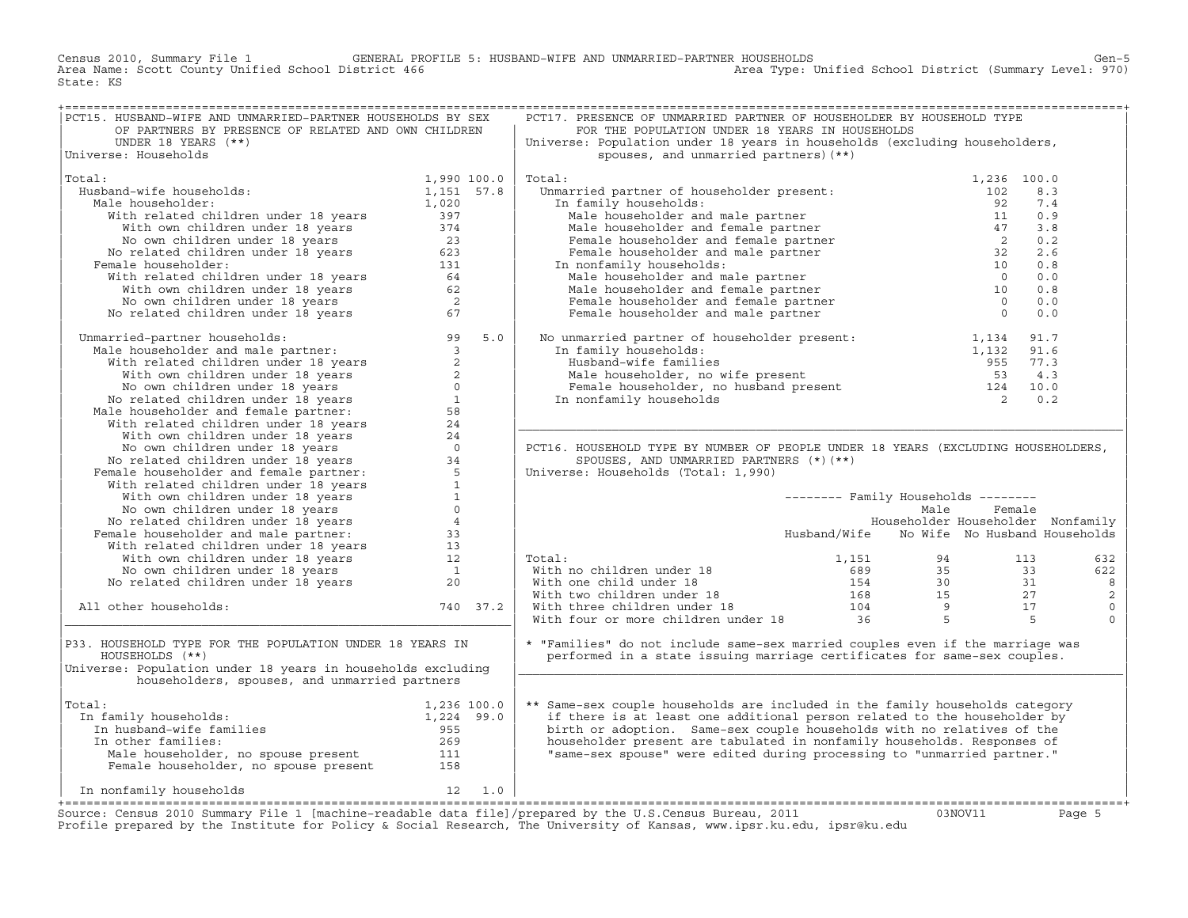Census 2010, Summary File 1 GENERAL PROFILE 5: HUSBAND-WIFE AND UNMARRIED-PARTNER HOUSEHOLDS
Area Name: Scott County Unified School District 466 Area Type: Unified School District (Summary Level: 970)
State: KS

## PCT15. HUSBAND-WIFE AND UNMARRIED-PARTNER HOUSEHOLDS BY SEX OF PARTNERS BY PRESENCE OF RELATED AND OWN CHILDREN UNDER 18 YEARS (**)

Universe: Households

| | Number | Percent |
|---|---|---|
| Total: | 1,990 | 100.0 |
| Husband-wife households: | 1,151 | 57.8 |
| Male householder: | 1,020 | |
| With related children under 18 years | 397 | |
| With own children under 18 years | 374 | |
| No own children under 18 years | 23 | |
| No related children under 18 years | 623 | |
| Female householder: | 131 | |
| With related children under 18 years | 64 | |
| With own children under 18 years | 62 | |
| No own children under 18 years | 2 | |
| No related children under 18 years | 67 | |
| Unmarried-partner households: | 99 | 5.0 |
| Male householder and male partner: | 3 | |
| With related children under 18 years | 2 | |
| With own children under 18 years | 2 | |
| No own children under 18 years | 0 | |
| No related children under 18 years | 1 | |
| Male householder and female partner: | 58 | |
| With related children under 18 years | 24 | |
| With own children under 18 years | 24 | |
| No own children under 18 years | 0 | |
| No related children under 18 years | 34 | |
| Female householder and female partner: | 5 | |
| With related children under 18 years | 1 | |
| With own children under 18 years | 1 | |
| No own children under 18 years | 0 | |
| No related children under 18 years | 4 | |
| Female householder and male partner: | 33 | |
| With related children under 18 years | 13 | |
| With own children under 18 years | 12 | |
| No own children under 18 years | 1 | |
| No related children under 18 years | 20 | |
| All other households: | 740 | 37.2 |

## P33. HOUSEHOLD TYPE FOR THE POPULATION UNDER 18 YEARS IN HOUSEHOLDS (**)

Universe: Population under 18 years in households excluding householders, spouses, and unmarried partners

| | Number | Percent |
|---|---|---|
| Total: | 1,236 | 100.0 |
| In family households: | 1,224 | 99.0 |
| In husband-wife families | 955 | |
| In other families: | 269 | |
| Male householder, no spouse present | 111 | |
| Female householder, no spouse present | 158 | |
| In nonfamily households | 12 | 1.0 |

## PCT17. PRESENCE OF UNMARRIED PARTNER OF HOUSEHOLDER BY HOUSEHOLD TYPE FOR THE POPULATION UNDER 18 YEARS IN HOUSEHOLDS

Universe: Population under 18 years in households (excluding householders, spouses, and unmarried partners)(**)

| | Number | Percent |
|---|---|---|
| Total: | 1,236 | 100.0 |
| Unmarried partner of householder present: | 102 | 8.3 |
| In family households: | 92 | 7.4 |
| Male householder and male partner | 11 | 0.9 |
| Male householder and female partner | 47 | 3.8 |
| Female householder and female partner | 2 | 0.2 |
| Female householder and male partner | 32 | 2.6 |
| In nonfamily households: | 10 | 0.8 |
| Male householder and male partner | 0 | 0.0 |
| Male householder and female partner | 10 | 0.8 |
| Female householder and female partner | 0 | 0.0 |
| Female householder and male partner | 0 | 0.0 |
| No unmarried partner of householder present: | 1,134 | 91.7 |
| In family households: | 1,132 | 91.6 |
| Husband-wife families | 955 | 77.3 |
| Male householder, no wife present | 53 | 4.3 |
| Female householder, no husband present | 124 | 10.0 |
| In nonfamily households | 2 | 0.2 |

## PCT16. HOUSEHOLD TYPE BY NUMBER OF PEOPLE UNDER 18 YEARS (EXCLUDING HOUSEHOLDERS, SPOUSES, AND UNMARRIED PARTNERS (*)(**)

Universe: Households (Total: 1,990)

| | Family Households | | | |
|---|---|---|---|---|
| | Husband/Wife | Male Householder No Wife | Female Householder No Husband | Nonfamily Households |
| Total: | 1,151 | 94 | 113 | 632 |
| With no children under 18 | 689 | 35 | 33 | 622 |
| With one child under 18 | 154 | 30 | 31 | 8 |
| With two children under 18 | 168 | 15 | 27 | 2 |
| With three children under 18 | 104 | 9 | 17 | 0 |
| With four or more children under 18 | 36 | 5 | 5 | 0 |

\* "Families" do not include same-sex married couples even if the marriage was performed in a state issuing marriage certificates for same-sex couples.

** Same-sex couple households are included in the family households category if there is at least one additional person related to the householder by birth or adoption. Same-sex couple households with no relatives of the householder present are tabulated in nonfamily households. Responses of "same-sex spouse" were edited during processing to "unmarried partner."

Source: Census 2010 Summary File 1 [machine-readable data file]/prepared by the U.S.Census Bureau, 2011 03NOV11
Profile prepared by the Institute for Policy & Social Research, The University of Kansas, www.ipsr.ku.edu, ipsr@ku.edu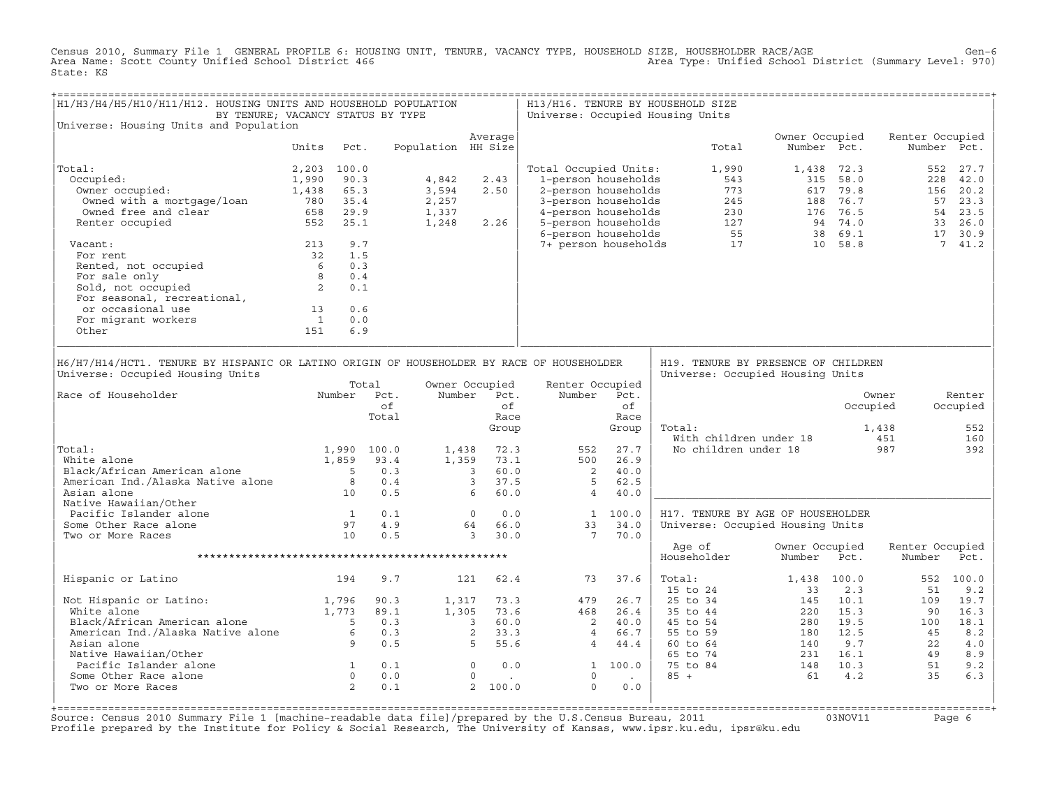Census 2010, Summary File 1 GENERAL PROFILE 6: HOUSING UNIT, TENURE, VACANCY TYPE, HOUSEHOLD SIZE, HOUSEHOLDER RACE/AGE Gen-6
Area Name: Scott County Unified School District 466 Area Type: Unified School District (Summary Level: 970)
State: KS

## H1/H3/H4/H5/H10/H11/H12. HOUSING UNITS AND HOUSEHOLD POPULATION BY TENURE; VACANCY STATUS BY TYPE

Universe: Housing Units and Population

| | Units | Pct. | Population | Average HH Size |
|---|---|---|---|---|
| Total: | 2,203 | 100.0 | | |
| Occupied: | 1,990 | 90.3 | 4,842 | 2.43 |
| Owner occupied: | 1,438 | 65.3 | 3,594 | 2.50 |
| Owned with a mortgage/loan | 780 | 35.4 | 2,257 | |
| Owned free and clear | 658 | 29.9 | 1,337 | |
| Renter occupied | 552 | 25.1 | 1,248 | 2.26 |
| Vacant: | 213 | 9.7 | | |
| For rent | 32 | 1.5 | | |
| Rented, not occupied | 6 | 0.3 | | |
| For sale only | 8 | 0.4 | | |
| Sold, not occupied | 2 | 0.1 | | |
| For seasonal, recreational, or occasional use | 13 | 0.6 | | |
| For migrant workers | 1 | 0.0 | | |
| Other | 151 | 6.9 | | |

## H13/H16. TENURE BY HOUSEHOLD SIZE

Universe: Occupied Housing Units

| | Total | Owner Occupied Number | Owner Occupied Pct. | Renter Occupied Number | Renter Occupied Pct. |
|---|---|---|---|---|---|
| Total Occupied Units: | 1,990 | 1,438 | 72.3 | 552 | 27.7 |
| 1-person households | 543 | 315 | 58.0 | 228 | 42.0 |
| 2-person households | 773 | 617 | 79.8 | 156 | 20.2 |
| 3-person households | 245 | 188 | 76.7 | 57 | 23.3 |
| 4-person households | 230 | 176 | 76.5 | 54 | 23.5 |
| 5-person households | 127 | 94 | 74.0 | 33 | 26.0 |
| 6-person households | 55 | 38 | 69.1 | 17 | 30.9 |
| 7+ person households | 17 | 10 | 58.8 | 7 | 41.2 |

## H6/H7/H14/HCT1. TENURE BY HISPANIC OR LATINO ORIGIN OF HOUSEHOLDER BY RACE OF HOUSEHOLDER

Universe: Occupied Housing Units

| Race of Householder | Total Number | Total Pct. of Total | Owner Occupied Number | Owner Occupied Pct. of Race Group | Renter Occupied Number | Renter Occupied Pct. of Race Group |
|---|---|---|---|---|---|---|
| Total: | 1,990 | 100.0 | 1,438 | 72.3 | 552 | 27.7 |
| White alone | 1,859 | 93.4 | 1,359 | 73.1 | 500 | 26.9 |
| Black/African American alone | 5 | 0.3 | 3 | 60.0 | 2 | 40.0 |
| American Ind./Alaska Native alone | 8 | 0.4 | 3 | 37.5 | 5 | 62.5 |
| Asian alone | 10 | 0.5 | 6 | 60.0 | 4 | 40.0 |
| Native Hawaiian/Other Pacific Islander alone | 1 | 0.1 | 0 | 0.0 | 1 | 100.0 |
| Some Other Race alone | 97 | 4.9 | 64 | 66.0 | 33 | 34.0 |
| Two or More Races | 10 | 0.5 | 3 | 30.0 | 7 | 70.0 |
| Hispanic or Latino | 194 | 9.7 | 121 | 62.4 | 73 | 37.6 |
| Not Hispanic or Latino: | 1,796 | 90.3 | 1,317 | 73.3 | 479 | 26.7 |
| White alone | 1,773 | 89.1 | 1,305 | 73.6 | 468 | 26.4 |
| Black/African American alone | 5 | 0.3 | 3 | 60.0 | 2 | 40.0 |
| American Ind./Alaska Native alone | 6 | 0.3 | 2 | 33.3 | 4 | 66.7 |
| Asian alone | 9 | 0.5 | 5 | 55.6 | 4 | 44.4 |
| Native Hawaiian/Other Pacific Islander alone | 1 | 0.1 | 0 | 0.0 | 1 | 100.0 |
| Some Other Race alone | 0 | 0.0 | 0 | . | 0 | . |
| Two or More Races | 2 | 0.1 | 2 | 100.0 | 0 | 0.0 |

## H19. TENURE BY PRESENCE OF CHILDREN

Universe: Occupied Housing Units

| | Owner Occupied | Renter Occupied |
|---|---|---|
| Total: | 1,438 | 552 |
| With children under 18 | 451 | 160 |
| No children under 18 | 987 | 392 |

## H17. TENURE BY AGE OF HOUSEHOLDER

Universe: Occupied Housing Units

| Age of Householder | Owner Occupied Number | Owner Occupied Pct. | Renter Occupied Number | Renter Occupied Pct. |
|---|---|---|---|---|
| Total: | 1,438 | 100.0 | 552 | 100.0 |
| 15 to 24 | 33 | 2.3 | 51 | 9.2 |
| 25 to 34 | 145 | 10.1 | 109 | 19.7 |
| 35 to 44 | 220 | 15.3 | 90 | 16.3 |
| 45 to 54 | 280 | 19.5 | 100 | 18.1 |
| 55 to 59 | 180 | 12.5 | 45 | 8.2 |
| 60 to 64 | 140 | 9.7 | 22 | 4.0 |
| 65 to 74 | 231 | 16.1 | 49 | 8.9 |
| 75 to 84 | 148 | 10.3 | 51 | 9.2 |
| 85 + | 61 | 4.2 | 35 | 6.3 |

Source: Census 2010 Summary File 1 [machine-readable data file]/prepared by the U.S.Census Bureau, 2011 03NOV11
Profile prepared by the Institute for Policy & Social Research, The University of Kansas, www.ipsr.ku.edu, ipsr@ku.edu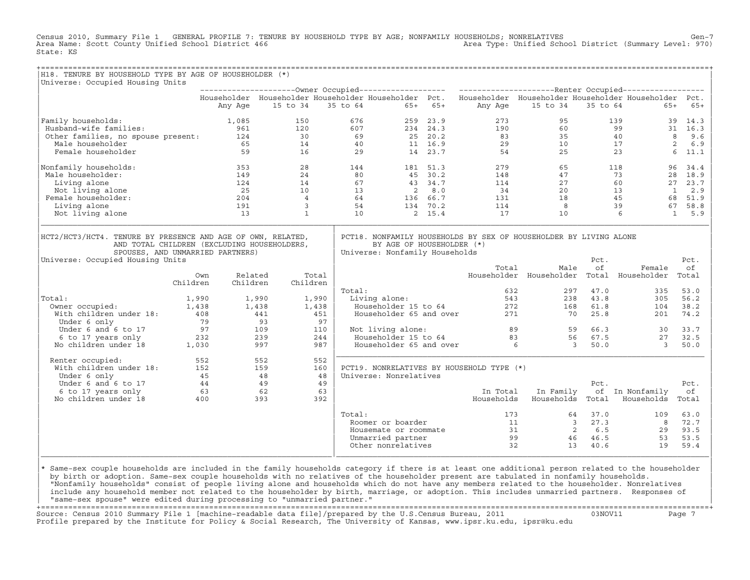Census 2010, Summary File 1 GENERAL PROFILE 7: TENURE BY HOUSEHOLD TYPE BY AGE; NONFAMILY HOUSEHOLDS; NONRELATIVES Gen-7
Area Name: Scott County Unified School District 466 Area Type: Unified School District (Summary Level: 970)
State: KS

## H18. TENURE BY HOUSEHOLD TYPE BY AGE OF HOUSEHOLDER (*)

Universe: Occupied Housing Units

| | Owner Occupied | | | | | Renter Occupied | | | | |
|---|---|---|---|---|---|---|---|---|---|---|
| | Householder Any Age | Householder 15 to 34 | Householder 35 to 64 | Householder 65+ | Pct. 65+ | Householder Any Age | Householder 15 to 34 | Householder 35 to 64 | Householder 65+ | Pct. 65+ |
| Family households: | 1,085 | 150 | 676 | 259 | 23.9 | 273 | 95 | 139 | 39 | 14.3 |
| Husband-wife families: | 961 | 120 | 607 | 234 | 24.3 | 190 | 60 | 99 | 31 | 16.3 |
| Other families, no spouse present: | 124 | 30 | 69 | 25 | 20.2 | 83 | 35 | 40 | 8 | 9.6 |
| Male householder | 65 | 14 | 40 | 11 | 16.9 | 29 | 10 | 17 | 2 | 6.9 |
| Female householder | 59 | 16 | 29 | 14 | 23.7 | 54 | 25 | 23 | 6 | 11.1 |
| Nonfamily households: | 353 | 28 | 144 | 181 | 51.3 | 279 | 65 | 118 | 96 | 34.4 |
| Male householder: | 149 | 24 | 80 | 45 | 30.2 | 148 | 47 | 73 | 28 | 18.9 |
| Living alone | 124 | 14 | 67 | 43 | 34.7 | 114 | 27 | 60 | 27 | 23.7 |
| Not living alone | 25 | 10 | 13 | 2 | 8.0 | 34 | 20 | 13 | 1 | 2.9 |
| Female householder: | 204 | 4 | 64 | 136 | 66.7 | 131 | 18 | 45 | 68 | 51.9 |
| Living alone | 191 | 3 | 54 | 134 | 70.2 | 114 | 8 | 39 | 67 | 58.8 |
| Not living alone | 13 | 1 | 10 | 2 | 15.4 | 17 | 10 | 6 | 1 | 5.9 |

## HCT2/HCT3/HCT4. TENURE BY PRESENCE AND AGE OF OWN, RELATED, AND TOTAL CHILDREN (EXCLUDING HOUSEHOLDERS, SPOUSES, AND UNMARRIED PARTNERS)

Universe: Occupied Housing Units

| | Own Children | Related Children | Total Children |
|---|---|---|---|
| Total: | 1,990 | 1,990 | 1,990 |
| Owner occupied: | 1,438 | 1,438 | 1,438 |
| With children under 18: | 408 | 441 | 451 |
| Under 6 only | 79 | 93 | 97 |
| Under 6 and 6 to 17 | 97 | 109 | 110 |
| 6 to 17 years only | 232 | 239 | 244 |
| No children under 18 | 1,030 | 997 | 987 |
| Renter occupied: | 552 | 552 | 552 |
| With children under 18: | 152 | 159 | 160 |
| Under 6 only | 45 | 48 | 48 |
| Under 6 and 6 to 17 | 44 | 49 | 49 |
| 6 to 17 years only | 63 | 62 | 63 |
| No children under 18 | 400 | 393 | 392 |

## PCT18. NONFAMILY HOUSEHOLDS BY SEX OF HOUSEHOLDER BY LIVING ALONE BY AGE OF HOUSEHOLDER (*)

Universe: Nonfamily Households

| | Total Householder | Male Householder | Pct. of Total | Female Householder | Pct. of Total |
|---|---|---|---|---|---|
| Total: | 632 | 297 | 47.0 | 335 | 53.0 |
| Living alone: | 543 | 238 | 43.8 | 305 | 56.2 |
| Householder 15 to 64 | 272 | 168 | 61.8 | 104 | 38.2 |
| Householder 65 and over | 271 | 70 | 25.8 | 201 | 74.2 |
| Not living alone: | 89 | 59 | 66.3 | 30 | 33.7 |
| Householder 15 to 64 | 83 | 56 | 67.5 | 27 | 32.5 |
| Householder 65 and over | 6 | 3 | 50.0 | 3 | 50.0 |

## PCT19. NONRELATIVES BY HOUSEHOLD TYPE (*)

Universe: Nonrelatives

| | In Total Households | In Family Households | Pct. of Total | In Nonfamily Households | Pct. of Total |
|---|---|---|---|---|---|
| Total: | 173 | 64 | 37.0 | 109 | 63.0 |
| Roomer or boarder | 11 | 3 | 27.3 | 8 | 72.7 |
| Housemate or roommate | 31 | 2 | 6.5 | 29 | 93.5 |
| Unmarried partner | 99 | 46 | 46.5 | 53 | 53.5 |
| Other nonrelatives | 32 | 13 | 40.6 | 19 | 59.4 |

* Same-sex couple households are included in the family households category if there is at least one additional person related to the householder by birth or adoption. Same-sex couple households with no relatives of the householder present are tabulated in nonfamily households. "Nonfamily households" consist of people living alone and households which do not have any members related to the householder. Nonrelatives include any household member not related to the householder by birth, marriage, or adoption. This includes unmarried partners. Responses of "same-sex spouse" were edited during processing to "unmarried partner."

Source: Census 2010 Summary File 1 [machine-readable data file]/prepared by the U.S.Census Bureau, 2011 03NOV11
Profile prepared by the Institute for Policy & Social Research, The University of Kansas, www.ipsr.ku.edu, ipsr@ku.edu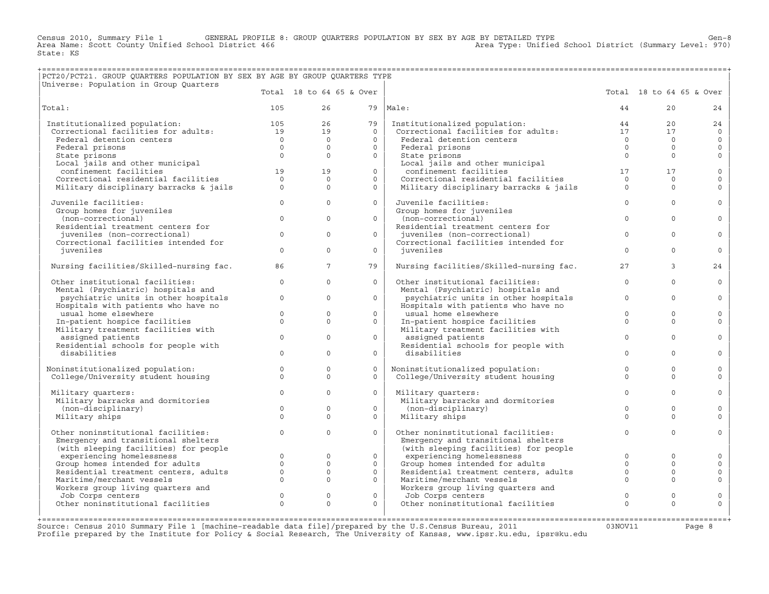Census 2010, Summary File 1 GENERAL PROFILE 8: GROUP QUARTERS POPULATION BY SEX BY AGE BY DETAILED TYPE Gen-8
Area Name: Scott County Unified School District 466 Area Type: Unified School District (Summary Level: 970)
State: KS

## PCT20/PCT21. GROUP QUARTERS POPULATION BY SEX BY AGE BY GROUP QUARTERS TYPE

Universe: Population in Group Quarters

| | Total | 18 to 64 | 65 & Over | | Total | 18 to 64 | 65 & Over |
|---|---|---|---|---|---|---|---|
| Total: | 105 | 26 | 79 | Male: | 44 | 20 | 24 |
| Institutionalized population: | 105 | 26 | 79 | Institutionalized population: | 44 | 20 | 24 |
| Correctional facilities for adults: | 19 | 19 | 0 | Correctional facilities for adults: | 17 | 17 | 0 |
| Federal detention centers | 0 | 0 | 0 | Federal detention centers | 0 | 0 | 0 |
| Federal prisons | 0 | 0 | 0 | Federal prisons | 0 | 0 | 0 |
| State prisons | 0 | 0 | 0 | State prisons | 0 | 0 | 0 |
| Local jails and other municipal confinement facilities | 19 | 19 | 0 | Local jails and other municipal confinement facilities | 17 | 17 | 0 |
| Correctional residential facilities | 0 | 0 | 0 | Correctional residential facilities | 0 | 0 | 0 |
| Military disciplinary barracks & jails | 0 | 0 | 0 | Military disciplinary barracks & jails | 0 | 0 | 0 |
| Juvenile facilities: | 0 | 0 | 0 | Juvenile facilities: | 0 | 0 | 0 |
| Group homes for juveniles (non-correctional) | 0 | 0 | 0 | Group homes for juveniles (non-correctional) | 0 | 0 | 0 |
| Residential treatment centers for juveniles (non-correctional) | 0 | 0 | 0 | Residential treatment centers for juveniles (non-correctional) | 0 | 0 | 0 |
| Correctional facilities intended for juveniles | 0 | 0 | 0 | Correctional facilities intended for juveniles | 0 | 0 | 0 |
| Nursing facilities/Skilled-nursing fac. | 86 | 7 | 79 | Nursing facilities/Skilled-nursing fac. | 27 | 3 | 24 |
| Other institutional facilities: | 0 | 0 | 0 | Other institutional facilities: | 0 | 0 | 0 |
| Mental (Psychiatric) hospitals and psychiatric units in other hospitals | 0 | 0 | 0 | Mental (Psychiatric) hospitals and psychiatric units in other hospitals | 0 | 0 | 0 |
| Hospitals with patients who have no usual home elsewhere | 0 | 0 | 0 | Hospitals with patients who have no usual home elsewhere | 0 | 0 | 0 |
| In-patient hospice facilities | 0 | 0 | 0 | In-patient hospice facilities | 0 | 0 | 0 |
| Military treatment facilities with assigned patients | 0 | 0 | 0 | Military treatment facilities with assigned patients | 0 | 0 | 0 |
| Residential schools for people with disabilities | 0 | 0 | 0 | Residential schools for people with disabilities | 0 | 0 | 0 |
| Noninstitutionalized population: | 0 | 0 | 0 | Noninstitutionalized population: | 0 | 0 | 0 |
| College/University student housing | 0 | 0 | 0 | College/University student housing | 0 | 0 | 0 |
| Military quarters: | 0 | 0 | 0 | Military quarters: | 0 | 0 | 0 |
| Military barracks and dormitories (non-disciplinary) | 0 | 0 | 0 | Military barracks and dormitories (non-disciplinary) | 0 | 0 | 0 |
| Military ships | 0 | 0 | 0 | Military ships | 0 | 0 | 0 |
| Other noninstitutional facilities: | 0 | 0 | 0 | Other noninstitutional facilities: | 0 | 0 | 0 |
| Emergency and transitional shelters (with sleeping facilities) for people experiencing homelessness | 0 | 0 | 0 | Emergency and transitional shelters (with sleeping facilities) for people experiencing homelessness | 0 | 0 | 0 |
| Group homes intended for adults | 0 | 0 | 0 | Group homes intended for adults | 0 | 0 | 0 |
| Residential treatment centers, adults | 0 | 0 | 0 | Residential treatment centers, adults | 0 | 0 | 0 |
| Maritime/merchant vessels | 0 | 0 | 0 | Maritime/merchant vessels | 0 | 0 | 0 |
| Workers group living quarters and Job Corps centers | 0 | 0 | 0 | Workers group living quarters and Job Corps centers | 0 | 0 | 0 |
| Other noninstitutional facilities | 0 | 0 | 0 | Other noninstitutional facilities | 0 | 0 | 0 |

Source: Census 2010 Summary File 1 [machine-readable data file]/prepared by the U.S.Census Bureau, 2011 03NOV11
Profile prepared by the Institute for Policy & Social Research, The University of Kansas, www.ipsr.ku.edu, ipsr@ku.edu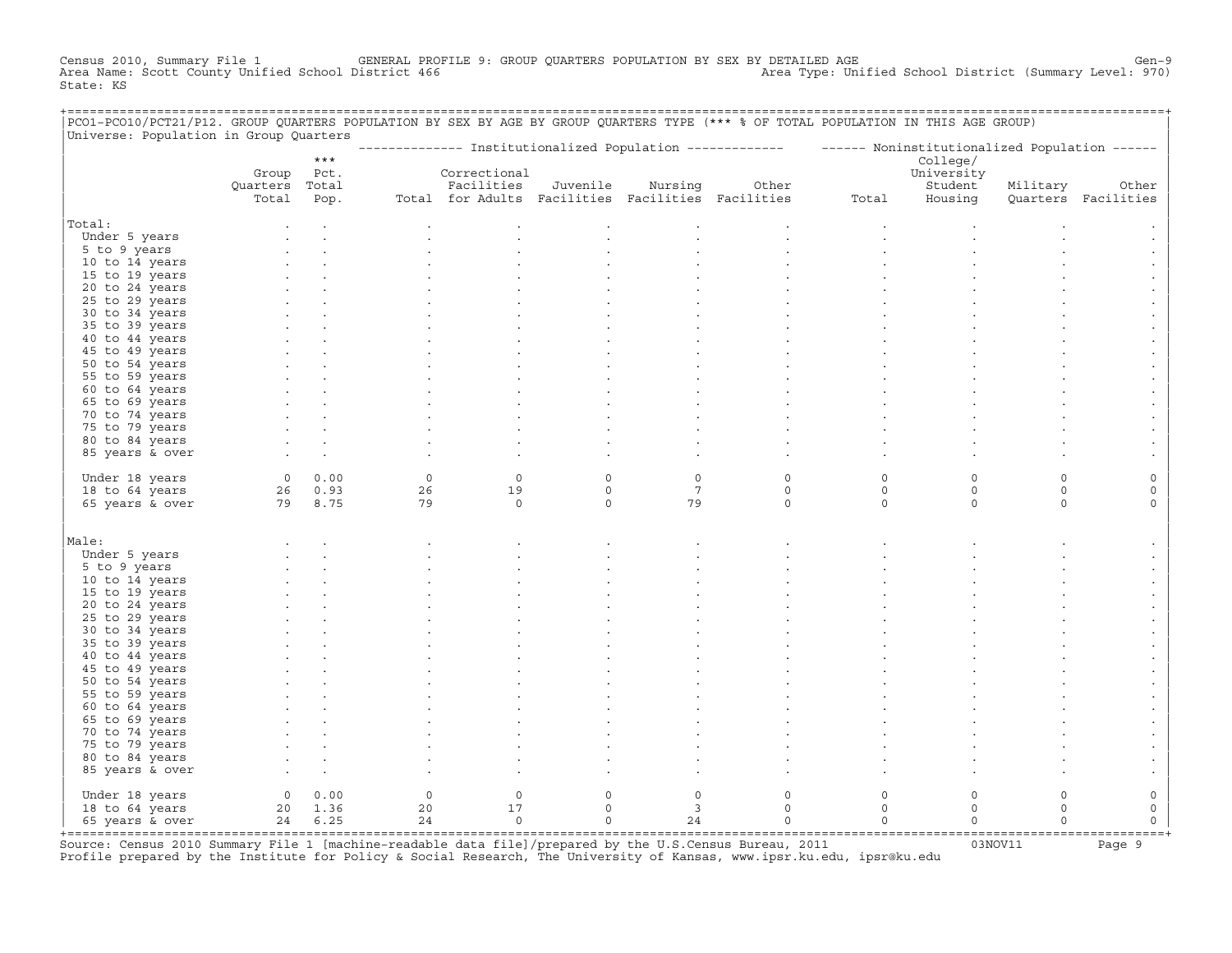Census 2010, Summary File 1 GENERAL PROFILE 9: GROUP QUARTERS POPULATION BY SEX BY DETAILED AGE Gen-9
Area Name: Scott County Unified School District 466 Area Type: Unified School District (Summary Level: 970)
State: KS

PCO1-PCO10/PCT21/P12. GROUP QUARTERS POPULATION BY SEX BY AGE BY GROUP QUARTERS TYPE (*** % OF TOTAL POPULATION IN THIS AGE GROUP)
Universe: Population in Group Quarters

| | Group Quarters Total | *** Pct. Total Pop. | Institutionalized Population: Total | Correctional Facilities for Adults | Juvenile Facilities | Nursing Facilities | Other Facilities | Noninstitutionalized Population: Total | College/ University Student Housing | Military Quarters | Other Facilities |
|---|---|---|---|---|---|---|---|---|---|---|---|
| **Total:** | . | . | . | . | . | . | . | . | . | . | . |
| Under 5 years | . | . | . | . | . | . | . | . | . | . | . |
| 5 to 9 years | . | . | . | . | . | . | . | . | . | . | . |
| 10 to 14 years | . | . | . | . | . | . | . | . | . | . | . |
| 15 to 19 years | . | . | . | . | . | . | . | . | . | . | . |
| 20 to 24 years | . | . | . | . | . | . | . | . | . | . | . |
| 25 to 29 years | . | . | . | . | . | . | . | . | . | . | . |
| 30 to 34 years | . | . | . | . | . | . | . | . | . | . | . |
| 35 to 39 years | . | . | . | . | . | . | . | . | . | . | . |
| 40 to 44 years | . | . | . | . | . | . | . | . | . | . | . |
| 45 to 49 years | . | . | . | . | . | . | . | . | . | . | . |
| 50 to 54 years | . | . | . | . | . | . | . | . | . | . | . |
| 55 to 59 years | . | . | . | . | . | . | . | . | . | . | . |
| 60 to 64 years | . | . | . | . | . | . | . | . | . | . | . |
| 65 to 69 years | . | . | . | . | . | . | . | . | . | . | . |
| 70 to 74 years | . | . | . | . | . | . | . | . | . | . | . |
| 75 to 79 years | . | . | . | . | . | . | . | . | . | . | . |
| 80 to 84 years | . | . | . | . | . | . | . | . | . | . | . |
| 85 years & over | . | . | . | . | . | . | . | . | . | . | . |
| Under 18 years | 0 | 0.00 | 0 | 0 | 0 | 0 | 0 | 0 | 0 | 0 | 0 |
| 18 to 64 years | 26 | 0.93 | 26 | 19 | 0 | 7 | 0 | 0 | 0 | 0 | 0 |
| 65 years & over | 79 | 8.75 | 79 | 0 | 0 | 79 | 0 | 0 | 0 | 0 | 0 |
| **Male:** | . | . | . | . | . | . | . | . | . | . | . |
| Under 5 years | . | . | . | . | . | . | . | . | . | . | . |
| 5 to 9 years | . | . | . | . | . | . | . | . | . | . | . |
| 10 to 14 years | . | . | . | . | . | . | . | . | . | . | . |
| 15 to 19 years | . | . | . | . | . | . | . | . | . | . | . |
| 20 to 24 years | . | . | . | . | . | . | . | . | . | . | . |
| 25 to 29 years | . | . | . | . | . | . | . | . | . | . | . |
| 30 to 34 years | . | . | . | . | . | . | . | . | . | . | . |
| 35 to 39 years | . | . | . | . | . | . | . | . | . | . | . |
| 40 to 44 years | . | . | . | . | . | . | . | . | . | . | . |
| 45 to 49 years | . | . | . | . | . | . | . | . | . | . | . |
| 50 to 54 years | . | . | . | . | . | . | . | . | . | . | . |
| 55 to 59 years | . | . | . | . | . | . | . | . | . | . | . |
| 60 to 64 years | . | . | . | . | . | . | . | . | . | . | . |
| 65 to 69 years | . | . | . | . | . | . | . | . | . | . | . |
| 70 to 74 years | . | . | . | . | . | . | . | . | . | . | . |
| 75 to 79 years | . | . | . | . | . | . | . | . | . | . | . |
| 80 to 84 years | . | . | . | . | . | . | . | . | . | . | . |
| 85 years & over | . | . | . | . | . | . | . | . | . | . | . |
| Under 18 years | 0 | 0.00 | 0 | 0 | 0 | 0 | 0 | 0 | 0 | 0 | 0 |
| 18 to 64 years | 20 | 1.36 | 20 | 17 | 0 | 3 | 0 | 0 | 0 | 0 | 0 |
| 65 years & over | 24 | 6.25 | 24 | 0 | 0 | 24 | 0 | 0 | 0 | 0 | 0 |

Source: Census 2010 Summary File 1 [machine-readable data file]/prepared by the U.S.Census Bureau, 2011 03NOV11
Profile prepared by the Institute for Policy & Social Research, The University of Kansas, www.ipsr.ku.edu, ipsr@ku.edu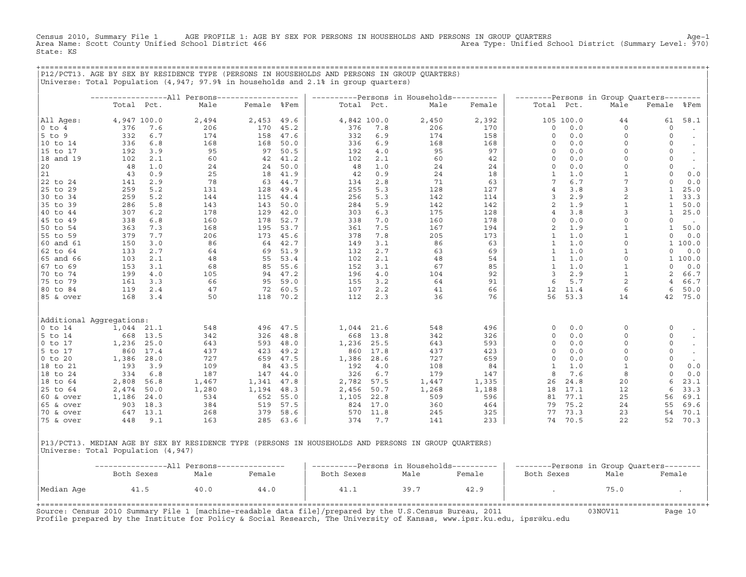Census 2010, Summary File 1 AGE PROFILE 1: AGE BY SEX FOR PERSONS IN HOUSEHOLDS AND PERSONS IN GROUP QUARTERS Age-1
Area Name: Scott County Unified School District 466 Area Type: Unified School District (Summary Level: 970)
State: KS

## P12/PCT13. AGE BY SEX BY RESIDENCE TYPE (PERSONS IN HOUSEHOLDS AND PERSONS IN GROUP QUARTERS)

Universe: Total Population (4,947; 97.9% in households and 2.1% in group quarters)

| | All Persons | | | | | Persons in Households | | | | Persons in Group Quarters | | | | |
|---|---|---|---|---|---|---|---|---|---|---|---|---|---|---|
| | Total | Pct. | Male | Female | %Fem | Total | Pct. | Male | Female | Total | Pct. | Male | Female | %Fem |
| All Ages: | 4,947 | 100.0 | 2,494 | 2,453 | 49.6 | 4,842 | 100.0 | 2,450 | 2,392 | 105 | 100.0 | 44 | 61 | 58.1 |
| 0 to 4 | 376 | 7.6 | 206 | 170 | 45.2 | 376 | 7.8 | 206 | 170 | 0 | 0.0 | 0 | 0 | . |
| 5 to 9 | 332 | 6.7 | 174 | 158 | 47.6 | 332 | 6.9 | 174 | 158 | 0 | 0.0 | 0 | 0 | . |
| 10 to 14 | 336 | 6.8 | 168 | 168 | 50.0 | 336 | 6.9 | 168 | 168 | 0 | 0.0 | 0 | 0 | . |
| 15 to 17 | 192 | 3.9 | 95 | 97 | 50.5 | 192 | 4.0 | 95 | 97 | 0 | 0.0 | 0 | 0 | . |
| 18 and 19 | 102 | 2.1 | 60 | 42 | 41.2 | 102 | 2.1 | 60 | 42 | 0 | 0.0 | 0 | 0 | . |
| 20 | 48 | 1.0 | 24 | 24 | 50.0 | 48 | 1.0 | 24 | 24 | 0 | 0.0 | 0 | 0 | . |
| 21 | 43 | 0.9 | 25 | 18 | 41.9 | 42 | 0.9 | 24 | 18 | 1 | 1.0 | 1 | 0 | 0.0 |
| 22 to 24 | 141 | 2.9 | 78 | 63 | 44.7 | 134 | 2.8 | 71 | 63 | 7 | 6.7 | 7 | 0 | 0.0 |
| 25 to 29 | 259 | 5.2 | 131 | 128 | 49.4 | 255 | 5.3 | 128 | 127 | 4 | 3.8 | 3 | 1 | 25.0 |
| 30 to 34 | 259 | 5.2 | 144 | 115 | 44.4 | 256 | 5.3 | 142 | 114 | 3 | 2.9 | 2 | 1 | 33.3 |
| 35 to 39 | 286 | 5.8 | 143 | 143 | 50.0 | 284 | 5.9 | 142 | 142 | 2 | 1.9 | 1 | 1 | 50.0 |
| 40 to 44 | 307 | 6.2 | 178 | 129 | 42.0 | 303 | 6.3 | 175 | 128 | 4 | 3.8 | 3 | 1 | 25.0 |
| 45 to 49 | 338 | 6.8 | 160 | 178 | 52.7 | 338 | 7.0 | 160 | 178 | 0 | 0.0 | 0 | 0 | . |
| 50 to 54 | 363 | 7.3 | 168 | 195 | 53.7 | 361 | 7.5 | 167 | 194 | 2 | 1.9 | 1 | 1 | 50.0 |
| 55 to 59 | 379 | 7.7 | 206 | 173 | 45.6 | 378 | 7.8 | 205 | 173 | 1 | 1.0 | 1 | 0 | 0.0 |
| 60 and 61 | 150 | 3.0 | 86 | 64 | 42.7 | 149 | 3.1 | 86 | 63 | 1 | 1.0 | 0 | 1 | 100.0 |
| 62 to 64 | 133 | 2.7 | 64 | 69 | 51.9 | 132 | 2.7 | 63 | 69 | 1 | 1.0 | 1 | 0 | 0.0 |
| 65 and 66 | 103 | 2.1 | 48 | 55 | 53.4 | 102 | 2.1 | 48 | 54 | 1 | 1.0 | 0 | 1 | 100.0 |
| 67 to 69 | 153 | 3.1 | 68 | 85 | 55.6 | 152 | 3.1 | 67 | 85 | 1 | 1.0 | 1 | 0 | 0.0 |
| 70 to 74 | 199 | 4.0 | 105 | 94 | 47.2 | 196 | 4.0 | 104 | 92 | 3 | 2.9 | 1 | 2 | 66.7 |
| 75 to 79 | 161 | 3.3 | 66 | 95 | 59.0 | 155 | 3.2 | 64 | 91 | 6 | 5.7 | 2 | 4 | 66.7 |
| 80 to 84 | 119 | 2.4 | 47 | 72 | 60.5 | 107 | 2.2 | 41 | 66 | 12 | 11.4 | 6 | 6 | 50.0 |
| 85 & over | 168 | 3.4 | 50 | 118 | 70.2 | 112 | 2.3 | 36 | 76 | 56 | 53.3 | 14 | 42 | 75.0 |
| Additional Aggregations: | | | | | | | | | | | | | | |
| 0 to 14 | 1,044 | 21.1 | 548 | 496 | 47.5 | 1,044 | 21.6 | 548 | 496 | 0 | 0.0 | 0 | 0 | . |
| 5 to 14 | 668 | 13.5 | 342 | 326 | 48.8 | 668 | 13.8 | 342 | 326 | 0 | 0.0 | 0 | 0 | . |
| 0 to 17 | 1,236 | 25.0 | 643 | 593 | 48.0 | 1,236 | 25.5 | 643 | 593 | 0 | 0.0 | 0 | 0 | . |
| 5 to 17 | 860 | 17.4 | 437 | 423 | 49.2 | 860 | 17.8 | 437 | 423 | 0 | 0.0 | 0 | 0 | . |
| 0 to 20 | 1,386 | 28.0 | 727 | 659 | 47.5 | 1,386 | 28.6 | 727 | 659 | 0 | 0.0 | 0 | 0 | . |
| 18 to 21 | 193 | 3.9 | 109 | 84 | 43.5 | 192 | 4.0 | 108 | 84 | 1 | 1.0 | 1 | 0 | 0.0 |
| 18 to 24 | 334 | 6.8 | 187 | 147 | 44.0 | 326 | 6.7 | 179 | 147 | 8 | 7.6 | 8 | 0 | 0.0 |
| 18 to 64 | 2,808 | 56.8 | 1,467 | 1,341 | 47.8 | 2,782 | 57.5 | 1,447 | 1,335 | 26 | 24.8 | 20 | 6 | 23.1 |
| 25 to 64 | 2,474 | 50.0 | 1,280 | 1,194 | 48.3 | 2,456 | 50.7 | 1,268 | 1,188 | 18 | 17.1 | 12 | 6 | 33.3 |
| 60 & over | 1,186 | 24.0 | 534 | 652 | 55.0 | 1,105 | 22.8 | 509 | 596 | 81 | 77.1 | 25 | 56 | 69.1 |
| 65 & over | 903 | 18.3 | 384 | 519 | 57.5 | 824 | 17.0 | 360 | 464 | 79 | 75.2 | 24 | 55 | 69.6 |
| 70 & over | 647 | 13.1 | 268 | 379 | 58.6 | 570 | 11.8 | 245 | 325 | 77 | 73.3 | 23 | 54 | 70.1 |
| 75 & over | 448 | 9.1 | 163 | 285 | 63.6 | 374 | 7.7 | 141 | 233 | 74 | 70.5 | 22 | 52 | 70.3 |

## P13/PCT13. MEDIAN AGE BY SEX BY RESIDENCE TYPE (PERSONS IN HOUSEHOLDS AND PERSONS IN GROUP QUARTERS)

Universe: Total Population (4,947)

| | All Persons | | | Persons in Households | | | Persons in Group Quarters | | |
|---|---|---|---|---|---|---|---|---|---|
| | Both Sexes | Male | Female | Both Sexes | Male | Female | Both Sexes | Male | Female |
| Median Age | 41.5 | 40.0 | 44.0 | 41.1 | 39.7 | 42.9 | . | 75.0 | . |

Source: Census 2010 Summary File 1 [machine-readable data file]/prepared by the U.S.Census Bureau, 2011 03NOV11
Profile prepared by the Institute for Policy & Social Research, The University of Kansas, www.ipsr.ku.edu, ipsr@ku.edu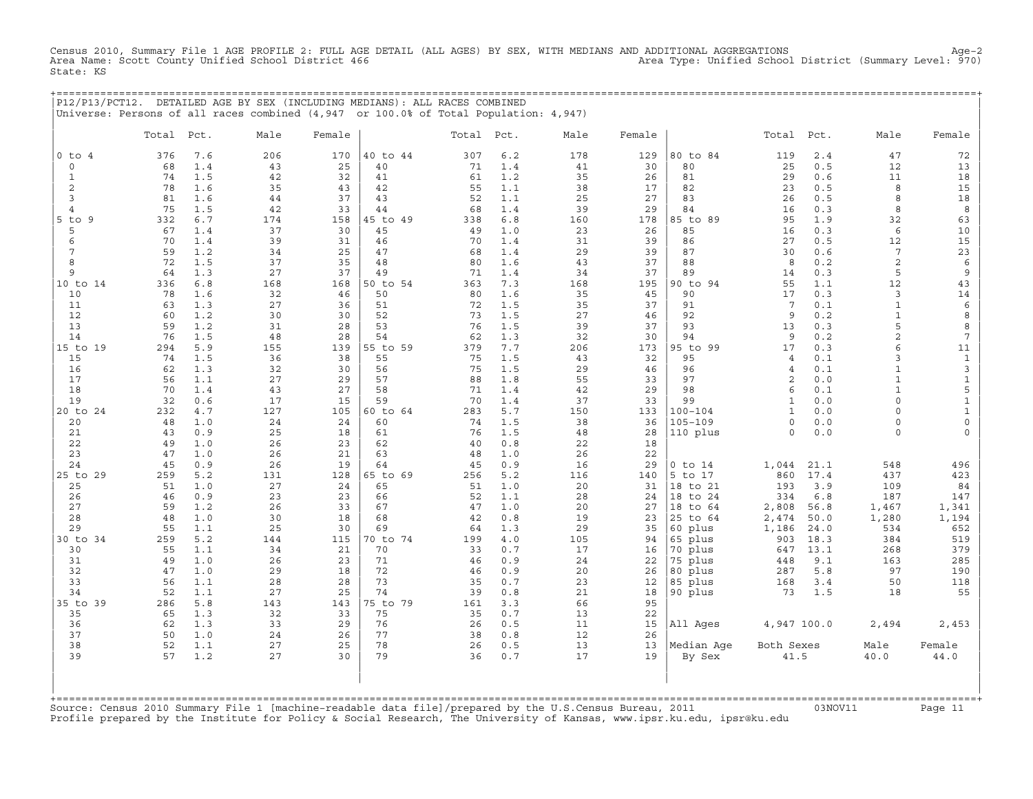Census 2010, Summary File 1 AGE PROFILE 2: FULL AGE DETAIL (ALL AGES) BY SEX, WITH MEDIANS AND ADDITIONAL AGGREGATIONS Age-2
Area Name: Scott County Unified School District 466 Area Type: Unified School District (Summary Level: 970)
State: KS

P12/P13/PCT12. DETAILED AGE BY SEX (INCLUDING MEDIANS): ALL RACES COMBINED
Universe: Persons of all races combined (4,947 or 100.0% of Total Population: 4,947)

| | Total | Pct. | Male | Female | | Total | Pct. | Male | Female | | Total | Pct. | Male | Female |
|---|---|---|---|---|---|---|---|---|---|---|---|---|---|---|
| 0 to 4 | 376 | 7.6 | 206 | 170 | 40 to 44 | 307 | 6.2 | 178 | 129 | 80 to 84 | 119 | 2.4 | 47 | 72 |
| 0 | 68 | 1.4 | 43 | 25 | 40 | 71 | 1.4 | 41 | 30 | 80 | 25 | 0.5 | 12 | 13 |
| 1 | 74 | 1.5 | 42 | 32 | 41 | 61 | 1.2 | 35 | 26 | 81 | 29 | 0.6 | 11 | 18 |
| 2 | 78 | 1.6 | 35 | 43 | 42 | 55 | 1.1 | 38 | 17 | 82 | 23 | 0.5 | 8 | 15 |
| 3 | 81 | 1.6 | 44 | 37 | 43 | 52 | 1.1 | 25 | 27 | 83 | 26 | 0.5 | 8 | 18 |
| 4 | 75 | 1.5 | 42 | 33 | 44 | 68 | 1.4 | 39 | 29 | 84 | 16 | 0.3 | 8 | 8 |
| 5 to 9 | 332 | 6.7 | 174 | 158 | 45 to 49 | 338 | 6.8 | 160 | 178 | 85 to 89 | 95 | 1.9 | 32 | 63 |
| 5 | 67 | 1.4 | 37 | 30 | 45 | 49 | 1.0 | 23 | 26 | 85 | 16 | 0.3 | 6 | 10 |
| 6 | 70 | 1.4 | 39 | 31 | 46 | 70 | 1.4 | 31 | 39 | 86 | 27 | 0.5 | 12 | 15 |
| 7 | 59 | 1.2 | 34 | 25 | 47 | 68 | 1.4 | 29 | 39 | 87 | 30 | 0.6 | 7 | 23 |
| 8 | 72 | 1.5 | 37 | 35 | 48 | 80 | 1.6 | 43 | 37 | 88 | 8 | 0.2 | 2 | 6 |
| 9 | 64 | 1.3 | 27 | 37 | 49 | 71 | 1.4 | 34 | 37 | 89 | 14 | 0.3 | 5 | 9 |
| 10 to 14 | 336 | 6.8 | 168 | 168 | 50 to 54 | 363 | 7.3 | 168 | 195 | 90 to 94 | 55 | 1.1 | 12 | 43 |
| 10 | 78 | 1.6 | 32 | 46 | 50 | 80 | 1.6 | 35 | 45 | 90 | 17 | 0.3 | 3 | 14 |
| 11 | 63 | 1.3 | 27 | 36 | 51 | 72 | 1.5 | 35 | 37 | 91 | 7 | 0.1 | 1 | 6 |
| 12 | 60 | 1.2 | 30 | 30 | 52 | 73 | 1.5 | 27 | 46 | 92 | 9 | 0.2 | 1 | 8 |
| 13 | 59 | 1.2 | 31 | 28 | 53 | 76 | 1.5 | 39 | 37 | 93 | 13 | 0.3 | 5 | 8 |
| 14 | 76 | 1.5 | 48 | 28 | 54 | 62 | 1.3 | 32 | 30 | 94 | 9 | 0.2 | 2 | 7 |
| 15 to 19 | 294 | 5.9 | 155 | 139 | 55 to 59 | 379 | 7.7 | 206 | 173 | 95 to 99 | 17 | 0.3 | 6 | 11 |
| 15 | 74 | 1.5 | 36 | 38 | 55 | 75 | 1.5 | 43 | 32 | 95 | 4 | 0.1 | 3 | 1 |
| 16 | 62 | 1.3 | 32 | 30 | 56 | 75 | 1.5 | 29 | 46 | 96 | 4 | 0.1 | 1 | 3 |
| 17 | 56 | 1.1 | 27 | 29 | 57 | 88 | 1.8 | 55 | 33 | 97 | 2 | 0.0 | 1 | 1 |
| 18 | 70 | 1.4 | 43 | 27 | 58 | 71 | 1.4 | 42 | 29 | 98 | 6 | 0.1 | 1 | 5 |
| 19 | 32 | 0.6 | 17 | 15 | 59 | 70 | 1.4 | 37 | 33 | 99 | 1 | 0.0 | 0 | 1 |
| 20 to 24 | 232 | 4.7 | 127 | 105 | 60 to 64 | 283 | 5.7 | 150 | 133 | 100-104 | 1 | 0.0 | 0 | 1 |
| 20 | 48 | 1.0 | 24 | 24 | 60 | 74 | 1.5 | 38 | 36 | 105-109 | 0 | 0.0 | 0 | 0 |
| 21 | 43 | 0.9 | 25 | 18 | 61 | 76 | 1.5 | 48 | 28 | 110 plus | 0 | 0.0 | 0 | 0 |
| 22 | 49 | 1.0 | 26 | 23 | 62 | 40 | 0.8 | 22 | 18 | | | | | |
| 23 | 47 | 1.0 | 26 | 21 | 63 | 48 | 1.0 | 26 | 22 | | | | | |
| 24 | 45 | 0.9 | 26 | 19 | 64 | 45 | 0.9 | 16 | 29 | 0 to 14 | 1,044 | 21.1 | 548 | 496 |
| 25 to 29 | 259 | 5.2 | 131 | 128 | 65 to 69 | 256 | 5.2 | 116 | 140 | 5 to 17 | 860 | 17.4 | 437 | 423 |
| 25 | 51 | 1.0 | 27 | 24 | 65 | 51 | 1.0 | 20 | 31 | 18 to 21 | 193 | 3.9 | 109 | 84 |
| 26 | 46 | 0.9 | 23 | 23 | 66 | 52 | 1.1 | 28 | 24 | 18 to 24 | 334 | 6.8 | 187 | 147 |
| 27 | 59 | 1.2 | 26 | 33 | 67 | 47 | 1.0 | 20 | 27 | 18 to 64 | 2,808 | 56.8 | 1,467 | 1,341 |
| 28 | 48 | 1.0 | 30 | 18 | 68 | 42 | 0.8 | 19 | 23 | 25 to 64 | 2,474 | 50.0 | 1,280 | 1,194 |
| 29 | 55 | 1.1 | 25 | 30 | 69 | 64 | 1.3 | 29 | 35 | 60 plus | 1,186 | 24.0 | 534 | 652 |
| 30 to 34 | 259 | 5.2 | 144 | 115 | 70 to 74 | 199 | 4.0 | 105 | 94 | 65 plus | 903 | 18.3 | 384 | 519 |
| 30 | 55 | 1.1 | 34 | 21 | 70 | 33 | 0.7 | 17 | 16 | 70 plus | 647 | 13.1 | 268 | 379 |
| 31 | 49 | 1.0 | 26 | 23 | 71 | 46 | 0.9 | 24 | 22 | 75 plus | 448 | 9.1 | 163 | 285 |
| 32 | 47 | 1.0 | 29 | 18 | 72 | 46 | 0.9 | 20 | 26 | 80 plus | 287 | 5.8 | 97 | 190 |
| 33 | 56 | 1.1 | 28 | 28 | 73 | 35 | 0.7 | 23 | 12 | 85 plus | 168 | 3.4 | 50 | 118 |
| 34 | 52 | 1.1 | 27 | 25 | 74 | 39 | 0.8 | 21 | 18 | 90 plus | 73 | 1.5 | 18 | 55 |
| 35 to 39 | 286 | 5.8 | 143 | 143 | 75 to 79 | 161 | 3.3 | 66 | 95 | | | | | |
| 35 | 65 | 1.3 | 32 | 33 | 75 | 35 | 0.7 | 13 | 22 | | | | | |
| 36 | 62 | 1.3 | 33 | 29 | 76 | 26 | 0.5 | 11 | 15 | All Ages | 4,947 | 100.0 | 2,494 | 2,453 |
| 37 | 50 | 1.0 | 24 | 26 | 77 | 38 | 0.8 | 12 | 26 | | | | | |
| 38 | 52 | 1.1 | 27 | 25 | 78 | 26 | 0.5 | 13 | 13 | Median Age | Both Sexes | | Male | Female |
| 39 | 57 | 1.2 | 27 | 30 | 79 | 36 | 0.7 | 17 | 19 | By Sex | 41.5 | | 40.0 | 44.0 |

Source: Census 2010 Summary File 1 [machine-readable data file]/prepared by the U.S.Census Bureau, 2011 03NOV11
Profile prepared by the Institute for Policy & Social Research, The University of Kansas, www.ipsr.ku.edu, ipsr@ku.edu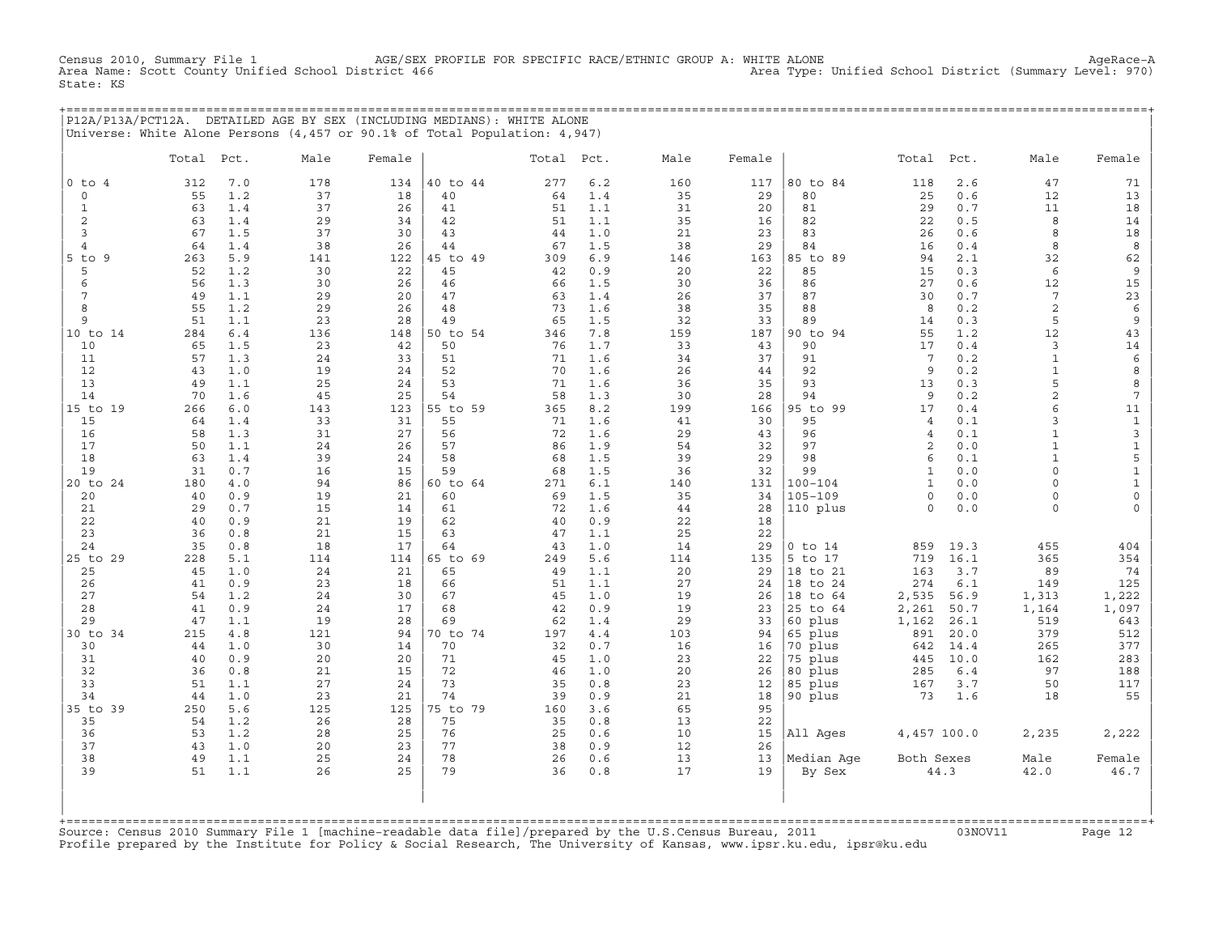Census 2010, Summary File 1 AGE/SEX PROFILE FOR SPECIFIC RACE/ETHNIC GROUP A: WHITE ALONE AgeRace-A
Area Name: Scott County Unified School District 466 Area Type: Unified School District (Summary Level: 970)
State: KS

## P12A/P13A/PCT12A. DETAILED AGE BY SEX (INCLUDING MEDIANS): WHITE ALONE

Universe: White Alone Persons (4,457 or 90.1% of Total Population: 4,947)

| | Total | Pct. | Male | Female | | Total | Pct. | Male | Female | | Total | Pct. | Male | Female |
|---|---|---|---|---|---|---|---|---|---|---|---|---|---|---|
| 0 to 4 | 312 | 7.0 | 178 | 134 | 40 to 44 | 277 | 6.2 | 160 | 117 | 80 to 84 | 118 | 2.6 | 47 | 71 |
| 0 | 55 | 1.2 | 37 | 18 | 40 | 64 | 1.4 | 35 | 29 | 80 | 25 | 0.6 | 12 | 13 |
| 1 | 63 | 1.4 | 37 | 26 | 41 | 51 | 1.1 | 31 | 20 | 81 | 29 | 0.7 | 11 | 18 |
| 2 | 63 | 1.4 | 29 | 34 | 42 | 51 | 1.1 | 35 | 16 | 82 | 22 | 0.5 | 8 | 14 |
| 3 | 67 | 1.5 | 37 | 30 | 43 | 44 | 1.0 | 21 | 23 | 83 | 26 | 0.6 | 8 | 18 |
| 4 | 64 | 1.4 | 38 | 26 | 44 | 67 | 1.5 | 38 | 29 | 84 | 16 | 0.4 | 8 | 8 |
| 5 to 9 | 263 | 5.9 | 141 | 122 | 45 to 49 | 309 | 6.9 | 146 | 163 | 85 to 89 | 94 | 2.1 | 32 | 62 |
| 5 | 52 | 1.2 | 30 | 22 | 45 | 42 | 0.9 | 20 | 22 | 85 | 15 | 0.3 | 6 | 9 |
| 6 | 56 | 1.3 | 30 | 26 | 46 | 66 | 1.5 | 30 | 36 | 86 | 27 | 0.6 | 12 | 15 |
| 7 | 49 | 1.1 | 29 | 20 | 47 | 63 | 1.4 | 26 | 37 | 87 | 30 | 0.7 | 7 | 23 |
| 8 | 55 | 1.2 | 29 | 26 | 48 | 73 | 1.6 | 38 | 35 | 88 | 8 | 0.2 | 2 | 6 |
| 9 | 51 | 1.1 | 23 | 28 | 49 | 65 | 1.5 | 32 | 33 | 89 | 14 | 0.3 | 5 | 9 |
| 10 to 14 | 284 | 6.4 | 136 | 148 | 50 to 54 | 346 | 7.8 | 159 | 187 | 90 to 94 | 55 | 1.2 | 12 | 43 |
| 10 | 65 | 1.5 | 23 | 42 | 50 | 76 | 1.7 | 33 | 43 | 90 | 17 | 0.4 | 3 | 14 |
| 11 | 57 | 1.3 | 24 | 33 | 51 | 71 | 1.6 | 34 | 37 | 91 | 7 | 0.2 | 1 | 6 |
| 12 | 43 | 1.0 | 19 | 24 | 52 | 70 | 1.6 | 26 | 44 | 92 | 9 | 0.2 | 1 | 8 |
| 13 | 49 | 1.1 | 25 | 24 | 53 | 71 | 1.6 | 36 | 35 | 93 | 13 | 0.3 | 5 | 8 |
| 14 | 70 | 1.6 | 45 | 25 | 54 | 58 | 1.3 | 30 | 28 | 94 | 9 | 0.2 | 2 | 7 |
| 15 to 19 | 266 | 6.0 | 143 | 123 | 55 to 59 | 365 | 8.2 | 199 | 166 | 95 to 99 | 17 | 0.4 | 6 | 11 |
| 15 | 64 | 1.4 | 33 | 31 | 55 | 71 | 1.6 | 41 | 30 | 95 | 4 | 0.1 | 3 | 1 |
| 16 | 58 | 1.3 | 31 | 27 | 56 | 72 | 1.6 | 29 | 43 | 96 | 4 | 0.1 | 1 | 3 |
| 17 | 50 | 1.1 | 24 | 26 | 57 | 86 | 1.9 | 54 | 32 | 97 | 2 | 0.0 | 1 | 1 |
| 18 | 63 | 1.4 | 39 | 24 | 58 | 68 | 1.5 | 39 | 29 | 98 | 6 | 0.1 | 1 | 5 |
| 19 | 31 | 0.7 | 16 | 15 | 59 | 68 | 1.5 | 36 | 32 | 99 | 1 | 0.0 | 0 | 1 |
| 20 to 24 | 180 | 4.0 | 94 | 86 | 60 to 64 | 271 | 6.1 | 140 | 131 | 100-104 | 1 | 0.0 | 0 | 1 |
| 20 | 40 | 0.9 | 19 | 21 | 60 | 69 | 1.5 | 35 | 34 | 105-109 | 0 | 0.0 | 0 | 0 |
| 21 | 29 | 0.7 | 15 | 14 | 61 | 72 | 1.6 | 44 | 28 | 110 plus | 0 | 0.0 | 0 | 0 |
| 22 | 40 | 0.9 | 21 | 19 | 62 | 40 | 0.9 | 22 | 18 | | | | | |
| 23 | 36 | 0.8 | 21 | 15 | 63 | 47 | 1.1 | 25 | 22 | | | | | |
| 24 | 35 | 0.8 | 18 | 17 | 64 | 43 | 1.0 | 14 | 29 | 0 to 14 | 859 | 19.3 | 455 | 404 |
| 25 to 29 | 228 | 5.1 | 114 | 114 | 65 to 69 | 249 | 5.6 | 114 | 135 | 5 to 17 | 719 | 16.1 | 365 | 354 |
| 25 | 45 | 1.0 | 24 | 21 | 65 | 49 | 1.1 | 20 | 29 | 18 to 21 | 163 | 3.7 | 89 | 74 |
| 26 | 41 | 0.9 | 23 | 18 | 66 | 51 | 1.1 | 27 | 24 | 18 to 24 | 274 | 6.1 | 149 | 125 |
| 27 | 54 | 1.2 | 24 | 30 | 67 | 45 | 1.0 | 19 | 26 | 18 to 64 | 2,535 | 56.9 | 1,313 | 1,222 |
| 28 | 41 | 0.9 | 24 | 17 | 68 | 42 | 0.9 | 19 | 23 | 25 to 64 | 2,261 | 50.7 | 1,164 | 1,097 |
| 29 | 47 | 1.1 | 19 | 28 | 69 | 62 | 1.4 | 29 | 33 | 60 plus | 1,162 | 26.1 | 519 | 643 |
| 30 to 34 | 215 | 4.8 | 121 | 94 | 70 to 74 | 197 | 4.4 | 103 | 94 | 65 plus | 891 | 20.0 | 379 | 512 |
| 30 | 44 | 1.0 | 30 | 14 | 70 | 32 | 0.7 | 16 | 16 | 70 plus | 642 | 14.4 | 265 | 377 |
| 31 | 40 | 0.9 | 20 | 20 | 71 | 45 | 1.0 | 23 | 22 | 75 plus | 445 | 10.0 | 162 | 283 |
| 32 | 36 | 0.8 | 21 | 15 | 72 | 46 | 1.0 | 20 | 26 | 80 plus | 285 | 6.4 | 97 | 188 |
| 33 | 51 | 1.1 | 27 | 24 | 73 | 35 | 0.8 | 23 | 12 | 85 plus | 167 | 3.7 | 50 | 117 |
| 34 | 44 | 1.0 | 23 | 21 | 74 | 39 | 0.9 | 21 | 18 | 90 plus | 73 | 1.6 | 18 | 55 |
| 35 to 39 | 250 | 5.6 | 125 | 125 | 75 to 79 | 160 | 3.6 | 65 | 95 | | | | | |
| 35 | 54 | 1.2 | 26 | 28 | 75 | 35 | 0.8 | 13 | 22 | | | | | |
| 36 | 53 | 1.2 | 28 | 25 | 76 | 25 | 0.6 | 10 | 15 | All Ages | 4,457 | 100.0 | 2,235 | 2,222 |
| 37 | 43 | 1.0 | 20 | 23 | 77 | 38 | 0.9 | 12 | 26 | | | | | |
| 38 | 49 | 1.1 | 25 | 24 | 78 | 26 | 0.6 | 13 | 13 | Median Age | Both Sexes | | Male | Female |
| 39 | 51 | 1.1 | 26 | 25 | 79 | 36 | 0.8 | 17 | 19 | By Sex | 44.3 | | 42.0 | 46.7 |

Source: Census 2010 Summary File 1 [machine-readable data file]/prepared by the U.S.Census Bureau, 2011 03NOV11
Profile prepared by the Institute for Policy & Social Research, The University of Kansas, www.ipsr.ku.edu, ipsr@ku.edu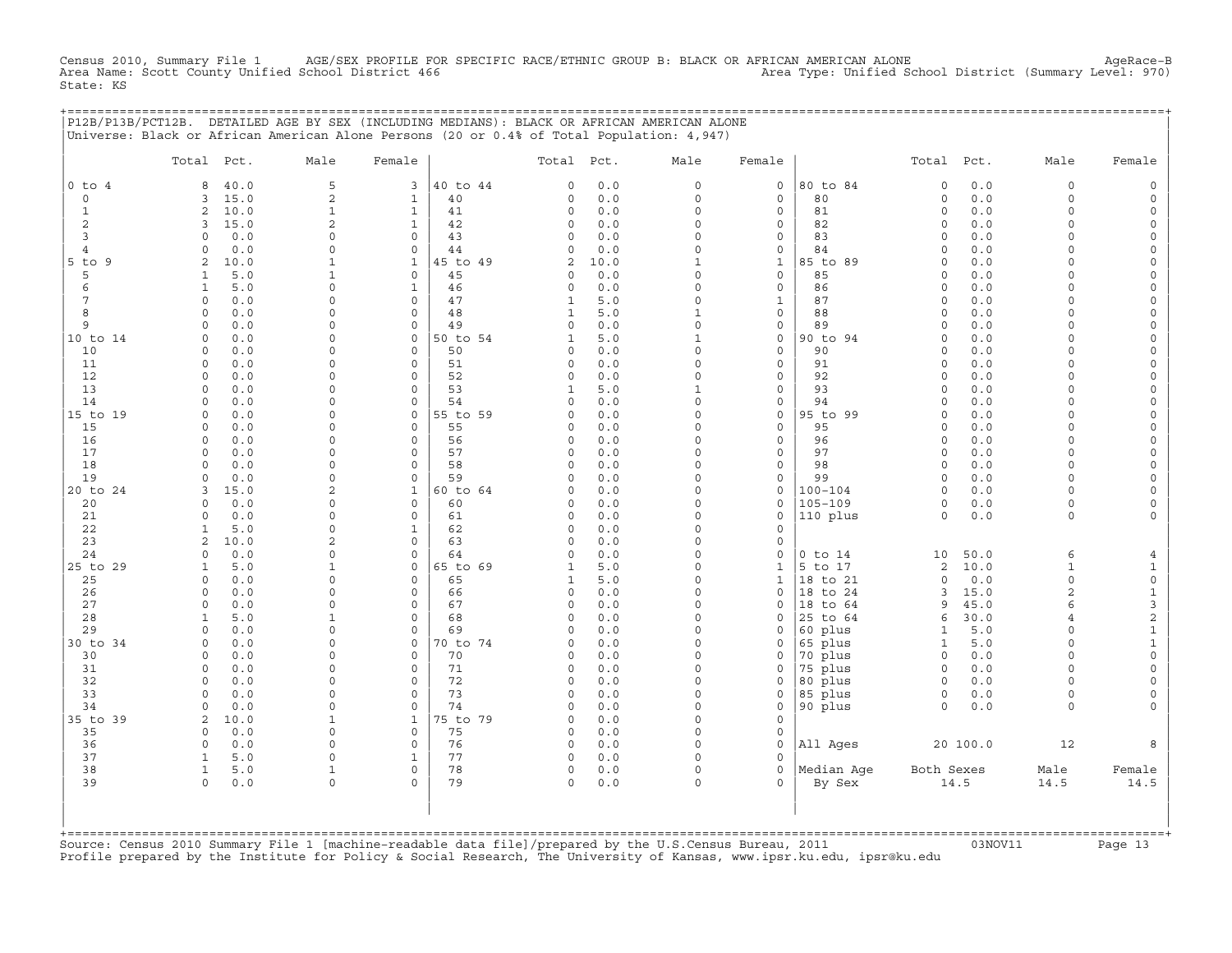Census 2010, Summary File 1 AGE/SEX PROFILE FOR SPECIFIC RACE/ETHNIC GROUP B: BLACK OR AFRICAN AMERICAN ALONE AgeRace-B
Area Name: Scott County Unified School District 466 Area Type: Unified School District (Summary Level: 970)
State: KS

P12B/P13B/PCT12B. DETAILED AGE BY SEX (INCLUDING MEDIANS): BLACK OR AFRICAN AMERICAN ALONE
Universe: Black or African American Alone Persons (20 or 0.4% of Total Population: 4,947)

| | Total | Pct. | Male | Female | | Total | Pct. | Male | Female | | Total | Pct. | Male | Female |
|---|---|---|---|---|---|---|---|---|---|---|---|---|---|---|
| 0 to 4 | 8 | 40.0 | 5 | 3 | 40 to 44 | 0 | 0.0 | 0 | 0 | 80 to 84 | 0 | 0.0 | 0 | 0 |
| 0 | 3 | 15.0 | 2 | 1 | 40 | 0 | 0.0 | 0 | 0 | 80 | 0 | 0.0 | 0 | 0 |
| 1 | 2 | 10.0 | 1 | 1 | 41 | 0 | 0.0 | 0 | 0 | 81 | 0 | 0.0 | 0 | 0 |
| 2 | 3 | 15.0 | 2 | 1 | 42 | 0 | 0.0 | 0 | 0 | 82 | 0 | 0.0 | 0 | 0 |
| 3 | 0 | 0.0 | 0 | 0 | 43 | 0 | 0.0 | 0 | 0 | 83 | 0 | 0.0 | 0 | 0 |
| 4 | 0 | 0.0 | 0 | 0 | 44 | 0 | 0.0 | 0 | 0 | 84 | 0 | 0.0 | 0 | 0 |
| 5 to 9 | 2 | 10.0 | 1 | 1 | 45 to 49 | 2 | 10.0 | 1 | 1 | 85 to 89 | 0 | 0.0 | 0 | 0 |
| 5 | 1 | 5.0 | 1 | 0 | 45 | 0 | 0.0 | 0 | 0 | 85 | 0 | 0.0 | 0 | 0 |
| 6 | 1 | 5.0 | 0 | 1 | 46 | 0 | 0.0 | 0 | 0 | 86 | 0 | 0.0 | 0 | 0 |
| 7 | 0 | 0.0 | 0 | 0 | 47 | 1 | 5.0 | 0 | 1 | 87 | 0 | 0.0 | 0 | 0 |
| 8 | 0 | 0.0 | 0 | 0 | 48 | 1 | 5.0 | 1 | 0 | 88 | 0 | 0.0 | 0 | 0 |
| 9 | 0 | 0.0 | 0 | 0 | 49 | 0 | 0.0 | 0 | 0 | 89 | 0 | 0.0 | 0 | 0 |
| 10 to 14 | 0 | 0.0 | 0 | 0 | 50 to 54 | 1 | 5.0 | 1 | 0 | 90 to 94 | 0 | 0.0 | 0 | 0 |
| 10 | 0 | 0.0 | 0 | 0 | 50 | 0 | 0.0 | 0 | 0 | 90 | 0 | 0.0 | 0 | 0 |
| 11 | 0 | 0.0 | 0 | 0 | 51 | 0 | 0.0 | 0 | 0 | 91 | 0 | 0.0 | 0 | 0 |
| 12 | 0 | 0.0 | 0 | 0 | 52 | 0 | 0.0 | 0 | 0 | 92 | 0 | 0.0 | 0 | 0 |
| 13 | 0 | 0.0 | 0 | 0 | 53 | 1 | 5.0 | 1 | 0 | 93 | 0 | 0.0 | 0 | 0 |
| 14 | 0 | 0.0 | 0 | 0 | 54 | 0 | 0.0 | 0 | 0 | 94 | 0 | 0.0 | 0 | 0 |
| 15 to 19 | 0 | 0.0 | 0 | 0 | 55 to 59 | 0 | 0.0 | 0 | 0 | 95 to 99 | 0 | 0.0 | 0 | 0 |
| 15 | 0 | 0.0 | 0 | 0 | 55 | 0 | 0.0 | 0 | 0 | 95 | 0 | 0.0 | 0 | 0 |
| 16 | 0 | 0.0 | 0 | 0 | 56 | 0 | 0.0 | 0 | 0 | 96 | 0 | 0.0 | 0 | 0 |
| 17 | 0 | 0.0 | 0 | 0 | 57 | 0 | 0.0 | 0 | 0 | 97 | 0 | 0.0 | 0 | 0 |
| 18 | 0 | 0.0 | 0 | 0 | 58 | 0 | 0.0 | 0 | 0 | 98 | 0 | 0.0 | 0 | 0 |
| 19 | 0 | 0.0 | 0 | 0 | 59 | 0 | 0.0 | 0 | 0 | 99 | 0 | 0.0 | 0 | 0 |
| 20 to 24 | 3 | 15.0 | 2 | 1 | 60 to 64 | 0 | 0.0 | 0 | 0 | 100-104 | 0 | 0.0 | 0 | 0 |
| 20 | 0 | 0.0 | 0 | 0 | 60 | 0 | 0.0 | 0 | 0 | 105-109 | 0 | 0.0 | 0 | 0 |
| 21 | 0 | 0.0 | 0 | 0 | 61 | 0 | 0.0 | 0 | 0 | 110 plus | 0 | 0.0 | 0 | 0 |
| 22 | 1 | 5.0 | 0 | 1 | 62 | 0 | 0.0 | 0 | 0 | | | | | |
| 23 | 2 | 10.0 | 2 | 0 | 63 | 0 | 0.0 | 0 | 0 | | | | | |
| 24 | 0 | 0.0 | 0 | 0 | 64 | 0 | 0.0 | 0 | 0 | 0 to 14 | 10 | 50.0 | 6 | 4 |
| 25 to 29 | 1 | 5.0 | 1 | 0 | 65 to 69 | 1 | 5.0 | 0 | 1 | 5 to 17 | 2 | 10.0 | 1 | 1 |
| 25 | 0 | 0.0 | 0 | 0 | 65 | 1 | 5.0 | 0 | 1 | 18 to 21 | 0 | 0.0 | 0 | 0 |
| 26 | 0 | 0.0 | 0 | 0 | 66 | 0 | 0.0 | 0 | 0 | 18 to 24 | 3 | 15.0 | 2 | 1 |
| 27 | 0 | 0.0 | 0 | 0 | 67 | 0 | 0.0 | 0 | 0 | 18 to 64 | 9 | 45.0 | 6 | 3 |
| 28 | 1 | 5.0 | 1 | 0 | 68 | 0 | 0.0 | 0 | 0 | 25 to 64 | 6 | 30.0 | 4 | 2 |
| 29 | 0 | 0.0 | 0 | 0 | 69 | 0 | 0.0 | 0 | 0 | 60 plus | 1 | 5.0 | 0 | 1 |
| 30 to 34 | 0 | 0.0 | 0 | 0 | 70 to 74 | 0 | 0.0 | 0 | 0 | 65 plus | 1 | 5.0 | 0 | 1 |
| 30 | 0 | 0.0 | 0 | 0 | 70 | 0 | 0.0 | 0 | 0 | 70 plus | 0 | 0.0 | 0 | 0 |
| 31 | 0 | 0.0 | 0 | 0 | 71 | 0 | 0.0 | 0 | 0 | 75 plus | 0 | 0.0 | 0 | 0 |
| 32 | 0 | 0.0 | 0 | 0 | 72 | 0 | 0.0 | 0 | 0 | 80 plus | 0 | 0.0 | 0 | 0 |
| 33 | 0 | 0.0 | 0 | 0 | 73 | 0 | 0.0 | 0 | 0 | 85 plus | 0 | 0.0 | 0 | 0 |
| 34 | 0 | 0.0 | 0 | 0 | 74 | 0 | 0.0 | 0 | 0 | 90 plus | 0 | 0.0 | 0 | 0 |
| 35 to 39 | 2 | 10.0 | 1 | 1 | 75 to 79 | 0 | 0.0 | 0 | 0 | | | | | |
| 35 | 0 | 0.0 | 0 | 0 | 75 | 0 | 0.0 | 0 | 0 | | | | | |
| 36 | 0 | 0.0 | 0 | 0 | 76 | 0 | 0.0 | 0 | 0 | All Ages | 20 | 100.0 | 12 | 8 |
| 37 | 1 | 5.0 | 0 | 1 | 77 | 0 | 0.0 | 0 | 0 | | | | | |
| 38 | 1 | 5.0 | 1 | 0 | 78 | 0 | 0.0 | 0 | 0 | Median Age | Both Sexes | | Male | Female |
| 39 | 0 | 0.0 | 0 | 0 | 79 | 0 | 0.0 | 0 | 0 | By Sex | 14.5 | | 14.5 | 14.5 |

Source: Census 2010 Summary File 1 [machine-readable data file]/prepared by the U.S.Census Bureau, 2011 03NOV11
Profile prepared by the Institute for Policy & Social Research, The University of Kansas, www.ipsr.ku.edu, ipsr@ku.edu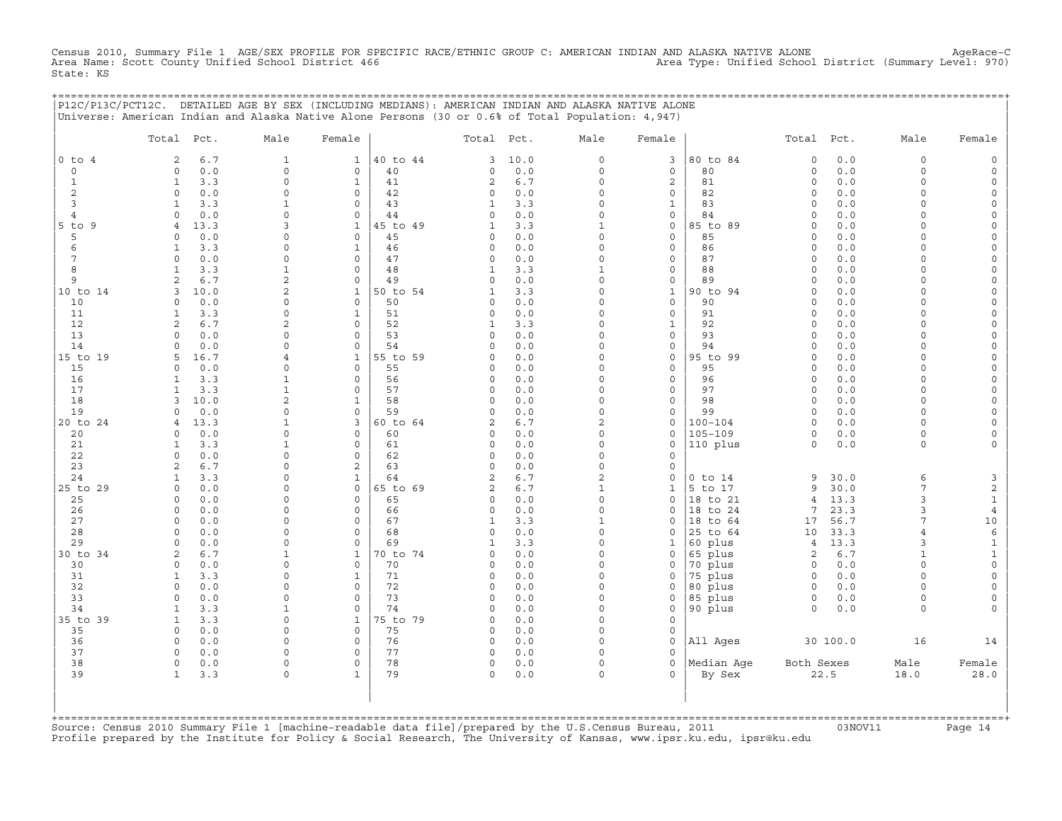Census 2010, Summary File 1 AGE/SEX PROFILE FOR SPECIFIC RACE/ETHNIC GROUP C: AMERICAN INDIAN AND ALASKA NATIVE ALONE AgeRace-C
Area Name: Scott County Unified School District 466 Area Type: Unified School District (Summary Level: 970)
State: KS

P12C/P13C/PCT12C. DETAILED AGE BY SEX (INCLUDING MEDIANS): AMERICAN INDIAN AND ALASKA NATIVE ALONE
Universe: American Indian and Alaska Native Alone Persons (30 or 0.6% of Total Population: 4,947)

| | Total | Pct. | Male | Female | | Total | Pct. | Male | Female | | Total | Pct. | Male | Female |
|---|---|---|---|---|---|---|---|---|---|---|---|---|---|---|
| 0 to 4 | 2 | 6.7 | 1 | 1 | 40 to 44 | 3 | 10.0 | 0 | 3 | 80 to 84 | 0 | 0.0 | 0 | 0 |
| 0 | 0 | 0.0 | 0 | 0 | 40 | 0 | 0.0 | 0 | 0 | 80 | 0 | 0.0 | 0 | 0 |
| 1 | 1 | 3.3 | 0 | 1 | 41 | 2 | 6.7 | 0 | 2 | 81 | 0 | 0.0 | 0 | 0 |
| 2 | 0 | 0.0 | 0 | 0 | 42 | 0 | 0.0 | 0 | 0 | 82 | 0 | 0.0 | 0 | 0 |
| 3 | 1 | 3.3 | 1 | 0 | 43 | 1 | 3.3 | 0 | 1 | 83 | 0 | 0.0 | 0 | 0 |
| 4 | 0 | 0.0 | 0 | 0 | 44 | 0 | 0.0 | 0 | 0 | 84 | 0 | 0.0 | 0 | 0 |
| 5 to 9 | 4 | 13.3 | 3 | 1 | 45 to 49 | 1 | 3.3 | 1 | 0 | 85 to 89 | 0 | 0.0 | 0 | 0 |
| 5 | 0 | 0.0 | 0 | 0 | 45 | 0 | 0.0 | 0 | 0 | 85 | 0 | 0.0 | 0 | 0 |
| 6 | 1 | 3.3 | 0 | 1 | 46 | 0 | 0.0 | 0 | 0 | 86 | 0 | 0.0 | 0 | 0 |
| 7 | 0 | 0.0 | 0 | 0 | 47 | 0 | 0.0 | 0 | 0 | 87 | 0 | 0.0 | 0 | 0 |
| 8 | 1 | 3.3 | 1 | 0 | 48 | 1 | 3.3 | 1 | 0 | 88 | 0 | 0.0 | 0 | 0 |
| 9 | 2 | 6.7 | 2 | 0 | 49 | 0 | 0.0 | 0 | 0 | 89 | 0 | 0.0 | 0 | 0 |
| 10 to 14 | 3 | 10.0 | 2 | 1 | 50 to 54 | 1 | 3.3 | 0 | 1 | 90 to 94 | 0 | 0.0 | 0 | 0 |
| 10 | 0 | 0.0 | 0 | 0 | 50 | 0 | 0.0 | 0 | 0 | 90 | 0 | 0.0 | 0 | 0 |
| 11 | 1 | 3.3 | 0 | 1 | 51 | 0 | 0.0 | 0 | 0 | 91 | 0 | 0.0 | 0 | 0 |
| 12 | 2 | 6.7 | 2 | 0 | 52 | 1 | 3.3 | 0 | 1 | 92 | 0 | 0.0 | 0 | 0 |
| 13 | 0 | 0.0 | 0 | 0 | 53 | 0 | 0.0 | 0 | 0 | 93 | 0 | 0.0 | 0 | 0 |
| 14 | 0 | 0.0 | 0 | 0 | 54 | 0 | 0.0 | 0 | 0 | 94 | 0 | 0.0 | 0 | 0 |
| 15 to 19 | 5 | 16.7 | 4 | 1 | 55 to 59 | 0 | 0.0 | 0 | 0 | 95 to 99 | 0 | 0.0 | 0 | 0 |
| 15 | 0 | 0.0 | 0 | 0 | 55 | 0 | 0.0 | 0 | 0 | 95 | 0 | 0.0 | 0 | 0 |
| 16 | 1 | 3.3 | 1 | 0 | 56 | 0 | 0.0 | 0 | 0 | 96 | 0 | 0.0 | 0 | 0 |
| 17 | 1 | 3.3 | 1 | 0 | 57 | 0 | 0.0 | 0 | 0 | 97 | 0 | 0.0 | 0 | 0 |
| 18 | 3 | 10.0 | 2 | 1 | 58 | 0 | 0.0 | 0 | 0 | 98 | 0 | 0.0 | 0 | 0 |
| 19 | 0 | 0.0 | 0 | 0 | 59 | 0 | 0.0 | 0 | 0 | 99 | 0 | 0.0 | 0 | 0 |
| 20 to 24 | 4 | 13.3 | 1 | 3 | 60 to 64 | 2 | 6.7 | 2 | 0 | 100-104 | 0 | 0.0 | 0 | 0 |
| 20 | 0 | 0.0 | 0 | 0 | 60 | 0 | 0.0 | 0 | 0 | 105-109 | 0 | 0.0 | 0 | 0 |
| 21 | 1 | 3.3 | 1 | 0 | 61 | 0 | 0.0 | 0 | 0 | 110 plus | 0 | 0.0 | 0 | 0 |
| 22 | 0 | 0.0 | 0 | 0 | 62 | 0 | 0.0 | 0 | 0 | | | | | |
| 23 | 2 | 6.7 | 0 | 2 | 63 | 0 | 0.0 | 0 | 0 | | | | | |
| 24 | 1 | 3.3 | 0 | 1 | 64 | 2 | 6.7 | 2 | 0 | 0 to 14 | 9 | 30.0 | 6 | 3 |
| 25 to 29 | 0 | 0.0 | 0 | 0 | 65 to 69 | 2 | 6.7 | 1 | 1 | 5 to 17 | 9 | 30.0 | 7 | 2 |
| 25 | 0 | 0.0 | 0 | 0 | 65 | 0 | 0.0 | 0 | 0 | 18 to 21 | 4 | 13.3 | 3 | 1 |
| 26 | 0 | 0.0 | 0 | 0 | 66 | 0 | 0.0 | 0 | 0 | 18 to 24 | 7 | 23.3 | 3 | 4 |
| 27 | 0 | 0.0 | 0 | 0 | 67 | 1 | 3.3 | 1 | 0 | 18 to 64 | 17 | 56.7 | 7 | 10 |
| 28 | 0 | 0.0 | 0 | 0 | 68 | 0 | 0.0 | 0 | 0 | 25 to 64 | 10 | 33.3 | 4 | 6 |
| 29 | 0 | 0.0 | 0 | 0 | 69 | 1 | 3.3 | 0 | 1 | 60 plus | 4 | 13.3 | 3 | 1 |
| 30 to 34 | 2 | 6.7 | 1 | 1 | 70 to 74 | 0 | 0.0 | 0 | 0 | 65 plus | 2 | 6.7 | 1 | 1 |
| 30 | 0 | 0.0 | 0 | 0 | 70 | 0 | 0.0 | 0 | 0 | 70 plus | 0 | 0.0 | 0 | 0 |
| 31 | 1 | 3.3 | 0 | 1 | 71 | 0 | 0.0 | 0 | 0 | 75 plus | 0 | 0.0 | 0 | 0 |
| 32 | 0 | 0.0 | 0 | 0 | 72 | 0 | 0.0 | 0 | 0 | 80 plus | 0 | 0.0 | 0 | 0 |
| 33 | 0 | 0.0 | 0 | 0 | 73 | 0 | 0.0 | 0 | 0 | 85 plus | 0 | 0.0 | 0 | 0 |
| 34 | 1 | 3.3 | 1 | 0 | 74 | 0 | 0.0 | 0 | 0 | 90 plus | 0 | 0.0 | 0 | 0 |
| 35 to 39 | 1 | 3.3 | 0 | 1 | 75 to 79 | 0 | 0.0 | 0 | 0 | | | | | |
| 35 | 0 | 0.0 | 0 | 0 | 75 | 0 | 0.0 | 0 | 0 | | | | | |
| 36 | 0 | 0.0 | 0 | 0 | 76 | 0 | 0.0 | 0 | 0 | All Ages | 30 | 100.0 | 16 | 14 |
| 37 | 0 | 0.0 | 0 | 0 | 77 | 0 | 0.0 | 0 | 0 | | | | | |
| 38 | 0 | 0.0 | 0 | 0 | 78 | 0 | 0.0 | 0 | 0 | Median Age | Both Sexes | | Male | Female |
| 39 | 1 | 3.3 | 0 | 1 | 79 | 0 | 0.0 | 0 | 0 | By Sex | 22.5 | | 18.0 | 28.0 |

Source: Census 2010 Summary File 1 [machine-readable data file]/prepared by the U.S.Census Bureau, 2011 03NOV11
Profile prepared by the Institute for Policy & Social Research, The University of Kansas, www.ipsr.ku.edu, ipsr@ku.edu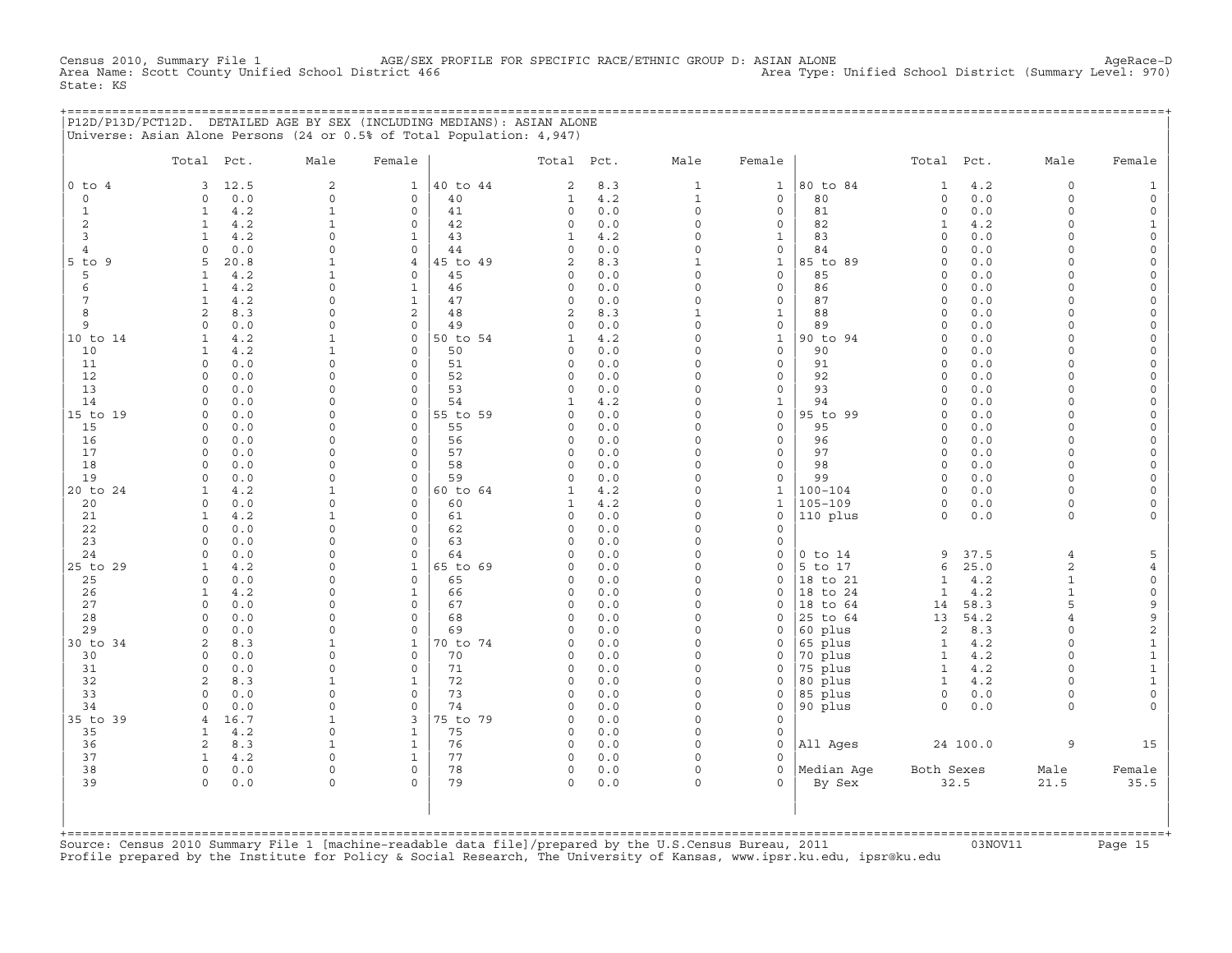Census 2010, Summary File 1 AGE/SEX PROFILE FOR SPECIFIC RACE/ETHNIC GROUP D: ASIAN ALONE AgeRace-D
Area Name: Scott County Unified School District 466 Area Type: Unified School District (Summary Level: 970)
State: KS

## P12D/P13D/PCT12D. DETAILED AGE BY SEX (INCLUDING MEDIANS): ASIAN ALONE

Universe: Asian Alone Persons (24 or 0.5% of Total Population: 4,947)

| | Total | Pct. | Male | Female | | Total | Pct. | Male | Female | | Total | Pct. | Male | Female |
|---|---|---|---|---|---|---|---|---|---|---|---|---|---|---|
| 0 to 4 | 3 | 12.5 | 2 | 1 | 40 to 44 | 2 | 8.3 | 1 | 1 | 80 to 84 | 1 | 4.2 | 0 | 1 |
| 0 | 0 | 0.0 | 0 | 0 | 40 | 1 | 4.2 | 1 | 0 | 80 | 0 | 0.0 | 0 | 0 |
| 1 | 1 | 4.2 | 1 | 0 | 41 | 0 | 0.0 | 0 | 0 | 81 | 0 | 0.0 | 0 | 0 |
| 2 | 1 | 4.2 | 1 | 0 | 42 | 0 | 0.0 | 0 | 0 | 82 | 1 | 4.2 | 0 | 1 |
| 3 | 1 | 4.2 | 0 | 1 | 43 | 1 | 4.2 | 0 | 1 | 83 | 0 | 0.0 | 0 | 0 |
| 4 | 0 | 0.0 | 0 | 0 | 44 | 0 | 0.0 | 0 | 0 | 84 | 0 | 0.0 | 0 | 0 |
| 5 to 9 | 5 | 20.8 | 1 | 4 | 45 to 49 | 2 | 8.3 | 1 | 1 | 85 to 89 | 0 | 0.0 | 0 | 0 |
| 5 | 1 | 4.2 | 1 | 0 | 45 | 0 | 0.0 | 0 | 0 | 85 | 0 | 0.0 | 0 | 0 |
| 6 | 1 | 4.2 | 0 | 1 | 46 | 0 | 0.0 | 0 | 0 | 86 | 0 | 0.0 | 0 | 0 |
| 7 | 1 | 4.2 | 0 | 1 | 47 | 0 | 0.0 | 0 | 0 | 87 | 0 | 0.0 | 0 | 0 |
| 8 | 2 | 8.3 | 0 | 2 | 48 | 2 | 8.3 | 1 | 1 | 88 | 0 | 0.0 | 0 | 0 |
| 9 | 0 | 0.0 | 0 | 0 | 49 | 0 | 0.0 | 0 | 0 | 89 | 0 | 0.0 | 0 | 0 |
| 10 to 14 | 1 | 4.2 | 1 | 0 | 50 to 54 | 1 | 4.2 | 0 | 1 | 90 to 94 | 0 | 0.0 | 0 | 0 |
| 10 | 1 | 4.2 | 1 | 0 | 50 | 0 | 0.0 | 0 | 0 | 90 | 0 | 0.0 | 0 | 0 |
| 11 | 0 | 0.0 | 0 | 0 | 51 | 0 | 0.0 | 0 | 0 | 91 | 0 | 0.0 | 0 | 0 |
| 12 | 0 | 0.0 | 0 | 0 | 52 | 0 | 0.0 | 0 | 0 | 92 | 0 | 0.0 | 0 | 0 |
| 13 | 0 | 0.0 | 0 | 0 | 53 | 0 | 0.0 | 0 | 0 | 93 | 0 | 0.0 | 0 | 0 |
| 14 | 0 | 0.0 | 0 | 0 | 54 | 1 | 4.2 | 0 | 1 | 94 | 0 | 0.0 | 0 | 0 |
| 15 to 19 | 0 | 0.0 | 0 | 0 | 55 to 59 | 0 | 0.0 | 0 | 0 | 95 to 99 | 0 | 0.0 | 0 | 0 |
| 15 | 0 | 0.0 | 0 | 0 | 55 | 0 | 0.0 | 0 | 0 | 95 | 0 | 0.0 | 0 | 0 |
| 16 | 0 | 0.0 | 0 | 0 | 56 | 0 | 0.0 | 0 | 0 | 96 | 0 | 0.0 | 0 | 0 |
| 17 | 0 | 0.0 | 0 | 0 | 57 | 0 | 0.0 | 0 | 0 | 97 | 0 | 0.0 | 0 | 0 |
| 18 | 0 | 0.0 | 0 | 0 | 58 | 0 | 0.0 | 0 | 0 | 98 | 0 | 0.0 | 0 | 0 |
| 19 | 0 | 0.0 | 0 | 0 | 59 | 0 | 0.0 | 0 | 0 | 99 | 0 | 0.0 | 0 | 0 |
| 20 to 24 | 1 | 4.2 | 1 | 0 | 60 to 64 | 1 | 4.2 | 0 | 1 | 100-104 | 0 | 0.0 | 0 | 0 |
| 20 | 0 | 0.0 | 0 | 0 | 60 | 1 | 4.2 | 0 | 1 | 105-109 | 0 | 0.0 | 0 | 0 |
| 21 | 1 | 4.2 | 1 | 0 | 61 | 0 | 0.0 | 0 | 0 | 110 plus | 0 | 0.0 | 0 | 0 |
| 22 | 0 | 0.0 | 0 | 0 | 62 | 0 | 0.0 | 0 | 0 | | | | | |
| 23 | 0 | 0.0 | 0 | 0 | 63 | 0 | 0.0 | 0 | 0 | | | | | |
| 24 | 0 | 0.0 | 0 | 0 | 64 | 0 | 0.0 | 0 | 0 | 0 to 14 | 9 | 37.5 | 4 | 5 |
| 25 to 29 | 1 | 4.2 | 0 | 1 | 65 to 69 | 0 | 0.0 | 0 | 0 | 5 to 17 | 6 | 25.0 | 2 | 4 |
| 25 | 0 | 0.0 | 0 | 0 | 65 | 0 | 0.0 | 0 | 0 | 18 to 21 | 1 | 4.2 | 1 | 0 |
| 26 | 1 | 4.2 | 0 | 1 | 66 | 0 | 0.0 | 0 | 0 | 18 to 24 | 1 | 4.2 | 1 | 0 |
| 27 | 0 | 0.0 | 0 | 0 | 67 | 0 | 0.0 | 0 | 0 | 18 to 64 | 14 | 58.3 | 5 | 9 |
| 28 | 0 | 0.0 | 0 | 0 | 68 | 0 | 0.0 | 0 | 0 | 25 to 64 | 13 | 54.2 | 4 | 9 |
| 29 | 0 | 0.0 | 0 | 0 | 69 | 0 | 0.0 | 0 | 0 | 60 plus | 2 | 8.3 | 0 | 2 |
| 30 to 34 | 2 | 8.3 | 1 | 1 | 70 to 74 | 0 | 0.0 | 0 | 0 | 65 plus | 1 | 4.2 | 0 | 1 |
| 30 | 0 | 0.0 | 0 | 0 | 70 | 0 | 0.0 | 0 | 0 | 70 plus | 1 | 4.2 | 0 | 1 |
| 31 | 0 | 0.0 | 0 | 0 | 71 | 0 | 0.0 | 0 | 0 | 75 plus | 1 | 4.2 | 0 | 1 |
| 32 | 2 | 8.3 | 1 | 1 | 72 | 0 | 0.0 | 0 | 0 | 80 plus | 1 | 4.2 | 0 | 1 |
| 33 | 0 | 0.0 | 0 | 0 | 73 | 0 | 0.0 | 0 | 0 | 85 plus | 0 | 0.0 | 0 | 0 |
| 34 | 0 | 0.0 | 0 | 0 | 74 | 0 | 0.0 | 0 | 0 | 90 plus | 0 | 0.0 | 0 | 0 |
| 35 to 39 | 4 | 16.7 | 1 | 3 | 75 to 79 | 0 | 0.0 | 0 | 0 | | | | | |
| 35 | 1 | 4.2 | 0 | 1 | 75 | 0 | 0.0 | 0 | 0 | | | | | |
| 36 | 2 | 8.3 | 1 | 1 | 76 | 0 | 0.0 | 0 | 0 | All Ages | 24 | 100.0 | 9 | 15 |
| 37 | 1 | 4.2 | 0 | 1 | 77 | 0 | 0.0 | 0 | 0 | | | | | |
| 38 | 0 | 0.0 | 0 | 0 | 78 | 0 | 0.0 | 0 | 0 | Median Age | Both Sexes | | Male | Female |
| 39 | 0 | 0.0 | 0 | 0 | 79 | 0 | 0.0 | 0 | 0 | By Sex | 32.5 | | 21.5 | 35.5 |

Source: Census 2010 Summary File 1 [machine-readable data file]/prepared by the U.S.Census Bureau, 2011 03NOV11
Profile prepared by the Institute for Policy & Social Research, The University of Kansas, www.ipsr.ku.edu, ipsr@ku.edu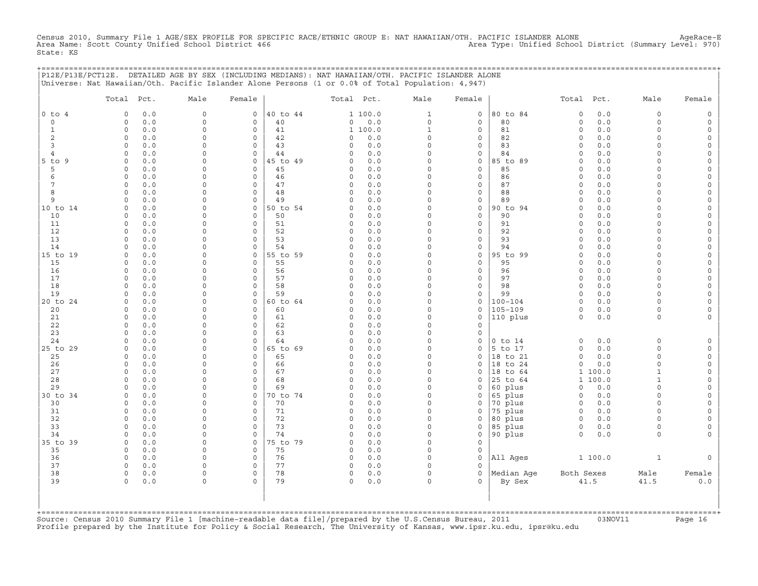Census 2010, Summary File 1 AGE/SEX PROFILE FOR SPECIFIC RACE/ETHNIC GROUP E: NAT HAWAIIAN/OTH. PACIFIC ISLANDER ALONE AgeRace-E
Area Name: Scott County Unified School District 466 Area Type: Unified School District (Summary Level: 970)
State: KS

P12E/P13E/PCT12E. DETAILED AGE BY SEX (INCLUDING MEDIANS): NAT HAWAIIAN/OTH. PACIFIC ISLANDER ALONE
Universe: Nat Hawaiian/Oth. Pacific Islander Alone Persons (1 or 0.0% of Total Population: 4,947)

| | Total | Pct. | Male | Female | | Total | Pct. | Male | Female | | Total | Pct. | Male | Female |
|---|---|---|---|---|---|---|---|---|---|---|---|---|---|---|
| 0 to 4 | 0 | 0.0 | 0 | 0 | 40 to 44 | 1 | 100.0 | 1 | 0 | 80 to 84 | 0 | 0.0 | 0 | 0 |
| 0 | 0 | 0.0 | 0 | 0 | 40 | 0 | 0.0 | 0 | 0 | 80 | 0 | 0.0 | 0 | 0 |
| 1 | 0 | 0.0 | 0 | 0 | 41 | 1 | 100.0 | 1 | 0 | 81 | 0 | 0.0 | 0 | 0 |
| 2 | 0 | 0.0 | 0 | 0 | 42 | 0 | 0.0 | 0 | 0 | 82 | 0 | 0.0 | 0 | 0 |
| 3 | 0 | 0.0 | 0 | 0 | 43 | 0 | 0.0 | 0 | 0 | 83 | 0 | 0.0 | 0 | 0 |
| 4 | 0 | 0.0 | 0 | 0 | 44 | 0 | 0.0 | 0 | 0 | 84 | 0 | 0.0 | 0 | 0 |
| 5 to 9 | 0 | 0.0 | 0 | 0 | 45 to 49 | 0 | 0.0 | 0 | 0 | 85 to 89 | 0 | 0.0 | 0 | 0 |
| 5 | 0 | 0.0 | 0 | 0 | 45 | 0 | 0.0 | 0 | 0 | 85 | 0 | 0.0 | 0 | 0 |
| 6 | 0 | 0.0 | 0 | 0 | 46 | 0 | 0.0 | 0 | 0 | 86 | 0 | 0.0 | 0 | 0 |
| 7 | 0 | 0.0 | 0 | 0 | 47 | 0 | 0.0 | 0 | 0 | 87 | 0 | 0.0 | 0 | 0 |
| 8 | 0 | 0.0 | 0 | 0 | 48 | 0 | 0.0 | 0 | 0 | 88 | 0 | 0.0 | 0 | 0 |
| 9 | 0 | 0.0 | 0 | 0 | 49 | 0 | 0.0 | 0 | 0 | 89 | 0 | 0.0 | 0 | 0 |
| 10 to 14 | 0 | 0.0 | 0 | 0 | 50 to 54 | 0 | 0.0 | 0 | 0 | 90 to 94 | 0 | 0.0 | 0 | 0 |
| 10 | 0 | 0.0 | 0 | 0 | 50 | 0 | 0.0 | 0 | 0 | 90 | 0 | 0.0 | 0 | 0 |
| 11 | 0 | 0.0 | 0 | 0 | 51 | 0 | 0.0 | 0 | 0 | 91 | 0 | 0.0 | 0 | 0 |
| 12 | 0 | 0.0 | 0 | 0 | 52 | 0 | 0.0 | 0 | 0 | 92 | 0 | 0.0 | 0 | 0 |
| 13 | 0 | 0.0 | 0 | 0 | 53 | 0 | 0.0 | 0 | 0 | 93 | 0 | 0.0 | 0 | 0 |
| 14 | 0 | 0.0 | 0 | 0 | 54 | 0 | 0.0 | 0 | 0 | 94 | 0 | 0.0 | 0 | 0 |
| 15 to 19 | 0 | 0.0 | 0 | 0 | 55 to 59 | 0 | 0.0 | 0 | 0 | 95 to 99 | 0 | 0.0 | 0 | 0 |
| 15 | 0 | 0.0 | 0 | 0 | 55 | 0 | 0.0 | 0 | 0 | 95 | 0 | 0.0 | 0 | 0 |
| 16 | 0 | 0.0 | 0 | 0 | 56 | 0 | 0.0 | 0 | 0 | 96 | 0 | 0.0 | 0 | 0 |
| 17 | 0 | 0.0 | 0 | 0 | 57 | 0 | 0.0 | 0 | 0 | 97 | 0 | 0.0 | 0 | 0 |
| 18 | 0 | 0.0 | 0 | 0 | 58 | 0 | 0.0 | 0 | 0 | 98 | 0 | 0.0 | 0 | 0 |
| 19 | 0 | 0.0 | 0 | 0 | 59 | 0 | 0.0 | 0 | 0 | 99 | 0 | 0.0 | 0 | 0 |
| 20 to 24 | 0 | 0.0 | 0 | 0 | 60 to 64 | 0 | 0.0 | 0 | 0 | 100-104 | 0 | 0.0 | 0 | 0 |
| 20 | 0 | 0.0 | 0 | 0 | 60 | 0 | 0.0 | 0 | 0 | 105-109 | 0 | 0.0 | 0 | 0 |
| 21 | 0 | 0.0 | 0 | 0 | 61 | 0 | 0.0 | 0 | 0 | 110 plus | 0 | 0.0 | 0 | 0 |
| 22 | 0 | 0.0 | 0 | 0 | 62 | 0 | 0.0 | 0 | 0 | | | | | |
| 23 | 0 | 0.0 | 0 | 0 | 63 | 0 | 0.0 | 0 | 0 | | | | | |
| 24 | 0 | 0.0 | 0 | 0 | 64 | 0 | 0.0 | 0 | 0 | 0 to 14 | 0 | 0.0 | 0 | 0 |
| 25 to 29 | 0 | 0.0 | 0 | 0 | 65 to 69 | 0 | 0.0 | 0 | 0 | 5 to 17 | 0 | 0.0 | 0 | 0 |
| 25 | 0 | 0.0 | 0 | 0 | 65 | 0 | 0.0 | 0 | 0 | 18 to 21 | 0 | 0.0 | 0 | 0 |
| 26 | 0 | 0.0 | 0 | 0 | 66 | 0 | 0.0 | 0 | 0 | 18 to 24 | 0 | 0.0 | 0 | 0 |
| 27 | 0 | 0.0 | 0 | 0 | 67 | 0 | 0.0 | 0 | 0 | 18 to 64 | 1 | 100.0 | 1 | 0 |
| 28 | 0 | 0.0 | 0 | 0 | 68 | 0 | 0.0 | 0 | 0 | 25 to 64 | 1 | 100.0 | 1 | 0 |
| 29 | 0 | 0.0 | 0 | 0 | 69 | 0 | 0.0 | 0 | 0 | 60 plus | 0 | 0.0 | 0 | 0 |
| 30 to 34 | 0 | 0.0 | 0 | 0 | 70 to 74 | 0 | 0.0 | 0 | 0 | 65 plus | 0 | 0.0 | 0 | 0 |
| 30 | 0 | 0.0 | 0 | 0 | 70 | 0 | 0.0 | 0 | 0 | 70 plus | 0 | 0.0 | 0 | 0 |
| 31 | 0 | 0.0 | 0 | 0 | 71 | 0 | 0.0 | 0 | 0 | 75 plus | 0 | 0.0 | 0 | 0 |
| 32 | 0 | 0.0 | 0 | 0 | 72 | 0 | 0.0 | 0 | 0 | 80 plus | 0 | 0.0 | 0 | 0 |
| 33 | 0 | 0.0 | 0 | 0 | 73 | 0 | 0.0 | 0 | 0 | 85 plus | 0 | 0.0 | 0 | 0 |
| 34 | 0 | 0.0 | 0 | 0 | 74 | 0 | 0.0 | 0 | 0 | 90 plus | 0 | 0.0 | 0 | 0 |
| 35 to 39 | 0 | 0.0 | 0 | 0 | 75 to 79 | 0 | 0.0 | 0 | 0 | | | | | |
| 35 | 0 | 0.0 | 0 | 0 | 75 | 0 | 0.0 | 0 | 0 | | | | | |
| 36 | 0 | 0.0 | 0 | 0 | 76 | 0 | 0.0 | 0 | 0 | All Ages | 1 | 100.0 | 1 | 0 |
| 37 | 0 | 0.0 | 0 | 0 | 77 | 0 | 0.0 | 0 | 0 | | | | | |
| 38 | 0 | 0.0 | 0 | 0 | 78 | 0 | 0.0 | 0 | 0 | Median Age | Both Sexes | | Male | Female |
| 39 | 0 | 0.0 | 0 | 0 | 79 | 0 | 0.0 | 0 | 0 | By Sex | 41.5 | | 41.5 | 0.0 |

Source: Census 2010 Summary File 1 [machine-readable data file]/prepared by the U.S.Census Bureau, 2011 03NOV11
Profile prepared by the Institute for Policy & Social Research, The University of Kansas, www.ipsr.ku.edu, ipsr@ku.edu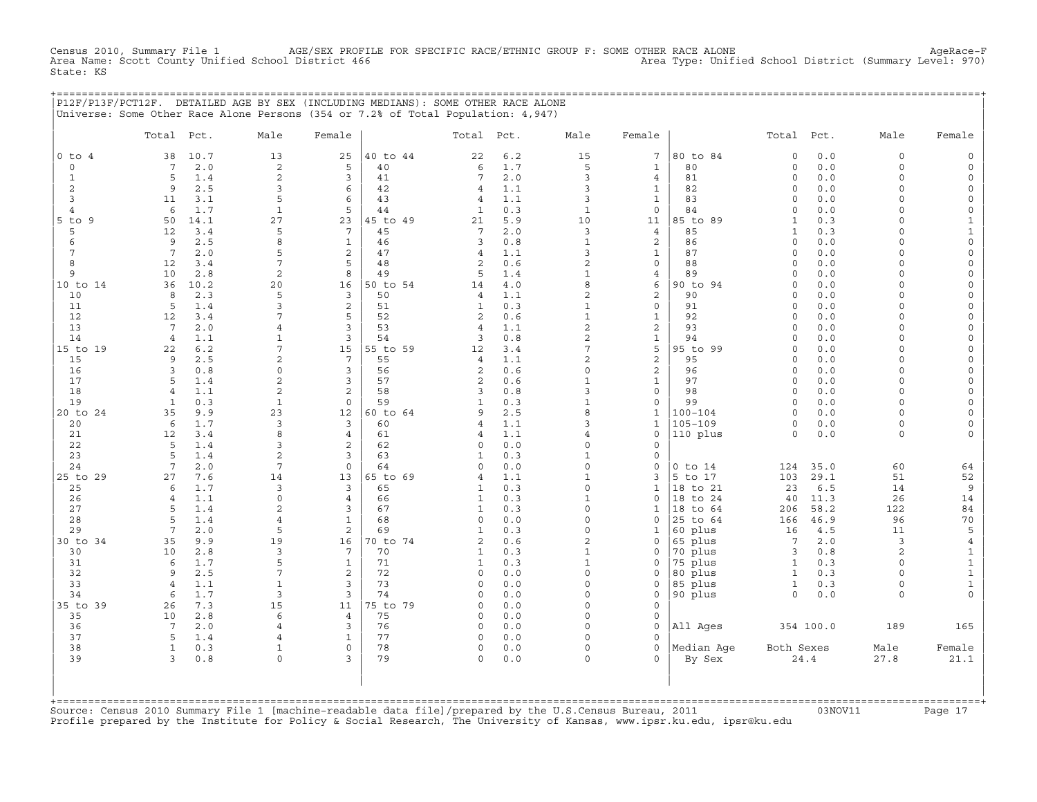Census 2010, Summary File 1 AGE/SEX PROFILE FOR SPECIFIC RACE/ETHNIC GROUP F: SOME OTHER RACE ALONE AgeRace-F
Area Name: Scott County Unified School District 466 Area Type: Unified School District (Summary Level: 970)
State: KS

## P12F/P13F/PCT12F. DETAILED AGE BY SEX (INCLUDING MEDIANS): SOME OTHER RACE ALONE

Universe: Some Other Race Alone Persons (354 or 7.2% of Total Population: 4,947)

| | Total | Pct. | Male | Female | | Total | Pct. | Male | Female | | Total | Pct. | Male | Female |
|---|---|---|---|---|---|---|---|---|---|---|---|---|---|---|
| 0 to 4 | 38 | 10.7 | 13 | 25 | 40 to 44 | 22 | 6.2 | 15 | 7 | 80 to 84 | 0 | 0.0 | 0 | 0 |
| 0 | 7 | 2.0 | 2 | 5 | 40 | 6 | 1.7 | 5 | 1 | 80 | 0 | 0.0 | 0 | 0 |
| 1 | 5 | 1.4 | 2 | 3 | 41 | 7 | 2.0 | 3 | 4 | 81 | 0 | 0.0 | 0 | 0 |
| 2 | 9 | 2.5 | 3 | 6 | 42 | 4 | 1.1 | 3 | 1 | 82 | 0 | 0.0 | 0 | 0 |
| 3 | 11 | 3.1 | 5 | 6 | 43 | 4 | 1.1 | 3 | 1 | 83 | 0 | 0.0 | 0 | 0 |
| 4 | 6 | 1.7 | 1 | 5 | 44 | 1 | 0.3 | 1 | 0 | 84 | 0 | 0.0 | 0 | 0 |
| 5 to 9 | 50 | 14.1 | 27 | 23 | 45 to 49 | 21 | 5.9 | 10 | 11 | 85 to 89 | 1 | 0.3 | 0 | 1 |
| 5 | 12 | 3.4 | 5 | 7 | 45 | 7 | 2.0 | 3 | 4 | 85 | 1 | 0.3 | 0 | 1 |
| 6 | 9 | 2.5 | 8 | 1 | 46 | 3 | 0.8 | 1 | 2 | 86 | 0 | 0.0 | 0 | 0 |
| 7 | 7 | 2.0 | 5 | 2 | 47 | 4 | 1.1 | 3 | 1 | 87 | 0 | 0.0 | 0 | 0 |
| 8 | 12 | 3.4 | 7 | 5 | 48 | 2 | 0.6 | 2 | 0 | 88 | 0 | 0.0 | 0 | 0 |
| 9 | 10 | 2.8 | 2 | 8 | 49 | 5 | 1.4 | 1 | 4 | 89 | 0 | 0.0 | 0 | 0 |
| 10 to 14 | 36 | 10.2 | 20 | 16 | 50 to 54 | 14 | 4.0 | 8 | 6 | 90 to 94 | 0 | 0.0 | 0 | 0 |
| 10 | 8 | 2.3 | 5 | 3 | 50 | 4 | 1.1 | 2 | 2 | 90 | 0 | 0.0 | 0 | 0 |
| 11 | 5 | 1.4 | 3 | 2 | 51 | 1 | 0.3 | 1 | 0 | 91 | 0 | 0.0 | 0 | 0 |
| 12 | 12 | 3.4 | 7 | 5 | 52 | 2 | 0.6 | 1 | 1 | 92 | 0 | 0.0 | 0 | 0 |
| 13 | 7 | 2.0 | 4 | 3 | 53 | 4 | 1.1 | 2 | 2 | 93 | 0 | 0.0 | 0 | 0 |
| 14 | 4 | 1.1 | 1 | 3 | 54 | 3 | 0.8 | 2 | 1 | 94 | 0 | 0.0 | 0 | 0 |
| 15 to 19 | 22 | 6.2 | 7 | 15 | 55 to 59 | 12 | 3.4 | 7 | 5 | 95 to 99 | 0 | 0.0 | 0 | 0 |
| 15 | 9 | 2.5 | 2 | 7 | 55 | 4 | 1.1 | 2 | 2 | 95 | 0 | 0.0 | 0 | 0 |
| 16 | 3 | 0.8 | 0 | 3 | 56 | 2 | 0.6 | 0 | 2 | 96 | 0 | 0.0 | 0 | 0 |
| 17 | 5 | 1.4 | 2 | 3 | 57 | 2 | 0.6 | 1 | 1 | 97 | 0 | 0.0 | 0 | 0 |
| 18 | 4 | 1.1 | 2 | 2 | 58 | 3 | 0.8 | 3 | 0 | 98 | 0 | 0.0 | 0 | 0 |
| 19 | 1 | 0.3 | 1 | 0 | 59 | 1 | 0.3 | 1 | 0 | 99 | 0 | 0.0 | 0 | 0 |
| 20 to 24 | 35 | 9.9 | 23 | 12 | 60 to 64 | 9 | 2.5 | 8 | 1 | 100-104 | 0 | 0.0 | 0 | 0 |
| 20 | 6 | 1.7 | 3 | 3 | 60 | 4 | 1.1 | 3 | 1 | 105-109 | 0 | 0.0 | 0 | 0 |
| 21 | 12 | 3.4 | 8 | 4 | 61 | 4 | 1.1 | 4 | 0 | 110 plus | 0 | 0.0 | 0 | 0 |
| 22 | 5 | 1.4 | 3 | 2 | 62 | 0 | 0.0 | 0 | 0 | | | | | |
| 23 | 5 | 1.4 | 2 | 3 | 63 | 1 | 0.3 | 1 | 0 | | | | | |
| 24 | 7 | 2.0 | 7 | 0 | 64 | 0 | 0.0 | 0 | 0 | 0 to 14 | 124 | 35.0 | 60 | 64 |
| 25 to 29 | 27 | 7.6 | 14 | 13 | 65 to 69 | 4 | 1.1 | 1 | 3 | 5 to 17 | 103 | 29.1 | 51 | 52 |
| 25 | 6 | 1.7 | 3 | 3 | 65 | 1 | 0.3 | 0 | 1 | 18 to 21 | 23 | 6.5 | 14 | 9 |
| 26 | 4 | 1.1 | 0 | 4 | 66 | 1 | 0.3 | 1 | 0 | 18 to 24 | 40 | 11.3 | 26 | 14 |
| 27 | 5 | 1.4 | 2 | 3 | 67 | 1 | 0.3 | 0 | 1 | 18 to 64 | 206 | 58.2 | 122 | 84 |
| 28 | 5 | 1.4 | 4 | 1 | 68 | 0 | 0.0 | 0 | 0 | 25 to 64 | 166 | 46.9 | 96 | 70 |
| 29 | 7 | 2.0 | 5 | 2 | 69 | 1 | 0.3 | 0 | 1 | 60 plus | 16 | 4.5 | 11 | 5 |
| 30 to 34 | 35 | 9.9 | 19 | 16 | 70 to 74 | 2 | 0.6 | 2 | 0 | 65 plus | 7 | 2.0 | 3 | 4 |
| 30 | 10 | 2.8 | 3 | 7 | 70 | 1 | 0.3 | 1 | 0 | 70 plus | 3 | 0.8 | 2 | 1 |
| 31 | 6 | 1.7 | 5 | 1 | 71 | 1 | 0.3 | 1 | 0 | 75 plus | 1 | 0.3 | 0 | 1 |
| 32 | 9 | 2.5 | 7 | 2 | 72 | 0 | 0.0 | 0 | 0 | 80 plus | 1 | 0.3 | 0 | 1 |
| 33 | 4 | 1.1 | 1 | 3 | 73 | 0 | 0.0 | 0 | 0 | 85 plus | 1 | 0.3 | 0 | 1 |
| 34 | 6 | 1.7 | 3 | 3 | 74 | 0 | 0.0 | 0 | 0 | 90 plus | 0 | 0.0 | 0 | 0 |
| 35 to 39 | 26 | 7.3 | 15 | 11 | 75 to 79 | 0 | 0.0 | 0 | 0 | | | | | |
| 35 | 10 | 2.8 | 6 | 4 | 75 | 0 | 0.0 | 0 | 0 | | | | | |
| 36 | 7 | 2.0 | 4 | 3 | 76 | 0 | 0.0 | 0 | 0 | All Ages | 354 | 100.0 | 189 | 165 |
| 37 | 5 | 1.4 | 4 | 1 | 77 | 0 | 0.0 | 0 | 0 | | | | | |
| 38 | 1 | 0.3 | 1 | 0 | 78 | 0 | 0.0 | 0 | 0 | Median Age | Both Sexes | | Male | Female |
| 39 | 3 | 0.8 | 0 | 3 | 79 | 0 | 0.0 | 0 | 0 | By Sex | 24.4 | | 27.8 | 21.1 |

Source: Census 2010 Summary File 1 [machine-readable data file]/prepared by the U.S.Census Bureau, 2011 03NOV11
Profile prepared by the Institute for Policy & Social Research, The University of Kansas, www.ipsr.ku.edu, ipsr@ku.edu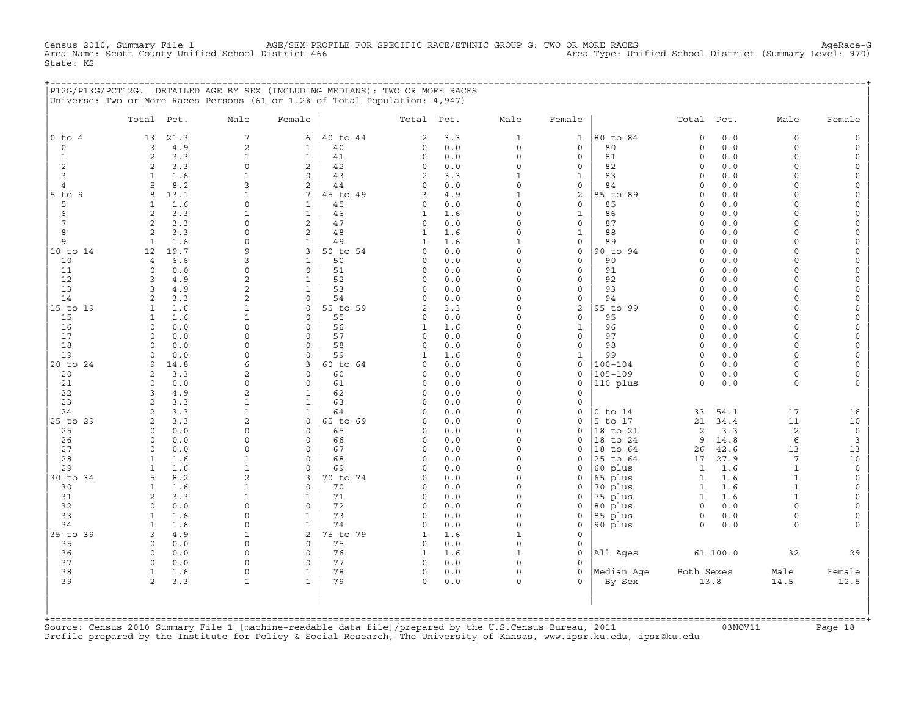Census 2010, Summary File 1 AGE/SEX PROFILE FOR SPECIFIC RACE/ETHNIC GROUP G: TWO OR MORE RACES AgeRace-G
Area Name: Scott County Unified School District 466 Area Type: Unified School District (Summary Level: 970)
State: KS

## P12G/P13G/PCT12G. DETAILED AGE BY SEX (INCLUDING MEDIANS): TWO OR MORE RACES

Universe: Two or More Races Persons (61 or 1.2% of Total Population: 4,947)

| | Total | Pct. | Male | Female | | Total | Pct. | Male | Female | | Total | Pct. | Male | Female |
|---|---|---|---|---|---|---|---|---|---|---|---|---|---|---|
| 0 to 4 | 13 | 21.3 | 7 | 6 | 40 to 44 | 2 | 3.3 | 1 | 1 | 80 to 84 | 0 | 0.0 | 0 | 0 |
| 0 | 3 | 4.9 | 2 | 1 | 40 | 0 | 0.0 | 0 | 0 | 80 | 0 | 0.0 | 0 | 0 |
| 1 | 2 | 3.3 | 1 | 1 | 41 | 0 | 0.0 | 0 | 0 | 81 | 0 | 0.0 | 0 | 0 |
| 2 | 2 | 3.3 | 0 | 2 | 42 | 0 | 0.0 | 0 | 0 | 82 | 0 | 0.0 | 0 | 0 |
| 3 | 1 | 1.6 | 1 | 0 | 43 | 2 | 3.3 | 1 | 1 | 83 | 0 | 0.0 | 0 | 0 |
| 4 | 5 | 8.2 | 3 | 2 | 44 | 0 | 0.0 | 0 | 0 | 84 | 0 | 0.0 | 0 | 0 |
| 5 to 9 | 8 | 13.1 | 1 | 7 | 45 to 49 | 3 | 4.9 | 1 | 2 | 85 to 89 | 0 | 0.0 | 0 | 0 |
| 5 | 1 | 1.6 | 0 | 1 | 45 | 0 | 0.0 | 0 | 0 | 85 | 0 | 0.0 | 0 | 0 |
| 6 | 2 | 3.3 | 1 | 1 | 46 | 1 | 1.6 | 0 | 1 | 86 | 0 | 0.0 | 0 | 0 |
| 7 | 2 | 3.3 | 0 | 2 | 47 | 0 | 0.0 | 0 | 0 | 87 | 0 | 0.0 | 0 | 0 |
| 8 | 2 | 3.3 | 0 | 2 | 48 | 1 | 1.6 | 0 | 1 | 88 | 0 | 0.0 | 0 | 0 |
| 9 | 1 | 1.6 | 0 | 1 | 49 | 1 | 1.6 | 1 | 0 | 89 | 0 | 0.0 | 0 | 0 |
| 10 to 14 | 12 | 19.7 | 9 | 3 | 50 to 54 | 0 | 0.0 | 0 | 0 | 90 to 94 | 0 | 0.0 | 0 | 0 |
| 10 | 4 | 6.6 | 3 | 1 | 50 | 0 | 0.0 | 0 | 0 | 90 | 0 | 0.0 | 0 | 0 |
| 11 | 0 | 0.0 | 0 | 0 | 51 | 0 | 0.0 | 0 | 0 | 91 | 0 | 0.0 | 0 | 0 |
| 12 | 3 | 4.9 | 2 | 1 | 52 | 0 | 0.0 | 0 | 0 | 92 | 0 | 0.0 | 0 | 0 |
| 13 | 3 | 4.9 | 2 | 1 | 53 | 0 | 0.0 | 0 | 0 | 93 | 0 | 0.0 | 0 | 0 |
| 14 | 2 | 3.3 | 2 | 0 | 54 | 0 | 0.0 | 0 | 0 | 94 | 0 | 0.0 | 0 | 0 |
| 15 to 19 | 1 | 1.6 | 1 | 0 | 55 to 59 | 2 | 3.3 | 0 | 2 | 95 to 99 | 0 | 0.0 | 0 | 0 |
| 15 | 1 | 1.6 | 1 | 0 | 55 | 0 | 0.0 | 0 | 0 | 95 | 0 | 0.0 | 0 | 0 |
| 16 | 0 | 0.0 | 0 | 0 | 56 | 1 | 1.6 | 0 | 1 | 96 | 0 | 0.0 | 0 | 0 |
| 17 | 0 | 0.0 | 0 | 0 | 57 | 0 | 0.0 | 0 | 0 | 97 | 0 | 0.0 | 0 | 0 |
| 18 | 0 | 0.0 | 0 | 0 | 58 | 0 | 0.0 | 0 | 0 | 98 | 0 | 0.0 | 0 | 0 |
| 19 | 0 | 0.0 | 0 | 0 | 59 | 1 | 1.6 | 0 | 1 | 99 | 0 | 0.0 | 0 | 0 |
| 20 to 24 | 9 | 14.8 | 6 | 3 | 60 to 64 | 0 | 0.0 | 0 | 0 | 100-104 | 0 | 0.0 | 0 | 0 |
| 20 | 2 | 3.3 | 2 | 0 | 60 | 0 | 0.0 | 0 | 0 | 105-109 | 0 | 0.0 | 0 | 0 |
| 21 | 0 | 0.0 | 0 | 0 | 61 | 0 | 0.0 | 0 | 0 | 110 plus | 0 | 0.0 | 0 | 0 |
| 22 | 3 | 4.9 | 2 | 1 | 62 | 0 | 0.0 | 0 | 0 | | | | | |
| 23 | 2 | 3.3 | 1 | 1 | 63 | 0 | 0.0 | 0 | 0 | | | | | |
| 24 | 2 | 3.3 | 1 | 1 | 64 | 0 | 0.0 | 0 | 0 | 0 to 14 | 33 | 54.1 | 17 | 16 |
| 25 to 29 | 2 | 3.3 | 2 | 0 | 65 to 69 | 0 | 0.0 | 0 | 0 | 5 to 17 | 21 | 34.4 | 11 | 10 |
| 25 | 0 | 0.0 | 0 | 0 | 65 | 0 | 0.0 | 0 | 0 | 18 to 21 | 2 | 3.3 | 2 | 0 |
| 26 | 0 | 0.0 | 0 | 0 | 66 | 0 | 0.0 | 0 | 0 | 18 to 24 | 9 | 14.8 | 6 | 3 |
| 27 | 0 | 0.0 | 0 | 0 | 67 | 0 | 0.0 | 0 | 0 | 18 to 64 | 26 | 42.6 | 13 | 13 |
| 28 | 1 | 1.6 | 1 | 0 | 68 | 0 | 0.0 | 0 | 0 | 25 to 64 | 17 | 27.9 | 7 | 10 |
| 29 | 1 | 1.6 | 1 | 0 | 69 | 0 | 0.0 | 0 | 0 | 60 plus | 1 | 1.6 | 1 | 0 |
| 30 to 34 | 5 | 8.2 | 2 | 3 | 70 to 74 | 0 | 0.0 | 0 | 0 | 65 plus | 1 | 1.6 | 1 | 0 |
| 30 | 1 | 1.6 | 1 | 0 | 70 | 0 | 0.0 | 0 | 0 | 70 plus | 1 | 1.6 | 1 | 0 |
| 31 | 2 | 3.3 | 1 | 1 | 71 | 0 | 0.0 | 0 | 0 | 75 plus | 1 | 1.6 | 1 | 0 |
| 32 | 0 | 0.0 | 0 | 0 | 72 | 0 | 0.0 | 0 | 0 | 80 plus | 0 | 0.0 | 0 | 0 |
| 33 | 1 | 1.6 | 0 | 1 | 73 | 0 | 0.0 | 0 | 0 | 85 plus | 0 | 0.0 | 0 | 0 |
| 34 | 1 | 1.6 | 0 | 1 | 74 | 0 | 0.0 | 0 | 0 | 90 plus | 0 | 0.0 | 0 | 0 |
| 35 to 39 | 3 | 4.9 | 1 | 2 | 75 to 79 | 1 | 1.6 | 1 | 0 | | | | | |
| 35 | 0 | 0.0 | 0 | 0 | 75 | 0 | 0.0 | 0 | 0 | | | | | |
| 36 | 0 | 0.0 | 0 | 0 | 76 | 1 | 1.6 | 1 | 0 | All Ages | 61 | 100.0 | 32 | 29 |
| 37 | 0 | 0.0 | 0 | 0 | 77 | 0 | 0.0 | 0 | 0 | | | | | |
| 38 | 1 | 1.6 | 0 | 1 | 78 | 0 | 0.0 | 0 | 0 | Median Age | Both Sexes | | Male | Female |
| 39 | 2 | 3.3 | 1 | 1 | 79 | 0 | 0.0 | 0 | 0 | By Sex | 13.8 | | 14.5 | 12.5 |

Source: Census 2010 Summary File 1 [machine-readable data file]/prepared by the U.S.Census Bureau, 2011 03NOV11
Profile prepared by the Institute for Policy & Social Research, The University of Kansas, www.ipsr.ku.edu, ipsr@ku.edu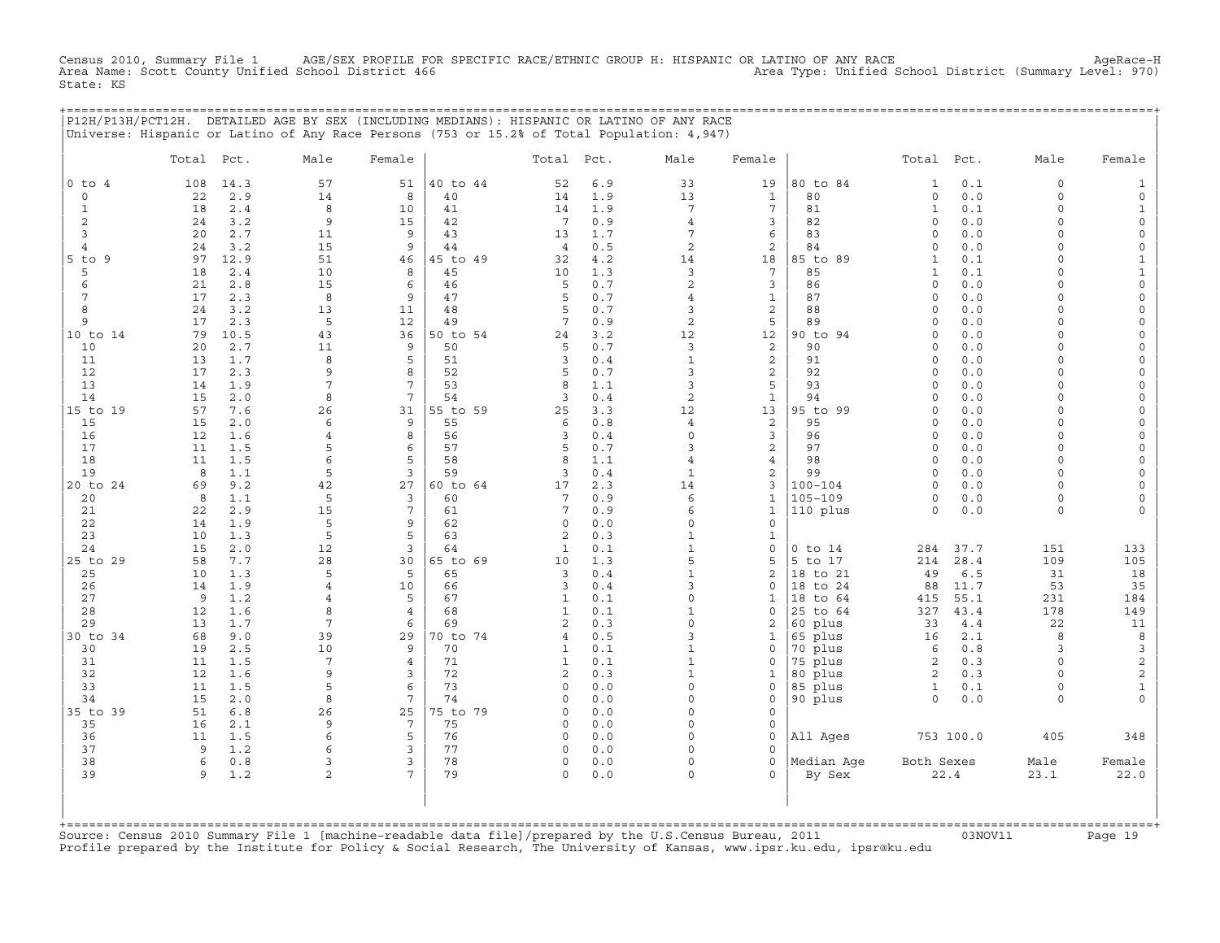Census 2010, Summary File 1 AGE/SEX PROFILE FOR SPECIFIC RACE/ETHNIC GROUP H: HISPANIC OR LATINO OF ANY RACE AgeRace-H
Area Name: Scott County Unified School District 466 Area Type: Unified School District (Summary Level: 970)
State: KS

P12H/P13H/PCT12H. DETAILED AGE BY SEX (INCLUDING MEDIANS): HISPANIC OR LATINO OF ANY RACE
Universe: Hispanic or Latino of Any Race Persons (753 or 15.2% of Total Population: 4,947)

| | Total | Pct. | Male | Female | | Total | Pct. | Male | Female | | Total | Pct. | Male | Female |
|---|---|---|---|---|---|---|---|---|---|---|---|---|---|---|
| 0 to 4 | 108 | 14.3 | 57 | 51 | 40 to 44 | 52 | 6.9 | 33 | 19 | 80 to 84 | 1 | 0.1 | 0 | 1 |
| 0 | 22 | 2.9 | 14 | 8 | 40 | 14 | 1.9 | 13 | 1 | 80 | 0 | 0.0 | 0 | 0 |
| 1 | 18 | 2.4 | 8 | 10 | 41 | 14 | 1.9 | 7 | 7 | 81 | 1 | 0.1 | 0 | 1 |
| 2 | 24 | 3.2 | 9 | 15 | 42 | 7 | 0.9 | 4 | 3 | 82 | 0 | 0.0 | 0 | 0 |
| 3 | 20 | 2.7 | 11 | 9 | 43 | 13 | 1.7 | 7 | 6 | 83 | 0 | 0.0 | 0 | 0 |
| 4 | 24 | 3.2 | 15 | 9 | 44 | 4 | 0.5 | 2 | 2 | 84 | 0 | 0.0 | 0 | 0 |
| 5 to 9 | 97 | 12.9 | 51 | 46 | 45 to 49 | 32 | 4.2 | 14 | 18 | 85 to 89 | 1 | 0.1 | 0 | 1 |
| 5 | 18 | 2.4 | 10 | 8 | 45 | 10 | 1.3 | 3 | 7 | 85 | 1 | 0.1 | 0 | 1 |
| 6 | 21 | 2.8 | 15 | 6 | 46 | 5 | 0.7 | 2 | 3 | 86 | 0 | 0.0 | 0 | 0 |
| 7 | 17 | 2.3 | 8 | 9 | 47 | 5 | 0.7 | 4 | 1 | 87 | 0 | 0.0 | 0 | 0 |
| 8 | 24 | 3.2 | 13 | 11 | 48 | 5 | 0.7 | 3 | 2 | 88 | 0 | 0.0 | 0 | 0 |
| 9 | 17 | 2.3 | 5 | 12 | 49 | 7 | 0.9 | 2 | 5 | 89 | 0 | 0.0 | 0 | 0 |
| 10 to 14 | 79 | 10.5 | 43 | 36 | 50 to 54 | 24 | 3.2 | 12 | 12 | 90 to 94 | 0 | 0.0 | 0 | 0 |
| 10 | 20 | 2.7 | 11 | 9 | 50 | 5 | 0.7 | 3 | 2 | 90 | 0 | 0.0 | 0 | 0 |
| 11 | 13 | 1.7 | 8 | 5 | 51 | 3 | 0.4 | 1 | 2 | 91 | 0 | 0.0 | 0 | 0 |
| 12 | 17 | 2.3 | 9 | 8 | 52 | 5 | 0.7 | 3 | 2 | 92 | 0 | 0.0 | 0 | 0 |
| 13 | 14 | 1.9 | 7 | 7 | 53 | 8 | 1.1 | 3 | 5 | 93 | 0 | 0.0 | 0 | 0 |
| 14 | 15 | 2.0 | 8 | 7 | 54 | 3 | 0.4 | 2 | 1 | 94 | 0 | 0.0 | 0 | 0 |
| 15 to 19 | 57 | 7.6 | 26 | 31 | 55 to 59 | 25 | 3.3 | 12 | 13 | 95 to 99 | 0 | 0.0 | 0 | 0 |
| 15 | 15 | 2.0 | 6 | 9 | 55 | 6 | 0.8 | 4 | 2 | 95 | 0 | 0.0 | 0 | 0 |
| 16 | 12 | 1.6 | 4 | 8 | 56 | 3 | 0.4 | 0 | 3 | 96 | 0 | 0.0 | 0 | 0 |
| 17 | 11 | 1.5 | 5 | 6 | 57 | 5 | 0.7 | 3 | 2 | 97 | 0 | 0.0 | 0 | 0 |
| 18 | 11 | 1.5 | 6 | 5 | 58 | 8 | 1.1 | 4 | 4 | 98 | 0 | 0.0 | 0 | 0 |
| 19 | 8 | 1.1 | 5 | 3 | 59 | 3 | 0.4 | 1 | 2 | 99 | 0 | 0.0 | 0 | 0 |
| 20 to 24 | 69 | 9.2 | 42 | 27 | 60 to 64 | 17 | 2.3 | 14 | 3 | 100-104 | 0 | 0.0 | 0 | 0 |
| 20 | 8 | 1.1 | 5 | 3 | 60 | 7 | 0.9 | 6 | 1 | 105-109 | 0 | 0.0 | 0 | 0 |
| 21 | 22 | 2.9 | 15 | 7 | 61 | 7 | 0.9 | 6 | 1 | 110 plus | 0 | 0.0 | 0 | 0 |
| 22 | 14 | 1.9 | 5 | 9 | 62 | 0 | 0.0 | 0 | 0 | | | | | |
| 23 | 10 | 1.3 | 5 | 5 | 63 | 2 | 0.3 | 1 | 1 | | | | | |
| 24 | 15 | 2.0 | 12 | 3 | 64 | 1 | 0.1 | 1 | 0 | 0 to 14 | 284 | 37.7 | 151 | 133 |
| 25 to 29 | 58 | 7.7 | 28 | 30 | 65 to 69 | 10 | 1.3 | 5 | 5 | 5 to 17 | 214 | 28.4 | 109 | 105 |
| 25 | 10 | 1.3 | 5 | 5 | 65 | 3 | 0.4 | 1 | 2 | 18 to 21 | 49 | 6.5 | 31 | 18 |
| 26 | 14 | 1.9 | 4 | 10 | 66 | 3 | 0.4 | 3 | 0 | 18 to 24 | 88 | 11.7 | 53 | 35 |
| 27 | 9 | 1.2 | 4 | 5 | 67 | 1 | 0.1 | 0 | 1 | 18 to 64 | 415 | 55.1 | 231 | 184 |
| 28 | 12 | 1.6 | 8 | 4 | 68 | 1 | 0.1 | 1 | 0 | 25 to 64 | 327 | 43.4 | 178 | 149 |
| 29 | 13 | 1.7 | 7 | 6 | 69 | 2 | 0.3 | 0 | 2 | 60 plus | 33 | 4.4 | 22 | 11 |
| 30 to 34 | 68 | 9.0 | 39 | 29 | 70 to 74 | 4 | 0.5 | 3 | 1 | 65 plus | 16 | 2.1 | 8 | 8 |
| 30 | 19 | 2.5 | 10 | 9 | 70 | 1 | 0.1 | 1 | 0 | 70 plus | 6 | 0.8 | 3 | 3 |
| 31 | 11 | 1.5 | 7 | 4 | 71 | 1 | 0.1 | 1 | 0 | 75 plus | 2 | 0.3 | 0 | 2 |
| 32 | 12 | 1.6 | 9 | 3 | 72 | 2 | 0.3 | 1 | 1 | 80 plus | 2 | 0.3 | 0 | 2 |
| 33 | 11 | 1.5 | 5 | 6 | 73 | 0 | 0.0 | 0 | 0 | 85 plus | 1 | 0.1 | 0 | 1 |
| 34 | 15 | 2.0 | 8 | 7 | 74 | 0 | 0.0 | 0 | 0 | 90 plus | 0 | 0.0 | 0 | 0 |
| 35 to 39 | 51 | 6.8 | 26 | 25 | 75 to 79 | 0 | 0.0 | 0 | 0 | | | | | |
| 35 | 16 | 2.1 | 9 | 7 | 75 | 0 | 0.0 | 0 | 0 | | | | | |
| 36 | 11 | 1.5 | 6 | 5 | 76 | 0 | 0.0 | 0 | 0 | All Ages | 753 | 100.0 | 405 | 348 |
| 37 | 9 | 1.2 | 6 | 3 | 77 | 0 | 0.0 | 0 | 0 | | | | | |
| 38 | 6 | 0.8 | 3 | 3 | 78 | 0 | 0.0 | 0 | 0 | Median Age | Both Sexes | | Male | Female |
| 39 | 9 | 1.2 | 2 | 7 | 79 | 0 | 0.0 | 0 | 0 | By Sex | 22.4 | | 23.1 | 22.0 |

Source: Census 2010 Summary File 1 [machine-readable data file]/prepared by the U.S.Census Bureau, 2011 03NOV11
Profile prepared by the Institute for Policy & Social Research, The University of Kansas, www.ipsr.ku.edu, ipsr@ku.edu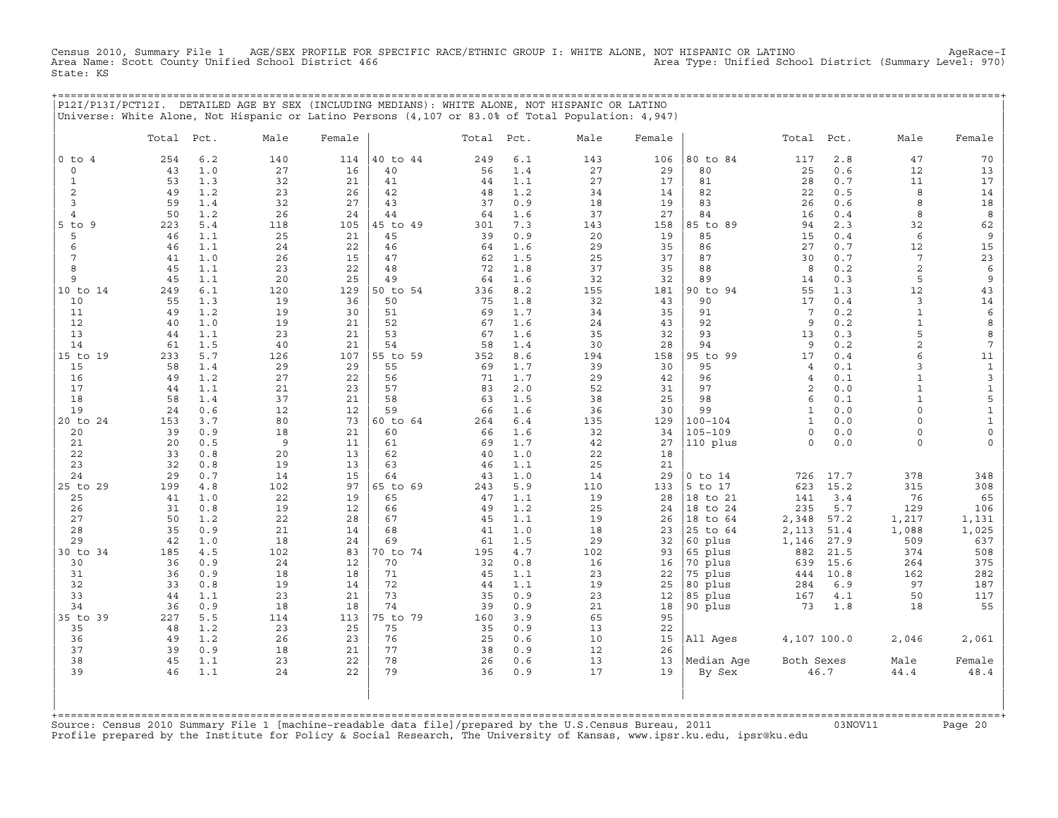Census 2010, Summary File 1 AGE/SEX PROFILE FOR SPECIFIC RACE/ETHNIC GROUP I: WHITE ALONE, NOT HISPANIC OR LATINO AgeRace-I
Area Name: Scott County Unified School District 466 Area Type: Unified School District (Summary Level: 970)
State: KS

## P12I/P13I/PCT12I. DETAILED AGE BY SEX (INCLUDING MEDIANS): WHITE ALONE, NOT HISPANIC OR LATINO

Universe: White Alone, Not Hispanic or Latino Persons (4,107 or 83.0% of Total Population: 4,947)

| | Total | Pct. | Male | Female | | Total | Pct. | Male | Female | | Total | Pct. | Male | Female |
|---|---|---|---|---|---|---|---|---|---|---|---|---|---|---|
| 0 to 4 | 254 | 6.2 | 140 | 114 | 40 to 44 | 249 | 6.1 | 143 | 106 | 80 to 84 | 117 | 2.8 | 47 | 70 |
| 0 | 43 | 1.0 | 27 | 16 | 40 | 56 | 1.4 | 27 | 29 | 80 | 25 | 0.6 | 12 | 13 |
| 1 | 53 | 1.3 | 32 | 21 | 41 | 44 | 1.1 | 27 | 17 | 81 | 28 | 0.7 | 11 | 17 |
| 2 | 49 | 1.2 | 23 | 26 | 42 | 48 | 1.2 | 34 | 14 | 82 | 22 | 0.5 | 8 | 14 |
| 3 | 59 | 1.4 | 32 | 27 | 43 | 37 | 0.9 | 18 | 19 | 83 | 26 | 0.6 | 8 | 18 |
| 4 | 50 | 1.2 | 26 | 24 | 44 | 64 | 1.6 | 37 | 27 | 84 | 16 | 0.4 | 8 | 8 |
| 5 to 9 | 223 | 5.4 | 118 | 105 | 45 to 49 | 301 | 7.3 | 143 | 158 | 85 to 89 | 94 | 2.3 | 32 | 62 |
| 5 | 46 | 1.1 | 25 | 21 | 45 | 39 | 0.9 | 20 | 19 | 85 | 15 | 0.4 | 6 | 9 |
| 6 | 46 | 1.1 | 24 | 22 | 46 | 64 | 1.6 | 29 | 35 | 86 | 27 | 0.7 | 12 | 15 |
| 7 | 41 | 1.0 | 26 | 15 | 47 | 62 | 1.5 | 25 | 37 | 87 | 30 | 0.7 | 7 | 23 |
| 8 | 45 | 1.1 | 23 | 22 | 48 | 72 | 1.8 | 37 | 35 | 88 | 8 | 0.2 | 2 | 6 |
| 9 | 45 | 1.1 | 20 | 25 | 49 | 64 | 1.6 | 32 | 32 | 89 | 14 | 0.3 | 5 | 9 |
| 10 to 14 | 249 | 6.1 | 120 | 129 | 50 to 54 | 336 | 8.2 | 155 | 181 | 90 to 94 | 55 | 1.3 | 12 | 43 |
| 10 | 55 | 1.3 | 19 | 36 | 50 | 75 | 1.8 | 32 | 43 | 90 | 17 | 0.4 | 3 | 14 |
| 11 | 49 | 1.2 | 19 | 30 | 51 | 69 | 1.7 | 34 | 35 | 91 | 7 | 0.2 | 1 | 6 |
| 12 | 40 | 1.0 | 19 | 21 | 52 | 67 | 1.6 | 24 | 43 | 92 | 9 | 0.2 | 1 | 8 |
| 13 | 44 | 1.1 | 23 | 21 | 53 | 67 | 1.6 | 35 | 32 | 93 | 13 | 0.3 | 5 | 8 |
| 14 | 61 | 1.5 | 40 | 21 | 54 | 58 | 1.4 | 30 | 28 | 94 | 9 | 0.2 | 2 | 7 |
| 15 to 19 | 233 | 5.7 | 126 | 107 | 55 to 59 | 352 | 8.6 | 194 | 158 | 95 to 99 | 17 | 0.4 | 6 | 11 |
| 15 | 58 | 1.4 | 29 | 29 | 55 | 69 | 1.7 | 39 | 30 | 95 | 4 | 0.1 | 3 | 1 |
| 16 | 49 | 1.2 | 27 | 22 | 56 | 71 | 1.7 | 29 | 42 | 96 | 4 | 0.1 | 1 | 3 |
| 17 | 44 | 1.1 | 21 | 23 | 57 | 83 | 2.0 | 52 | 31 | 97 | 2 | 0.0 | 1 | 1 |
| 18 | 58 | 1.4 | 37 | 21 | 58 | 63 | 1.5 | 38 | 25 | 98 | 6 | 0.1 | 1 | 5 |
| 19 | 24 | 0.6 | 12 | 12 | 59 | 66 | 1.6 | 36 | 30 | 99 | 1 | 0.0 | 0 | 1 |
| 20 to 24 | 153 | 3.7 | 80 | 73 | 60 to 64 | 264 | 6.4 | 135 | 129 | 100-104 | 1 | 0.0 | 0 | 1 |
| 20 | 39 | 0.9 | 18 | 21 | 60 | 66 | 1.6 | 32 | 34 | 105-109 | 0 | 0.0 | 0 | 0 |
| 21 | 20 | 0.5 | 9 | 11 | 61 | 69 | 1.7 | 42 | 27 | 110 plus | 0 | 0.0 | 0 | 0 |
| 22 | 33 | 0.8 | 20 | 13 | 62 | 40 | 1.0 | 22 | 18 | | | | | |
| 23 | 32 | 0.8 | 19 | 13 | 63 | 46 | 1.1 | 25 | 21 | | | | | |
| 24 | 29 | 0.7 | 14 | 15 | 64 | 43 | 1.0 | 14 | 29 | 0 to 14 | 726 | 17.7 | 378 | 348 |
| 25 to 29 | 199 | 4.8 | 102 | 97 | 65 to 69 | 243 | 5.9 | 110 | 133 | 5 to 17 | 623 | 15.2 | 315 | 308 |
| 25 | 41 | 1.0 | 22 | 19 | 65 | 47 | 1.1 | 19 | 28 | 18 to 21 | 141 | 3.4 | 76 | 65 |
| 26 | 31 | 0.8 | 19 | 12 | 66 | 49 | 1.2 | 25 | 24 | 18 to 24 | 235 | 5.7 | 129 | 106 |
| 27 | 50 | 1.2 | 22 | 28 | 67 | 45 | 1.1 | 19 | 26 | 18 to 64 | 2,348 | 57.2 | 1,217 | 1,131 |
| 28 | 35 | 0.9 | 21 | 14 | 68 | 41 | 1.0 | 18 | 23 | 25 to 64 | 2,113 | 51.4 | 1,088 | 1,025 |
| 29 | 42 | 1.0 | 18 | 24 | 69 | 61 | 1.5 | 29 | 32 | 60 plus | 1,146 | 27.9 | 509 | 637 |
| 30 to 34 | 185 | 4.5 | 102 | 83 | 70 to 74 | 195 | 4.7 | 102 | 93 | 65 plus | 882 | 21.5 | 374 | 508 |
| 30 | 36 | 0.9 | 24 | 12 | 70 | 32 | 0.8 | 16 | 16 | 70 plus | 639 | 15.6 | 264 | 375 |
| 31 | 36 | 0.9 | 18 | 18 | 71 | 45 | 1.1 | 23 | 22 | 75 plus | 444 | 10.8 | 162 | 282 |
| 32 | 33 | 0.8 | 19 | 14 | 72 | 44 | 1.1 | 19 | 25 | 80 plus | 284 | 6.9 | 97 | 187 |
| 33 | 44 | 1.1 | 23 | 21 | 73 | 35 | 0.9 | 23 | 12 | 85 plus | 167 | 4.1 | 50 | 117 |
| 34 | 36 | 0.9 | 18 | 18 | 74 | 39 | 0.9 | 21 | 18 | 90 plus | 73 | 1.8 | 18 | 55 |
| 35 to 39 | 227 | 5.5 | 114 | 113 | 75 to 79 | 160 | 3.9 | 65 | 95 | | | | | |
| 35 | 48 | 1.2 | 23 | 25 | 75 | 35 | 0.9 | 13 | 22 | | | | | |
| 36 | 49 | 1.2 | 26 | 23 | 76 | 25 | 0.6 | 10 | 15 | All Ages | 4,107 | 100.0 | 2,046 | 2,061 |
| 37 | 39 | 0.9 | 18 | 21 | 77 | 38 | 0.9 | 12 | 26 | | | | | |
| 38 | 45 | 1.1 | 23 | 22 | 78 | 26 | 0.6 | 13 | 13 | Median Age | Both Sexes | | Male | Female |
| 39 | 46 | 1.1 | 24 | 22 | 79 | 36 | 0.9 | 17 | 19 | By Sex | 46.7 | | 44.4 | 48.4 |

Source: Census 2010 Summary File 1 [machine-readable data file]/prepared by the U.S.Census Bureau, 2011 03NOV11
Profile prepared by the Institute for Policy & Social Research, The University of Kansas, www.ipsr.ku.edu, ipsr@ku.edu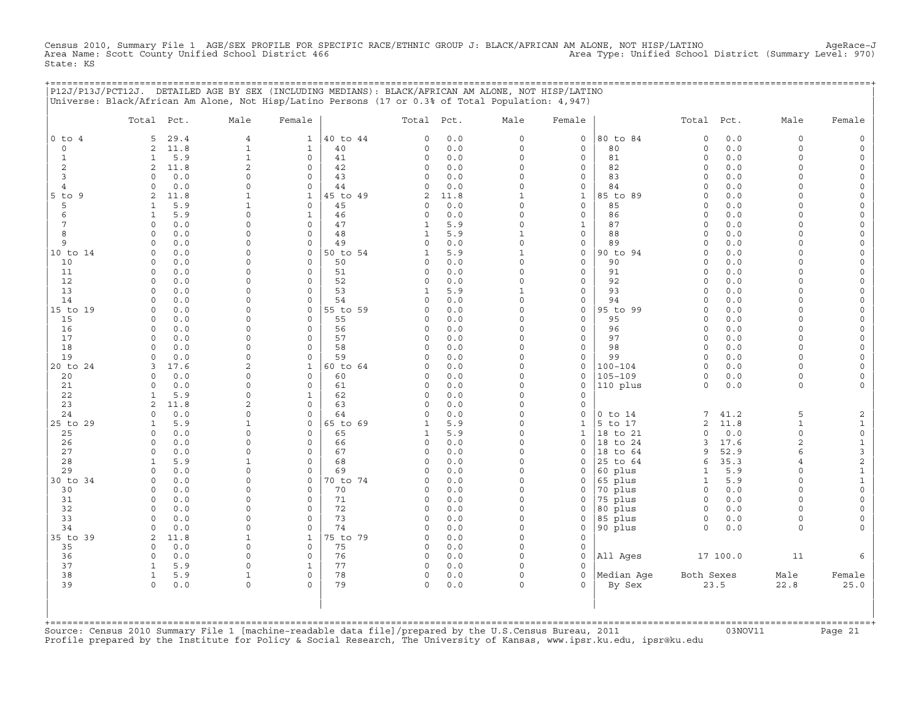Census 2010, Summary File 1 AGE/SEX PROFILE FOR SPECIFIC RACE/ETHNIC GROUP J: BLACK/AFRICAN AM ALONE, NOT HISP/LATINO AgeRace-J
Area Name: Scott County Unified School District 466 Area Type: Unified School District (Summary Level: 970)
State: KS

P12J/P13J/PCT12J. DETAILED AGE BY SEX (INCLUDING MEDIANS): BLACK/AFRICAN AM ALONE, NOT HISP/LATINO
Universe: Black/African Am Alone, Not Hisp/Latino Persons (17 or 0.3% of Total Population: 4,947)

| | Total | Pct. | Male | Female | | Total | Pct. | Male | Female | | Total | Pct. | Male | Female |
|---|---|---|---|---|---|---|---|---|---|---|---|---|---|---|
| 0 to 4 | 5 | 29.4 | 4 | 1 | 40 to 44 | 0 | 0.0 | 0 | 0 | 80 to 84 | 0 | 0.0 | 0 | 0 |
| 0 | 2 | 11.8 | 1 | 1 | 40 | 0 | 0.0 | 0 | 0 | 80 | 0 | 0.0 | 0 | 0 |
| 1 | 1 | 5.9 | 1 | 0 | 41 | 0 | 0.0 | 0 | 0 | 81 | 0 | 0.0 | 0 | 0 |
| 2 | 2 | 11.8 | 2 | 0 | 42 | 0 | 0.0 | 0 | 0 | 82 | 0 | 0.0 | 0 | 0 |
| 3 | 0 | 0.0 | 0 | 0 | 43 | 0 | 0.0 | 0 | 0 | 83 | 0 | 0.0 | 0 | 0 |
| 4 | 0 | 0.0 | 0 | 0 | 44 | 0 | 0.0 | 0 | 0 | 84 | 0 | 0.0 | 0 | 0 |
| 5 to 9 | 2 | 11.8 | 1 | 1 | 45 to 49 | 2 | 11.8 | 1 | 1 | 85 to 89 | 0 | 0.0 | 0 | 0 |
| 5 | 1 | 5.9 | 1 | 0 | 45 | 0 | 0.0 | 0 | 0 | 85 | 0 | 0.0 | 0 | 0 |
| 6 | 1 | 5.9 | 0 | 1 | 46 | 0 | 0.0 | 0 | 0 | 86 | 0 | 0.0 | 0 | 0 |
| 7 | 0 | 0.0 | 0 | 0 | 47 | 1 | 5.9 | 0 | 1 | 87 | 0 | 0.0 | 0 | 0 |
| 8 | 0 | 0.0 | 0 | 0 | 48 | 1 | 5.9 | 1 | 0 | 88 | 0 | 0.0 | 0 | 0 |
| 9 | 0 | 0.0 | 0 | 0 | 49 | 0 | 0.0 | 0 | 0 | 89 | 0 | 0.0 | 0 | 0 |
| 10 to 14 | 0 | 0.0 | 0 | 0 | 50 to 54 | 1 | 5.9 | 1 | 0 | 90 to 94 | 0 | 0.0 | 0 | 0 |
| 10 | 0 | 0.0 | 0 | 0 | 50 | 0 | 0.0 | 0 | 0 | 90 | 0 | 0.0 | 0 | 0 |
| 11 | 0 | 0.0 | 0 | 0 | 51 | 0 | 0.0 | 0 | 0 | 91 | 0 | 0.0 | 0 | 0 |
| 12 | 0 | 0.0 | 0 | 0 | 52 | 0 | 0.0 | 0 | 0 | 92 | 0 | 0.0 | 0 | 0 |
| 13 | 0 | 0.0 | 0 | 0 | 53 | 1 | 5.9 | 1 | 0 | 93 | 0 | 0.0 | 0 | 0 |
| 14 | 0 | 0.0 | 0 | 0 | 54 | 0 | 0.0 | 0 | 0 | 94 | 0 | 0.0 | 0 | 0 |
| 15 to 19 | 0 | 0.0 | 0 | 0 | 55 to 59 | 0 | 0.0 | 0 | 0 | 95 to 99 | 0 | 0.0 | 0 | 0 |
| 15 | 0 | 0.0 | 0 | 0 | 55 | 0 | 0.0 | 0 | 0 | 95 | 0 | 0.0 | 0 | 0 |
| 16 | 0 | 0.0 | 0 | 0 | 56 | 0 | 0.0 | 0 | 0 | 96 | 0 | 0.0 | 0 | 0 |
| 17 | 0 | 0.0 | 0 | 0 | 57 | 0 | 0.0 | 0 | 0 | 97 | 0 | 0.0 | 0 | 0 |
| 18 | 0 | 0.0 | 0 | 0 | 58 | 0 | 0.0 | 0 | 0 | 98 | 0 | 0.0 | 0 | 0 |
| 19 | 0 | 0.0 | 0 | 0 | 59 | 0 | 0.0 | 0 | 0 | 99 | 0 | 0.0 | 0 | 0 |
| 20 to 24 | 3 | 17.6 | 2 | 1 | 60 to 64 | 0 | 0.0 | 0 | 0 | 100-104 | 0 | 0.0 | 0 | 0 |
| 20 | 0 | 0.0 | 0 | 0 | 60 | 0 | 0.0 | 0 | 0 | 105-109 | 0 | 0.0 | 0 | 0 |
| 21 | 0 | 0.0 | 0 | 0 | 61 | 0 | 0.0 | 0 | 0 | 110 plus | 0 | 0.0 | 0 | 0 |
| 22 | 1 | 5.9 | 0 | 1 | 62 | 0 | 0.0 | 0 | 0 | | | | | |
| 23 | 2 | 11.8 | 2 | 0 | 63 | 0 | 0.0 | 0 | 0 | | | | | |
| 24 | 0 | 0.0 | 0 | 0 | 64 | 0 | 0.0 | 0 | 0 | 0 to 14 | 7 | 41.2 | 5 | 2 |
| 25 to 29 | 1 | 5.9 | 1 | 0 | 65 to 69 | 1 | 5.9 | 0 | 1 | 5 to 17 | 2 | 11.8 | 1 | 1 |
| 25 | 0 | 0.0 | 0 | 0 | 65 | 1 | 5.9 | 0 | 1 | 18 to 21 | 0 | 0.0 | 0 | 0 |
| 26 | 0 | 0.0 | 0 | 0 | 66 | 0 | 0.0 | 0 | 0 | 18 to 24 | 3 | 17.6 | 2 | 1 |
| 27 | 0 | 0.0 | 0 | 0 | 67 | 0 | 0.0 | 0 | 0 | 18 to 64 | 9 | 52.9 | 6 | 3 |
| 28 | 1 | 5.9 | 1 | 0 | 68 | 0 | 0.0 | 0 | 0 | 25 to 64 | 6 | 35.3 | 4 | 2 |
| 29 | 0 | 0.0 | 0 | 0 | 69 | 0 | 0.0 | 0 | 0 | 60 plus | 1 | 5.9 | 0 | 1 |
| 30 to 34 | 0 | 0.0 | 0 | 0 | 70 to 74 | 0 | 0.0 | 0 | 0 | 65 plus | 1 | 5.9 | 0 | 1 |
| 30 | 0 | 0.0 | 0 | 0 | 70 | 0 | 0.0 | 0 | 0 | 70 plus | 0 | 0.0 | 0 | 0 |
| 31 | 0 | 0.0 | 0 | 0 | 71 | 0 | 0.0 | 0 | 0 | 75 plus | 0 | 0.0 | 0 | 0 |
| 32 | 0 | 0.0 | 0 | 0 | 72 | 0 | 0.0 | 0 | 0 | 80 plus | 0 | 0.0 | 0 | 0 |
| 33 | 0 | 0.0 | 0 | 0 | 73 | 0 | 0.0 | 0 | 0 | 85 plus | 0 | 0.0 | 0 | 0 |
| 34 | 0 | 0.0 | 0 | 0 | 74 | 0 | 0.0 | 0 | 0 | 90 plus | 0 | 0.0 | 0 | 0 |
| 35 to 39 | 2 | 11.8 | 1 | 1 | 75 to 79 | 0 | 0.0 | 0 | 0 | | | | | |
| 35 | 0 | 0.0 | 0 | 0 | 75 | 0 | 0.0 | 0 | 0 | | | | | |
| 36 | 0 | 0.0 | 0 | 0 | 76 | 0 | 0.0 | 0 | 0 | All Ages | 17 | 100.0 | 11 | 6 |
| 37 | 1 | 5.9 | 0 | 1 | 77 | 0 | 0.0 | 0 | 0 | | | | | |
| 38 | 1 | 5.9 | 1 | 0 | 78 | 0 | 0.0 | 0 | 0 | Median Age | Both Sexes | | Male | Female |
| 39 | 0 | 0.0 | 0 | 0 | 79 | 0 | 0.0 | 0 | 0 | By Sex | 23.5 | | 22.8 | 25.0 |

Source: Census 2010 Summary File 1 [machine-readable data file]/prepared by the U.S.Census Bureau, 2011 03NOV11
Profile prepared by the Institute for Policy & Social Research, The University of Kansas, www.ipsr.ku.edu, ipsr@ku.edu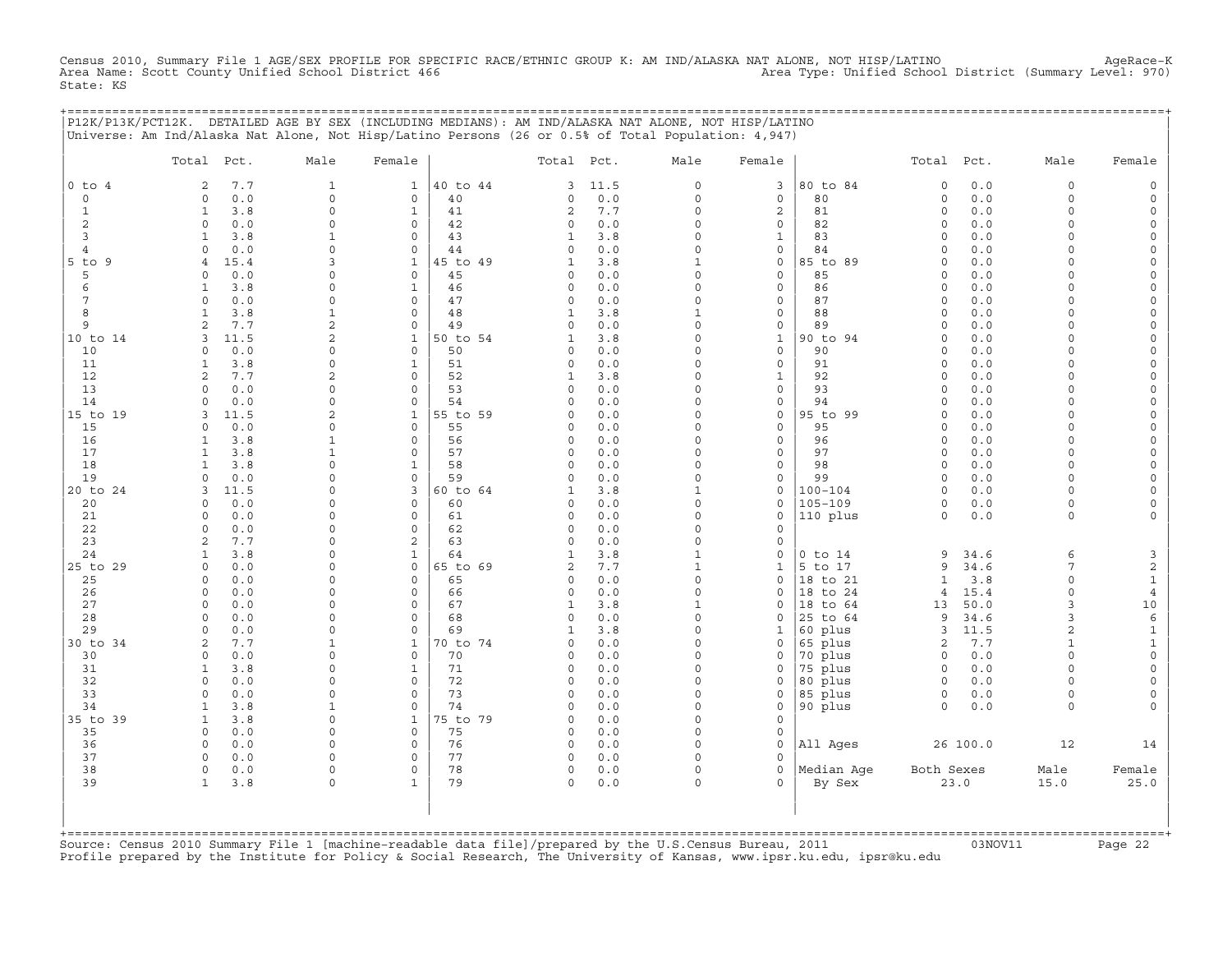Census 2010, Summary File 1 AGE/SEX PROFILE FOR SPECIFIC RACE/ETHNIC GROUP K: AM IND/ALASKA NAT ALONE, NOT HISP/LATINO AgeRace-K
Area Name: Scott County Unified School District 466 Area Type: Unified School District (Summary Level: 970)
State: KS

P12K/P13K/PCT12K. DETAILED AGE BY SEX (INCLUDING MEDIANS): AM IND/ALASKA NAT ALONE, NOT HISP/LATINO
Universe: Am Ind/Alaska Nat Alone, Not Hisp/Latino Persons (26 or 0.5% of Total Population: 4,947)

| | Total | Pct. | Male | Female | | Total | Pct. | Male | Female | | Total | Pct. | Male | Female |
|---|---|---|---|---|---|---|---|---|---|---|---|---|---|---|
| 0 to 4 | 2 | 7.7 | 1 | 1 | 40 to 44 | 3 | 11.5 | 0 | 3 | 80 to 84 | 0 | 0.0 | 0 | 0 |
| 0 | 0 | 0.0 | 0 | 0 | 40 | 0 | 0.0 | 0 | 0 | 80 | 0 | 0.0 | 0 | 0 |
| 1 | 1 | 3.8 | 0 | 1 | 41 | 2 | 7.7 | 0 | 2 | 81 | 0 | 0.0 | 0 | 0 |
| 2 | 0 | 0.0 | 0 | 0 | 42 | 0 | 0.0 | 0 | 0 | 82 | 0 | 0.0 | 0 | 0 |
| 3 | 1 | 3.8 | 1 | 0 | 43 | 1 | 3.8 | 0 | 1 | 83 | 0 | 0.0 | 0 | 0 |
| 4 | 0 | 0.0 | 0 | 0 | 44 | 0 | 0.0 | 0 | 0 | 84 | 0 | 0.0 | 0 | 0 |
| 5 to 9 | 4 | 15.4 | 3 | 1 | 45 to 49 | 1 | 3.8 | 1 | 0 | 85 to 89 | 0 | 0.0 | 0 | 0 |
| 5 | 0 | 0.0 | 0 | 0 | 45 | 0 | 0.0 | 0 | 0 | 85 | 0 | 0.0 | 0 | 0 |
| 6 | 1 | 3.8 | 0 | 1 | 46 | 0 | 0.0 | 0 | 0 | 86 | 0 | 0.0 | 0 | 0 |
| 7 | 0 | 0.0 | 0 | 0 | 47 | 0 | 0.0 | 0 | 0 | 87 | 0 | 0.0 | 0 | 0 |
| 8 | 1 | 3.8 | 1 | 0 | 48 | 1 | 3.8 | 1 | 0 | 88 | 0 | 0.0 | 0 | 0 |
| 9 | 2 | 7.7 | 2 | 0 | 49 | 0 | 0.0 | 0 | 0 | 89 | 0 | 0.0 | 0 | 0 |
| 10 to 14 | 3 | 11.5 | 2 | 1 | 50 to 54 | 1 | 3.8 | 0 | 1 | 90 to 94 | 0 | 0.0 | 0 | 0 |
| 10 | 0 | 0.0 | 0 | 0 | 50 | 0 | 0.0 | 0 | 0 | 90 | 0 | 0.0 | 0 | 0 |
| 11 | 1 | 3.8 | 0 | 1 | 51 | 0 | 0.0 | 0 | 0 | 91 | 0 | 0.0 | 0 | 0 |
| 12 | 2 | 7.7 | 2 | 0 | 52 | 1 | 3.8 | 0 | 1 | 92 | 0 | 0.0 | 0 | 0 |
| 13 | 0 | 0.0 | 0 | 0 | 53 | 0 | 0.0 | 0 | 0 | 93 | 0 | 0.0 | 0 | 0 |
| 14 | 0 | 0.0 | 0 | 0 | 54 | 0 | 0.0 | 0 | 0 | 94 | 0 | 0.0 | 0 | 0 |
| 15 to 19 | 3 | 11.5 | 2 | 1 | 55 to 59 | 0 | 0.0 | 0 | 0 | 95 to 99 | 0 | 0.0 | 0 | 0 |
| 15 | 0 | 0.0 | 0 | 0 | 55 | 0 | 0.0 | 0 | 0 | 95 | 0 | 0.0 | 0 | 0 |
| 16 | 1 | 3.8 | 1 | 0 | 56 | 0 | 0.0 | 0 | 0 | 96 | 0 | 0.0 | 0 | 0 |
| 17 | 1 | 3.8 | 1 | 0 | 57 | 0 | 0.0 | 0 | 0 | 97 | 0 | 0.0 | 0 | 0 |
| 18 | 1 | 3.8 | 0 | 1 | 58 | 0 | 0.0 | 0 | 0 | 98 | 0 | 0.0 | 0 | 0 |
| 19 | 0 | 0.0 | 0 | 0 | 59 | 0 | 0.0 | 0 | 0 | 99 | 0 | 0.0 | 0 | 0 |
| 20 to 24 | 3 | 11.5 | 0 | 3 | 60 to 64 | 1 | 3.8 | 1 | 0 | 100-104 | 0 | 0.0 | 0 | 0 |
| 20 | 0 | 0.0 | 0 | 0 | 60 | 0 | 0.0 | 0 | 0 | 105-109 | 0 | 0.0 | 0 | 0 |
| 21 | 0 | 0.0 | 0 | 0 | 61 | 0 | 0.0 | 0 | 0 | 110 plus | 0 | 0.0 | 0 | 0 |
| 22 | 0 | 0.0 | 0 | 0 | 62 | 0 | 0.0 | 0 | 0 | | | | | |
| 23 | 2 | 7.7 | 0 | 2 | 63 | 0 | 0.0 | 0 | 0 | | | | | |
| 24 | 1 | 3.8 | 0 | 1 | 64 | 1 | 3.8 | 1 | 0 | 0 to 14 | 9 | 34.6 | 6 | 3 |
| 25 to 29 | 0 | 0.0 | 0 | 0 | 65 to 69 | 2 | 7.7 | 1 | 1 | 5 to 17 | 9 | 34.6 | 7 | 2 |
| 25 | 0 | 0.0 | 0 | 0 | 65 | 0 | 0.0 | 0 | 0 | 18 to 21 | 1 | 3.8 | 0 | 1 |
| 26 | 0 | 0.0 | 0 | 0 | 66 | 0 | 0.0 | 0 | 0 | 18 to 24 | 4 | 15.4 | 0 | 4 |
| 27 | 0 | 0.0 | 0 | 0 | 67 | 1 | 3.8 | 1 | 0 | 18 to 64 | 13 | 50.0 | 3 | 10 |
| 28 | 0 | 0.0 | 0 | 0 | 68 | 0 | 0.0 | 0 | 0 | 25 to 64 | 9 | 34.6 | 3 | 6 |
| 29 | 0 | 0.0 | 0 | 0 | 69 | 1 | 3.8 | 0 | 1 | 60 plus | 3 | 11.5 | 2 | 1 |
| 30 to 34 | 2 | 7.7 | 1 | 1 | 70 to 74 | 0 | 0.0 | 0 | 0 | 65 plus | 2 | 7.7 | 1 | 1 |
| 30 | 0 | 0.0 | 0 | 0 | 70 | 0 | 0.0 | 0 | 0 | 70 plus | 0 | 0.0 | 0 | 0 |
| 31 | 1 | 3.8 | 0 | 1 | 71 | 0 | 0.0 | 0 | 0 | 75 plus | 0 | 0.0 | 0 | 0 |
| 32 | 0 | 0.0 | 0 | 0 | 72 | 0 | 0.0 | 0 | 0 | 80 plus | 0 | 0.0 | 0 | 0 |
| 33 | 0 | 0.0 | 0 | 0 | 73 | 0 | 0.0 | 0 | 0 | 85 plus | 0 | 0.0 | 0 | 0 |
| 34 | 1 | 3.8 | 1 | 0 | 74 | 0 | 0.0 | 0 | 0 | 90 plus | 0 | 0.0 | 0 | 0 |
| 35 to 39 | 1 | 3.8 | 0 | 1 | 75 to 79 | 0 | 0.0 | 0 | 0 | | | | | |
| 35 | 0 | 0.0 | 0 | 0 | 75 | 0 | 0.0 | 0 | 0 | | | | | |
| 36 | 0 | 0.0 | 0 | 0 | 76 | 0 | 0.0 | 0 | 0 | All Ages | 26 | 100.0 | 12 | 14 |
| 37 | 0 | 0.0 | 0 | 0 | 77 | 0 | 0.0 | 0 | 0 | | | | | |
| 38 | 0 | 0.0 | 0 | 0 | 78 | 0 | 0.0 | 0 | 0 | Median Age | Both Sexes | | Male | Female |
| 39 | 1 | 3.8 | 0 | 1 | 79 | 0 | 0.0 | 0 | 0 | By Sex | 23.0 | | 15.0 | 25.0 |

Source: Census 2010 Summary File 1 [machine-readable data file]/prepared by the U.S.Census Bureau, 2011 03NOV11
Profile prepared by the Institute for Policy & Social Research, The University of Kansas, www.ipsr.ku.edu, ipsr@ku.edu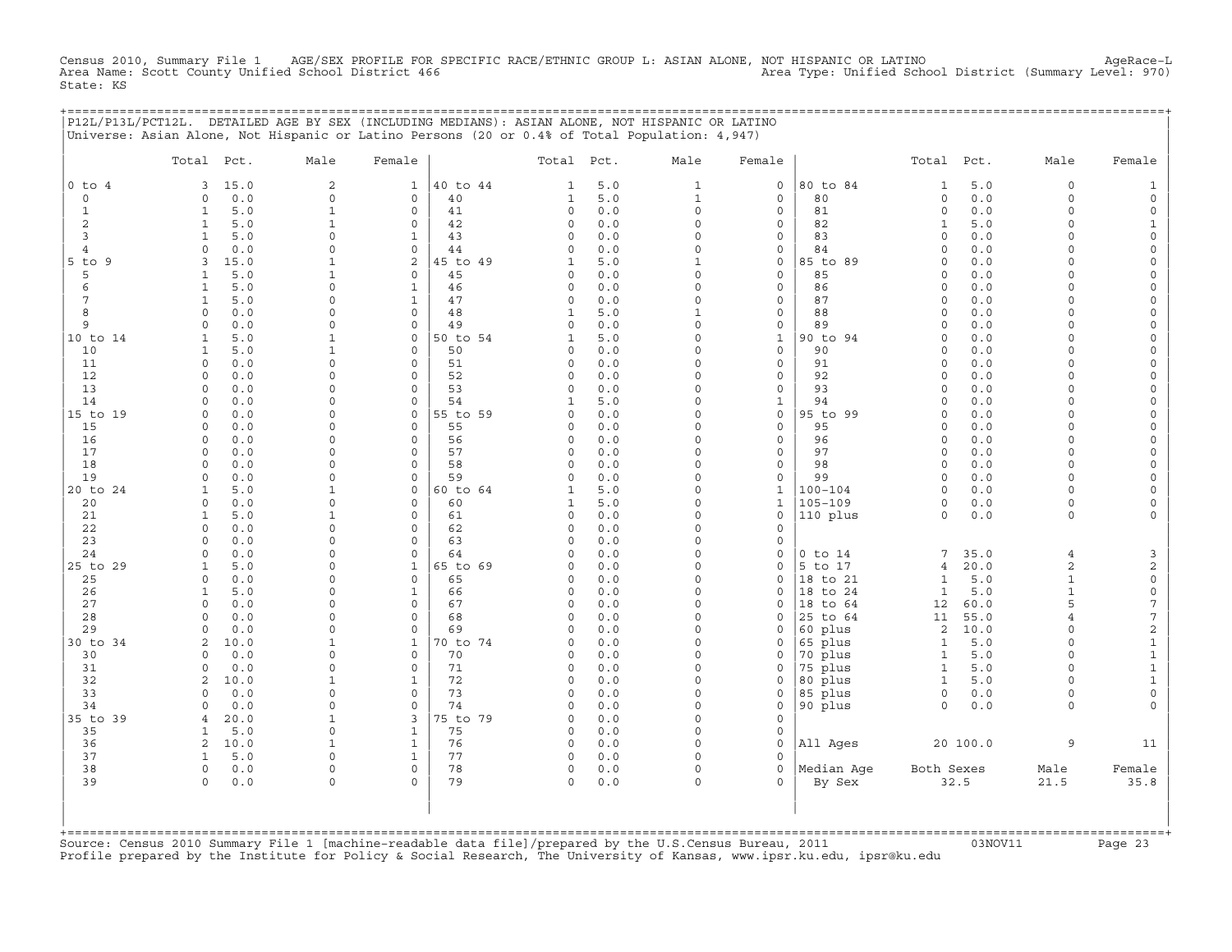Census 2010, Summary File 1 AGE/SEX PROFILE FOR SPECIFIC RACE/ETHNIC GROUP L: ASIAN ALONE, NOT HISPANIC OR LATINO AgeRace-L
Area Name: Scott County Unified School District 466 Area Type: Unified School District (Summary Level: 970)
State: KS

P12L/P13L/PCT12L. DETAILED AGE BY SEX (INCLUDING MEDIANS): ASIAN ALONE, NOT HISPANIC OR LATINO
Universe: Asian Alone, Not Hispanic or Latino Persons (20 or 0.4% of Total Population: 4,947)

| | Total | Pct. | Male | Female | | Total | Pct. | Male | Female | | Total | Pct. | Male | Female |
|---|---|---|---|---|---|---|---|---|---|---|---|---|---|---|
| 0 to 4 | 3 | 15.0 | 2 | 1 | 40 to 44 | 1 | 5.0 | 1 | 0 | 80 to 84 | 1 | 5.0 | 0 | 1 |
| 0 | 0 | 0.0 | 0 | 0 | 40 | 1 | 5.0 | 1 | 0 | 80 | 0 | 0.0 | 0 | 0 |
| 1 | 1 | 5.0 | 1 | 0 | 41 | 0 | 0.0 | 0 | 0 | 81 | 0 | 0.0 | 0 | 0 |
| 2 | 1 | 5.0 | 1 | 0 | 42 | 0 | 0.0 | 0 | 0 | 82 | 1 | 5.0 | 0 | 1 |
| 3 | 1 | 5.0 | 0 | 1 | 43 | 0 | 0.0 | 0 | 0 | 83 | 0 | 0.0 | 0 | 0 |
| 4 | 0 | 0.0 | 0 | 0 | 44 | 0 | 0.0 | 0 | 0 | 84 | 0 | 0.0 | 0 | 0 |
| 5 to 9 | 3 | 15.0 | 1 | 2 | 45 to 49 | 1 | 5.0 | 1 | 0 | 85 to 89 | 0 | 0.0 | 0 | 0 |
| 5 | 1 | 5.0 | 1 | 0 | 45 | 0 | 0.0 | 0 | 0 | 85 | 0 | 0.0 | 0 | 0 |
| 6 | 1 | 5.0 | 0 | 1 | 46 | 0 | 0.0 | 0 | 0 | 86 | 0 | 0.0 | 0 | 0 |
| 7 | 1 | 5.0 | 0 | 1 | 47 | 0 | 0.0 | 0 | 0 | 87 | 0 | 0.0 | 0 | 0 |
| 8 | 0 | 0.0 | 0 | 0 | 48 | 1 | 5.0 | 1 | 0 | 88 | 0 | 0.0 | 0 | 0 |
| 9 | 0 | 0.0 | 0 | 0 | 49 | 0 | 0.0 | 0 | 0 | 89 | 0 | 0.0 | 0 | 0 |
| 10 to 14 | 1 | 5.0 | 1 | 0 | 50 to 54 | 1 | 5.0 | 0 | 1 | 90 to 94 | 0 | 0.0 | 0 | 0 |
| 10 | 1 | 5.0 | 1 | 0 | 50 | 0 | 0.0 | 0 | 0 | 90 | 0 | 0.0 | 0 | 0 |
| 11 | 0 | 0.0 | 0 | 0 | 51 | 0 | 0.0 | 0 | 0 | 91 | 0 | 0.0 | 0 | 0 |
| 12 | 0 | 0.0 | 0 | 0 | 52 | 0 | 0.0 | 0 | 0 | 92 | 0 | 0.0 | 0 | 0 |
| 13 | 0 | 0.0 | 0 | 0 | 53 | 0 | 0.0 | 0 | 0 | 93 | 0 | 0.0 | 0 | 0 |
| 14 | 0 | 0.0 | 0 | 0 | 54 | 1 | 5.0 | 0 | 1 | 94 | 0 | 0.0 | 0 | 0 |
| 15 to 19 | 0 | 0.0 | 0 | 0 | 55 to 59 | 0 | 0.0 | 0 | 0 | 95 to 99 | 0 | 0.0 | 0 | 0 |
| 15 | 0 | 0.0 | 0 | 0 | 55 | 0 | 0.0 | 0 | 0 | 95 | 0 | 0.0 | 0 | 0 |
| 16 | 0 | 0.0 | 0 | 0 | 56 | 0 | 0.0 | 0 | 0 | 96 | 0 | 0.0 | 0 | 0 |
| 17 | 0 | 0.0 | 0 | 0 | 57 | 0 | 0.0 | 0 | 0 | 97 | 0 | 0.0 | 0 | 0 |
| 18 | 0 | 0.0 | 0 | 0 | 58 | 0 | 0.0 | 0 | 0 | 98 | 0 | 0.0 | 0 | 0 |
| 19 | 0 | 0.0 | 0 | 0 | 59 | 0 | 0.0 | 0 | 0 | 99 | 0 | 0.0 | 0 | 0 |
| 20 to 24 | 1 | 5.0 | 1 | 0 | 60 to 64 | 1 | 5.0 | 0 | 1 | 100-104 | 0 | 0.0 | 0 | 0 |
| 20 | 0 | 0.0 | 0 | 0 | 60 | 1 | 5.0 | 0 | 1 | 105-109 | 0 | 0.0 | 0 | 0 |
| 21 | 1 | 5.0 | 1 | 0 | 61 | 0 | 0.0 | 0 | 0 | 110 plus | 0 | 0.0 | 0 | 0 |
| 22 | 0 | 0.0 | 0 | 0 | 62 | 0 | 0.0 | 0 | 0 | | | | | |
| 23 | 0 | 0.0 | 0 | 0 | 63 | 0 | 0.0 | 0 | 0 | | | | | |
| 24 | 0 | 0.0 | 0 | 0 | 64 | 0 | 0.0 | 0 | 0 | 0 to 14 | 7 | 35.0 | 4 | 3 |
| 25 to 29 | 1 | 5.0 | 0 | 1 | 65 to 69 | 0 | 0.0 | 0 | 0 | 5 to 17 | 4 | 20.0 | 2 | 2 |
| 25 | 0 | 0.0 | 0 | 0 | 65 | 0 | 0.0 | 0 | 0 | 18 to 21 | 1 | 5.0 | 1 | 0 |
| 26 | 1 | 5.0 | 0 | 1 | 66 | 0 | 0.0 | 0 | 0 | 18 to 24 | 1 | 5.0 | 1 | 0 |
| 27 | 0 | 0.0 | 0 | 0 | 67 | 0 | 0.0 | 0 | 0 | 18 to 64 | 12 | 60.0 | 5 | 7 |
| 28 | 0 | 0.0 | 0 | 0 | 68 | 0 | 0.0 | 0 | 0 | 25 to 64 | 11 | 55.0 | 4 | 7 |
| 29 | 0 | 0.0 | 0 | 0 | 69 | 0 | 0.0 | 0 | 0 | 60 plus | 2 | 10.0 | 0 | 2 |
| 30 to 34 | 2 | 10.0 | 1 | 1 | 70 to 74 | 0 | 0.0 | 0 | 0 | 65 plus | 1 | 5.0 | 0 | 1 |
| 30 | 0 | 0.0 | 0 | 0 | 70 | 0 | 0.0 | 0 | 0 | 70 plus | 1 | 5.0 | 0 | 1 |
| 31 | 0 | 0.0 | 0 | 0 | 71 | 0 | 0.0 | 0 | 0 | 75 plus | 1 | 5.0 | 0 | 1 |
| 32 | 2 | 10.0 | 1 | 1 | 72 | 0 | 0.0 | 0 | 0 | 80 plus | 1 | 5.0 | 0 | 1 |
| 33 | 0 | 0.0 | 0 | 0 | 73 | 0 | 0.0 | 0 | 0 | 85 plus | 0 | 0.0 | 0 | 0 |
| 34 | 0 | 0.0 | 0 | 0 | 74 | 0 | 0.0 | 0 | 0 | 90 plus | 0 | 0.0 | 0 | 0 |
| 35 to 39 | 4 | 20.0 | 1 | 3 | 75 to 79 | 0 | 0.0 | 0 | 0 | | | | | |
| 35 | 1 | 5.0 | 0 | 1 | 75 | 0 | 0.0 | 0 | 0 | | | | | |
| 36 | 2 | 10.0 | 1 | 1 | 76 | 0 | 0.0 | 0 | 0 | All Ages | 20 | 100.0 | 9 | 11 |
| 37 | 1 | 5.0 | 0 | 1 | 77 | 0 | 0.0 | 0 | 0 | | | | | |
| 38 | 0 | 0.0 | 0 | 0 | 78 | 0 | 0.0 | 0 | 0 | Median Age | Both Sexes | | Male | Female |
| 39 | 0 | 0.0 | 0 | 0 | 79 | 0 | 0.0 | 0 | 0 | By Sex | 32.5 | | 21.5 | 35.8 |

Source: Census 2010 Summary File 1 [machine-readable data file]/prepared by the U.S.Census Bureau, 2011 03NOV11
Profile prepared by the Institute for Policy & Social Research, The University of Kansas, www.ipsr.ku.edu, ipsr@ku.edu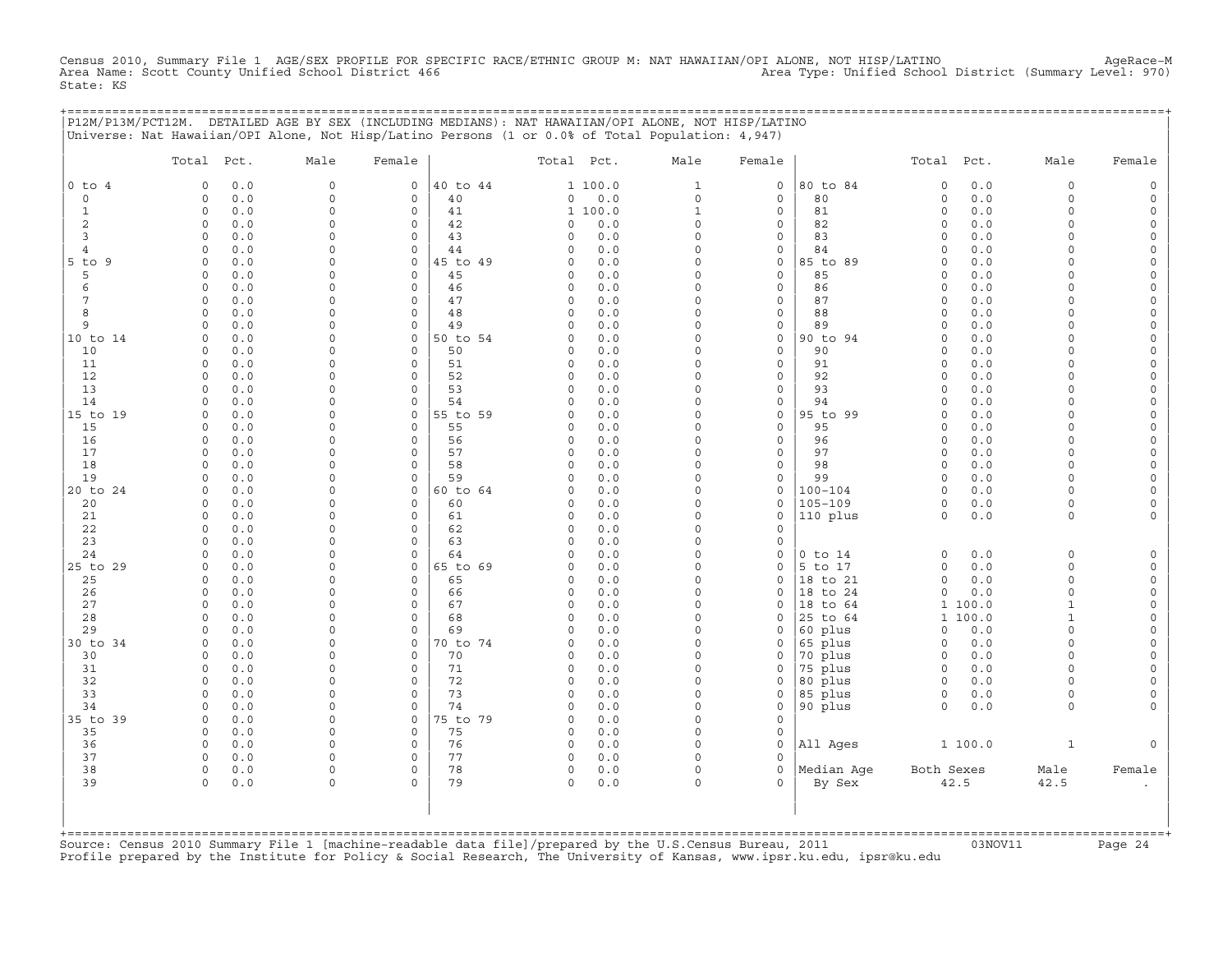Census 2010, Summary File 1 AGE/SEX PROFILE FOR SPECIFIC RACE/ETHNIC GROUP M: NAT HAWAIIAN/OPI ALONE, NOT HISP/LATINO AgeRace-M
Area Name: Scott County Unified School District 466 Area Type: Unified School District (Summary Level: 970)
State: KS

P12M/P13M/PCT12M. DETAILED AGE BY SEX (INCLUDING MEDIANS): NAT HAWAIIAN/OPI ALONE, NOT HISP/LATINO
Universe: Nat Hawaiian/OPI Alone, Not Hisp/Latino Persons (1 or 0.0% of Total Population: 4,947)

| | Total | Pct. | Male | Female | | Total | Pct. | Male | Female | | Total | Pct. | Male | Female |
|---|---|---|---|---|---|---|---|---|---|---|---|---|---|---|
| 0 to 4 | 0 | 0.0 | 0 | 0 | 40 to 44 | 1 | 100.0 | 1 | 0 | 80 to 84 | 0 | 0.0 | 0 | 0 |
| 0 | 0 | 0.0 | 0 | 0 | 40 | 0 | 0.0 | 0 | 0 | 80 | 0 | 0.0 | 0 | 0 |
| 1 | 0 | 0.0 | 0 | 0 | 41 | 1 | 100.0 | 1 | 0 | 81 | 0 | 0.0 | 0 | 0 |
| 2 | 0 | 0.0 | 0 | 0 | 42 | 0 | 0.0 | 0 | 0 | 82 | 0 | 0.0 | 0 | 0 |
| 3 | 0 | 0.0 | 0 | 0 | 43 | 0 | 0.0 | 0 | 0 | 83 | 0 | 0.0 | 0 | 0 |
| 4 | 0 | 0.0 | 0 | 0 | 44 | 0 | 0.0 | 0 | 0 | 84 | 0 | 0.0 | 0 | 0 |
| 5 to 9 | 0 | 0.0 | 0 | 0 | 45 to 49 | 0 | 0.0 | 0 | 0 | 85 to 89 | 0 | 0.0 | 0 | 0 |
| 5 | 0 | 0.0 | 0 | 0 | 45 | 0 | 0.0 | 0 | 0 | 85 | 0 | 0.0 | 0 | 0 |
| 6 | 0 | 0.0 | 0 | 0 | 46 | 0 | 0.0 | 0 | 0 | 86 | 0 | 0.0 | 0 | 0 |
| 7 | 0 | 0.0 | 0 | 0 | 47 | 0 | 0.0 | 0 | 0 | 87 | 0 | 0.0 | 0 | 0 |
| 8 | 0 | 0.0 | 0 | 0 | 48 | 0 | 0.0 | 0 | 0 | 88 | 0 | 0.0 | 0 | 0 |
| 9 | 0 | 0.0 | 0 | 0 | 49 | 0 | 0.0 | 0 | 0 | 89 | 0 | 0.0 | 0 | 0 |
| 10 to 14 | 0 | 0.0 | 0 | 0 | 50 to 54 | 0 | 0.0 | 0 | 0 | 90 to 94 | 0 | 0.0 | 0 | 0 |
| 10 | 0 | 0.0 | 0 | 0 | 50 | 0 | 0.0 | 0 | 0 | 90 | 0 | 0.0 | 0 | 0 |
| 11 | 0 | 0.0 | 0 | 0 | 51 | 0 | 0.0 | 0 | 0 | 91 | 0 | 0.0 | 0 | 0 |
| 12 | 0 | 0.0 | 0 | 0 | 52 | 0 | 0.0 | 0 | 0 | 92 | 0 | 0.0 | 0 | 0 |
| 13 | 0 | 0.0 | 0 | 0 | 53 | 0 | 0.0 | 0 | 0 | 93 | 0 | 0.0 | 0 | 0 |
| 14 | 0 | 0.0 | 0 | 0 | 54 | 0 | 0.0 | 0 | 0 | 94 | 0 | 0.0 | 0 | 0 |
| 15 to 19 | 0 | 0.0 | 0 | 0 | 55 to 59 | 0 | 0.0 | 0 | 0 | 95 to 99 | 0 | 0.0 | 0 | 0 |
| 15 | 0 | 0.0 | 0 | 0 | 55 | 0 | 0.0 | 0 | 0 | 95 | 0 | 0.0 | 0 | 0 |
| 16 | 0 | 0.0 | 0 | 0 | 56 | 0 | 0.0 | 0 | 0 | 96 | 0 | 0.0 | 0 | 0 |
| 17 | 0 | 0.0 | 0 | 0 | 57 | 0 | 0.0 | 0 | 0 | 97 | 0 | 0.0 | 0 | 0 |
| 18 | 0 | 0.0 | 0 | 0 | 58 | 0 | 0.0 | 0 | 0 | 98 | 0 | 0.0 | 0 | 0 |
| 19 | 0 | 0.0 | 0 | 0 | 59 | 0 | 0.0 | 0 | 0 | 99 | 0 | 0.0 | 0 | 0 |
| 20 to 24 | 0 | 0.0 | 0 | 0 | 60 to 64 | 0 | 0.0 | 0 | 0 | 100-104 | 0 | 0.0 | 0 | 0 |
| 20 | 0 | 0.0 | 0 | 0 | 60 | 0 | 0.0 | 0 | 0 | 105-109 | 0 | 0.0 | 0 | 0 |
| 21 | 0 | 0.0 | 0 | 0 | 61 | 0 | 0.0 | 0 | 0 | 110 plus | 0 | 0.0 | 0 | 0 |
| 22 | 0 | 0.0 | 0 | 0 | 62 | 0 | 0.0 | 0 | 0 | | | | | |
| 23 | 0 | 0.0 | 0 | 0 | 63 | 0 | 0.0 | 0 | 0 | | | | | |
| 24 | 0 | 0.0 | 0 | 0 | 64 | 0 | 0.0 | 0 | 0 | 0 to 14 | 0 | 0.0 | 0 | 0 |
| 25 to 29 | 0 | 0.0 | 0 | 0 | 65 to 69 | 0 | 0.0 | 0 | 0 | 5 to 17 | 0 | 0.0 | 0 | 0 |
| 25 | 0 | 0.0 | 0 | 0 | 65 | 0 | 0.0 | 0 | 0 | 18 to 21 | 0 | 0.0 | 0 | 0 |
| 26 | 0 | 0.0 | 0 | 0 | 66 | 0 | 0.0 | 0 | 0 | 18 to 24 | 0 | 0.0 | 0 | 0 |
| 27 | 0 | 0.0 | 0 | 0 | 67 | 0 | 0.0 | 0 | 0 | 18 to 64 | 1 | 100.0 | 1 | 0 |
| 28 | 0 | 0.0 | 0 | 0 | 68 | 0 | 0.0 | 0 | 0 | 25 to 64 | 1 | 100.0 | 1 | 0 |
| 29 | 0 | 0.0 | 0 | 0 | 69 | 0 | 0.0 | 0 | 0 | 60 plus | 0 | 0.0 | 0 | 0 |
| 30 to 34 | 0 | 0.0 | 0 | 0 | 70 to 74 | 0 | 0.0 | 0 | 0 | 65 plus | 0 | 0.0 | 0 | 0 |
| 30 | 0 | 0.0 | 0 | 0 | 70 | 0 | 0.0 | 0 | 0 | 70 plus | 0 | 0.0 | 0 | 0 |
| 31 | 0 | 0.0 | 0 | 0 | 71 | 0 | 0.0 | 0 | 0 | 75 plus | 0 | 0.0 | 0 | 0 |
| 32 | 0 | 0.0 | 0 | 0 | 72 | 0 | 0.0 | 0 | 0 | 80 plus | 0 | 0.0 | 0 | 0 |
| 33 | 0 | 0.0 | 0 | 0 | 73 | 0 | 0.0 | 0 | 0 | 85 plus | 0 | 0.0 | 0 | 0 |
| 34 | 0 | 0.0 | 0 | 0 | 74 | 0 | 0.0 | 0 | 0 | 90 plus | 0 | 0.0 | 0 | 0 |
| 35 to 39 | 0 | 0.0 | 0 | 0 | 75 to 79 | 0 | 0.0 | 0 | 0 | | | | | |
| 35 | 0 | 0.0 | 0 | 0 | 75 | 0 | 0.0 | 0 | 0 | | | | | |
| 36 | 0 | 0.0 | 0 | 0 | 76 | 0 | 0.0 | 0 | 0 | All Ages | 1 | 100.0 | 1 | 0 |
| 37 | 0 | 0.0 | 0 | 0 | 77 | 0 | 0.0 | 0 | 0 | | | | | |
| 38 | 0 | 0.0 | 0 | 0 | 78 | 0 | 0.0 | 0 | 0 | Median Age | Both Sexes | | Male | Female |
| 39 | 0 | 0.0 | 0 | 0 | 79 | 0 | 0.0 | 0 | 0 | By Sex | 42.5 | | 42.5 | . |

Source: Census 2010 Summary File 1 [machine-readable data file]/prepared by the U.S.Census Bureau, 2011 03NOV11
Profile prepared by the Institute for Policy & Social Research, The University of Kansas, www.ipsr.ku.edu, ipsr@ku.edu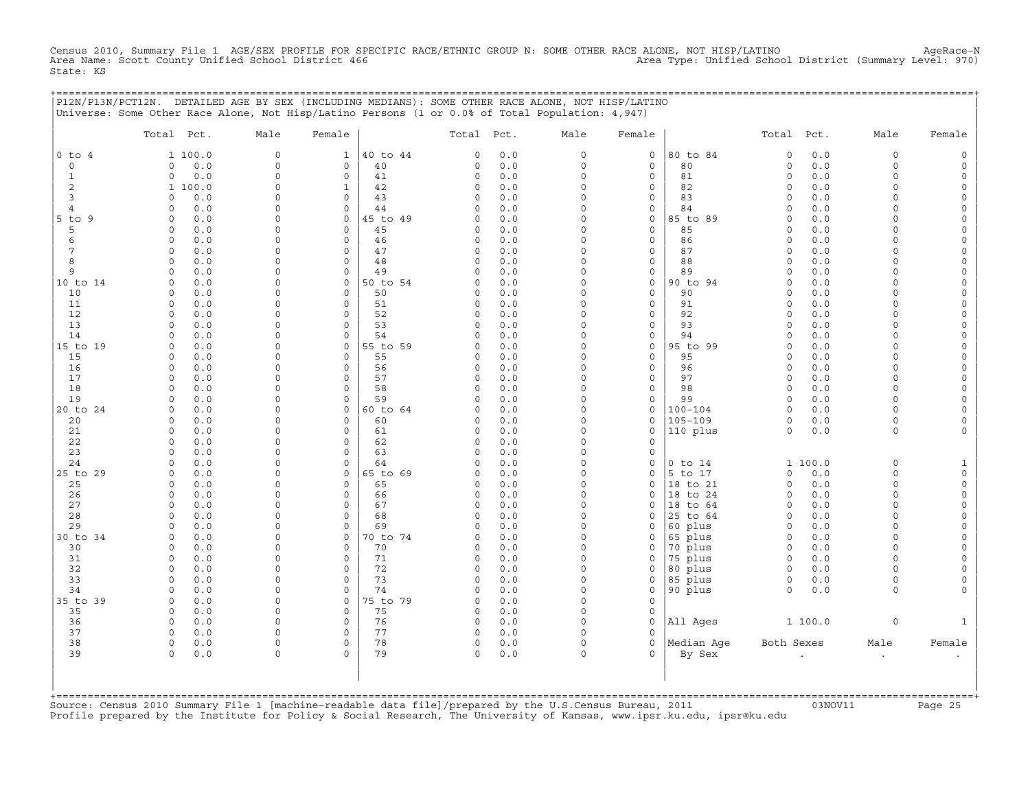Census 2010, Summary File 1 AGE/SEX PROFILE FOR SPECIFIC RACE/ETHNIC GROUP N: SOME OTHER RACE ALONE, NOT HISP/LATINO AgeRace-N
Area Name: Scott County Unified School District 466 Area Type: Unified School District (Summary Level: 970)
State: KS

P12N/P13N/PCT12N. DETAILED AGE BY SEX (INCLUDING MEDIANS): SOME OTHER RACE ALONE, NOT HISP/LATINO
Universe: Some Other Race Alone, Not Hisp/Latino Persons (1 or 0.0% of Total Population: 4,947)

| | Total | Pct. | Male | Female | | Total | Pct. | Male | Female | | Total | Pct. | Male | Female |
|---|---|---|---|---|---|---|---|---|---|---|---|---|---|---|
| 0 to 4 | 1 | 100.0 | 0 | 1 | 40 to 44 | 0 | 0.0 | 0 | 0 | 80 to 84 | 0 | 0.0 | 0 | 0 |
| 0 | 0 | 0.0 | 0 | 0 | 40 | 0 | 0.0 | 0 | 0 | 80 | 0 | 0.0 | 0 | 0 |
| 1 | 0 | 0.0 | 0 | 0 | 41 | 0 | 0.0 | 0 | 0 | 81 | 0 | 0.0 | 0 | 0 |
| 2 | 1 | 100.0 | 0 | 1 | 42 | 0 | 0.0 | 0 | 0 | 82 | 0 | 0.0 | 0 | 0 |
| 3 | 0 | 0.0 | 0 | 0 | 43 | 0 | 0.0 | 0 | 0 | 83 | 0 | 0.0 | 0 | 0 |
| 4 | 0 | 0.0 | 0 | 0 | 44 | 0 | 0.0 | 0 | 0 | 84 | 0 | 0.0 | 0 | 0 |
| 5 to 9 | 0 | 0.0 | 0 | 0 | 45 to 49 | 0 | 0.0 | 0 | 0 | 85 to 89 | 0 | 0.0 | 0 | 0 |
| 5 | 0 | 0.0 | 0 | 0 | 45 | 0 | 0.0 | 0 | 0 | 85 | 0 | 0.0 | 0 | 0 |
| 6 | 0 | 0.0 | 0 | 0 | 46 | 0 | 0.0 | 0 | 0 | 86 | 0 | 0.0 | 0 | 0 |
| 7 | 0 | 0.0 | 0 | 0 | 47 | 0 | 0.0 | 0 | 0 | 87 | 0 | 0.0 | 0 | 0 |
| 8 | 0 | 0.0 | 0 | 0 | 48 | 0 | 0.0 | 0 | 0 | 88 | 0 | 0.0 | 0 | 0 |
| 9 | 0 | 0.0 | 0 | 0 | 49 | 0 | 0.0 | 0 | 0 | 89 | 0 | 0.0 | 0 | 0 |
| 10 to 14 | 0 | 0.0 | 0 | 0 | 50 to 54 | 0 | 0.0 | 0 | 0 | 90 to 94 | 0 | 0.0 | 0 | 0 |
| 10 | 0 | 0.0 | 0 | 0 | 50 | 0 | 0.0 | 0 | 0 | 90 | 0 | 0.0 | 0 | 0 |
| 11 | 0 | 0.0 | 0 | 0 | 51 | 0 | 0.0 | 0 | 0 | 91 | 0 | 0.0 | 0 | 0 |
| 12 | 0 | 0.0 | 0 | 0 | 52 | 0 | 0.0 | 0 | 0 | 92 | 0 | 0.0 | 0 | 0 |
| 13 | 0 | 0.0 | 0 | 0 | 53 | 0 | 0.0 | 0 | 0 | 93 | 0 | 0.0 | 0 | 0 |
| 14 | 0 | 0.0 | 0 | 0 | 54 | 0 | 0.0 | 0 | 0 | 94 | 0 | 0.0 | 0 | 0 |
| 15 to 19 | 0 | 0.0 | 0 | 0 | 55 to 59 | 0 | 0.0 | 0 | 0 | 95 to 99 | 0 | 0.0 | 0 | 0 |
| 15 | 0 | 0.0 | 0 | 0 | 55 | 0 | 0.0 | 0 | 0 | 95 | 0 | 0.0 | 0 | 0 |
| 16 | 0 | 0.0 | 0 | 0 | 56 | 0 | 0.0 | 0 | 0 | 96 | 0 | 0.0 | 0 | 0 |
| 17 | 0 | 0.0 | 0 | 0 | 57 | 0 | 0.0 | 0 | 0 | 97 | 0 | 0.0 | 0 | 0 |
| 18 | 0 | 0.0 | 0 | 0 | 58 | 0 | 0.0 | 0 | 0 | 98 | 0 | 0.0 | 0 | 0 |
| 19 | 0 | 0.0 | 0 | 0 | 59 | 0 | 0.0 | 0 | 0 | 99 | 0 | 0.0 | 0 | 0 |
| 20 to 24 | 0 | 0.0 | 0 | 0 | 60 to 64 | 0 | 0.0 | 0 | 0 | 100-104 | 0 | 0.0 | 0 | 0 |
| 20 | 0 | 0.0 | 0 | 0 | 60 | 0 | 0.0 | 0 | 0 | 105-109 | 0 | 0.0 | 0 | 0 |
| 21 | 0 | 0.0 | 0 | 0 | 61 | 0 | 0.0 | 0 | 0 | 110 plus | 0 | 0.0 | 0 | 0 |
| 22 | 0 | 0.0 | 0 | 0 | 62 | 0 | 0.0 | 0 | 0 | | | | | |
| 23 | 0 | 0.0 | 0 | 0 | 63 | 0 | 0.0 | 0 | 0 | | | | | |
| 24 | 0 | 0.0 | 0 | 0 | 64 | 0 | 0.0 | 0 | 0 | 0 to 14 | 1 | 100.0 | 0 | 1 |
| 25 to 29 | 0 | 0.0 | 0 | 0 | 65 to 69 | 0 | 0.0 | 0 | 0 | 5 to 17 | 0 | 0.0 | 0 | 0 |
| 25 | 0 | 0.0 | 0 | 0 | 65 | 0 | 0.0 | 0 | 0 | 18 to 21 | 0 | 0.0 | 0 | 0 |
| 26 | 0 | 0.0 | 0 | 0 | 66 | 0 | 0.0 | 0 | 0 | 18 to 24 | 0 | 0.0 | 0 | 0 |
| 27 | 0 | 0.0 | 0 | 0 | 67 | 0 | 0.0 | 0 | 0 | 18 to 64 | 0 | 0.0 | 0 | 0 |
| 28 | 0 | 0.0 | 0 | 0 | 68 | 0 | 0.0 | 0 | 0 | 25 to 64 | 0 | 0.0 | 0 | 0 |
| 29 | 0 | 0.0 | 0 | 0 | 69 | 0 | 0.0 | 0 | 0 | 60 plus | 0 | 0.0 | 0 | 0 |
| 30 to 34 | 0 | 0.0 | 0 | 0 | 70 to 74 | 0 | 0.0 | 0 | 0 | 65 plus | 0 | 0.0 | 0 | 0 |
| 30 | 0 | 0.0 | 0 | 0 | 70 | 0 | 0.0 | 0 | 0 | 70 plus | 0 | 0.0 | 0 | 0 |
| 31 | 0 | 0.0 | 0 | 0 | 71 | 0 | 0.0 | 0 | 0 | 75 plus | 0 | 0.0 | 0 | 0 |
| 32 | 0 | 0.0 | 0 | 0 | 72 | 0 | 0.0 | 0 | 0 | 80 plus | 0 | 0.0 | 0 | 0 |
| 33 | 0 | 0.0 | 0 | 0 | 73 | 0 | 0.0 | 0 | 0 | 85 plus | 0 | 0.0 | 0 | 0 |
| 34 | 0 | 0.0 | 0 | 0 | 74 | 0 | 0.0 | 0 | 0 | 90 plus | 0 | 0.0 | 0 | 0 |
| 35 to 39 | 0 | 0.0 | 0 | 0 | 75 to 79 | 0 | 0.0 | 0 | 0 | | | | | |
| 35 | 0 | 0.0 | 0 | 0 | 75 | 0 | 0.0 | 0 | 0 | | | | | |
| 36 | 0 | 0.0 | 0 | 0 | 76 | 0 | 0.0 | 0 | 0 | All Ages | 1 | 100.0 | 0 | 1 |
| 37 | 0 | 0.0 | 0 | 0 | 77 | 0 | 0.0 | 0 | 0 | | | | | |
| 38 | 0 | 0.0 | 0 | 0 | 78 | 0 | 0.0 | 0 | 0 | Median Age | Both Sexes | | Male | Female |
| 39 | 0 | 0.0 | 0 | 0 | 79 | 0 | 0.0 | 0 | 0 | By Sex | . | | . | . |

Source: Census 2010 Summary File 1 [machine-readable data file]/prepared by the U.S.Census Bureau, 2011 03NOV11
Profile prepared by the Institute for Policy & Social Research, The University of Kansas, www.ipsr.ku.edu, ipsr@ku.edu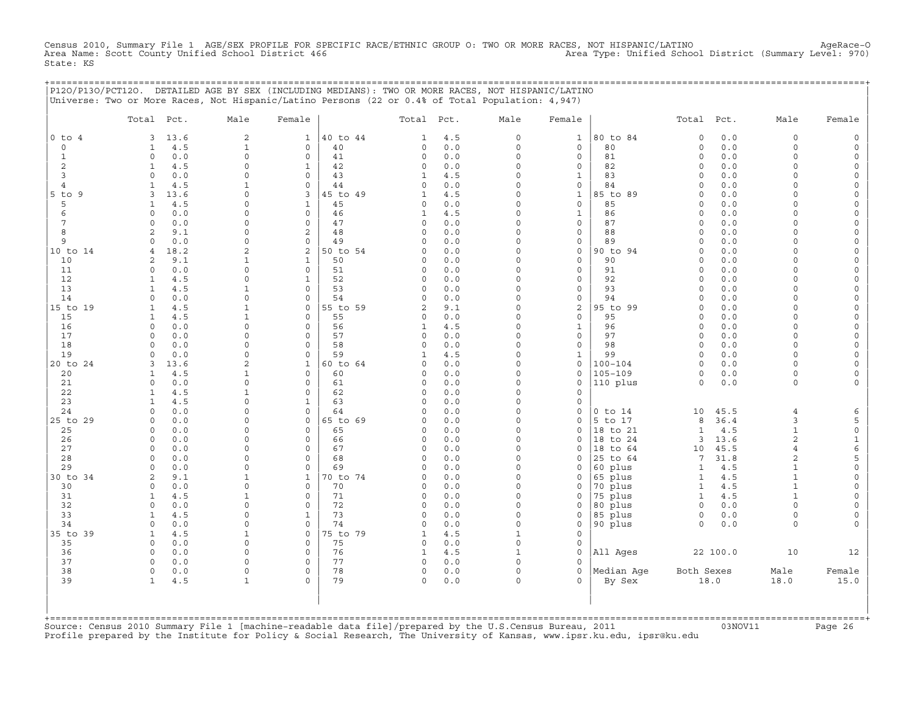Census 2010, Summary File 1 AGE/SEX PROFILE FOR SPECIFIC RACE/ETHNIC GROUP O: TWO OR MORE RACES, NOT HISPANIC/LATINO AgeRace-O
Area Name: Scott County Unified School District 466 Area Type: Unified School District (Summary Level: 970)
State: KS

P12O/P13O/PCT12O. DETAILED AGE BY SEX (INCLUDING MEDIANS): TWO OR MORE RACES, NOT HISPANIC/LATINO
Universe: Two or More Races, Not Hispanic/Latino Persons (22 or 0.4% of Total Population: 4,947)

| | Total | Pct. | Male | Female | | Total | Pct. | Male | Female | | Total | Pct. | Male | Female |
|---|---|---|---|---|---|---|---|---|---|---|---|---|---|---|
| 0 to 4 | 3 | 13.6 | 2 | 1 | 40 to 44 | 1 | 4.5 | 0 | 1 | 80 to 84 | 0 | 0.0 | 0 | 0 |
| 0 | 1 | 4.5 | 1 | 0 | 40 | 0 | 0.0 | 0 | 0 | 80 | 0 | 0.0 | 0 | 0 |
| 1 | 0 | 0.0 | 0 | 0 | 41 | 0 | 0.0 | 0 | 0 | 81 | 0 | 0.0 | 0 | 0 |
| 2 | 1 | 4.5 | 0 | 1 | 42 | 0 | 0.0 | 0 | 0 | 82 | 0 | 0.0 | 0 | 0 |
| 3 | 0 | 0.0 | 0 | 0 | 43 | 1 | 4.5 | 0 | 1 | 83 | 0 | 0.0 | 0 | 0 |
| 4 | 1 | 4.5 | 1 | 0 | 44 | 0 | 0.0 | 0 | 0 | 84 | 0 | 0.0 | 0 | 0 |
| 5 to 9 | 3 | 13.6 | 0 | 3 | 45 to 49 | 1 | 4.5 | 0 | 1 | 85 to 89 | 0 | 0.0 | 0 | 0 |
| 5 | 1 | 4.5 | 0 | 1 | 45 | 0 | 0.0 | 0 | 0 | 85 | 0 | 0.0 | 0 | 0 |
| 6 | 0 | 0.0 | 0 | 0 | 46 | 1 | 4.5 | 0 | 1 | 86 | 0 | 0.0 | 0 | 0 |
| 7 | 0 | 0.0 | 0 | 0 | 47 | 0 | 0.0 | 0 | 0 | 87 | 0 | 0.0 | 0 | 0 |
| 8 | 2 | 9.1 | 0 | 2 | 48 | 0 | 0.0 | 0 | 0 | 88 | 0 | 0.0 | 0 | 0 |
| 9 | 0 | 0.0 | 0 | 0 | 49 | 0 | 0.0 | 0 | 0 | 89 | 0 | 0.0 | 0 | 0 |
| 10 to 14 | 4 | 18.2 | 2 | 2 | 50 to 54 | 0 | 0.0 | 0 | 0 | 90 to 94 | 0 | 0.0 | 0 | 0 |
| 10 | 2 | 9.1 | 1 | 1 | 50 | 0 | 0.0 | 0 | 0 | 90 | 0 | 0.0 | 0 | 0 |
| 11 | 0 | 0.0 | 0 | 0 | 51 | 0 | 0.0 | 0 | 0 | 91 | 0 | 0.0 | 0 | 0 |
| 12 | 1 | 4.5 | 0 | 1 | 52 | 0 | 0.0 | 0 | 0 | 92 | 0 | 0.0 | 0 | 0 |
| 13 | 1 | 4.5 | 1 | 0 | 53 | 0 | 0.0 | 0 | 0 | 93 | 0 | 0.0 | 0 | 0 |
| 14 | 0 | 0.0 | 0 | 0 | 54 | 0 | 0.0 | 0 | 0 | 94 | 0 | 0.0 | 0 | 0 |
| 15 to 19 | 1 | 4.5 | 1 | 0 | 55 to 59 | 2 | 9.1 | 0 | 2 | 95 to 99 | 0 | 0.0 | 0 | 0 |
| 15 | 1 | 4.5 | 1 | 0 | 55 | 0 | 0.0 | 0 | 0 | 95 | 0 | 0.0 | 0 | 0 |
| 16 | 0 | 0.0 | 0 | 0 | 56 | 1 | 4.5 | 0 | 1 | 96 | 0 | 0.0 | 0 | 0 |
| 17 | 0 | 0.0 | 0 | 0 | 57 | 0 | 0.0 | 0 | 0 | 97 | 0 | 0.0 | 0 | 0 |
| 18 | 0 | 0.0 | 0 | 0 | 58 | 0 | 0.0 | 0 | 0 | 98 | 0 | 0.0 | 0 | 0 |
| 19 | 0 | 0.0 | 0 | 0 | 59 | 1 | 4.5 | 0 | 1 | 99 | 0 | 0.0 | 0 | 0 |
| 20 to 24 | 3 | 13.6 | 2 | 1 | 60 to 64 | 0 | 0.0 | 0 | 0 | 100-104 | 0 | 0.0 | 0 | 0 |
| 20 | 1 | 4.5 | 1 | 0 | 60 | 0 | 0.0 | 0 | 0 | 105-109 | 0 | 0.0 | 0 | 0 |
| 21 | 0 | 0.0 | 0 | 0 | 61 | 0 | 0.0 | 0 | 0 | 110 plus | 0 | 0.0 | 0 | 0 |
| 22 | 1 | 4.5 | 1 | 0 | 62 | 0 | 0.0 | 0 | 0 | | | | | |
| 23 | 1 | 4.5 | 0 | 1 | 63 | 0 | 0.0 | 0 | 0 | | | | | |
| 24 | 0 | 0.0 | 0 | 0 | 64 | 0 | 0.0 | 0 | 0 | 0 to 14 | 10 | 45.5 | 4 | 6 |
| 25 to 29 | 0 | 0.0 | 0 | 0 | 65 to 69 | 0 | 0.0 | 0 | 0 | 5 to 17 | 8 | 36.4 | 3 | 5 |
| 25 | 0 | 0.0 | 0 | 0 | 65 | 0 | 0.0 | 0 | 0 | 18 to 21 | 1 | 4.5 | 1 | 0 |
| 26 | 0 | 0.0 | 0 | 0 | 66 | 0 | 0.0 | 0 | 0 | 18 to 24 | 3 | 13.6 | 2 | 1 |
| 27 | 0 | 0.0 | 0 | 0 | 67 | 0 | 0.0 | 0 | 0 | 18 to 64 | 10 | 45.5 | 4 | 6 |
| 28 | 0 | 0.0 | 0 | 0 | 68 | 0 | 0.0 | 0 | 0 | 25 to 64 | 7 | 31.8 | 2 | 5 |
| 29 | 0 | 0.0 | 0 | 0 | 69 | 0 | 0.0 | 0 | 0 | 60 plus | 1 | 4.5 | 1 | 0 |
| 30 to 34 | 2 | 9.1 | 1 | 1 | 70 to 74 | 0 | 0.0 | 0 | 0 | 65 plus | 1 | 4.5 | 1 | 0 |
| 30 | 0 | 0.0 | 0 | 0 | 70 | 0 | 0.0 | 0 | 0 | 70 plus | 1 | 4.5 | 1 | 0 |
| 31 | 1 | 4.5 | 1 | 0 | 71 | 0 | 0.0 | 0 | 0 | 75 plus | 1 | 4.5 | 1 | 0 |
| 32 | 0 | 0.0 | 0 | 0 | 72 | 0 | 0.0 | 0 | 0 | 80 plus | 0 | 0.0 | 0 | 0 |
| 33 | 1 | 4.5 | 0 | 1 | 73 | 0 | 0.0 | 0 | 0 | 85 plus | 0 | 0.0 | 0 | 0 |
| 34 | 0 | 0.0 | 0 | 0 | 74 | 0 | 0.0 | 0 | 0 | 90 plus | 0 | 0.0 | 0 | 0 |
| 35 to 39 | 1 | 4.5 | 1 | 0 | 75 to 79 | 1 | 4.5 | 1 | 0 | | | | | |
| 35 | 0 | 0.0 | 0 | 0 | 75 | 0 | 0.0 | 0 | 0 | | | | | |
| 36 | 0 | 0.0 | 0 | 0 | 76 | 1 | 4.5 | 1 | 0 | All Ages | 22 | 100.0 | 10 | 12 |
| 37 | 0 | 0.0 | 0 | 0 | 77 | 0 | 0.0 | 0 | 0 | | | | | |
| 38 | 0 | 0.0 | 0 | 0 | 78 | 0 | 0.0 | 0 | 0 | Median Age | Both Sexes | | Male | Female |
| 39 | 1 | 4.5 | 1 | 0 | 79 | 0 | 0.0 | 0 | 0 | By Sex | 18.0 | | 18.0 | 15.0 |

Source: Census 2010 Summary File 1 [machine-readable data file]/prepared by the U.S.Census Bureau, 2011 03NOV11
Profile prepared by the Institute for Policy & Social Research, The University of Kansas, www.ipsr.ku.edu, ipsr@ku.edu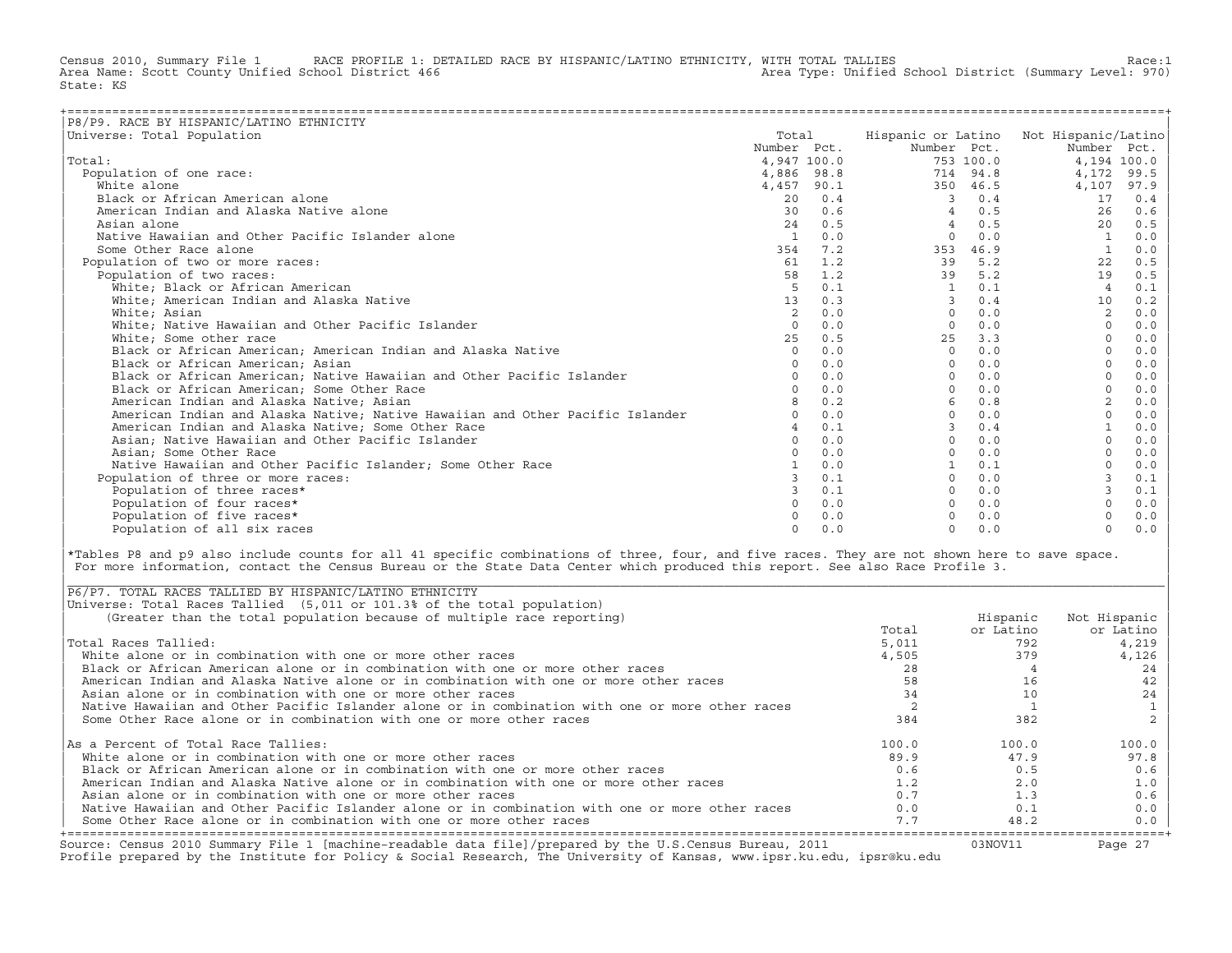Census 2010, Summary File 1 RACE PROFILE 1: DETAILED RACE BY HISPANIC/LATINO ETHNICITY, WITH TOTAL TALLIES Race:1
Area Name: Scott County Unified School District 466 Area Type: Unified School District (Summary Level: 970)
State: KS

## P8/P9. RACE BY HISPANIC/LATINO ETHNICITY

Universe: Total Population

| | Total Number | Total Pct. | Hispanic or Latino Number | Hispanic or Latino Pct. | Not Hispanic/Latino Number | Not Hispanic/Latino Pct. |
|---|---|---|---|---|---|---|
| Total: | 4,947 | 100.0 | 753 | 100.0 | 4,194 | 100.0 |
| Population of one race: | 4,886 | 98.8 | 714 | 94.8 | 4,172 | 99.5 |
| White alone | 4,457 | 90.1 | 350 | 46.5 | 4,107 | 97.9 |
| Black or African American alone | 20 | 0.4 | 3 | 0.4 | 17 | 0.4 |
| American Indian and Alaska Native alone | 30 | 0.6 | 4 | 0.5 | 26 | 0.6 |
| Asian alone | 24 | 0.5 | 4 | 0.5 | 20 | 0.5 |
| Native Hawaiian and Other Pacific Islander alone | 1 | 0.0 | 0 | 0.0 | 1 | 0.0 |
| Some Other Race alone | 354 | 7.2 | 353 | 46.9 | 1 | 0.0 |
| Population of two or more races: | 61 | 1.2 | 39 | 5.2 | 22 | 0.5 |
| Population of two races: | 58 | 1.2 | 39 | 5.2 | 19 | 0.5 |
| White; Black or African American | 5 | 0.1 | 1 | 0.1 | 4 | 0.1 |
| White; American Indian and Alaska Native | 13 | 0.3 | 3 | 0.4 | 10 | 0.2 |
| White; Asian | 2 | 0.0 | 0 | 0.0 | 2 | 0.0 |
| White; Native Hawaiian and Other Pacific Islander | 0 | 0.0 | 0 | 0.0 | 0 | 0.0 |
| White; Some other race | 25 | 0.5 | 25 | 3.3 | 0 | 0.0 |
| Black or African American; American Indian and Alaska Native | 0 | 0.0 | 0 | 0.0 | 0 | 0.0 |
| Black or African American; Asian | 0 | 0.0 | 0 | 0.0 | 0 | 0.0 |
| Black or African American; Native Hawaiian and Other Pacific Islander | 0 | 0.0 | 0 | 0.0 | 0 | 0.0 |
| Black or African American; Some Other Race | 0 | 0.0 | 0 | 0.0 | 0 | 0.0 |
| American Indian and Alaska Native; Asian | 8 | 0.2 | 6 | 0.8 | 2 | 0.0 |
| American Indian and Alaska Native; Native Hawaiian and Other Pacific Islander | 0 | 0.0 | 0 | 0.0 | 0 | 0.0 |
| American Indian and Alaska Native; Some Other Race | 4 | 0.1 | 3 | 0.4 | 1 | 0.0 |
| Asian; Native Hawaiian and Other Pacific Islander | 0 | 0.0 | 0 | 0.0 | 0 | 0.0 |
| Asian; Some Other Race | 0 | 0.0 | 0 | 0.0 | 0 | 0.0 |
| Native Hawaiian and Other Pacific Islander; Some Other Race | 1 | 0.0 | 1 | 0.1 | 0 | 0.0 |
| Population of three or more races: | 3 | 0.1 | 0 | 0.0 | 3 | 0.1 |
| Population of three races* | 3 | 0.1 | 0 | 0.0 | 3 | 0.1 |
| Population of four races* | 0 | 0.0 | 0 | 0.0 | 0 | 0.0 |
| Population of five races* | 0 | 0.0 | 0 | 0.0 | 0 | 0.0 |
| Population of all six races | 0 | 0.0 | 0 | 0.0 | 0 | 0.0 |

*Tables P8 and p9 also include counts for all 41 specific combinations of three, four, and five races. They are not shown here to save space. For more information, contact the Census Bureau or the State Data Center which produced this report. See also Race Profile 3.

## P6/P7. TOTAL RACES TALLIED BY HISPANIC/LATINO ETHNICITY

Universe: Total Races Tallied (5,011 or 101.3% of the total population)
(Greater than the total population because of multiple race reporting)

| | Total | Hispanic or Latino | Not Hispanic or Latino |
|---|---|---|---|
| Total Races Tallied: | 5,011 | 792 | 4,219 |
| White alone or in combination with one or more other races | 4,505 | 379 | 4,126 |
| Black or African American alone or in combination with one or more other races | 28 | 4 | 24 |
| American Indian and Alaska Native alone or in combination with one or more other races | 58 | 16 | 42 |
| Asian alone or in combination with one or more other races | 34 | 10 | 24 |
| Native Hawaiian and Other Pacific Islander alone or in combination with one or more other races | 2 | 1 | 1 |
| Some Other Race alone or in combination with one or more other races | 384 | 382 | 2 |
| As a Percent of Total Race Tallies: | 100.0 | 100.0 | 100.0 |
| White alone or in combination with one or more other races | 89.9 | 47.9 | 97.8 |
| Black or African American alone or in combination with one or more other races | 0.6 | 0.5 | 0.6 |
| American Indian and Alaska Native alone or in combination with one or more other races | 1.2 | 2.0 | 1.0 |
| Asian alone or in combination with one or more other races | 0.7 | 1.3 | 0.6 |
| Native Hawaiian and Other Pacific Islander alone or in combination with one or more other races | 0.0 | 0.1 | 0.0 |
| Some Other Race alone or in combination with one or more other races | 7.7 | 48.2 | 0.0 |

Source: Census 2010 Summary File 1 [machine-readable data file]/prepared by the U.S.Census Bureau, 2011 03NOV11
Profile prepared by the Institute for Policy & Social Research, The University of Kansas, www.ipsr.ku.edu, ipsr@ku.edu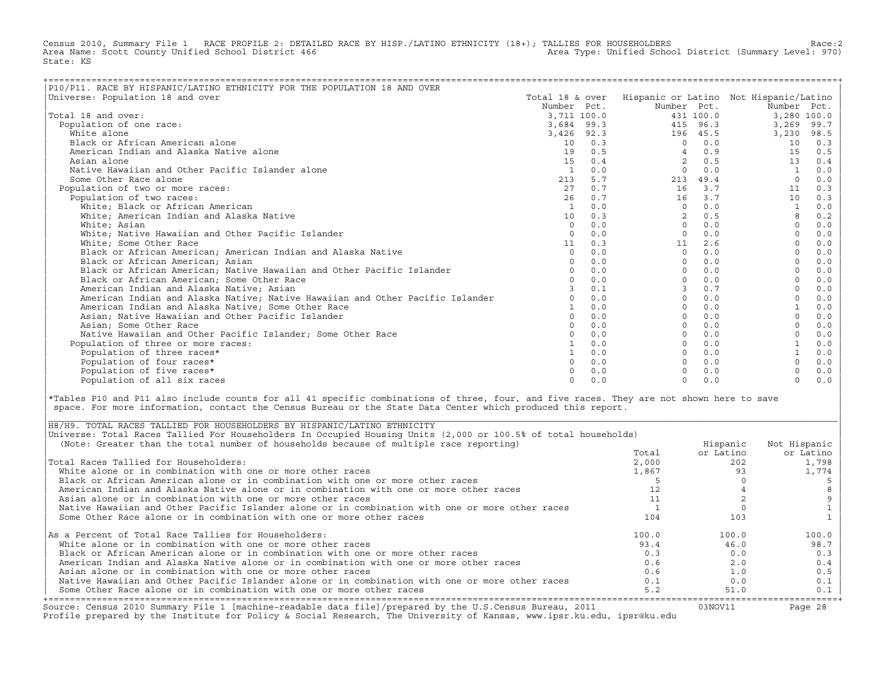Census 2010, Summary File 1 RACE PROFILE 2: DETAILED RACE BY HISP./LATINO ETHNICITY (18+); TALLIES FOR HOUSEHOLDERS Race:2
Area Name: Scott County Unified School District 466 Area Type: Unified School District (Summary Level: 970)
State: KS

## P10/P11. RACE BY HISPANIC/LATINO ETHNICITY FOR THE POPULATION 18 AND OVER

Universe: Population 18 and over

| | Total 18 & over Number | Pct. | Hispanic or Latino Number | Pct. | Not Hispanic/Latino Number | Pct. |
|---|---|---|---|---|---|---|
| Total 18 and over: | 3,711 | 100.0 | 431 | 100.0 | 3,280 | 100.0 |
| Population of one race: | 3,684 | 99.3 | 415 | 96.3 | 3,269 | 99.7 |
| White alone | 3,426 | 92.3 | 196 | 45.5 | 3,230 | 98.5 |
| Black or African American alone | 10 | 0.3 | 0 | 0.0 | 10 | 0.3 |
| American Indian and Alaska Native alone | 19 | 0.5 | 4 | 0.9 | 15 | 0.5 |
| Asian alone | 15 | 0.4 | 2 | 0.5 | 13 | 0.4 |
| Native Hawaiian and Other Pacific Islander alone | 1 | 0.0 | 0 | 0.0 | 1 | 0.0 |
| Some Other Race alone | 213 | 5.7 | 213 | 49.4 | 0 | 0.0 |
| Population of two or more races: | 27 | 0.7 | 16 | 3.7 | 11 | 0.3 |
| Population of two races: | 26 | 0.7 | 16 | 3.7 | 10 | 0.3 |
| White; Black or African American | 1 | 0.0 | 0 | 0.0 | 1 | 0.0 |
| White; American Indian and Alaska Native | 10 | 0.3 | 2 | 0.5 | 8 | 0.2 |
| White; Asian | 0 | 0.0 | 0 | 0.0 | 0 | 0.0 |
| White; Native Hawaiian and Other Pacific Islander | 0 | 0.0 | 0 | 0.0 | 0 | 0.0 |
| White; Some Other Race | 11 | 0.3 | 11 | 2.6 | 0 | 0.0 |
| Black or African American; American Indian and Alaska Native | 0 | 0.0 | 0 | 0.0 | 0 | 0.0 |
| Black or African American; Asian | 0 | 0.0 | 0 | 0.0 | 0 | 0.0 |
| Black or African American; Native Hawaiian and Other Pacific Islander | 0 | 0.0 | 0 | 0.0 | 0 | 0.0 |
| Black or African American; Some Other Race | 0 | 0.0 | 0 | 0.0 | 0 | 0.0 |
| American Indian and Alaska Native; Asian | 3 | 0.1 | 3 | 0.7 | 0 | 0.0 |
| American Indian and Alaska Native; Native Hawaiian and Other Pacific Islander | 0 | 0.0 | 0 | 0.0 | 0 | 0.0 |
| American Indian and Alaska Native; Some Other Race | 1 | 0.0 | 0 | 0.0 | 1 | 0.0 |
| Asian; Native Hawaiian and Other Pacific Islander | 0 | 0.0 | 0 | 0.0 | 0 | 0.0 |
| Asian; Some Other Race | 0 | 0.0 | 0 | 0.0 | 0 | 0.0 |
| Native Hawaiian and Other Pacific Islander; Some Other Race | 0 | 0.0 | 0 | 0.0 | 0 | 0.0 |
| Population of three or more races: | 1 | 0.0 | 0 | 0.0 | 1 | 0.0 |
| Population of three races* | 1 | 0.0 | 0 | 0.0 | 1 | 0.0 |
| Population of four races* | 0 | 0.0 | 0 | 0.0 | 0 | 0.0 |
| Population of five races* | 0 | 0.0 | 0 | 0.0 | 0 | 0.0 |
| Population of all six races | 0 | 0.0 | 0 | 0.0 | 0 | 0.0 |

*Tables P10 and P11 also include counts for all 41 specific combinations of three, four, and five races. They are not shown here to save space. For more information, contact the Census Bureau or the State Data Center which produced this report.

## H8/H9. TOTAL RACES TALLIED FOR HOUSEHOLDERS BY HISPANIC/LATINO ETHNICITY

Universe: Total Races Tallied For Householders In Occupied Housing Units (2,000 or 100.5% of total households)
(Note: Greater than the total number of households because of multiple race reporting)

| | Total | Hispanic or Latino | Not Hispanic or Latino |
|---|---|---|---|
| Total Races Tallied for Householders: | 2,000 | 202 | 1,798 |
| White alone or in combination with one or more other races | 1,867 | 93 | 1,774 |
| Black or African American alone or in combination with one or more other races | 5 | 0 | 5 |
| American Indian and Alaska Native alone or in combination with one or more other races | 12 | 4 | 8 |
| Asian alone or in combination with one or more other races | 11 | 2 | 9 |
| Native Hawaiian and Other Pacific Islander alone or in combination with one or more other races | 1 | 0 | 1 |
| Some Other Race alone or in combination with one or more other races | 104 | 103 | 1 |
| As a Percent of Total Race Tallies for Householders: | 100.0 | 100.0 | 100.0 |
| White alone or in combination with one or more other races | 93.4 | 46.0 | 98.7 |
| Black or African American alone or in combination with one or more other races | 0.3 | 0.0 | 0.3 |
| American Indian and Alaska Native alone or in combination with one or more other races | 0.6 | 2.0 | 0.4 |
| Asian alone or in combination with one or more other races | 0.6 | 1.0 | 0.5 |
| Native Hawaiian and Other Pacific Islander alone or in combination with one or more other races | 0.1 | 0.0 | 0.1 |
| Some Other Race alone or in combination with one or more other races | 5.2 | 51.0 | 0.1 |

Source: Census 2010 Summary File 1 [machine-readable data file]/prepared by the U.S.Census Bureau, 2011 03NOV11
Profile prepared by the Institute for Policy & Social Research, The University of Kansas, www.ipsr.ku.edu, ipsr@ku.edu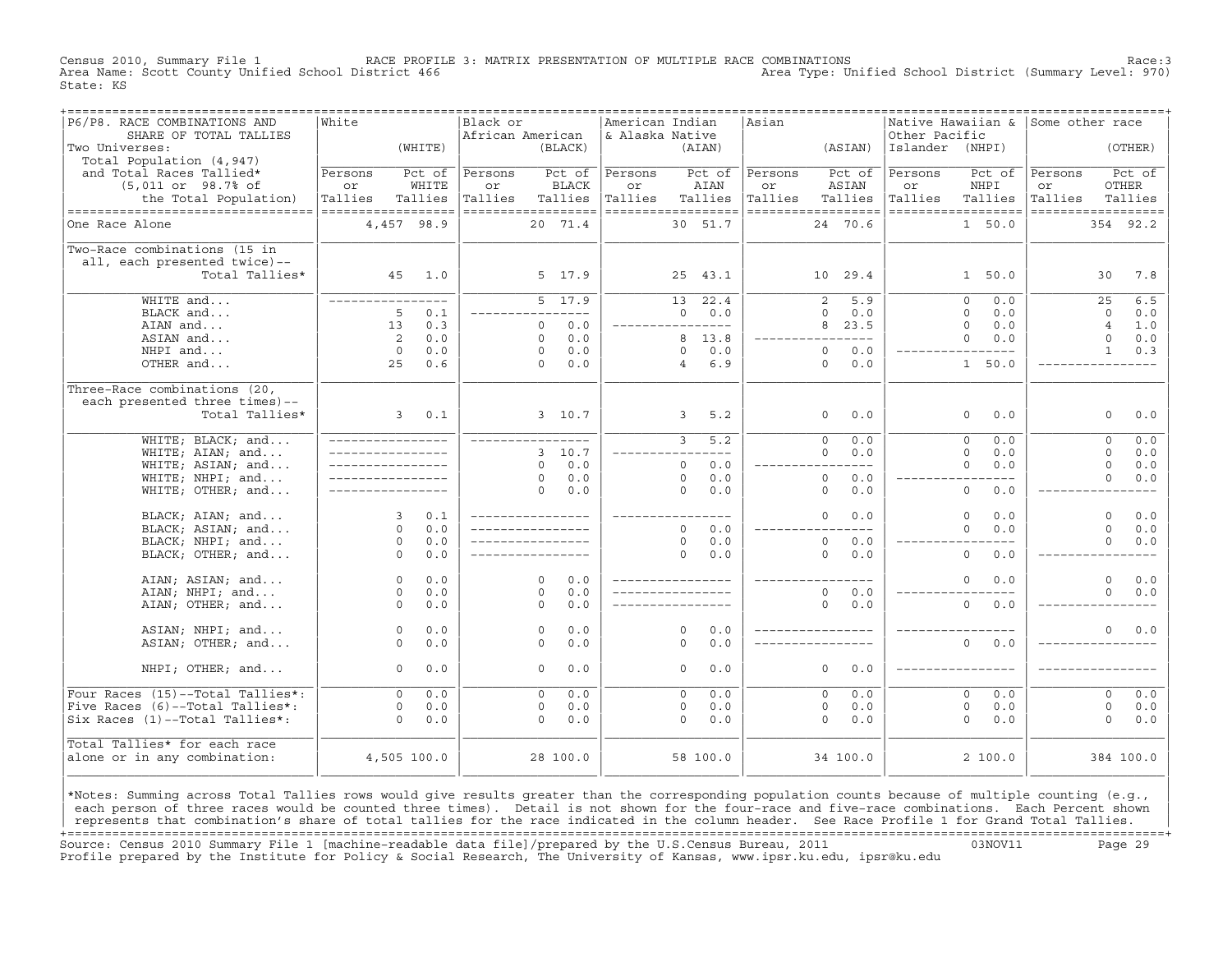Census 2010, Summary File 1 — RACE PROFILE 3: MATRIX PRESENTATION OF MULTIPLE RACE COMBINATIONS — Race:3

Area Name: Scott County Unified School District 466 — Area Type: Unified School District (Summary Level: 970)

State: KS

| P6/P8. RACE COMBINATIONS AND SHARE OF TOTAL TALLIES<br>Two Universes:<br>Total Population (4,947) and Total Races Tallied* (5,011 or 98.7% of the Total Population) | White (WHITE) Persons or Tallies | Pct of WHITE Tallies | Black or African American (BLACK) Persons or Tallies | Pct of BLACK Tallies | American Indian & Alaska Native (AIAN) Persons or Tallies | Pct of AIAN Tallies | Asian (ASIAN) Persons or Tallies | Pct of ASIAN Tallies | Native Hawaiian & Other Pacific Islander (NHPI) Persons or Tallies | Pct of NHPI Tallies | Some other race (OTHER) Persons or Tallies | Pct of OTHER Tallies |
|---|---|---|---|---|---|---|---|---|---|---|---|---|
| One Race Alone | 4,457 | 98.9 | 20 | 71.4 | 30 | 51.7 | 24 | 70.6 | 1 | 50.0 | 354 | 92.2 |
| Two-Race combinations (15 in all, each presented twice)-- Total Tallies* | 45 | 1.0 | 5 | 17.9 | 25 | 43.1 | 10 | 29.4 | 1 | 50.0 | 30 | 7.8 |
| WHITE and... | --- | --- | 5 | 17.9 | 13 | 22.4 | 2 | 5.9 | 0 | 0.0 | 25 | 6.5 |
| BLACK and... | 5 | 0.1 | --- | --- | 0 | 0.0 | 0 | 0.0 | 0 | 0.0 | 0 | 0.0 |
| AIAN and... | 13 | 0.3 | 0 | 0.0 | --- | --- | 8 | 23.5 | 0 | 0.0 | 4 | 1.0 |
| ASIAN and... | 2 | 0.0 | 0 | 0.0 | 8 | 13.8 | --- | --- | 0 | 0.0 | 0 | 0.0 |
| NHPI and... | 0 | 0.0 | 0 | 0.0 | 0 | 0.0 | 0 | 0.0 | --- | --- | 1 | 0.3 |
| OTHER and... | 25 | 0.6 | 0 | 0.0 | 4 | 6.9 | 0 | 0.0 | 1 | 50.0 | --- | --- |
| Three-Race combinations (20, each presented three times)-- Total Tallies* | 3 | 0.1 | 3 | 10.7 | 3 | 5.2 | 0 | 0.0 | 0 | 0.0 | 0 | 0.0 |
| WHITE; BLACK; and... | --- | --- | --- | --- | 3 | 5.2 | 0 | 0.0 | 0 | 0.0 | 0 | 0.0 |
| WHITE; AIAN; and... | --- | --- | 3 | 10.7 | --- | --- | 0 | 0.0 | 0 | 0.0 | 0 | 0.0 |
| WHITE; ASIAN; and... | --- | --- | 0 | 0.0 | 0 | 0.0 | --- | --- | 0 | 0.0 | 0 | 0.0 |
| WHITE; NHPI; and... | --- | --- | 0 | 0.0 | 0 | 0.0 | 0 | 0.0 | --- | --- | 0 | 0.0 |
| WHITE; OTHER; and... | --- | --- | 0 | 0.0 | 0 | 0.0 | 0 | 0.0 | 0 | 0.0 | --- | --- |
| BLACK; AIAN; and... | 3 | 0.1 | --- | --- | --- | --- | 0 | 0.0 | 0 | 0.0 | 0 | 0.0 |
| BLACK; ASIAN; and... | 0 | 0.0 | --- | --- | 0 | 0.0 | --- | --- | 0 | 0.0 | 0 | 0.0 |
| BLACK; NHPI; and... | 0 | 0.0 | --- | --- | 0 | 0.0 | 0 | 0.0 | --- | --- | 0 | 0.0 |
| BLACK; OTHER; and... | 0 | 0.0 | --- | --- | 0 | 0.0 | 0 | 0.0 | 0 | 0.0 | --- | --- |
| AIAN; ASIAN; and... | 0 | 0.0 | 0 | 0.0 | --- | --- | --- | --- | 0 | 0.0 | 0 | 0.0 |
| AIAN; NHPI; and... | 0 | 0.0 | 0 | 0.0 | --- | --- | 0 | 0.0 | --- | --- | 0 | 0.0 |
| AIAN; OTHER; and... | 0 | 0.0 | 0 | 0.0 | --- | --- | 0 | 0.0 | 0 | 0.0 | --- | --- |
| ASIAN; NHPI; and... | 0 | 0.0 | 0 | 0.0 | 0 | 0.0 | --- | --- | --- | --- | 0 | 0.0 |
| ASIAN; OTHER; and... | 0 | 0.0 | 0 | 0.0 | 0 | 0.0 | --- | --- | 0 | 0.0 | --- | --- |
| NHPI; OTHER; and... | 0 | 0.0 | 0 | 0.0 | 0 | 0.0 | 0 | 0.0 | --- | --- | --- | --- |
| Four Races (15)--Total Tallies*: | 0 | 0.0 | 0 | 0.0 | 0 | 0.0 | 0 | 0.0 | 0 | 0.0 | 0 | 0.0 |
| Five Races (6)--Total Tallies*: | 0 | 0.0 | 0 | 0.0 | 0 | 0.0 | 0 | 0.0 | 0 | 0.0 | 0 | 0.0 |
| Six Races (1)--Total Tallies*: | 0 | 0.0 | 0 | 0.0 | 0 | 0.0 | 0 | 0.0 | 0 | 0.0 | 0 | 0.0 |
| Total Tallies* for each race alone or in any combination: | 4,505 | 100.0 | 28 | 100.0 | 58 | 100.0 | 34 | 100.0 | 2 | 100.0 | 384 | 100.0 |

*Notes: Summing across Total Tallies rows would give results greater than the corresponding population counts because of multiple counting (e.g., each person of three races would be counted three times). Detail is not shown for the four-race and five-race combinations. Each Percent shown represents that combination's share of total tallies for the race indicated in the column header. See Race Profile 1 for Grand Total Tallies.

Source: Census 2010 Summary File 1 [machine-readable data file]/prepared by the U.S.Census Bureau, 2011 03NOV11

Profile prepared by the Institute for Policy & Social Research, The University of Kansas, www.ipsr.ku.edu, ipsr@ku.edu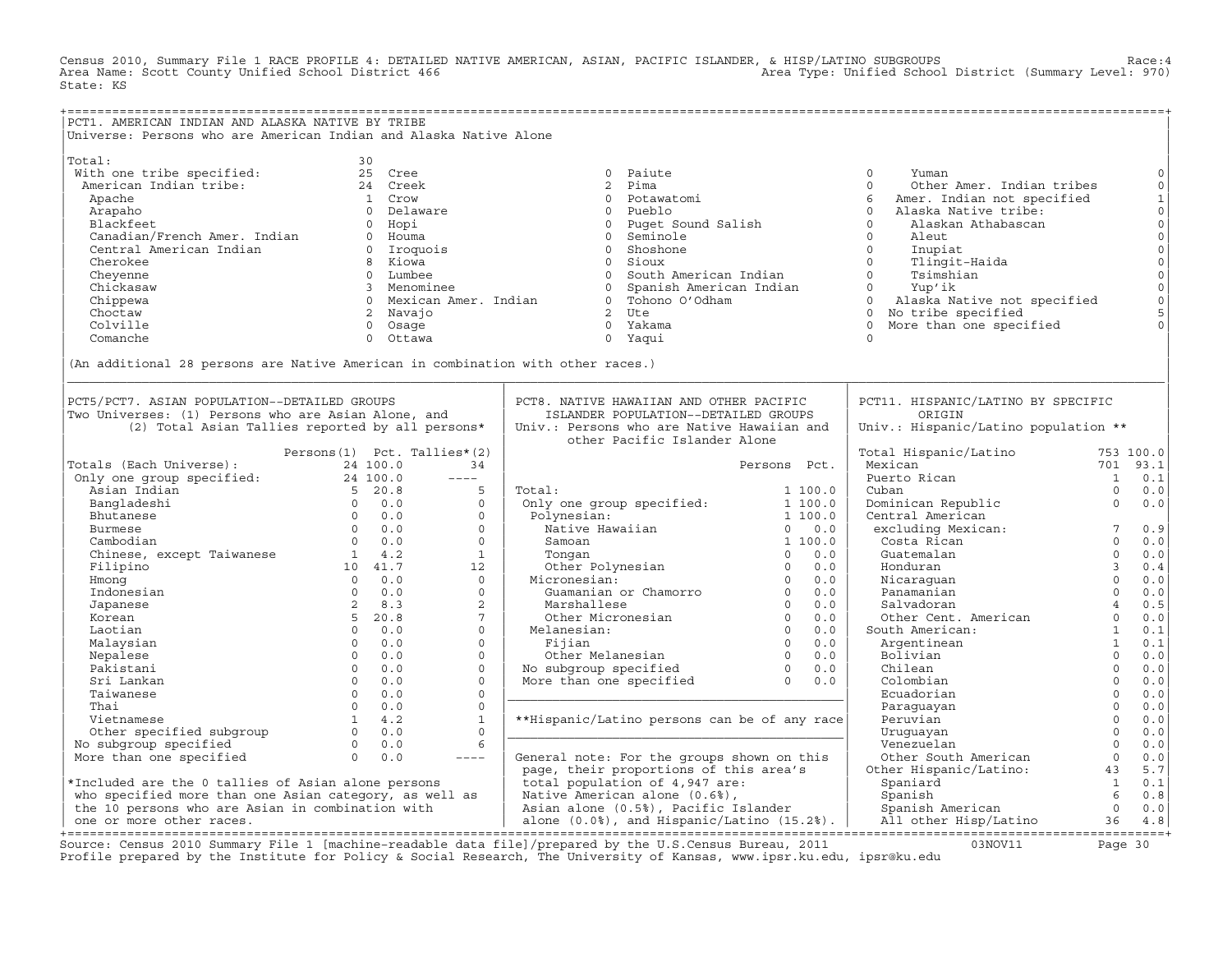Census 2010, Summary File 1 RACE PROFILE 4: DETAILED NATIVE AMERICAN, ASIAN, PACIFIC ISLANDER, & HISP/LATINO SUBGROUPS Race:4
Area Name: Scott County Unified School District 466 Area Type: Unified School District (Summary Level: 970)
State: KS

## PCT1. AMERICAN INDIAN AND ALASKA NATIVE BY TRIBE

Universe: Persons who are American Indian and Alaska Native Alone

| Tribe | Count | Tribe | Count | Tribe | Count | Tribe | Count |
|---|---|---|---|---|---|---|---|
| Total: | 30 | | | | | | |
| With one tribe specified: | 25 | Cree | 0 | Paiute | 0 | Yuman | 0 |
| American Indian tribe: | 24 | Creek | 2 | Pima | 0 | Other Amer. Indian tribes | 0 |
| Apache | 1 | Crow | 0 | Potawatomi | 6 | Amer. Indian not specified | 1 |
| Arapaho | 0 | Delaware | 0 | Pueblo | 0 | Alaska Native tribe: | 0 |
| Blackfeet | 0 | Hopi | 0 | Puget Sound Salish | 0 | Alaskan Athabascan | 0 |
| Canadian/French Amer. Indian | 0 | Houma | 0 | Seminole | 0 | Aleut | 0 |
| Central American Indian | 0 | Iroquois | 0 | Shoshone | 0 | Inupiat | 0 |
| Cherokee | 8 | Kiowa | 0 | Sioux | 0 | Tlingit-Haida | 0 |
| Cheyenne | 0 | Lumbee | 0 | South American Indian | 0 | Tsimshian | 0 |
| Chickasaw | 3 | Menominee | 0 | Spanish American Indian | 0 | Yup'ik | 0 |
| Chippewa | 0 | Mexican Amer. Indian | 0 | Tohono O'Odham | 0 | Alaska Native not specified | 0 |
| Choctaw | 2 | Navajo | 2 | Ute | 0 | No tribe specified | 5 |
| Colville | 0 | Osage | 0 | Yakama | 0 | More than one specified | 0 |
| Comanche | 0 | Ottawa | 0 | Yaqui | 0 | | |

(An additional 28 persons are Native American in combination with other races.)

## PCT5/PCT7. ASIAN POPULATION--DETAILED GROUPS

Two Universes: (1) Persons who are Asian Alone, and (2) Total Asian Tallies reported by all persons*

| | Persons(1) | Pct. | Tallies*(2) |
|---|---|---|---|
| Totals (Each Universe): | 24 | 100.0 | 34 |
| Only one group specified: | 24 | 100.0 | ---- |
| Asian Indian | 5 | 20.8 | 5 |
| Bangladeshi | 0 | 0.0 | 0 |
| Bhutanese | 0 | 0.0 | 0 |
| Burmese | 0 | 0.0 | 0 |
| Cambodian | 0 | 0.0 | 0 |
| Chinese, except Taiwanese | 1 | 4.2 | 1 |
| Filipino | 10 | 41.7 | 12 |
| Hmong | 0 | 0.0 | 0 |
| Indonesian | 0 | 0.0 | 0 |
| Japanese | 2 | 8.3 | 2 |
| Korean | 5 | 20.8 | 7 |
| Laotian | 0 | 0.0 | 0 |
| Malaysian | 0 | 0.0 | 0 |
| Nepalese | 0 | 0.0 | 0 |
| Pakistani | 0 | 0.0 | 0 |
| Sri Lankan | 0 | 0.0 | 0 |
| Taiwanese | 0 | 0.0 | 0 |
| Thai | 0 | 0.0 | 0 |
| Vietnamese | 1 | 4.2 | 1 |
| Other specified subgroup | 0 | 0.0 | 0 |
| No subgroup specified | 0 | 0.0 | 6 |
| More than one specified | 0 | 0.0 | ---- |

*Included are the 0 tallies of Asian alone persons who specified more than one Asian category, as well as the 10 persons who are Asian in combination with one or more other races.

## PCT8. NATIVE HAWAIIAN AND OTHER PACIFIC ISLANDER POPULATION--DETAILED GROUPS

Univ.: Persons who are Native Hawaiian and other Pacific Islander Alone

| | Persons | Pct. |
|---|---|---|
| Total: | 1 | 100.0 |
| Only one group specified: | 1 | 100.0 |
| Polynesian: | 1 | 100.0 |
| Native Hawaiian | 0 | 0.0 |
| Samoan | 1 | 100.0 |
| Tongan | 0 | 0.0 |
| Other Polynesian | 0 | 0.0 |
| Micronesian: | 0 | 0.0 |
| Guamanian or Chamorro | 0 | 0.0 |
| Marshallese | 0 | 0.0 |
| Other Micronesian | 0 | 0.0 |
| Melanesian: | 0 | 0.0 |
| Fijian | 0 | 0.0 |
| Other Melanesian | 0 | 0.0 |
| No subgroup specified | 0 | 0.0 |
| More than one specified | 0 | 0.0 |

**Hispanic/Latino persons can be of any race

General note: For the groups shown on this page, their proportions of this area's total population of 4,947 are: Native American alone (0.6%), Asian alone (0.5%), Pacific Islander alone (0.0%), and Hispanic/Latino (15.2%).

## PCT11. HISPANIC/LATINO BY SPECIFIC ORIGIN

Univ.: Hispanic/Latino population **

| | Persons | Pct. |
|---|---|---|
| Total Hispanic/Latino | 753 | 100.0 |
| Mexican | 701 | 93.1 |
| Puerto Rican | 1 | 0.1 |
| Cuban | 0 | 0.0 |
| Dominican Republic | 0 | 0.0 |
| Central American excluding Mexican: | 7 | 0.9 |
| Costa Rican | 0 | 0.0 |
| Guatemalan | 0 | 0.0 |
| Honduran | 3 | 0.4 |
| Nicaraguan | 0 | 0.0 |
| Panamanian | 0 | 0.0 |
| Salvadoran | 4 | 0.5 |
| Other Cent. American | 0 | 0.0 |
| South American: | 1 | 0.1 |
| Argentinean | 1 | 0.1 |
| Bolivian | 0 | 0.0 |
| Chilean | 0 | 0.0 |
| Colombian | 0 | 0.0 |
| Ecuadorian | 0 | 0.0 |
| Paraguayan | 0 | 0.0 |
| Peruvian | 0 | 0.0 |
| Uruguayan | 0 | 0.0 |
| Venezuelan | 0 | 0.0 |
| Other South American | 0 | 0.0 |
| Other Hispanic/Latino: | 43 | 5.7 |
| Spaniard | 1 | 0.1 |
| Spanish | 6 | 0.8 |
| Spanish American | 0 | 0.0 |
| All other Hisp/Latino | 36 | 4.8 |

Source: Census 2010 Summary File 1 [machine-readable data file]/prepared by the U.S.Census Bureau, 2011 03NOV11
Profile prepared by the Institute for Policy & Social Research, The University of Kansas, www.ipsr.ku.edu, ipsr@ku.edu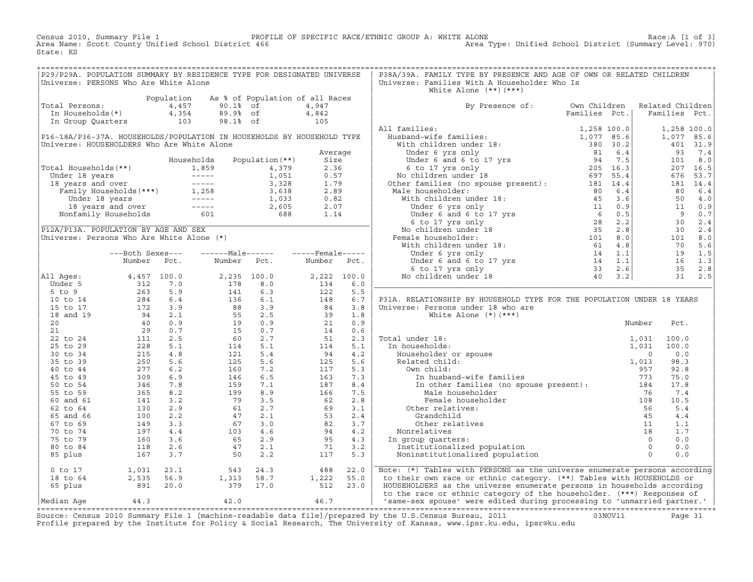Census 2010, Summary File 1 — PROFILE OF SPECIFIC RACE/ETHNIC GROUP A: WHITE ALONE — Race:A [1 of 3]
Area Name: Scott County Unified School District 466 — Area Type: Unified School District (Summary Level: 970)
State: KS

## P29/P29A. POPULATION SUMMARY BY RESIDENCE TYPE FOR DESIGNATED UNIVERSE

Universe: PERSONS Who Are White Alone

| | Population | As % of Population of all Races | |
|---|---|---|---|
| Total Persons: | 4,457 | 90.1% of | 4,947 |
| In Households(*) | 4,354 | 89.9% of | 4,842 |
| In Group Quarters | 103 | 98.1% of | 105 |

## P16-18A/P36-37A. HOUSEHOLDS/POPULATION IN HOUSEHOLDS BY HOUSEHOLD TYPE

Universe: HOUSEHOLDERS Who Are White Alone

| | Households | Population(**) | Average Size |
|---|---|---|---|
| Total Households(**) | 1,859 | 4,379 | 2.36 |
| Under 18 years | ----- | 1,051 | 0.57 |
| 18 years and over | ----- | 3,328 | 1.79 |
| Family Households(***) | 1,258 | 3,638 | 2.89 |
| Under 18 years | ----- | 1,033 | 0.82 |
| 18 years and over | ----- | 2,605 | 2.07 |
| Nonfamily Households | 601 | 688 | 1.14 |

## P12A/P13A. POPULATION BY AGE AND SEX

Universe: Persons Who Are White Alone (*)

| | Both Sexes Number | Both Sexes Pct. | Male Number | Male Pct. | Female Number | Female Pct. |
|---|---|---|---|---|---|---|
| All Ages: | 4,457 | 100.0 | 2,235 | 100.0 | 2,222 | 100.0 |
| Under 5 | 312 | 7.0 | 178 | 8.0 | 134 | 6.0 |
| 5 to 9 | 263 | 5.9 | 141 | 6.3 | 122 | 5.5 |
| 10 to 14 | 284 | 6.4 | 136 | 6.1 | 148 | 6.7 |
| 15 to 17 | 172 | 3.9 | 88 | 3.9 | 84 | 3.8 |
| 18 and 19 | 94 | 2.1 | 55 | 2.5 | 39 | 1.8 |
| 20 | 40 | 0.9 | 19 | 0.9 | 21 | 0.9 |
| 21 | 29 | 0.7 | 15 | 0.7 | 14 | 0.6 |
| 22 to 24 | 111 | 2.5 | 60 | 2.7 | 51 | 2.3 |
| 25 to 29 | 228 | 5.1 | 114 | 5.1 | 114 | 5.1 |
| 30 to 34 | 215 | 4.8 | 121 | 5.4 | 94 | 4.2 |
| 35 to 39 | 250 | 5.6 | 125 | 5.6 | 125 | 5.6 |
| 40 to 44 | 277 | 6.2 | 160 | 7.2 | 117 | 5.3 |
| 45 to 49 | 309 | 6.9 | 146 | 6.5 | 163 | 7.3 |
| 50 to 54 | 346 | 7.8 | 159 | 7.1 | 187 | 8.4 |
| 55 to 59 | 365 | 8.2 | 199 | 8.9 | 166 | 7.5 |
| 60 and 61 | 141 | 3.2 | 79 | 3.5 | 62 | 2.8 |
| 62 to 64 | 130 | 2.9 | 61 | 2.7 | 69 | 3.1 |
| 65 and 66 | 100 | 2.2 | 47 | 2.1 | 53 | 2.4 |
| 67 to 69 | 149 | 3.3 | 67 | 3.0 | 82 | 3.7 |
| 70 to 74 | 197 | 4.4 | 103 | 4.6 | 94 | 4.2 |
| 75 to 79 | 160 | 3.6 | 65 | 2.9 | 95 | 4.3 |
| 80 to 84 | 118 | 2.6 | 47 | 2.1 | 71 | 3.2 |
| 85 plus | 167 | 3.7 | 50 | 2.2 | 117 | 5.3 |
| 0 to 17 | 1,031 | 23.1 | 543 | 24.3 | 488 | 22.0 |
| 18 to 64 | 2,535 | 56.9 | 1,313 | 58.7 | 1,222 | 55.0 |
| 65 plus | 891 | 20.0 | 379 | 17.0 | 512 | 23.0 |
| Median Age | 44.3 | | 42.0 | | 46.7 | |

## P38A/39A. FAMILY TYPE BY PRESENCE AND AGE OF OWN OR RELATED CHILDREN

Universe: Families With A Householder Who Is White Alone (**)(***)

| By Presence of: | Own Children Families | Own Children Pct. | Related Children Families | Related Children Pct. |
|---|---|---|---|---|
| All families: | 1,258 | 100.0 | 1,258 | 100.0 |
| Husband-wife families: | 1,077 | 85.6 | 1,077 | 85.6 |
| With children under 18: | 380 | 30.2 | 401 | 31.9 |
| Under 6 yrs only | 81 | 6.4 | 93 | 7.4 |
| Under 6 and 6 to 17 yrs | 94 | 7.5 | 101 | 8.0 |
| 6 to 17 yrs only | 205 | 16.3 | 207 | 16.5 |
| No children under 18 | 697 | 55.4 | 676 | 53.7 |
| Other families (no spouse present): | 181 | 14.4 | 181 | 14.4 |
| Male householder: | 80 | 6.4 | 80 | 6.4 |
| With children under 18: | 45 | 3.6 | 50 | 4.0 |
| Under 6 yrs only | 11 | 0.9 | 11 | 0.9 |
| Under 6 and 6 to 17 yrs | 6 | 0.5 | 9 | 0.7 |
| 6 to 17 yrs only | 28 | 2.2 | 30 | 2.4 |
| No children under 18 | 35 | 2.8 | 30 | 2.4 |
| Female householder: | 101 | 8.0 | 101 | 8.0 |
| With children under 18: | 61 | 4.8 | 70 | 5.6 |
| Under 6 yrs only | 14 | 1.1 | 19 | 1.5 |
| Under 6 and 6 to 17 yrs | 14 | 1.1 | 16 | 1.3 |
| 6 to 17 yrs only | 33 | 2.6 | 35 | 2.8 |
| No children under 18 | 40 | 3.2 | 31 | 2.5 |

## P31A. RELATIONSHIP BY HOUSEHOLD TYPE FOR THE POPULATION UNDER 18 YEARS

Universe: Persons under 18 who are White Alone (*)(***)

| | Number | Pct. |
|---|---|---|
| Total under 18: | 1,031 | 100.0 |
| In households: | 1,031 | 100.0 |
| Householder or spouse | 0 | 0.0 |
| Related child: | 1,013 | 98.3 |
| Own child: | 957 | 92.8 |
| In husband-wife families | 773 | 75.0 |
| In other families (no spouse present): | 184 | 17.8 |
| Male householder | 76 | 7.4 |
| Female householder | 108 | 10.5 |
| Other relatives: | 56 | 5.4 |
| Grandchild | 45 | 4.4 |
| Other relatives | 11 | 1.1 |
| Nonrelatives | 18 | 1.7 |
| In group quarters: | 0 | 0.0 |
| Institutionalized population | 0 | 0.0 |
| Noninstitutionalized population | 0 | 0.0 |

Note: (*) Tables with PERSONS as the universe enumerate persons according to their own race or ethnic category. (**) Tables with HOUSEHOLDS or HOUSEHOLDERS as the universe enumerate persons in households according to the race or ethnic category of the householder. (***) Responses of 'same-sex spouse' were edited during processing to 'unmarried partner.'

Source: Census 2010 Summary File 1 [machine-readable data file]/prepared by the U.S.Census Bureau, 2011 03NOV11
Profile prepared by the Institute for Policy & Social Research, The University of Kansas, www.ipsr.ku.edu, ipsr@ku.edu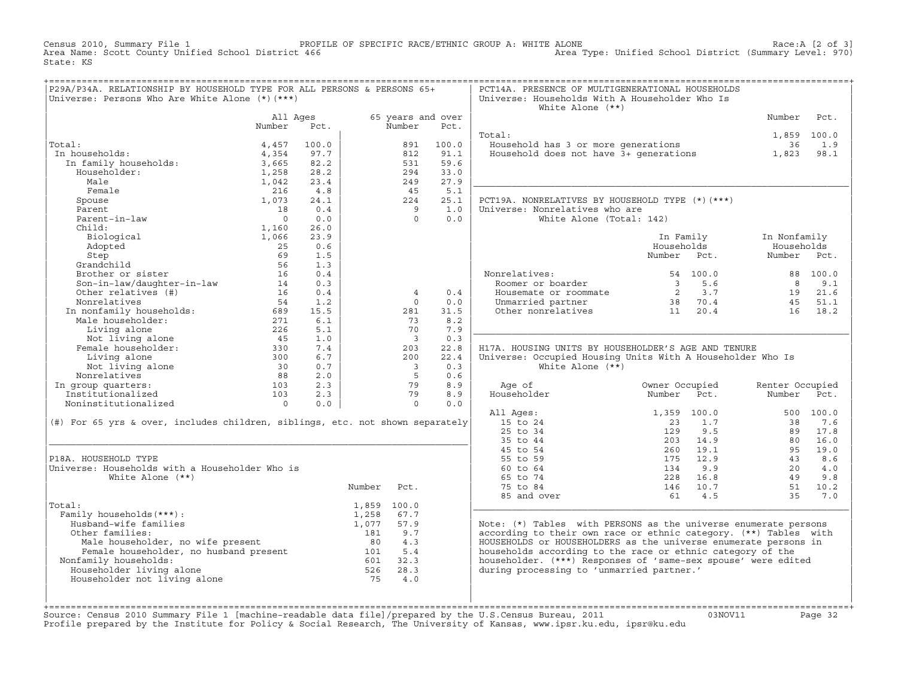Census 2010, Summary File 1 — PROFILE OF SPECIFIC RACE/ETHNIC GROUP A: WHITE ALONE — Race:A [2 of 3]
Area Name: Scott County Unified School District 466 — Area Type: Unified School District (Summary Level: 970)
State: KS

## P29A/P34A. RELATIONSHIP BY HOUSEHOLD TYPE FOR ALL PERSONS & PERSONS 65+

Universe: Persons Who Are White Alone (*)(***)

| | All Ages Number | All Ages Pct. | 65 years and over Number | 65 years and over Pct. |
|---|---|---|---|---|
| Total: | 4,457 | 100.0 | 891 | 100.0 |
| In households: | 4,354 | 97.7 | 812 | 91.1 |
| In family households: | 3,665 | 82.2 | 531 | 59.6 |
| Householder: | 1,258 | 28.2 | 294 | 33.0 |
| Male | 1,042 | 23.4 | 249 | 27.9 |
| Female | 216 | 4.8 | 45 | 5.1 |
| Spouse | 1,073 | 24.1 | 224 | 25.1 |
| Parent | 18 | 0.4 | 9 | 1.0 |
| Parent-in-law | 0 | 0.0 | 0 | 0.0 |
| Child: | 1,160 | 26.0 | | |
| Biological | 1,066 | 23.9 | | |
| Adopted | 25 | 0.6 | | |
| Step | 69 | 1.5 | | |
| Grandchild | 56 | 1.3 | | |
| Brother or sister | 16 | 0.4 | | |
| Son-in-law/daughter-in-law | 14 | 0.3 | | |
| Other relatives (#) | 16 | 0.4 | 4 | 0.4 |
| Nonrelatives | 54 | 1.2 | 0 | 0.0 |
| In nonfamily households: | 689 | 15.5 | 281 | 31.5 |
| Male householder: | 271 | 6.1 | 73 | 8.2 |
| Living alone | 226 | 5.1 | 70 | 7.9 |
| Not living alone | 45 | 1.0 | 3 | 0.3 |
| Female householder: | 330 | 7.4 | 203 | 22.8 |
| Living alone | 300 | 6.7 | 200 | 22.4 |
| Not living alone | 30 | 0.7 | 3 | 0.3 |
| Nonrelatives | 88 | 2.0 | 5 | 0.6 |
| In group quarters: | 103 | 2.3 | 79 | 8.9 |
| Institutionalized | 103 | 2.3 | 79 | 8.9 |
| Noninstitutionalized | 0 | 0.0 | 0 | 0.0 |

(#) For 65 yrs & over, includes children, siblings, etc. not shown separately

## P18A. HOUSEHOLD TYPE

Universe: Households with a Householder Who is White Alone (**)

| | Number | Pct. |
|---|---|---|
| Total: | 1,859 | 100.0 |
| Family households(***): | 1,258 | 67.7 |
| Husband-wife families | 1,077 | 57.9 |
| Other families: | 181 | 9.7 |
| Male householder, no wife present | 80 | 4.3 |
| Female householder, no husband present | 101 | 5.4 |
| Nonfamily households: | 601 | 32.3 |
| Householder living alone | 526 | 28.3 |
| Householder not living alone | 75 | 4.0 |

## PCT14A. PRESENCE OF MULTIGENERATIONAL HOUSEHOLDS

Universe: Households With A Householder Who Is White Alone (**)

| | Number | Pct. |
|---|---|---|
| Total: | 1,859 | 100.0 |
| Household has 3 or more generations | 36 | 1.9 |
| Household does not have 3+ generations | 1,823 | 98.1 |

## PCT19A. NONRELATIVES BY HOUSEHOLD TYPE (*)(***)

Universe: Nonrelatives who are White Alone (Total: 142)

| | In Family Households Number | In Family Households Pct. | In Nonfamily Households Number | In Nonfamily Households Pct. |
|---|---|---|---|---|
| Nonrelatives: | 54 | 100.0 | 88 | 100.0 |
| Roomer or boarder | 3 | 5.6 | 8 | 9.1 |
| Housemate or roommate | 2 | 3.7 | 19 | 21.6 |
| Unmarried partner | 38 | 70.4 | 45 | 51.1 |
| Other nonrelatives | 11 | 20.4 | 16 | 18.2 |

## H17A. HOUSING UNITS BY HOUSEHOLDER'S AGE AND TENURE

Universe: Occupied Housing Units With A Householder Who Is White Alone (**)

| Age of Householder | Owner Occupied Number | Owner Occupied Pct. | Renter Occupied Number | Renter Occupied Pct. |
|---|---|---|---|---|
| All Ages: | 1,359 | 100.0 | 500 | 100.0 |
| 15 to 24 | 23 | 1.7 | 38 | 7.6 |
| 25 to 34 | 129 | 9.5 | 89 | 17.8 |
| 35 to 44 | 203 | 14.9 | 80 | 16.0 |
| 45 to 54 | 260 | 19.1 | 95 | 19.0 |
| 55 to 59 | 175 | 12.9 | 43 | 8.6 |
| 60 to 64 | 134 | 9.9 | 20 | 4.0 |
| 65 to 74 | 228 | 16.8 | 49 | 9.8 |
| 75 to 84 | 146 | 10.7 | 51 | 10.2 |
| 85 and over | 61 | 4.5 | 35 | 7.0 |

Note: (*) Tables with PERSONS as the universe enumerate persons according to their own race or ethnic category. (**) Tables with HOUSEHOLDS or HOUSEHOLDERS as the universe enumerate persons in households according to the race or ethnic category of the householder. (***) Responses of 'same-sex spouse' were edited during processing to 'unmarried partner.'

Source: Census 2010 Summary File 1 [machine-readable data file]/prepared by the U.S.Census Bureau, 2011 03NOV11
Profile prepared by the Institute for Policy & Social Research, The University of Kansas, www.ipsr.ku.edu, ipsr@ku.edu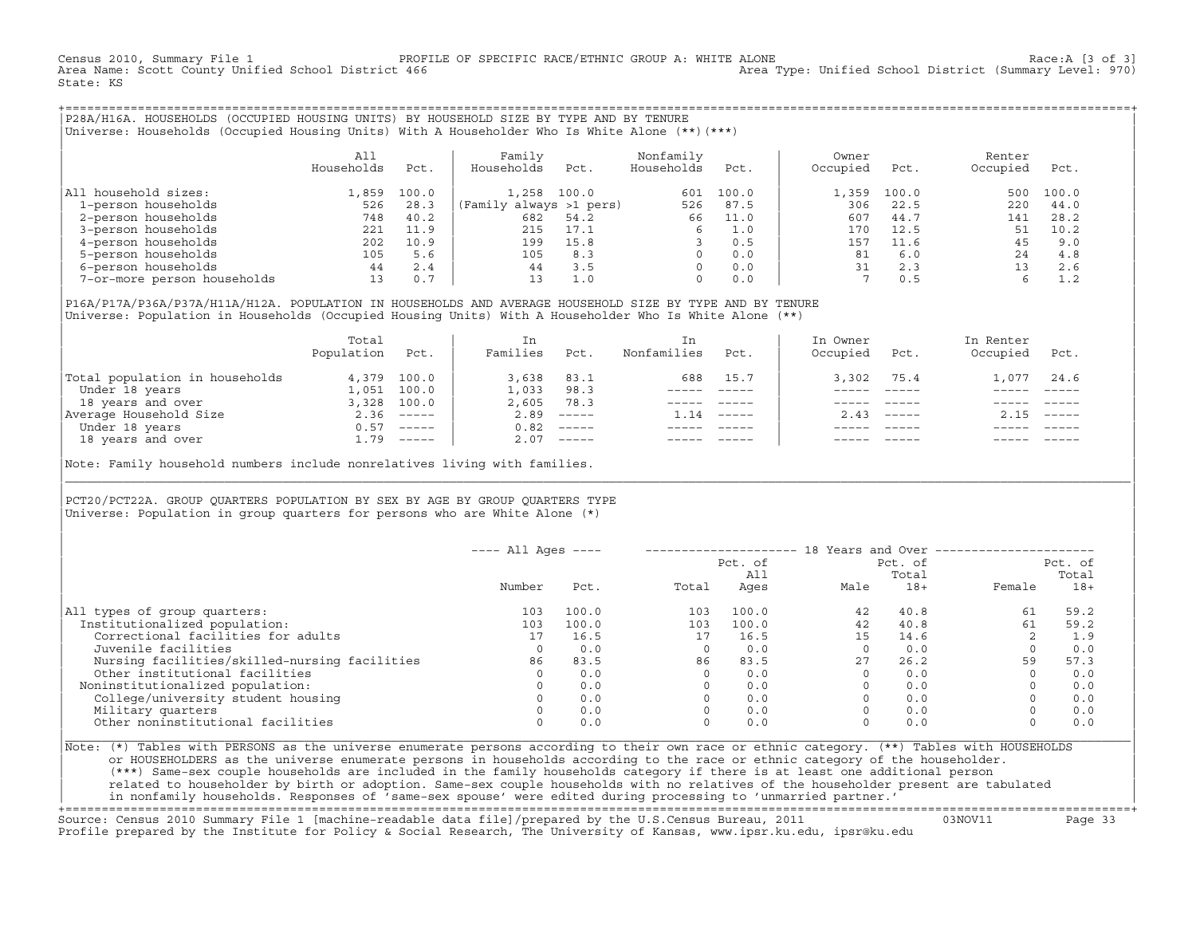Census 2010, Summary File 1 — PROFILE OF SPECIFIC RACE/ETHNIC GROUP A: WHITE ALONE — Race:A [3 of 3]
Area Name: Scott County Unified School District 466 — Area Type: Unified School District (Summary Level: 970)
State: KS

## P28A/H16A. HOUSEHOLDS (OCCUPIED HOUSING UNITS) BY HOUSEHOLD SIZE BY TYPE AND BY TENURE

Universe: Households (Occupied Housing Units) With A Householder Who Is White Alone (**)(***)

| | All Households | Pct. | Family Households | Pct. | Nonfamily Households | Pct. | Owner Occupied | Pct. | Renter Occupied | Pct. |
|---|---|---|---|---|---|---|---|---|---|---|
| All household sizes: | 1,859 | 100.0 | 1,258 | 100.0 | 601 | 100.0 | 1,359 | 100.0 | 500 | 100.0 |
| 1-person households | 526 | 28.3 | (Family always >1 pers) | | 526 | 87.5 | 306 | 22.5 | 220 | 44.0 |
| 2-person households | 748 | 40.2 | 682 | 54.2 | 66 | 11.0 | 607 | 44.7 | 141 | 28.2 |
| 3-person households | 221 | 11.9 | 215 | 17.1 | 6 | 1.0 | 170 | 12.5 | 51 | 10.2 |
| 4-person households | 202 | 10.9 | 199 | 15.8 | 3 | 0.5 | 157 | 11.6 | 45 | 9.0 |
| 5-person households | 105 | 5.6 | 105 | 8.3 | 0 | 0.0 | 81 | 6.0 | 24 | 4.8 |
| 6-person households | 44 | 2.4 | 44 | 3.5 | 0 | 0.0 | 31 | 2.3 | 13 | 2.6 |
| 7-or-more person households | 13 | 0.7 | 13 | 1.0 | 0 | 0.0 | 7 | 0.5 | 6 | 1.2 |

## P16A/P17A/P36A/P37A/H11A/H12A. POPULATION IN HOUSEHOLDS AND AVERAGE HOUSEHOLD SIZE BY TYPE AND BY TENURE

Universe: Population in Households (Occupied Housing Units) With A Householder Who Is White Alone (**)

| | Total Population | Pct. | In Families | Pct. | In Nonfamilies | Pct. | In Owner Occupied | Pct. | In Renter Occupied | Pct. |
|---|---|---|---|---|---|---|---|---|---|---|
| Total population in households | 4,379 | 100.0 | 3,638 | 83.1 | 688 | 15.7 | 3,302 | 75.4 | 1,077 | 24.6 |
| Under 18 years | 1,051 | 100.0 | 1,033 | 98.3 | ----- | ----- | ----- | ----- | ----- | ----- |
| 18 years and over | 3,328 | 100.0 | 2,605 | 78.3 | ----- | ----- | ----- | ----- | ----- | ----- |
| Average Household Size | 2.36 | ----- | 2.89 | ----- | 1.14 | ----- | 2.43 | ----- | 2.15 | ----- |
| Under 18 years | 0.57 | ----- | 0.82 | ----- | ----- | ----- | ----- | ----- | ----- | ----- |
| 18 years and over | 1.79 | ----- | 2.07 | ----- | ----- | ----- | ----- | ----- | ----- | ----- |

Note: Family household numbers include nonrelatives living with families.

## PCT20/PCT22A. GROUP QUARTERS POPULATION BY SEX BY AGE BY GROUP QUARTERS TYPE

Universe: Population in group quarters for persons who are White Alone (*)

| | ---- All Ages ---- | | 18 Years and Over | | | | | |
|---|---|---|---|---|---|---|---|---|
| | Number | Pct. | Total | Pct. of All Ages | Male | Pct. of Total 18+ | Female | Pct. of Total 18+ |
| All types of group quarters: | 103 | 100.0 | 103 | 100.0 | 42 | 40.8 | 61 | 59.2 |
| Institutionalized population: | 103 | 100.0 | 103 | 100.0 | 42 | 40.8 | 61 | 59.2 |
| Correctional facilities for adults | 17 | 16.5 | 17 | 16.5 | 15 | 14.6 | 2 | 1.9 |
| Juvenile facilities | 0 | 0.0 | 0 | 0.0 | 0 | 0.0 | 0 | 0.0 |
| Nursing facilities/skilled-nursing facilities | 86 | 83.5 | 86 | 83.5 | 27 | 26.2 | 59 | 57.3 |
| Other institutional facilities | 0 | 0.0 | 0 | 0.0 | 0 | 0.0 | 0 | 0.0 |
| Noninstitutionalized population: | 0 | 0.0 | 0 | 0.0 | 0 | 0.0 | 0 | 0.0 |
| College/university student housing | 0 | 0.0 | 0 | 0.0 | 0 | 0.0 | 0 | 0.0 |
| Military quarters | 0 | 0.0 | 0 | 0.0 | 0 | 0.0 | 0 | 0.0 |
| Other noninstitutional facilities | 0 | 0.0 | 0 | 0.0 | 0 | 0.0 | 0 | 0.0 |

Note: (*) Tables with PERSONS as the universe enumerate persons according to their own race or ethnic category. (**) Tables with HOUSEHOLDS or HOUSEHOLDERS as the universe enumerate persons in households according to the race or ethnic category of the householder. (***) Same-sex couple households are included in the family households category if there is at least one additional person related to householder by birth or adoption. Same-sex couple households with no relatives of the householder present are tabulated in nonfamily households. Responses of 'same-sex spouse' were edited during processing to 'unmarried partner.'

Source: Census 2010 Summary File 1 [machine-readable data file]/prepared by the U.S.Census Bureau, 2011 — 03NOV11
Profile prepared by the Institute for Policy & Social Research, The University of Kansas, www.ipsr.ku.edu, ipsr@ku.edu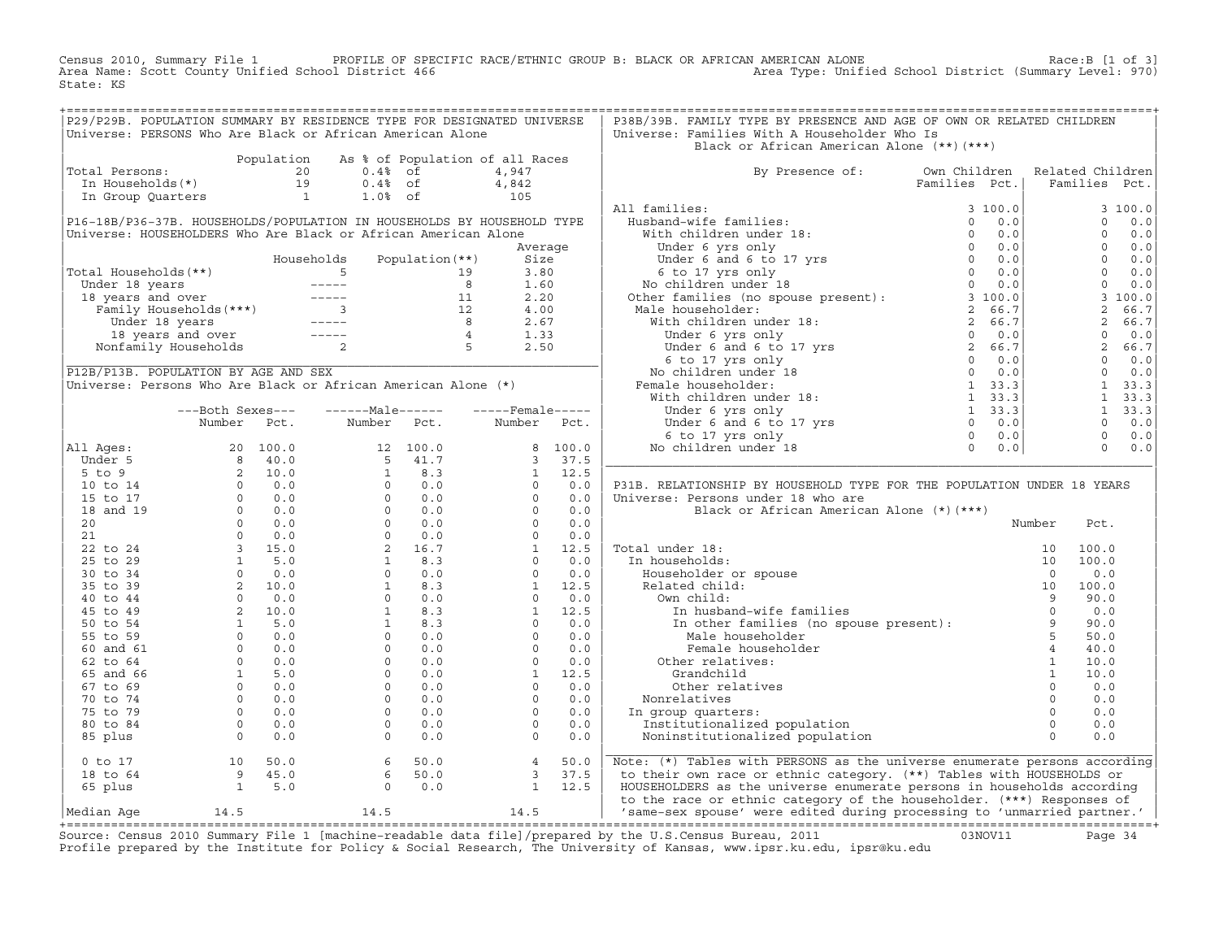Census 2010, Summary File 1 PROFILE OF SPECIFIC RACE/ETHNIC GROUP B: BLACK OR AFRICAN AMERICAN ALONE Race:B [1 of 3]
Area Name: Scott County Unified School District 466 Area Type: Unified School District (Summary Level: 970)
State: KS

## P29/P29B. POPULATION SUMMARY BY RESIDENCE TYPE FOR DESIGNATED UNIVERSE

Universe: PERSONS Who Are Black or African American Alone

| | Population | As % of Population of all Races | |
|---|---|---|---|
| Total Persons: | 20 | 0.4% of | 4,947 |
| In Households(*) | 19 | 0.4% of | 4,842 |
| In Group Quarters | 1 | 1.0% of | 105 |

## P16-18B/P36-37B. HOUSEHOLDS/POPULATION IN HOUSEHOLDS BY HOUSEHOLD TYPE

Universe: HOUSEHOLDERS Who Are Black or African American Alone

| | Households | Population(**) | Average Size |
|---|---|---|---|
| Total Households(**) | 5 | 19 | 3.80 |
| Under 18 years | ----- | 8 | 1.60 |
| 18 years and over | ----- | 11 | 2.20 |
| Family Households(***) | 3 | 12 | 4.00 |
| Under 18 years | ----- | 8 | 2.67 |
| 18 years and over | ----- | 4 | 1.33 |
| Nonfamily Households | 2 | 5 | 2.50 |

## P12B/P13B. POPULATION BY AGE AND SEX

Universe: Persons Who Are Black or African American Alone (*)

| | Both Sexes Number | Both Sexes Pct. | Male Number | Male Pct. | Female Number | Female Pct. |
|---|---|---|---|---|---|---|
| All Ages: | 20 | 100.0 | 12 | 100.0 | 8 | 100.0 |
| Under 5 | 8 | 40.0 | 5 | 41.7 | 3 | 37.5 |
| 5 to 9 | 2 | 10.0 | 1 | 8.3 | 1 | 12.5 |
| 10 to 14 | 0 | 0.0 | 0 | 0.0 | 0 | 0.0 |
| 15 to 17 | 0 | 0.0 | 0 | 0.0 | 0 | 0.0 |
| 18 and 19 | 0 | 0.0 | 0 | 0.0 | 0 | 0.0 |
| 20 | 0 | 0.0 | 0 | 0.0 | 0 | 0.0 |
| 21 | 0 | 0.0 | 0 | 0.0 | 0 | 0.0 |
| 22 to 24 | 3 | 15.0 | 2 | 16.7 | 1 | 12.5 |
| 25 to 29 | 1 | 5.0 | 1 | 8.3 | 0 | 0.0 |
| 30 to 34 | 0 | 0.0 | 0 | 0.0 | 0 | 0.0 |
| 35 to 39 | 2 | 10.0 | 1 | 8.3 | 1 | 12.5 |
| 40 to 44 | 0 | 0.0 | 0 | 0.0 | 0 | 0.0 |
| 45 to 49 | 2 | 10.0 | 1 | 8.3 | 1 | 12.5 |
| 50 to 54 | 1 | 5.0 | 1 | 8.3 | 0 | 0.0 |
| 55 to 59 | 0 | 0.0 | 0 | 0.0 | 0 | 0.0 |
| 60 and 61 | 0 | 0.0 | 0 | 0.0 | 0 | 0.0 |
| 62 to 64 | 0 | 0.0 | 0 | 0.0 | 0 | 0.0 |
| 65 and 66 | 1 | 5.0 | 0 | 0.0 | 1 | 12.5 |
| 67 to 69 | 0 | 0.0 | 0 | 0.0 | 0 | 0.0 |
| 70 to 74 | 0 | 0.0 | 0 | 0.0 | 0 | 0.0 |
| 75 to 79 | 0 | 0.0 | 0 | 0.0 | 0 | 0.0 |
| 80 to 84 | 0 | 0.0 | 0 | 0.0 | 0 | 0.0 |
| 85 plus | 0 | 0.0 | 0 | 0.0 | 0 | 0.0 |
| 0 to 17 | 10 | 50.0 | 6 | 50.0 | 4 | 50.0 |
| 18 to 64 | 9 | 45.0 | 6 | 50.0 | 3 | 37.5 |
| 65 plus | 1 | 5.0 | 0 | 0.0 | 1 | 12.5 |
| Median Age | 14.5 | | 14.5 | | 14.5 | |

## P38B/39B. FAMILY TYPE BY PRESENCE AND AGE OF OWN OR RELATED CHILDREN

Universe: Families With A Householder Who Is Black or African American Alone (**)(***)

| By Presence of: | Own Children Families | Own Children Pct. | Related Children Families | Related Children Pct. |
|---|---|---|---|---|
| All families: | 3 | 100.0 | 3 | 100.0 |
| Husband-wife families: | 0 | 0.0 | 0 | 0.0 |
| With children under 18: | 0 | 0.0 | 0 | 0.0 |
| Under 6 yrs only | 0 | 0.0 | 0 | 0.0 |
| Under 6 and 6 to 17 yrs | 0 | 0.0 | 0 | 0.0 |
| 6 to 17 yrs only | 0 | 0.0 | 0 | 0.0 |
| No children under 18 | 0 | 0.0 | 0 | 0.0 |
| Other families (no spouse present): | 3 | 100.0 | 3 | 100.0 |
| Male householder: | 2 | 66.7 | 2 | 66.7 |
| With children under 18: | 2 | 66.7 | 2 | 66.7 |
| Under 6 yrs only | 0 | 0.0 | 0 | 0.0 |
| Under 6 and 6 to 17 yrs | 2 | 66.7 | 2 | 66.7 |
| 6 to 17 yrs only | 0 | 0.0 | 0 | 0.0 |
| No children under 18 | 0 | 0.0 | 0 | 0.0 |
| Female householder: | 1 | 33.3 | 1 | 33.3 |
| With children under 18: | 1 | 33.3 | 1 | 33.3 |
| Under 6 yrs only | 1 | 33.3 | 1 | 33.3 |
| Under 6 and 6 to 17 yrs | 0 | 0.0 | 0 | 0.0 |
| 6 to 17 yrs only | 0 | 0.0 | 0 | 0.0 |
| No children under 18 | 0 | 0.0 | 0 | 0.0 |

## P31B. RELATIONSHIP BY HOUSEHOLD TYPE FOR THE POPULATION UNDER 18 YEARS

Universe: Persons under 18 who are Black or African American Alone (*)(***)

| | Number | Pct. |
|---|---|---|
| Total under 18: | 10 | 100.0 |
| In households: | 10 | 100.0 |
| Householder or spouse | 0 | 0.0 |
| Related child: | 10 | 100.0 |
| Own child: | 9 | 90.0 |
| In husband-wife families | 0 | 0.0 |
| In other families (no spouse present): | 9 | 90.0 |
| Male householder | 5 | 50.0 |
| Female householder | 4 | 40.0 |
| Other relatives: | 1 | 10.0 |
| Grandchild | 1 | 10.0 |
| Other relatives | 0 | 0.0 |
| Nonrelatives | 0 | 0.0 |
| In group quarters: | 0 | 0.0 |
| Institutionalized population | 0 | 0.0 |
| Noninstitutionalized population | 0 | 0.0 |

Note: (*) Tables with PERSONS as the universe enumerate persons according to their own race or ethnic category. (**) Tables with HOUSEHOLDS or HOUSEHOLDERS as the universe enumerate persons in households according to the race or ethnic category of the householder. (***) Responses of 'same-sex spouse' were edited during processing to 'unmarried partner.'

Source: Census 2010 Summary File 1 [machine-readable data file]/prepared by the U.S.Census Bureau, 2011 03NOV11
Profile prepared by the Institute for Policy & Social Research, The University of Kansas, www.ipsr.ku.edu, ipsr@ku.edu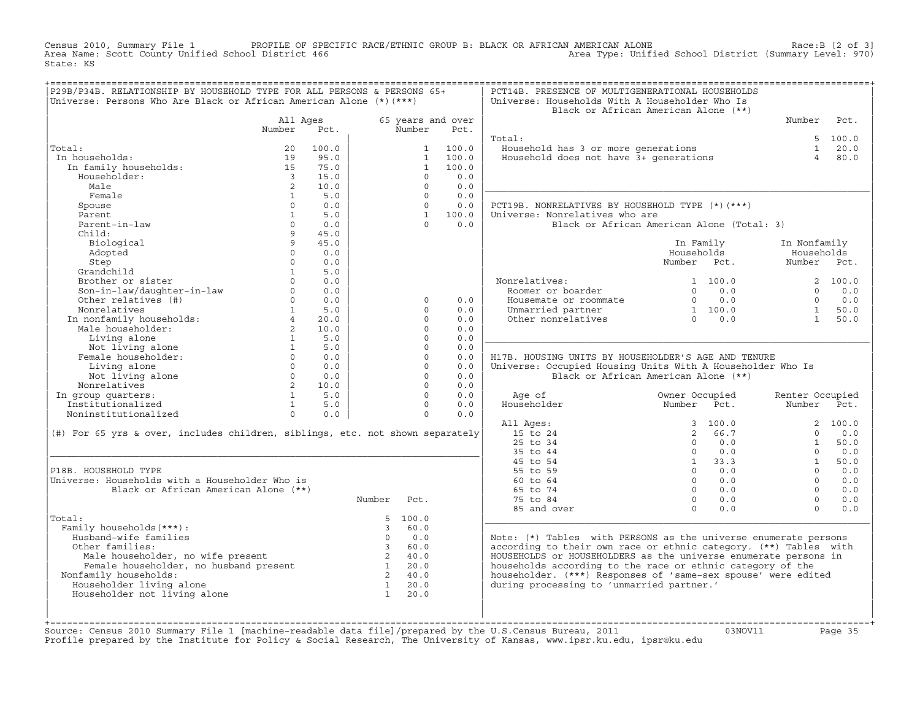Census 2010, Summary File 1 PROFILE OF SPECIFIC RACE/ETHNIC GROUP B: BLACK OR AFRICAN AMERICAN ALONE Race:B [2 of 3]
Area Name: Scott County Unified School District 466 Area Type: Unified School District (Summary Level: 970)
State: KS

## P29B/P34B. RELATIONSHIP BY HOUSEHOLD TYPE FOR ALL PERSONS & PERSONS 65+

Universe: Persons Who Are Black or African American Alone (*)(***)

| | All Ages Number | All Ages Pct. | 65 years and over Number | 65 years and over Pct. |
|---|---|---|---|---|
| Total: | 20 | 100.0 | 1 | 100.0 |
| In households: | 19 | 95.0 | 1 | 100.0 |
| In family households: | 15 | 75.0 | 1 | 100.0 |
| Householder: | 3 | 15.0 | 0 | 0.0 |
| Male | 2 | 10.0 | 0 | 0.0 |
| Female | 1 | 5.0 | 0 | 0.0 |
| Spouse | 0 | 0.0 | 0 | 0.0 |
| Parent | 1 | 5.0 | 1 | 100.0 |
| Parent-in-law | 0 | 0.0 | 0 | 0.0 |
| Child: | 9 | 45.0 | | |
| Biological | 9 | 45.0 | | |
| Adopted | 0 | 0.0 | | |
| Step | 0 | 0.0 | | |
| Grandchild | 1 | 5.0 | | |
| Brother or sister | 0 | 0.0 | | |
| Son-in-law/daughter-in-law | 0 | 0.0 | | |
| Other relatives (#) | 0 | 0.0 | 0 | 0.0 |
| Nonrelatives | 1 | 5.0 | 0 | 0.0 |
| In nonfamily households: | 4 | 20.0 | 0 | 0.0 |
| Male householder: | 2 | 10.0 | 0 | 0.0 |
| Living alone | 1 | 5.0 | 0 | 0.0 |
| Not living alone | 1 | 5.0 | 0 | 0.0 |
| Female householder: | 0 | 0.0 | 0 | 0.0 |
| Living alone | 0 | 0.0 | 0 | 0.0 |
| Not living alone | 0 | 0.0 | 0 | 0.0 |
| Nonrelatives | 2 | 10.0 | 0 | 0.0 |
| In group quarters: | 1 | 5.0 | 0 | 0.0 |
| Institutionalized | 1 | 5.0 | 0 | 0.0 |
| Noninstitutionalized | 0 | 0.0 | 0 | 0.0 |

(#) For 65 yrs & over, includes children, siblings, etc. not shown separately

## P18B. HOUSEHOLD TYPE

Universe: Households with a Householder Who is Black or African American Alone (**)

| | Number | Pct. |
|---|---|---|
| Total: | 5 | 100.0 |
| Family households(***): | 3 | 60.0 |
| Husband-wife families | 0 | 0.0 |
| Other families: | 3 | 60.0 |
| Male householder, no wife present | 2 | 40.0 |
| Female householder, no husband present | 1 | 20.0 |
| Nonfamily households: | 2 | 40.0 |
| Householder living alone | 1 | 20.0 |
| Householder not living alone | 1 | 20.0 |

## PCT14B. PRESENCE OF MULTIGENERATIONAL HOUSEHOLDS

Universe: Households With A Householder Who Is Black or African American Alone (**)

| | Number | Pct. |
|---|---|---|
| Total: | 5 | 100.0 |
| Household has 3 or more generations | 1 | 20.0 |
| Household does not have 3+ generations | 4 | 80.0 |

## PCT19B. NONRELATIVES BY HOUSEHOLD TYPE (*)(***)

Universe: Nonrelatives who are Black or African American Alone (Total: 3)

| | In Family Households Number | In Family Households Pct. | In Nonfamily Households Number | In Nonfamily Households Pct. |
|---|---|---|---|---|
| Nonrelatives: | 1 | 100.0 | 2 | 100.0 |
| Roomer or boarder | 0 | 0.0 | 0 | 0.0 |
| Housemate or roommate | 0 | 0.0 | 0 | 0.0 |
| Unmarried partner | 1 | 100.0 | 1 | 50.0 |
| Other nonrelatives | 0 | 0.0 | 1 | 50.0 |

## H17B. HOUSING UNITS BY HOUSEHOLDER'S AGE AND TENURE

Universe: Occupied Housing Units With A Householder Who Is Black or African American Alone (**)

| Age of Householder | Owner Occupied Number | Owner Occupied Pct. | Renter Occupied Number | Renter Occupied Pct. |
|---|---|---|---|---|
| All Ages: | 3 | 100.0 | 2 | 100.0 |
| 15 to 24 | 2 | 66.7 | 0 | 0.0 |
| 25 to 34 | 0 | 0.0 | 1 | 50.0 |
| 35 to 44 | 0 | 0.0 | 0 | 0.0 |
| 45 to 54 | 1 | 33.3 | 1 | 50.0 |
| 55 to 59 | 0 | 0.0 | 0 | 0.0 |
| 60 to 64 | 0 | 0.0 | 0 | 0.0 |
| 65 to 74 | 0 | 0.0 | 0 | 0.0 |
| 75 to 84 | 0 | 0.0 | 0 | 0.0 |
| 85 and over | 0 | 0.0 | 0 | 0.0 |

Note: (*) Tables with PERSONS as the universe enumerate persons according to their own race or ethnic category. (**) Tables with HOUSEHOLDS or HOUSEHOLDERS as the universe enumerate persons in households according to the race or ethnic category of the householder. (***) Responses of 'same-sex spouse' were edited during processing to 'unmarried partner.'

Source: Census 2010 Summary File 1 [machine-readable data file]/prepared by the U.S.Census Bureau, 2011 03NOV11
Profile prepared by the Institute for Policy & Social Research, The University of Kansas, www.ipsr.ku.edu, ipsr@ku.edu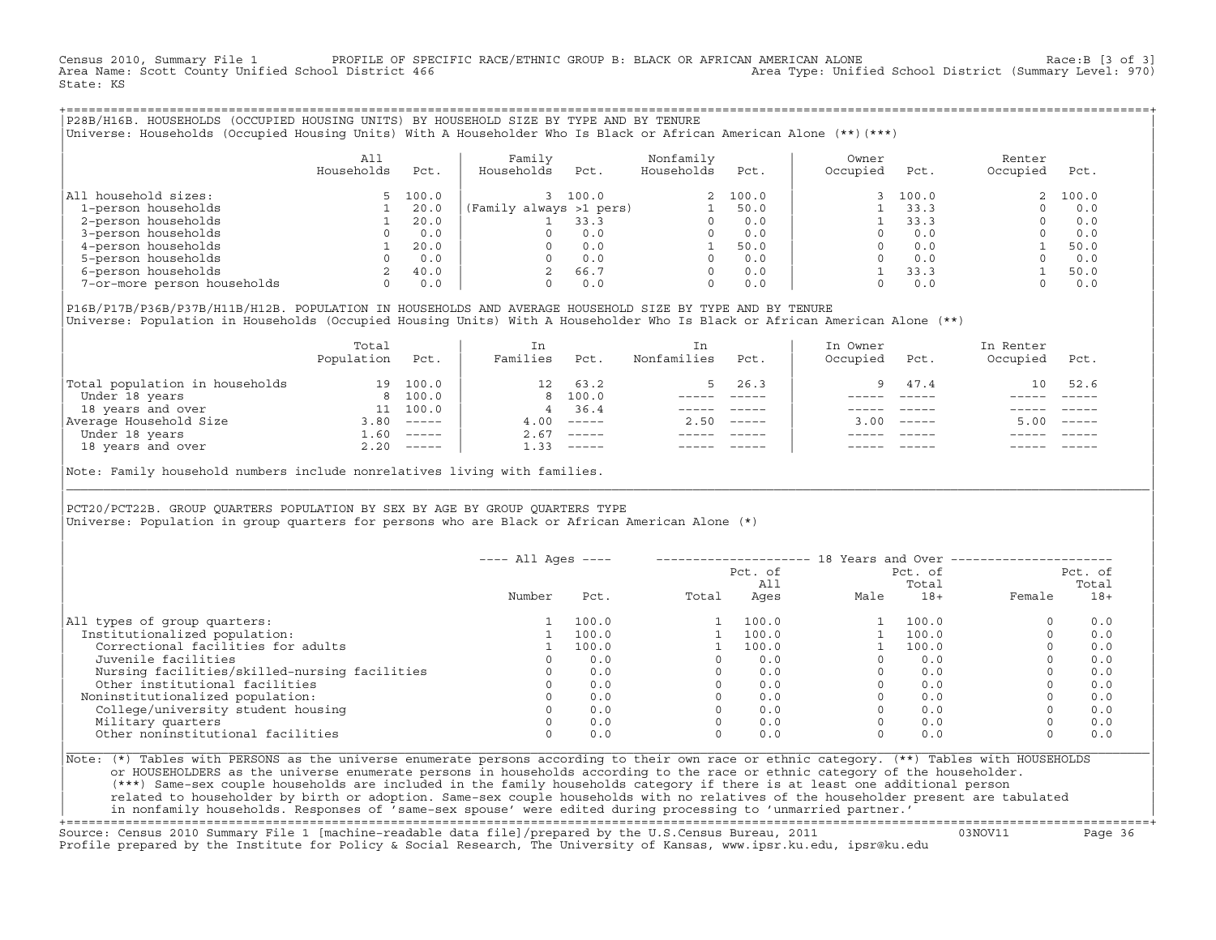Census 2010, Summary File 1 PROFILE OF SPECIFIC RACE/ETHNIC GROUP B: BLACK OR AFRICAN AMERICAN ALONE Race:B [3 of 3]
Area Name: Scott County Unified School District 466 Area Type: Unified School District (Summary Level: 970)
State: KS

## P28B/H16B. HOUSEHOLDS (OCCUPIED HOUSING UNITS) BY HOUSEHOLD SIZE BY TYPE AND BY TENURE

Universe: Households (Occupied Housing Units) With A Householder Who Is Black or African American Alone (**)(***)

| | All Households | Pct. | Family Households | Pct. | Nonfamily Households | Pct. | Owner Occupied | Pct. | Renter Occupied | Pct. |
|---|---|---|---|---|---|---|---|---|---|---|
| All household sizes: | 5 | 100.0 | 3 | 100.0 | 2 | 100.0 | 3 | 100.0 | 2 | 100.0 |
| 1-person households | 1 | 20.0 | (Family always >1 pers) | | 1 | 50.0 | 1 | 33.3 | 0 | 0.0 |
| 2-person households | 1 | 20.0 | 1 | 33.3 | 0 | 0.0 | 1 | 33.3 | 0 | 0.0 |
| 3-person households | 0 | 0.0 | 0 | 0.0 | 0 | 0.0 | 0 | 0.0 | 0 | 0.0 |
| 4-person households | 1 | 20.0 | 0 | 0.0 | 1 | 50.0 | 0 | 0.0 | 1 | 50.0 |
| 5-person households | 0 | 0.0 | 0 | 0.0 | 0 | 0.0 | 0 | 0.0 | 0 | 0.0 |
| 6-person households | 2 | 40.0 | 2 | 66.7 | 0 | 0.0 | 1 | 33.3 | 1 | 50.0 |
| 7-or-more person households | 0 | 0.0 | 0 | 0.0 | 0 | 0.0 | 0 | 0.0 | 0 | 0.0 |

## P16B/P17B/P36B/P37B/H11B/H12B. POPULATION IN HOUSEHOLDS AND AVERAGE HOUSEHOLD SIZE BY TYPE AND BY TENURE

Universe: Population in Households (Occupied Housing Units) With A Householder Who Is Black or African American Alone (**)

| | Total Population | Pct. | In Families | Pct. | In Nonfamilies | Pct. | In Owner Occupied | Pct. | In Renter Occupied | Pct. |
|---|---|---|---|---|---|---|---|---|---|---|
| Total population in households | 19 | 100.0 | 12 | 63.2 | 5 | 26.3 | 9 | 47.4 | 10 | 52.6 |
| Under 18 years | 8 | 100.0 | 8 | 100.0 | ----- | ----- | ----- | ----- | ----- | ----- |
| 18 years and over | 11 | 100.0 | 4 | 36.4 | ----- | ----- | ----- | ----- | ----- | ----- |
| Average Household Size | 3.80 | ----- | 4.00 | ----- | 2.50 | ----- | 3.00 | ----- | 5.00 | ----- |
| Under 18 years | 1.60 | ----- | 2.67 | ----- | ----- | ----- | ----- | ----- | ----- | ----- |
| 18 years and over | 2.20 | ----- | 1.33 | ----- | ----- | ----- | ----- | ----- | ----- | ----- |

Note: Family household numbers include nonrelatives living with families.

## PCT20/PCT22B. GROUP QUARTERS POPULATION BY SEX BY AGE BY GROUP QUARTERS TYPE

Universe: Population in group quarters for persons who are Black or African American Alone (*)

| | All Ages Number | All Ages Pct. | 18+ Total | Pct. of All Ages | Male | Pct. of Total 18+ | Female | Pct. of Total 18+ |
|---|---|---|---|---|---|---|---|---|
| All types of group quarters: | 1 | 100.0 | 1 | 100.0 | 1 | 100.0 | 0 | 0.0 |
| Institutionalized population: | 1 | 100.0 | 1 | 100.0 | 1 | 100.0 | 0 | 0.0 |
| Correctional facilities for adults | 1 | 100.0 | 1 | 100.0 | 1 | 100.0 | 0 | 0.0 |
| Juvenile facilities | 0 | 0.0 | 0 | 0.0 | 0 | 0.0 | 0 | 0.0 |
| Nursing facilities/skilled-nursing facilities | 0 | 0.0 | 0 | 0.0 | 0 | 0.0 | 0 | 0.0 |
| Other institutional facilities | 0 | 0.0 | 0 | 0.0 | 0 | 0.0 | 0 | 0.0 |
| Noninstitutionalized population: | 0 | 0.0 | 0 | 0.0 | 0 | 0.0 | 0 | 0.0 |
| College/university student housing | 0 | 0.0 | 0 | 0.0 | 0 | 0.0 | 0 | 0.0 |
| Military quarters | 0 | 0.0 | 0 | 0.0 | 0 | 0.0 | 0 | 0.0 |
| Other noninstitutional facilities | 0 | 0.0 | 0 | 0.0 | 0 | 0.0 | 0 | 0.0 |

Note: (*) Tables with PERSONS as the universe enumerate persons according to their own race or ethnic category. (**) Tables with HOUSEHOLDS or HOUSEHOLDERS as the universe enumerate persons in households according to the race or ethnic category of the householder. (***) Same-sex couple households are included in the family households category if there is at least one additional person related to householder by birth or adoption. Same-sex couple households with no relatives of the householder present are tabulated in nonfamily households. Responses of 'same-sex spouse' were edited during processing to 'unmarried partner.'

Source: Census 2010 Summary File 1 [machine-readable data file]/prepared by the U.S.Census Bureau, 2011 03NOV11
Profile prepared by the Institute for Policy & Social Research, The University of Kansas, www.ipsr.ku.edu, ipsr@ku.edu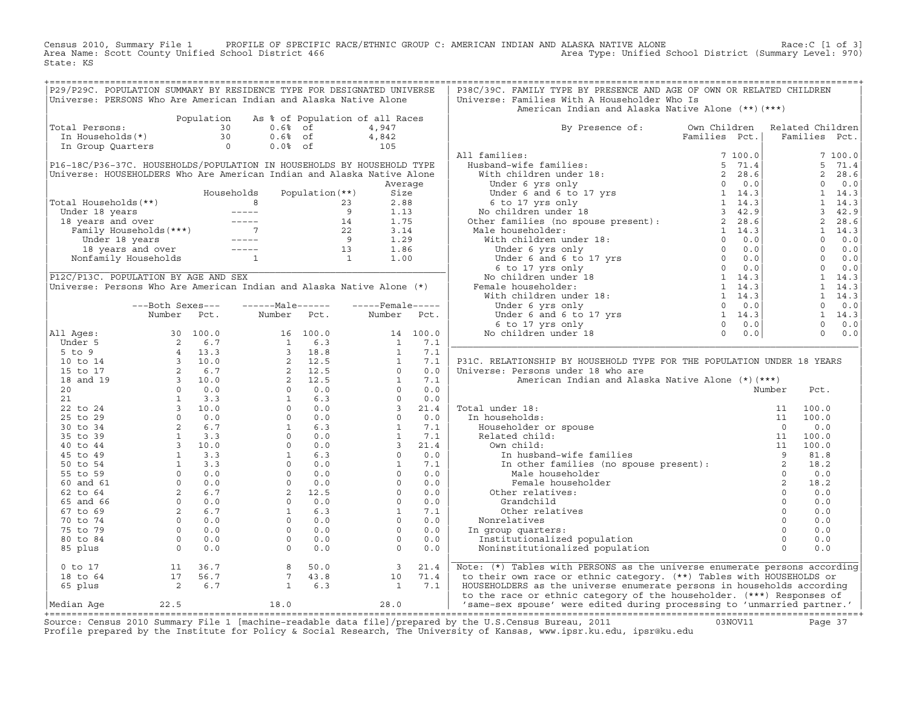Census 2010, Summary File 1 PROFILE OF SPECIFIC RACE/ETHNIC GROUP C: AMERICAN INDIAN AND ALASKA NATIVE ALONE Race:C [1 of 3]
Area Name: Scott County Unified School District 466 Area Type: Unified School District (Summary Level: 970)
State: KS

## P29/P29C. POPULATION SUMMARY BY RESIDENCE TYPE FOR DESIGNATED UNIVERSE

Universe: PERSONS Who Are American Indian and Alaska Native Alone

| | Population | As % of Population of all Races | |
|---|---|---|---|
| Total Persons: | 30 | 0.6% of | 4,947 |
| In Households(*) | 30 | 0.6% of | 4,842 |
| In Group Quarters | 0 | 0.0% of | 105 |

## P16-18C/P36-37C. HOUSEHOLDS/POPULATION IN HOUSEHOLDS BY HOUSEHOLD TYPE

Universe: HOUSEHOLDERS Who Are American Indian and Alaska Native Alone

| | Households | Population(**) | Average Size |
|---|---|---|---|
| Total Households(**) | 8 | 23 | 2.88 |
| Under 18 years | ----- | 9 | 1.13 |
| 18 years and over | ----- | 14 | 1.75 |
| Family Households(***) | 7 | 22 | 3.14 |
| Under 18 years | ----- | 9 | 1.29 |
| 18 years and over | ----- | 13 | 1.86 |
| Nonfamily Households | 1 | 1 | 1.00 |

## P12C/P13C. POPULATION BY AGE AND SEX

Universe: Persons Who Are American Indian and Alaska Native Alone (*)

| | Both Sexes Number | Both Sexes Pct. | Male Number | Male Pct. | Female Number | Female Pct. |
|---|---|---|---|---|---|---|
| All Ages: | 30 | 100.0 | 16 | 100.0 | 14 | 100.0 |
| Under 5 | 2 | 6.7 | 1 | 6.3 | 1 | 7.1 |
| 5 to 9 | 4 | 13.3 | 3 | 18.8 | 1 | 7.1 |
| 10 to 14 | 3 | 10.0 | 2 | 12.5 | 1 | 7.1 |
| 15 to 17 | 2 | 6.7 | 2 | 12.5 | 0 | 0.0 |
| 18 and 19 | 3 | 10.0 | 2 | 12.5 | 1 | 7.1 |
| 20 | 0 | 0.0 | 0 | 0.0 | 0 | 0.0 |
| 21 | 1 | 3.3 | 1 | 6.3 | 0 | 0.0 |
| 22 to 24 | 3 | 10.0 | 0 | 0.0 | 3 | 21.4 |
| 25 to 29 | 0 | 0.0 | 0 | 0.0 | 0 | 0.0 |
| 30 to 34 | 2 | 6.7 | 1 | 6.3 | 1 | 7.1 |
| 35 to 39 | 1 | 3.3 | 0 | 0.0 | 1 | 7.1 |
| 40 to 44 | 3 | 10.0 | 0 | 0.0 | 3 | 21.4 |
| 45 to 49 | 1 | 3.3 | 1 | 6.3 | 0 | 0.0 |
| 50 to 54 | 1 | 3.3 | 0 | 0.0 | 1 | 7.1 |
| 55 to 59 | 0 | 0.0 | 0 | 0.0 | 0 | 0.0 |
| 60 and 61 | 0 | 0.0 | 0 | 0.0 | 0 | 0.0 |
| 62 to 64 | 2 | 6.7 | 2 | 12.5 | 0 | 0.0 |
| 65 and 66 | 0 | 0.0 | 0 | 0.0 | 0 | 0.0 |
| 67 to 69 | 2 | 6.7 | 1 | 6.3 | 1 | 7.1 |
| 70 to 74 | 0 | 0.0 | 0 | 0.0 | 0 | 0.0 |
| 75 to 79 | 0 | 0.0 | 0 | 0.0 | 0 | 0.0 |
| 80 to 84 | 0 | 0.0 | 0 | 0.0 | 0 | 0.0 |
| 85 plus | 0 | 0.0 | 0 | 0.0 | 0 | 0.0 |
| 0 to 17 | 11 | 36.7 | 8 | 50.0 | 3 | 21.4 |
| 18 to 64 | 17 | 56.7 | 7 | 43.8 | 10 | 71.4 |
| 65 plus | 2 | 6.7 | 1 | 6.3 | 1 | 7.1 |
| Median Age | 22.5 | | 18.0 | | 28.0 | |

## P38C/39C. FAMILY TYPE BY PRESENCE AND AGE OF OWN OR RELATED CHILDREN

Universe: Families With A Householder Who Is American Indian and Alaska Native Alone (**)(***)

| By Presence of: | Own Children Families | Own Children Pct. | Related Children Families | Related Children Pct. |
|---|---|---|---|---|
| All families: | 7 | 100.0 | 7 | 100.0 |
| Husband-wife families: | 5 | 71.4 | 5 | 71.4 |
| With children under 18: | 2 | 28.6 | 2 | 28.6 |
| Under 6 yrs only | 0 | 0.0 | 0 | 0.0 |
| Under 6 and 6 to 17 yrs | 1 | 14.3 | 1 | 14.3 |
| 6 to 17 yrs only | 1 | 14.3 | 1 | 14.3 |
| No children under 18 | 3 | 42.9 | 3 | 42.9 |
| Other families (no spouse present): | 2 | 28.6 | 2 | 28.6 |
| Male householder: | 1 | 14.3 | 1 | 14.3 |
| With children under 18: | 0 | 0.0 | 0 | 0.0 |
| Under 6 yrs only | 0 | 0.0 | 0 | 0.0 |
| Under 6 and 6 to 17 yrs | 0 | 0.0 | 0 | 0.0 |
| 6 to 17 yrs only | 0 | 0.0 | 0 | 0.0 |
| No children under 18 | 1 | 14.3 | 1 | 14.3 |
| Female householder: | 1 | 14.3 | 1 | 14.3 |
| With children under 18: | 1 | 14.3 | 1 | 14.3 |
| Under 6 yrs only | 0 | 0.0 | 0 | 0.0 |
| Under 6 and 6 to 17 yrs | 1 | 14.3 | 1 | 14.3 |
| 6 to 17 yrs only | 0 | 0.0 | 0 | 0.0 |
| No children under 18 | 0 | 0.0 | 0 | 0.0 |

## P31C. RELATIONSHIP BY HOUSEHOLD TYPE FOR THE POPULATION UNDER 18 YEARS

Universe: Persons under 18 who are American Indian and Alaska Native Alone (*)(***)

| | Number | Pct. |
|---|---|---|
| Total under 18: | 11 | 100.0 |
| In households: | 11 | 100.0 |
| Householder or spouse | 0 | 0.0 |
| Related child: | 11 | 100.0 |
| Own child: | 11 | 100.0 |
| In husband-wife families | 9 | 81.8 |
| In other families (no spouse present): | 2 | 18.2 |
| Male householder | 0 | 0.0 |
| Female householder | 2 | 18.2 |
| Other relatives: | 0 | 0.0 |
| Grandchild | 0 | 0.0 |
| Other relatives | 0 | 0.0 |
| Nonrelatives | 0 | 0.0 |
| In group quarters: | 0 | 0.0 |
| Institutionalized population | 0 | 0.0 |
| Noninstitutionalized population | 0 | 0.0 |

Note: (*) Tables with PERSONS as the universe enumerate persons according to their own race or ethnic category. (**) Tables with HOUSEHOLDS or HOUSEHOLDERS as the universe enumerate persons in households according to the race or ethnic category of the householder. (***) Responses of 'same-sex spouse' were edited during processing to 'unmarried partner.'

Source: Census 2010 Summary File 1 [machine-readable data file]/prepared by the U.S.Census Bureau, 2011 03NOV11
Profile prepared by the Institute for Policy & Social Research, The University of Kansas, www.ipsr.ku.edu, ipsr@ku.edu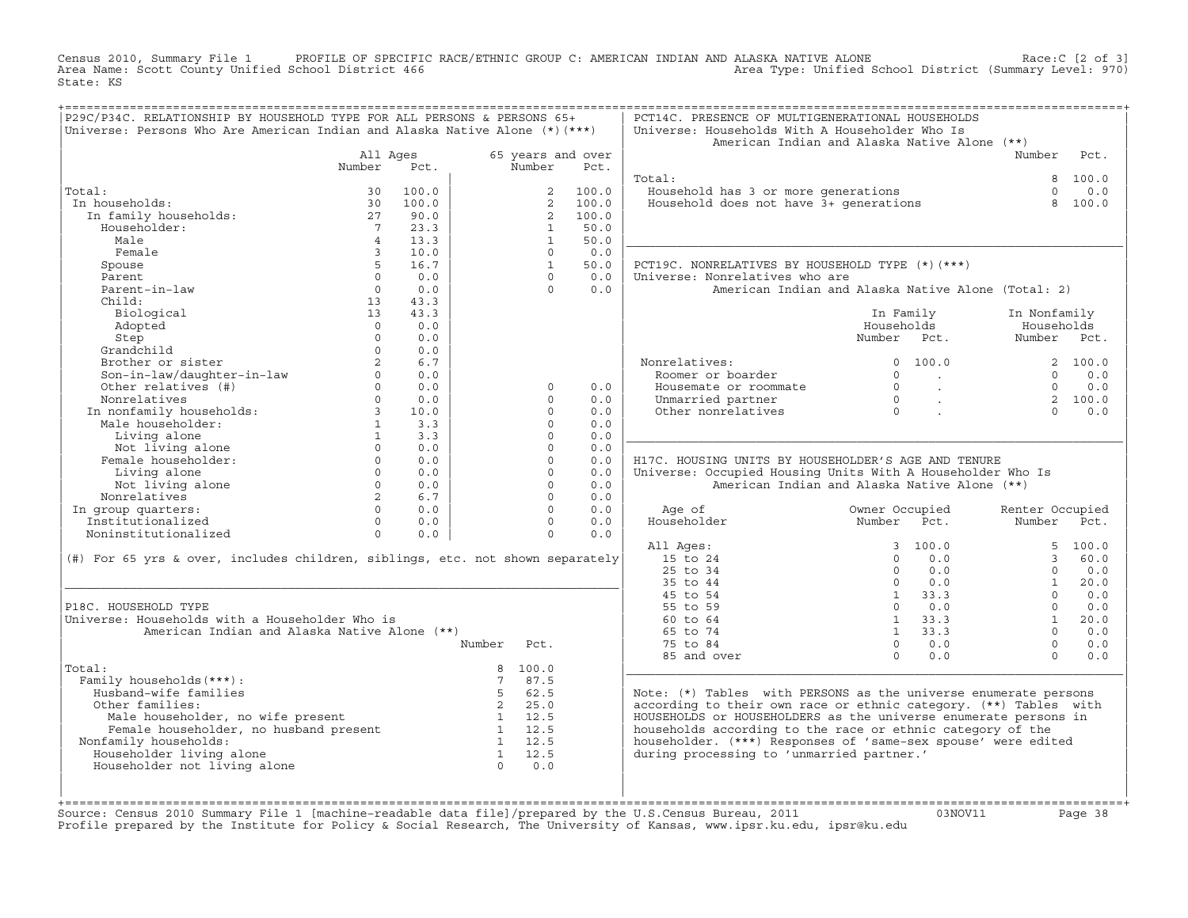Census 2010, Summary File 1 PROFILE OF SPECIFIC RACE/ETHNIC GROUP C: AMERICAN INDIAN AND ALASKA NATIVE ALONE Race:C [2 of 3]
Area Name: Scott County Unified School District 466 Area Type: Unified School District (Summary Level: 970)
State: KS

## P29C/P34C. RELATIONSHIP BY HOUSEHOLD TYPE FOR ALL PERSONS & PERSONS 65+

Universe: Persons Who Are American Indian and Alaska Native Alone (*)(***)

| | All Ages Number | All Ages Pct. | 65 years and over Number | 65 years and over Pct. |
|---|---|---|---|---|
| Total: | 30 | 100.0 | 2 | 100.0 |
| In households: | 30 | 100.0 | 2 | 100.0 |
| In family households: | 27 | 90.0 | 2 | 100.0 |
| Householder: | 7 | 23.3 | 1 | 50.0 |
| Male | 4 | 13.3 | 1 | 50.0 |
| Female | 3 | 10.0 | 0 | 0.0 |
| Spouse | 5 | 16.7 | 1 | 50.0 |
| Parent | 0 | 0.0 | 0 | 0.0 |
| Parent-in-law | 0 | 0.0 | 0 | 0.0 |
| Child: | 13 | 43.3 | | |
| Biological | 13 | 43.3 | | |
| Adopted | 0 | 0.0 | | |
| Step | 0 | 0.0 | | |
| Grandchild | 0 | 0.0 | | |
| Brother or sister | 2 | 6.7 | | |
| Son-in-law/daughter-in-law | 0 | 0.0 | | |
| Other relatives (#) | 0 | 0.0 | 0 | 0.0 |
| Nonrelatives | 0 | 0.0 | 0 | 0.0 |
| In nonfamily households: | 3 | 10.0 | 0 | 0.0 |
| Male householder: | 1 | 3.3 | 0 | 0.0 |
| Living alone | 1 | 3.3 | 0 | 0.0 |
| Not living alone | 0 | 0.0 | 0 | 0.0 |
| Female householder: | 0 | 0.0 | 0 | 0.0 |
| Living alone | 0 | 0.0 | 0 | 0.0 |
| Not living alone | 0 | 0.0 | 0 | 0.0 |
| Nonrelatives | 2 | 6.7 | 0 | 0.0 |
| In group quarters: | 0 | 0.0 | 0 | 0.0 |
| Institutionalized | 0 | 0.0 | 0 | 0.0 |
| Noninstitutionalized | 0 | 0.0 | 0 | 0.0 |

(#) For 65 yrs & over, includes children, siblings, etc. not shown separately

## P18C. HOUSEHOLD TYPE

Universe: Households with a Householder Who is American Indian and Alaska Native Alone (**)

| | Number | Pct. |
|---|---|---|
| Total: | 8 | 100.0 |
| Family households(***): | 7 | 87.5 |
| Husband-wife families | 5 | 62.5 |
| Other families: | 2 | 25.0 |
| Male householder, no wife present | 1 | 12.5 |
| Female householder, no husband present | 1 | 12.5 |
| Nonfamily households: | 1 | 12.5 |
| Householder living alone | 1 | 12.5 |
| Householder not living alone | 0 | 0.0 |

## PCT14C. PRESENCE OF MULTIGENERATIONAL HOUSEHOLDS

Universe: Households With A Householder Who Is American Indian and Alaska Native Alone (**)

| | Number | Pct. |
|---|---|---|
| Total: | 8 | 100.0 |
| Household has 3 or more generations | 0 | 0.0 |
| Household does not have 3+ generations | 8 | 100.0 |

## PCT19C. NONRELATIVES BY HOUSEHOLD TYPE (*)(***)

Universe: Nonrelatives who are American Indian and Alaska Native Alone (Total: 2)

| | In Family Households Number | In Family Households Pct. | In Nonfamily Households Number | In Nonfamily Households Pct. |
|---|---|---|---|---|
| Nonrelatives: | 0 | 100.0 | 2 | 100.0 |
| Roomer or boarder | 0 | . | 0 | 0.0 |
| Housemate or roommate | 0 | . | 0 | 0.0 |
| Unmarried partner | 0 | . | 2 | 100.0 |
| Other nonrelatives | 0 | . | 0 | 0.0 |

## H17C. HOUSING UNITS BY HOUSEHOLDER'S AGE AND TENURE

Universe: Occupied Housing Units With A Householder Who Is American Indian and Alaska Native Alone (**)

| Age of Householder | Owner Occupied Number | Owner Occupied Pct. | Renter Occupied Number | Renter Occupied Pct. |
|---|---|---|---|---|
| All Ages: | 3 | 100.0 | 5 | 100.0 |
| 15 to 24 | 0 | 0.0 | 3 | 60.0 |
| 25 to 34 | 0 | 0.0 | 0 | 0.0 |
| 35 to 44 | 0 | 0.0 | 1 | 20.0 |
| 45 to 54 | 1 | 33.3 | 0 | 0.0 |
| 55 to 59 | 0 | 0.0 | 0 | 0.0 |
| 60 to 64 | 1 | 33.3 | 1 | 20.0 |
| 65 to 74 | 1 | 33.3 | 0 | 0.0 |
| 75 to 84 | 0 | 0.0 | 0 | 0.0 |
| 85 and over | 0 | 0.0 | 0 | 0.0 |

Note: (*) Tables with PERSONS as the universe enumerate persons according to their own race or ethnic category. (**) Tables with HOUSEHOLDS or HOUSEHOLDERS as the universe enumerate persons in households according to the race or ethnic category of the householder. (***) Responses of 'same-sex spouse' were edited during processing to 'unmarried partner.'

Source: Census 2010 Summary File 1 [machine-readable data file]/prepared by the U.S.Census Bureau, 2011 03NOV11
Profile prepared by the Institute for Policy & Social Research, The University of Kansas, www.ipsr.ku.edu, ipsr@ku.edu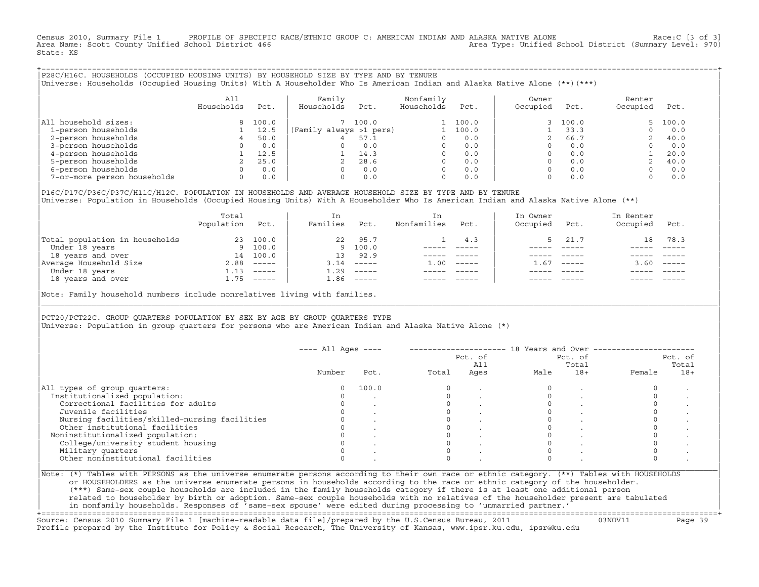Census 2010, Summary File 1 PROFILE OF SPECIFIC RACE/ETHNIC GROUP C: AMERICAN INDIAN AND ALASKA NATIVE ALONE Race:C [3 of 3]
Area Name: Scott County Unified School District 466 Area Type: Unified School District (Summary Level: 970)
State: KS

## P28C/H16C. HOUSEHOLDS (OCCUPIED HOUSING UNITS) BY HOUSEHOLD SIZE BY TYPE AND BY TENURE

Universe: Households (Occupied Housing Units) With A Householder Who Is American Indian and Alaska Native Alone (**)(***)

| | All Households | Pct. | Family Households | Pct. | Nonfamily Households | Pct. | Owner Occupied | Pct. | Renter Occupied | Pct. |
|---|---|---|---|---|---|---|---|---|---|---|
| All household sizes: | 8 | 100.0 | 7 | 100.0 | 1 | 100.0 | 3 | 100.0 | 5 | 100.0 |
| 1-person households | 1 | 12.5 | (Family always >1 pers) | | 1 | 100.0 | 1 | 33.3 | 0 | 0.0 |
| 2-person households | 4 | 50.0 | 4 | 57.1 | 0 | 0.0 | 2 | 66.7 | 2 | 40.0 |
| 3-person households | 0 | 0.0 | 0 | 0.0 | 0 | 0.0 | 0 | 0.0 | 0 | 0.0 |
| 4-person households | 1 | 12.5 | 1 | 14.3 | 0 | 0.0 | 0 | 0.0 | 1 | 20.0 |
| 5-person households | 2 | 25.0 | 2 | 28.6 | 0 | 0.0 | 0 | 0.0 | 2 | 40.0 |
| 6-person households | 0 | 0.0 | 0 | 0.0 | 0 | 0.0 | 0 | 0.0 | 0 | 0.0 |
| 7-or-more person households | 0 | 0.0 | 0 | 0.0 | 0 | 0.0 | 0 | 0.0 | 0 | 0.0 |

## P16C/P17C/P36C/P37C/H11C/H12C. POPULATION IN HOUSEHOLDS AND AVERAGE HOUSEHOLD SIZE BY TYPE AND BY TENURE

Universe: Population in Households (Occupied Housing Units) With A Householder Who Is American Indian and Alaska Native Alone (**)

| | Total Population | Pct. | In Families | Pct. | In Nonfamilies | Pct. | In Owner Occupied | Pct. | In Renter Occupied | Pct. |
|---|---|---|---|---|---|---|---|---|---|---|
| Total population in households | 23 | 100.0 | 22 | 95.7 | 1 | 4.3 | 5 | 21.7 | 18 | 78.3 |
| Under 18 years | 9 | 100.0 | 9 | 100.0 | ----- | ----- | ----- | ----- | ----- | ----- |
| 18 years and over | 14 | 100.0 | 13 | 92.9 | ----- | ----- | ----- | ----- | ----- | ----- |
| Average Household Size | 2.88 | ----- | 3.14 | ----- | 1.00 | ----- | 1.67 | ----- | 3.60 | ----- |
| Under 18 years | 1.13 | ----- | 1.29 | ----- | ----- | ----- | ----- | ----- | ----- | ----- |
| 18 years and over | 1.75 | ----- | 1.86 | ----- | ----- | ----- | ----- | ----- | ----- | ----- |

Note: Family household numbers include nonrelatives living with families.

## PCT20/PCT22C. GROUP QUARTERS POPULATION BY SEX BY AGE BY GROUP QUARTERS TYPE

Universe: Population in group quarters for persons who are American Indian and Alaska Native Alone (*)

| | All Ages | | 18 Years and Over | | | | | |
|---|---|---|---|---|---|---|---|---|
| | Number | Pct. | Total | Pct. of All Ages | Male | Pct. of Total 18+ | Female | Pct. of Total 18+ |
| All types of group quarters: | 0 | 100.0 | 0 | . | 0 | . | 0 | . |
| Institutionalized population: | 0 | . | 0 | . | 0 | . | 0 | . |
| Correctional facilities for adults | 0 | . | 0 | . | 0 | . | 0 | . |
| Juvenile facilities | 0 | . | 0 | . | 0 | . | 0 | . |
| Nursing facilities/skilled-nursing facilities | 0 | . | 0 | . | 0 | . | 0 | . |
| Other institutional facilities | 0 | . | 0 | . | 0 | . | 0 | . |
| Noninstitutionalized population: | 0 | . | 0 | . | 0 | . | 0 | . |
| College/university student housing | 0 | . | 0 | . | 0 | . | 0 | . |
| Military quarters | 0 | . | 0 | . | 0 | . | 0 | . |
| Other noninstitutional facilities | 0 | . | 0 | . | 0 | . | 0 | . |

Note: (*) Tables with PERSONS as the universe enumerate persons according to their own race or ethnic category. (**) Tables with HOUSEHOLDS or HOUSEHOLDERS as the universe enumerate persons in households according to the race or ethnic category of the householder. (***) Same-sex couple households are included in the family households category if there is at least one additional person related to householder by birth or adoption. Same-sex couple households with no relatives of the householder present are tabulated in nonfamily households. Responses of 'same-sex spouse' were edited during processing to 'unmarried partner.'

Source: Census 2010 Summary File 1 [machine-readable data file]/prepared by the U.S.Census Bureau, 2011 03NOV11
Profile prepared by the Institute for Policy & Social Research, The University of Kansas, www.ipsr.ku.edu, ipsr@ku.edu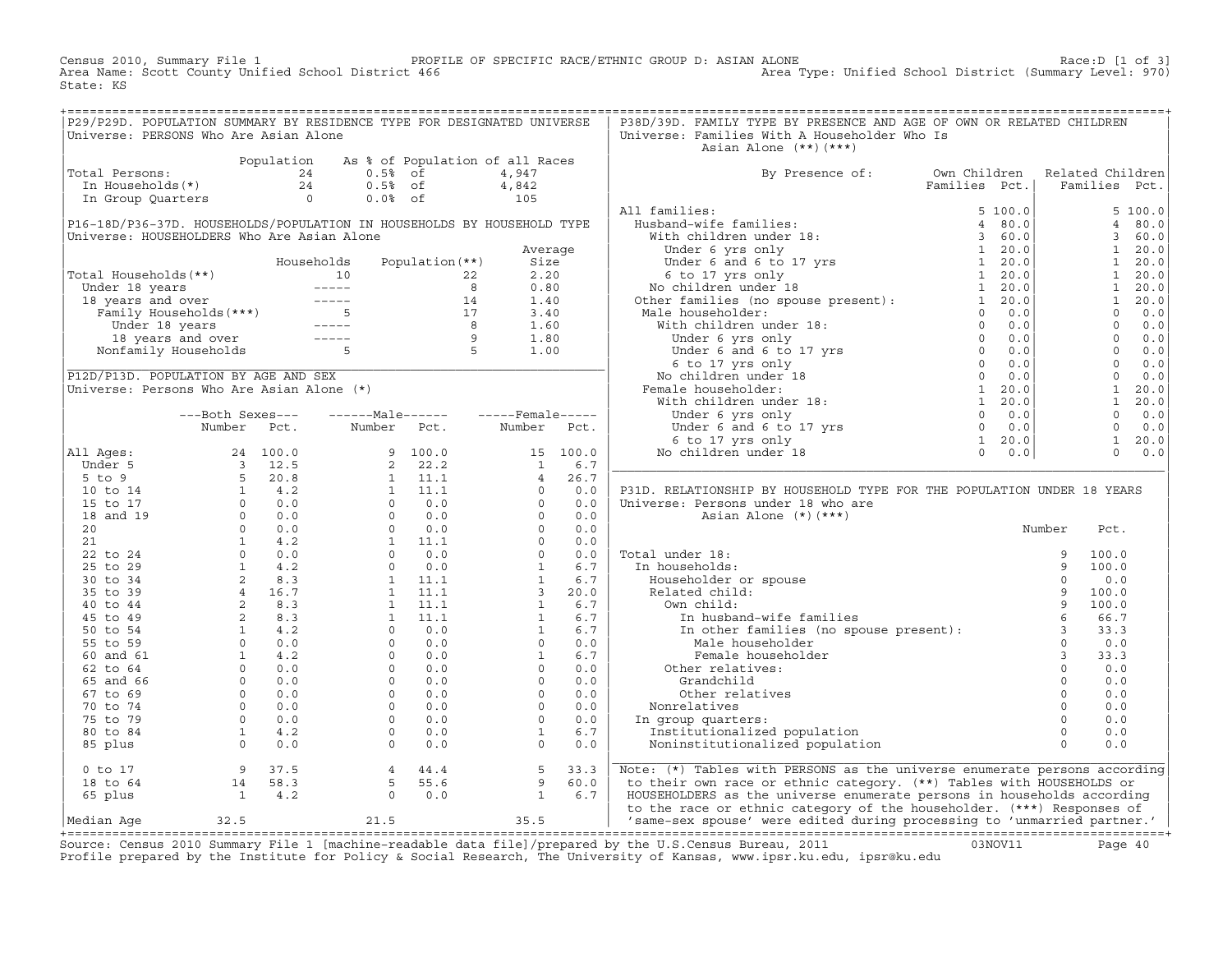Census 2010, Summary File 1 — PROFILE OF SPECIFIC RACE/ETHNIC GROUP D: ASIAN ALONE — Race:D [1 of 3]

Area Name: Scott County Unified School District 466 — Area Type: Unified School District (Summary Level: 970)

State: KS

## P29/P29D. POPULATION SUMMARY BY RESIDENCE TYPE FOR DESIGNATED UNIVERSE

Universe: PERSONS Who Are Asian Alone

| | Population | As % of Population of all Races | |
|---|---|---|---|
| Total Persons: | 24 | 0.5% of | 4,947 |
| In Households(*) | 24 | 0.5% of | 4,842 |
| In Group Quarters | 0 | 0.0% of | 105 |

## P16-18D/P36-37D. HOUSEHOLDS/POPULATION IN HOUSEHOLDS BY HOUSEHOLD TYPE

Universe: HOUSEHOLDERS Who Are Asian Alone

| | Households | Population(**) | Average Size |
|---|---|---|---|
| Total Households(**) | 10 | 22 | 2.20 |
| Under 18 years | ----- | 8 | 0.80 |
| 18 years and over | ----- | 14 | 1.40 |
| Family Households(***) | 5 | 17 | 3.40 |
| Under 18 years | ----- | 8 | 1.60 |
| 18 years and over | ----- | 9 | 1.80 |
| Nonfamily Households | 5 | 5 | 1.00 |

## P12D/P13D. POPULATION BY AGE AND SEX

Universe: Persons Who Are Asian Alone (*)

| | Both Sexes Number | Both Sexes Pct. | Male Number | Male Pct. | Female Number | Female Pct. |
|---|---|---|---|---|---|---|
| All Ages: | 24 | 100.0 | 9 | 100.0 | 15 | 100.0 |
| Under 5 | 3 | 12.5 | 2 | 22.2 | 1 | 6.7 |
| 5 to 9 | 5 | 20.8 | 1 | 11.1 | 4 | 26.7 |
| 10 to 14 | 1 | 4.2 | 1 | 11.1 | 0 | 0.0 |
| 15 to 17 | 0 | 0.0 | 0 | 0.0 | 0 | 0.0 |
| 18 and 19 | 0 | 0.0 | 0 | 0.0 | 0 | 0.0 |
| 20 | 0 | 0.0 | 0 | 0.0 | 0 | 0.0 |
| 21 | 1 | 4.2 | 1 | 11.1 | 0 | 0.0 |
| 22 to 24 | 0 | 0.0 | 0 | 0.0 | 0 | 0.0 |
| 25 to 29 | 1 | 4.2 | 0 | 0.0 | 1 | 6.7 |
| 30 to 34 | 2 | 8.3 | 1 | 11.1 | 1 | 6.7 |
| 35 to 39 | 4 | 16.7 | 1 | 11.1 | 3 | 20.0 |
| 40 to 44 | 2 | 8.3 | 1 | 11.1 | 1 | 6.7 |
| 45 to 49 | 2 | 8.3 | 1 | 11.1 | 1 | 6.7 |
| 50 to 54 | 1 | 4.2 | 0 | 0.0 | 1 | 6.7 |
| 55 to 59 | 0 | 0.0 | 0 | 0.0 | 0 | 0.0 |
| 60 and 61 | 1 | 4.2 | 0 | 0.0 | 1 | 6.7 |
| 62 to 64 | 0 | 0.0 | 0 | 0.0 | 0 | 0.0 |
| 65 and 66 | 0 | 0.0 | 0 | 0.0 | 0 | 0.0 |
| 67 to 69 | 0 | 0.0 | 0 | 0.0 | 0 | 0.0 |
| 70 to 74 | 0 | 0.0 | 0 | 0.0 | 0 | 0.0 |
| 75 to 79 | 0 | 0.0 | 0 | 0.0 | 0 | 0.0 |
| 80 to 84 | 1 | 4.2 | 0 | 0.0 | 1 | 6.7 |
| 85 plus | 0 | 0.0 | 0 | 0.0 | 0 | 0.0 |
| 0 to 17 | 9 | 37.5 | 4 | 44.4 | 5 | 33.3 |
| 18 to 64 | 14 | 58.3 | 5 | 55.6 | 9 | 60.0 |
| 65 plus | 1 | 4.2 | 0 | 0.0 | 1 | 6.7 |
| Median Age | 32.5 | | 21.5 | | 35.5 | |

## P38D/39D. FAMILY TYPE BY PRESENCE AND AGE OF OWN OR RELATED CHILDREN

Universe: Families With A Householder Who Is Asian Alone (**)(***)

| By Presence of: | Own Children Families | Own Children Pct. | Related Children Families | Related Children Pct. |
|---|---|---|---|---|
| All families: | 5 | 100.0 | 5 | 100.0 |
| Husband-wife families: | 4 | 80.0 | 4 | 80.0 |
| With children under 18: | 3 | 60.0 | 3 | 60.0 |
| Under 6 yrs only | 1 | 20.0 | 1 | 20.0 |
| Under 6 and 6 to 17 yrs | 1 | 20.0 | 1 | 20.0 |
| 6 to 17 yrs only | 1 | 20.0 | 1 | 20.0 |
| No children under 18 | 1 | 20.0 | 1 | 20.0 |
| Other families (no spouse present): | 1 | 20.0 | 1 | 20.0 |
| Male householder: | 0 | 0.0 | 0 | 0.0 |
| With children under 18: | 0 | 0.0 | 0 | 0.0 |
| Under 6 yrs only | 0 | 0.0 | 0 | 0.0 |
| Under 6 and 6 to 17 yrs | 0 | 0.0 | 0 | 0.0 |
| 6 to 17 yrs only | 0 | 0.0 | 0 | 0.0 |
| No children under 18 | 0 | 0.0 | 0 | 0.0 |
| Female householder: | 1 | 20.0 | 1 | 20.0 |
| With children under 18: | 1 | 20.0 | 1 | 20.0 |
| Under 6 yrs only | 0 | 0.0 | 0 | 0.0 |
| Under 6 and 6 to 17 yrs | 0 | 0.0 | 0 | 0.0 |
| 6 to 17 yrs only | 1 | 20.0 | 1 | 20.0 |
| No children under 18 | 0 | 0.0 | 0 | 0.0 |

## P31D. RELATIONSHIP BY HOUSEHOLD TYPE FOR THE POPULATION UNDER 18 YEARS

Universe: Persons under 18 who are Asian Alone (*)(***)

| | Number | Pct. |
|---|---|---|
| Total under 18: | 9 | 100.0 |
| In households: | 9 | 100.0 |
| Householder or spouse | 0 | 0.0 |
| Related child: | 9 | 100.0 |
| Own child: | 9 | 100.0 |
| In husband-wife families | 6 | 66.7 |
| In other families (no spouse present): | 3 | 33.3 |
| Male householder | 0 | 0.0 |
| Female householder | 3 | 33.3 |
| Other relatives: | 0 | 0.0 |
| Grandchild | 0 | 0.0 |
| Other relatives | 0 | 0.0 |
| Nonrelatives | 0 | 0.0 |
| In group quarters: | 0 | 0.0 |
| Institutionalized population | 0 | 0.0 |
| Noninstitutionalized population | 0 | 0.0 |

Note: (*) Tables with PERSONS as the universe enumerate persons according to their own race or ethnic category. (**) Tables with HOUSEHOLDS or HOUSEHOLDERS as the universe enumerate persons in households according to the race or ethnic category of the householder. (***) Responses of 'same-sex spouse' were edited during processing to 'unmarried partner.'

Source: Census 2010 Summary File 1 [machine-readable data file]/prepared by the U.S.Census Bureau, 2011 03NOV11

Profile prepared by the Institute for Policy & Social Research, The University of Kansas, www.ipsr.ku.edu, ipsr@ku.edu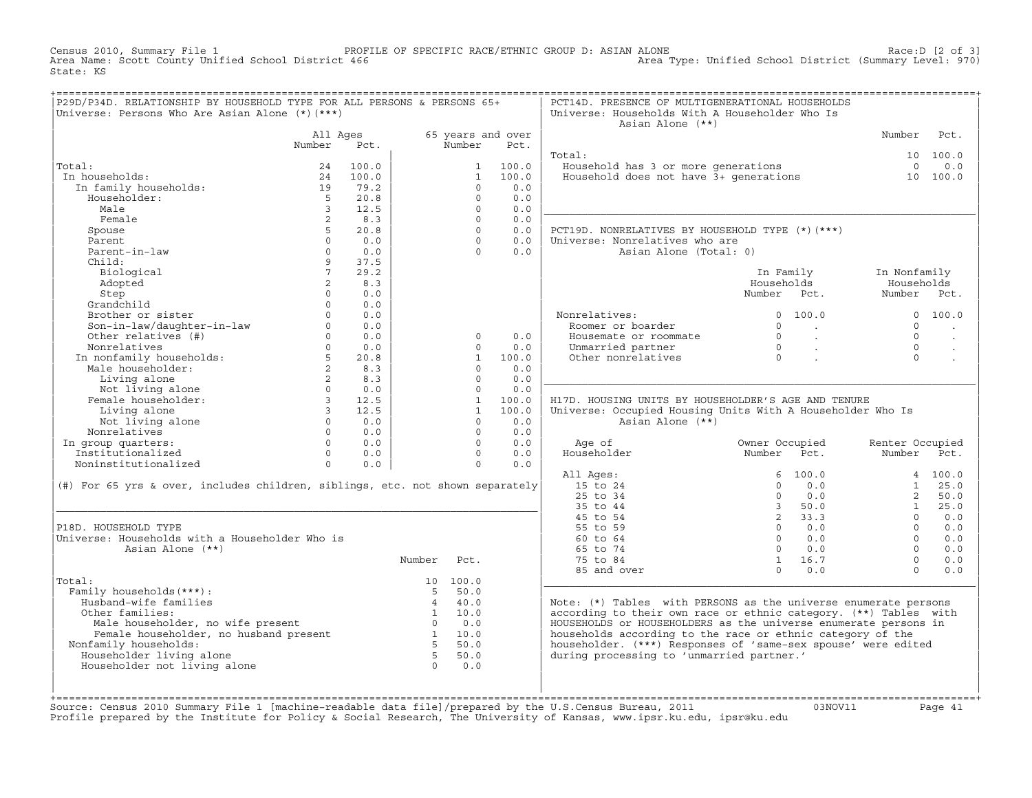Census 2010, Summary File 1 — PROFILE OF SPECIFIC RACE/ETHNIC GROUP D: ASIAN ALONE — Race:D [2 of 3]
Area Name: Scott County Unified School District 466 — Area Type: Unified School District (Summary Level: 970)
State: KS

## P29D/P34D. RELATIONSHIP BY HOUSEHOLD TYPE FOR ALL PERSONS & PERSONS 65+

Universe: Persons Who Are Asian Alone (*)(***)

| | All Ages Number | All Ages Pct. | 65 years and over Number | 65 years and over Pct. |
|---|---|---|---|---|
| Total: | 24 | 100.0 | 1 | 100.0 |
| In households: | 24 | 100.0 | 1 | 100.0 |
| In family households: | 19 | 79.2 | 0 | 0.0 |
| Householder: | 5 | 20.8 | 0 | 0.0 |
| Male | 3 | 12.5 | 0 | 0.0 |
| Female | 2 | 8.3 | 0 | 0.0 |
| Spouse | 5 | 20.8 | 0 | 0.0 |
| Parent | 0 | 0.0 | 0 | 0.0 |
| Parent-in-law | 0 | 0.0 | 0 | 0.0 |
| Child: | 9 | 37.5 | | |
| Biological | 7 | 29.2 | | |
| Adopted | 2 | 8.3 | | |
| Step | 0 | 0.0 | | |
| Grandchild | 0 | 0.0 | | |
| Brother or sister | 0 | 0.0 | | |
| Son-in-law/daughter-in-law | 0 | 0.0 | | |
| Other relatives (#) | 0 | 0.0 | 0 | 0.0 |
| Nonrelatives | 0 | 0.0 | 0 | 0.0 |
| In nonfamily households: | 5 | 20.8 | 1 | 100.0 |
| Male householder: | 2 | 8.3 | 0 | 0.0 |
| Living alone | 2 | 8.3 | 0 | 0.0 |
| Not living alone | 0 | 0.0 | 0 | 0.0 |
| Female householder: | 3 | 12.5 | 1 | 100.0 |
| Living alone | 3 | 12.5 | 1 | 100.0 |
| Not living alone | 0 | 0.0 | 0 | 0.0 |
| Nonrelatives | 0 | 0.0 | 0 | 0.0 |
| In group quarters: | 0 | 0.0 | 0 | 0.0 |
| Institutionalized | 0 | 0.0 | 0 | 0.0 |
| Noninstitutionalized | 0 | 0.0 | 0 | 0.0 |

(#) For 65 yrs & over, includes children, siblings, etc. not shown separately

## P18D. HOUSEHOLD TYPE

Universe: Households with a Householder Who is Asian Alone (**)

| | Number | Pct. |
|---|---|---|
| Total: | 10 | 100.0 |
| Family households(***): | 5 | 50.0 |
| Husband-wife families | 4 | 40.0 |
| Other families: | 1 | 10.0 |
| Male householder, no wife present | 0 | 0.0 |
| Female householder, no husband present | 1 | 10.0 |
| Nonfamily households: | 5 | 50.0 |
| Householder living alone | 5 | 50.0 |
| Householder not living alone | 0 | 0.0 |

## PCT14D. PRESENCE OF MULTIGENERATIONAL HOUSEHOLDS

Universe: Households With A Householder Who Is Asian Alone (**)

| | Number | Pct. |
|---|---|---|
| Total: | 10 | 100.0 |
| Household has 3 or more generations | 0 | 0.0 |
| Household does not have 3+ generations | 10 | 100.0 |

## PCT19D. NONRELATIVES BY HOUSEHOLD TYPE (*)(***)

Universe: Nonrelatives who are Asian Alone (Total: 0)

| | In Family Households Number | In Family Households Pct. | In Nonfamily Households Number | In Nonfamily Households Pct. |
|---|---|---|---|---|
| Nonrelatives: | 0 | 100.0 | 0 | 100.0 |
| Roomer or boarder | 0 | . | 0 | . |
| Housemate or roommate | 0 | . | 0 | . |
| Unmarried partner | 0 | . | 0 | . |
| Other nonrelatives | 0 | . | 0 | . |

## H17D. HOUSING UNITS BY HOUSEHOLDER'S AGE AND TENURE

Universe: Occupied Housing Units With A Householder Who Is Asian Alone (**)

| Age of Householder | Owner Occupied Number | Owner Occupied Pct. | Renter Occupied Number | Renter Occupied Pct. |
|---|---|---|---|---|
| All Ages: | 6 | 100.0 | 4 | 100.0 |
| 15 to 24 | 0 | 0.0 | 1 | 25.0 |
| 25 to 34 | 0 | 0.0 | 2 | 50.0 |
| 35 to 44 | 3 | 50.0 | 1 | 25.0 |
| 45 to 54 | 2 | 33.3 | 0 | 0.0 |
| 55 to 59 | 0 | 0.0 | 0 | 0.0 |
| 60 to 64 | 0 | 0.0 | 0 | 0.0 |
| 65 to 74 | 0 | 0.0 | 0 | 0.0 |
| 75 to 84 | 1 | 16.7 | 0 | 0.0 |
| 85 and over | 0 | 0.0 | 0 | 0.0 |

Note: (*) Tables with PERSONS as the universe enumerate persons according to their own race or ethnic category. (**) Tables with HOUSEHOLDS or HOUSEHOLDERS as the universe enumerate persons in households according to the race or ethnic category of the householder. (***) Responses of 'same-sex spouse' were edited during processing to 'unmarried partner.'

Source: Census 2010 Summary File 1 [machine-readable data file]/prepared by the U.S.Census Bureau, 2011 03NOV11
Profile prepared by the Institute for Policy & Social Research, The University of Kansas, www.ipsr.ku.edu, ipsr@ku.edu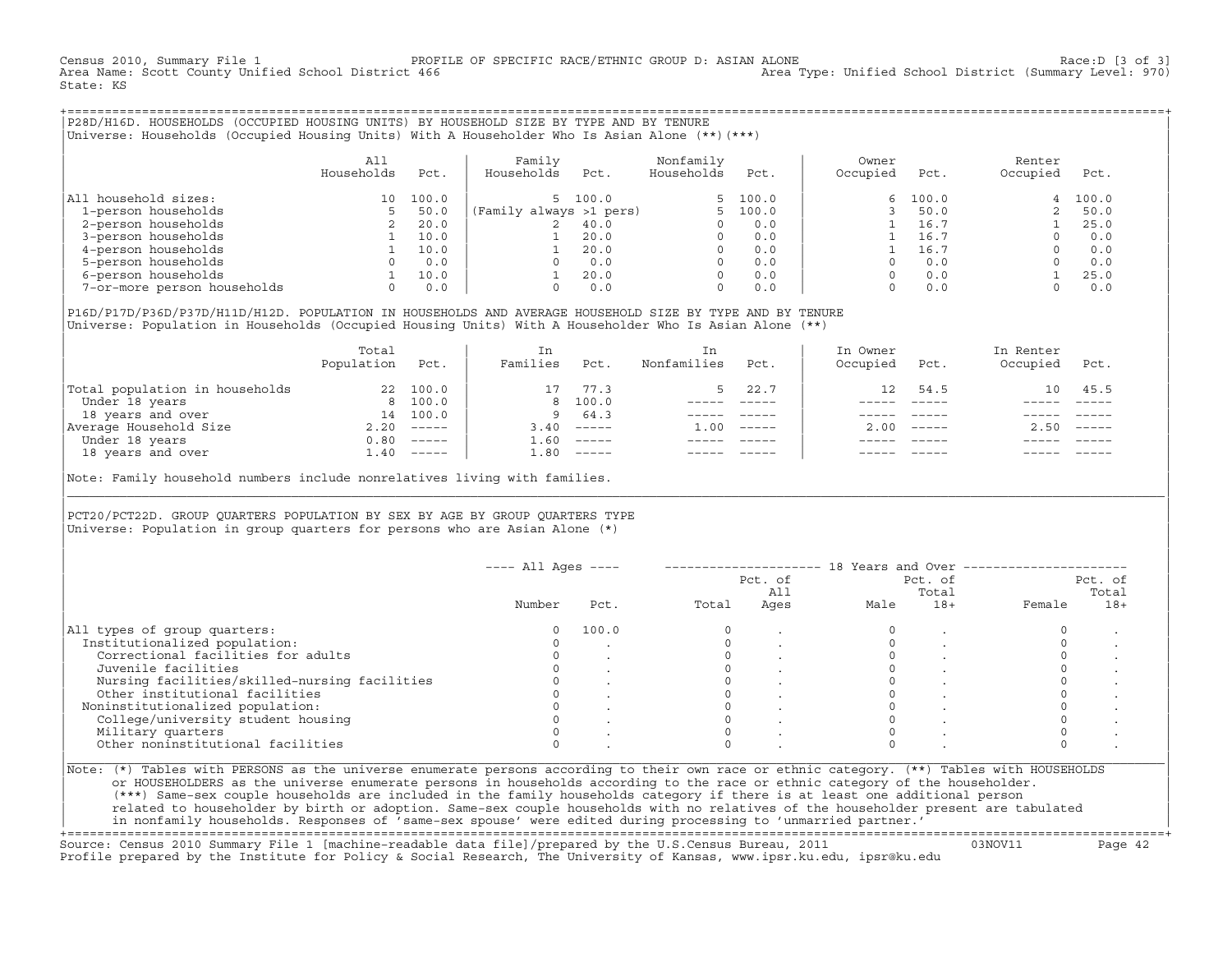Census 2010, Summary File 1 PROFILE OF SPECIFIC RACE/ETHNIC GROUP D: ASIAN ALONE Race:D [3 of 3]
Area Name: Scott County Unified School District 466 Area Type: Unified School District (Summary Level: 970)
State: KS

## P28D/H16D. HOUSEHOLDS (OCCUPIED HOUSING UNITS) BY HOUSEHOLD SIZE BY TYPE AND BY TENURE

Universe: Households (Occupied Housing Units) With A Householder Who Is Asian Alone (**)(***)

| | All Households | Pct. | Family Households | Pct. | Nonfamily Households | Pct. | Owner Occupied | Pct. | Renter Occupied | Pct. |
|---|---|---|---|---|---|---|---|---|---|---|
| All household sizes: | 10 | 100.0 | 5 | 100.0 | 5 | 100.0 | 6 | 100.0 | 4 | 100.0 |
| 1-person households | 5 | 50.0 | (Family always >1 pers) | | 5 | 100.0 | 3 | 50.0 | 2 | 50.0 |
| 2-person households | 2 | 20.0 | 2 | 40.0 | 0 | 0.0 | 1 | 16.7 | 1 | 25.0 |
| 3-person households | 1 | 10.0 | 1 | 20.0 | 0 | 0.0 | 1 | 16.7 | 0 | 0.0 |
| 4-person households | 1 | 10.0 | 1 | 20.0 | 0 | 0.0 | 1 | 16.7 | 0 | 0.0 |
| 5-person households | 0 | 0.0 | 0 | 0.0 | 0 | 0.0 | 0 | 0.0 | 0 | 0.0 |
| 6-person households | 1 | 10.0 | 1 | 20.0 | 0 | 0.0 | 0 | 0.0 | 1 | 25.0 |
| 7-or-more person households | 0 | 0.0 | 0 | 0.0 | 0 | 0.0 | 0 | 0.0 | 0 | 0.0 |

## P16D/P17D/P36D/P37D/H11D/H12D. POPULATION IN HOUSEHOLDS AND AVERAGE HOUSEHOLD SIZE BY TYPE AND BY TENURE

Universe: Population in Households (Occupied Housing Units) With A Householder Who Is Asian Alone (**)

| | Total Population | Pct. | In Families | Pct. | In Nonfamilies | Pct. | In Owner Occupied | Pct. | In Renter Occupied | Pct. |
|---|---|---|---|---|---|---|---|---|---|---|
| Total population in households | 22 | 100.0 | 17 | 77.3 | 5 | 22.7 | 12 | 54.5 | 10 | 45.5 |
| Under 18 years | 8 | 100.0 | 8 | 100.0 | ----- | ----- | ----- | ----- | ----- | ----- |
| 18 years and over | 14 | 100.0 | 9 | 64.3 | ----- | ----- | ----- | ----- | ----- | ----- |
| Average Household Size | 2.20 | ----- | 3.40 | ----- | 1.00 | ----- | 2.00 | ----- | 2.50 | ----- |
| Under 18 years | 0.80 | ----- | 1.60 | ----- | ----- | ----- | ----- | ----- | ----- | ----- |
| 18 years and over | 1.40 | ----- | 1.80 | ----- | ----- | ----- | ----- | ----- | ----- | ----- |

Note: Family household numbers include nonrelatives living with families.

## PCT20/PCT22D. GROUP QUARTERS POPULATION BY SEX BY AGE BY GROUP QUARTERS TYPE

Universe: Population in group quarters for persons who are Asian Alone (*)

| | All Ages | | 18 Years and Over | | | | | |
|---|---|---|---|---|---|---|---|---|
| | Number | Pct. | Total | Pct. of All Ages | Male | Pct. of Total 18+ | Female | Pct. of Total 18+ |
| All types of group quarters: | 0 | 100.0 | 0 | . | 0 | . | 0 | . |
| Institutionalized population: | 0 | . | 0 | . | 0 | . | 0 | . |
| Correctional facilities for adults | 0 | . | 0 | . | 0 | . | 0 | . |
| Juvenile facilities | 0 | . | 0 | . | 0 | . | 0 | . |
| Nursing facilities/skilled-nursing facilities | 0 | . | 0 | . | 0 | . | 0 | . |
| Other institutional facilities | 0 | . | 0 | . | 0 | . | 0 | . |
| Noninstitutionalized population: | 0 | . | 0 | . | 0 | . | 0 | . |
| College/university student housing | 0 | . | 0 | . | 0 | . | 0 | . |
| Military quarters | 0 | . | 0 | . | 0 | . | 0 | . |
| Other noninstitutional facilities | 0 | . | 0 | . | 0 | . | 0 | . |

Note: (*) Tables with PERSONS as the universe enumerate persons according to their own race or ethnic category. (**) Tables with HOUSEHOLDS or HOUSEHOLDERS as the universe enumerate persons in households according to the race or ethnic category of the householder. (***) Same-sex couple households are included in the family households category if there is at least one additional person related to householder by birth or adoption. Same-sex couple households with no relatives of the householder present are tabulated in nonfamily households. Responses of 'same-sex spouse' were edited during processing to 'unmarried partner.'

Source: Census 2010 Summary File 1 [machine-readable data file]/prepared by the U.S.Census Bureau, 2011 03NOV11
Profile prepared by the Institute for Policy & Social Research, The University of Kansas, www.ipsr.ku.edu, ipsr@ku.edu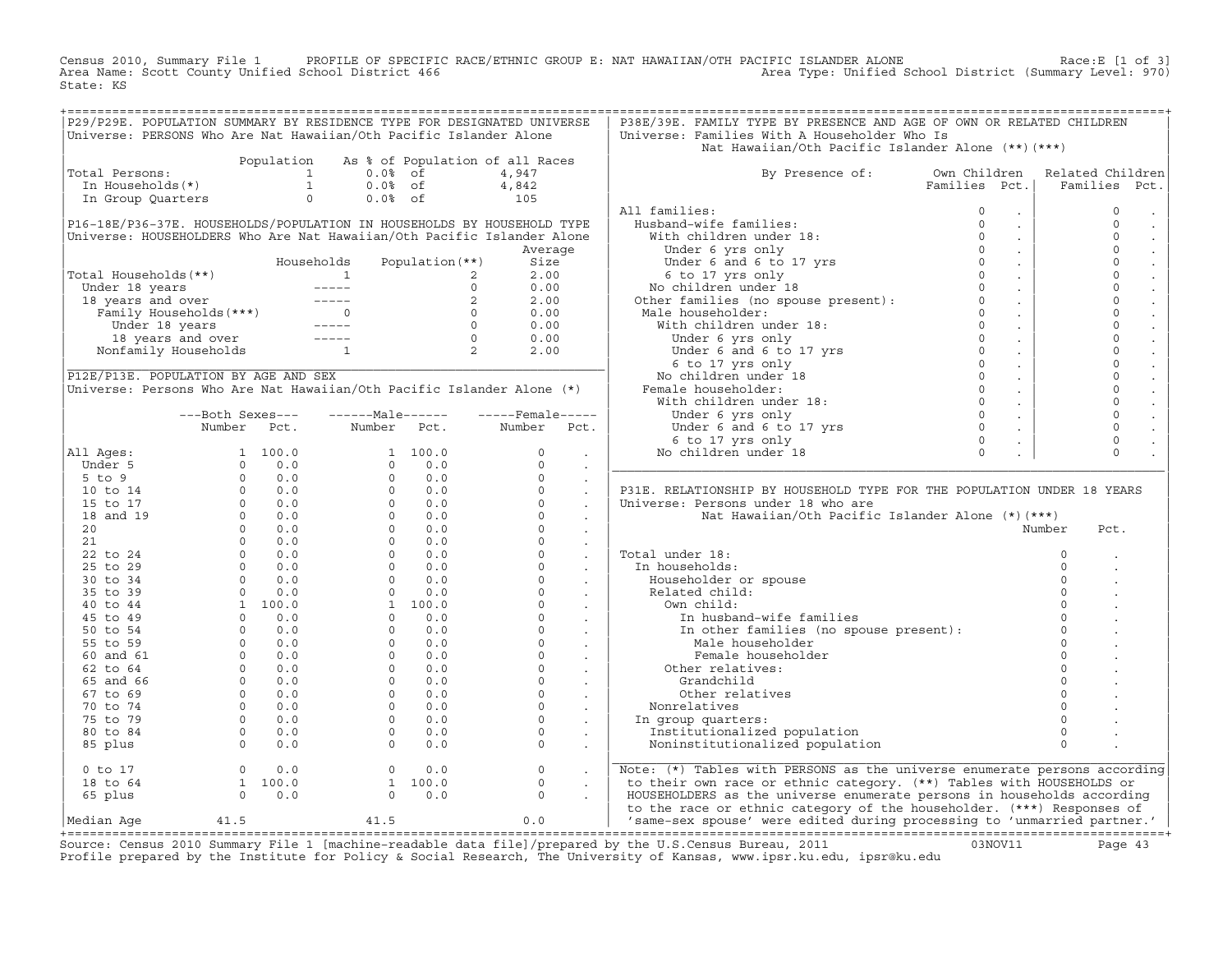Census 2010, Summary File 1 PROFILE OF SPECIFIC RACE/ETHNIC GROUP E: NAT HAWAIIAN/OTH PACIFIC ISLANDER ALONE Race:E [1 of 3]
Area Name: Scott County Unified School District 466 Area Type: Unified School District (Summary Level: 970)
State: KS

## P29/P29E. POPULATION SUMMARY BY RESIDENCE TYPE FOR DESIGNATED UNIVERSE

Universe: PERSONS Who Are Nat Hawaiian/Oth Pacific Islander Alone

| | Population | As % of Population of all Races | |
|---|---|---|---|
| Total Persons: | 1 | 0.0% of | 4,947 |
| In Households(*) | 1 | 0.0% of | 4,842 |
| In Group Quarters | 0 | 0.0% of | 105 |

## P16-18E/P36-37E. HOUSEHOLDS/POPULATION IN HOUSEHOLDS BY HOUSEHOLD TYPE

Universe: HOUSEHOLDERS Who Are Nat Hawaiian/Oth Pacific Islander Alone

| | Households | Population(**) | Average Size |
|---|---|---|---|
| Total Households(**) | 1 | 2 | 2.00 |
| Under 18 years | ----- | 0 | 0.00 |
| 18 years and over | ----- | 2 | 2.00 |
| Family Households(***) | 0 | 0 | 0.00 |
| Under 18 years | ----- | 0 | 0.00 |
| 18 years and over | ----- | 0 | 0.00 |
| Nonfamily Households | 1 | 2 | 2.00 |

## P12E/P13E. POPULATION BY AGE AND SEX

Universe: Persons Who Are Nat Hawaiian/Oth Pacific Islander Alone (*)

| | Both Sexes Number | Both Sexes Pct. | Male Number | Male Pct. | Female Number | Female Pct. |
|---|---|---|---|---|---|---|
| All Ages: | 1 | 100.0 | 1 | 100.0 | 0 | . |
| Under 5 | 0 | 0.0 | 0 | 0.0 | 0 | . |
| 5 to 9 | 0 | 0.0 | 0 | 0.0 | 0 | . |
| 10 to 14 | 0 | 0.0 | 0 | 0.0 | 0 | . |
| 15 to 17 | 0 | 0.0 | 0 | 0.0 | 0 | . |
| 18 and 19 | 0 | 0.0 | 0 | 0.0 | 0 | . |
| 20 | 0 | 0.0 | 0 | 0.0 | 0 | . |
| 21 | 0 | 0.0 | 0 | 0.0 | 0 | . |
| 22 to 24 | 0 | 0.0 | 0 | 0.0 | 0 | . |
| 25 to 29 | 0 | 0.0 | 0 | 0.0 | 0 | . |
| 30 to 34 | 0 | 0.0 | 0 | 0.0 | 0 | . |
| 35 to 39 | 0 | 0.0 | 0 | 0.0 | 0 | . |
| 40 to 44 | 1 | 100.0 | 1 | 100.0 | 0 | . |
| 45 to 49 | 0 | 0.0 | 0 | 0.0 | 0 | . |
| 50 to 54 | 0 | 0.0 | 0 | 0.0 | 0 | . |
| 55 to 59 | 0 | 0.0 | 0 | 0.0 | 0 | . |
| 60 and 61 | 0 | 0.0 | 0 | 0.0 | 0 | . |
| 62 to 64 | 0 | 0.0 | 0 | 0.0 | 0 | . |
| 65 and 66 | 0 | 0.0 | 0 | 0.0 | 0 | . |
| 67 to 69 | 0 | 0.0 | 0 | 0.0 | 0 | . |
| 70 to 74 | 0 | 0.0 | 0 | 0.0 | 0 | . |
| 75 to 79 | 0 | 0.0 | 0 | 0.0 | 0 | . |
| 80 to 84 | 0 | 0.0 | 0 | 0.0 | 0 | . |
| 85 plus | 0 | 0.0 | 0 | 0.0 | 0 | . |
| 0 to 17 | 0 | 0.0 | 0 | 0.0 | 0 | . |
| 18 to 64 | 1 | 100.0 | 1 | 100.0 | 0 | . |
| 65 plus | 0 | 0.0 | 0 | 0.0 | 0 | . |
| Median Age | 41.5 | | 41.5 | | 0.0 | |

## P38E/39E. FAMILY TYPE BY PRESENCE AND AGE OF OWN OR RELATED CHILDREN

Universe: Families With A Householder Who Is Nat Hawaiian/Oth Pacific Islander Alone (**)(***)

| By Presence of: | Own Children Families | Own Children Pct. | Related Children Families | Related Children Pct. |
|---|---|---|---|---|
| All families: | 0 | . | 0 | . |
| Husband-wife families: | 0 | . | 0 | . |
| With children under 18: | 0 | . | 0 | . |
| Under 6 yrs only | 0 | . | 0 | . |
| Under 6 and 6 to 17 yrs | 0 | . | 0 | . |
| 6 to 17 yrs only | 0 | . | 0 | . |
| No children under 18 | 0 | . | 0 | . |
| Other families (no spouse present): | 0 | . | 0 | . |
| Male householder: | 0 | . | 0 | . |
| With children under 18: | 0 | . | 0 | . |
| Under 6 yrs only | 0 | . | 0 | . |
| Under 6 and 6 to 17 yrs | 0 | . | 0 | . |
| 6 to 17 yrs only | 0 | . | 0 | . |
| No children under 18 | 0 | . | 0 | . |
| Female householder: | 0 | . | 0 | . |
| With children under 18: | 0 | . | 0 | . |
| Under 6 yrs only | 0 | . | 0 | . |
| Under 6 and 6 to 17 yrs | 0 | . | 0 | . |
| 6 to 17 yrs only | 0 | . | 0 | . |
| No children under 18 | 0 | . | 0 | . |

## P31E. RELATIONSHIP BY HOUSEHOLD TYPE FOR THE POPULATION UNDER 18 YEARS

Universe: Persons under 18 who are Nat Hawaiian/Oth Pacific Islander Alone (*)(***)

| | Number | Pct. |
|---|---|---|
| Total under 18: | 0 | . |
| In households: | 0 | . |
| Householder or spouse | 0 | . |
| Related child: | 0 | . |
| Own child: | 0 | . |
| In husband-wife families | 0 | . |
| In other families (no spouse present): | 0 | . |
| Male householder | 0 | . |
| Female householder | 0 | . |
| Other relatives: | 0 | . |
| Grandchild | 0 | . |
| Other relatives | 0 | . |
| Nonrelatives | 0 | . |
| In group quarters: | 0 | . |
| Institutionalized population | 0 | . |
| Noninstitutionalized population | 0 | . |

Note: (*) Tables with PERSONS as the universe enumerate persons according to their own race or ethnic category. (**) Tables with HOUSEHOLDS or HOUSEHOLDERS as the universe enumerate persons in households according to the race or ethnic category of the householder. (***) Responses of 'same-sex spouse' were edited during processing to 'unmarried partner.'

Source: Census 2010 Summary File 1 [machine-readable data file]/prepared by the U.S.Census Bureau, 2011 03NOV11
Profile prepared by the Institute for Policy & Social Research, The University of Kansas, www.ipsr.ku.edu, ipsr@ku.edu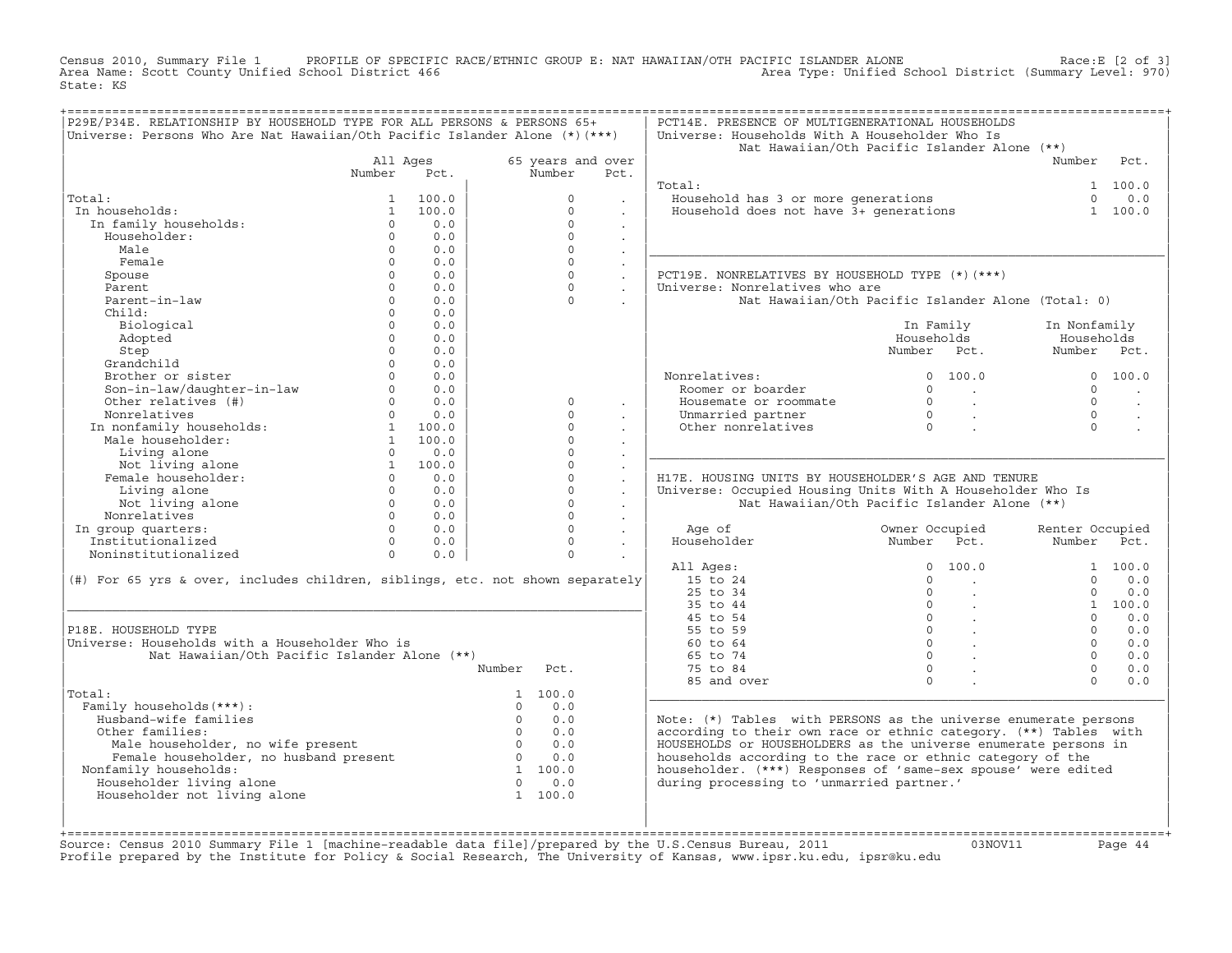Census 2010, Summary File 1 PROFILE OF SPECIFIC RACE/ETHNIC GROUP E: NAT HAWAIIAN/OTH PACIFIC ISLANDER ALONE Race:E [2 of 3]
Area Name: Scott County Unified School District 466 Area Type: Unified School District (Summary Level: 970)
State: KS

## P29E/P34E. RELATIONSHIP BY HOUSEHOLD TYPE FOR ALL PERSONS & PERSONS 65+
Universe: Persons Who Are Nat Hawaiian/Oth Pacific Islander Alone (*)(***)

| | All Ages Number | All Ages Pct. | 65 years and over Number | 65 years and over Pct. |
|---|---|---|---|---|
| Total: | 1 | 100.0 | 0 | . |
| In households: | 1 | 100.0 | 0 | . |
| In family households: | 0 | 0.0 | 0 | . |
| Householder: | 0 | 0.0 | 0 | . |
| Male | 0 | 0.0 | 0 | . |
| Female | 0 | 0.0 | 0 | . |
| Spouse | 0 | 0.0 | 0 | . |
| Parent | 0 | 0.0 | 0 | . |
| Parent-in-law | 0 | 0.0 | 0 | . |
| Child: | 0 | 0.0 | | |
| Biological | 0 | 0.0 | | |
| Adopted | 0 | 0.0 | | |
| Step | 0 | 0.0 | | |
| Grandchild | 0 | 0.0 | | |
| Brother or sister | 0 | 0.0 | | |
| Son-in-law/daughter-in-law | 0 | 0.0 | | |
| Other relatives (#) | 0 | 0.0 | 0 | . |
| Nonrelatives | 0 | 0.0 | 0 | . |
| In nonfamily households: | 1 | 100.0 | 0 | . |
| Male householder: | 1 | 100.0 | 0 | . |
| Living alone | 0 | 0.0 | 0 | . |
| Not living alone | 1 | 100.0 | 0 | . |
| Female householder: | 0 | 0.0 | 0 | . |
| Living alone | 0 | 0.0 | 0 | . |
| Not living alone | 0 | 0.0 | 0 | . |
| Nonrelatives | 0 | 0.0 | 0 | . |
| In group quarters: | 0 | 0.0 | 0 | . |
| Institutionalized | 0 | 0.0 | 0 | . |
| Noninstitutionalized | 0 | 0.0 | 0 | . |

(#) For 65 yrs & over, includes children, siblings, etc. not shown separately

## P18E. HOUSEHOLD TYPE
Universe: Households with a Householder Who is Nat Hawaiian/Oth Pacific Islander Alone (**)

| | Number | Pct. |
|---|---|---|
| Total: | 1 | 100.0 |
| Family households(***): | 0 | 0.0 |
| Husband-wife families | 0 | 0.0 |
| Other families: | 0 | 0.0 |
| Male householder, no wife present | 0 | 0.0 |
| Female householder, no husband present | 0 | 0.0 |
| Nonfamily households: | 1 | 100.0 |
| Householder living alone | 0 | 0.0 |
| Householder not living alone | 1 | 100.0 |

## PCT14E. PRESENCE OF MULTIGENERATIONAL HOUSEHOLDS
Universe: Households With A Householder Who Is Nat Hawaiian/Oth Pacific Islander Alone (**)

| | Number | Pct. |
|---|---|---|
| Total: | 1 | 100.0 |
| Household has 3 or more generations | 0 | 0.0 |
| Household does not have 3+ generations | 1 | 100.0 |

## PCT19E. NONRELATIVES BY HOUSEHOLD TYPE (*)(***)
Universe: Nonrelatives who are Nat Hawaiian/Oth Pacific Islander Alone (Total: 0)

| | In Family Households Number | In Family Households Pct. | In Nonfamily Households Number | In Nonfamily Households Pct. |
|---|---|---|---|---|
| Nonrelatives: | 0 | 100.0 | 0 | 100.0 |
| Roomer or boarder | 0 | . | 0 | . |
| Housemate or roommate | 0 | . | 0 | . |
| Unmarried partner | 0 | . | 0 | . |
| Other nonrelatives | 0 | . | 0 | . |

## H17E. HOUSING UNITS BY HOUSEHOLDER'S AGE AND TENURE
Universe: Occupied Housing Units With A Householder Who Is Nat Hawaiian/Oth Pacific Islander Alone (**)

| Age of Householder | Owner Occupied Number | Owner Occupied Pct. | Renter Occupied Number | Renter Occupied Pct. |
|---|---|---|---|---|
| All Ages: | 0 | 100.0 | 1 | 100.0 |
| 15 to 24 | 0 | . | 0 | 0.0 |
| 25 to 34 | 0 | . | 0 | 0.0 |
| 35 to 44 | 0 | . | 1 | 100.0 |
| 45 to 54 | 0 | . | 0 | 0.0 |
| 55 to 59 | 0 | . | 0 | 0.0 |
| 60 to 64 | 0 | . | 0 | 0.0 |
| 65 to 74 | 0 | . | 0 | 0.0 |
| 75 to 84 | 0 | . | 0 | 0.0 |
| 85 and over | 0 | . | 0 | 0.0 |

Note: (*) Tables with PERSONS as the universe enumerate persons according to their own race or ethnic category. (**) Tables with HOUSEHOLDS or HOUSEHOLDERS as the universe enumerate persons in households according to the race or ethnic category of the householder. (***) Responses of 'same-sex spouse' were edited during processing to 'unmarried partner.'

Source: Census 2010 Summary File 1 [machine-readable data file]/prepared by the U.S.Census Bureau, 2011 03NOV11
Profile prepared by the Institute for Policy & Social Research, The University of Kansas, www.ipsr.ku.edu, ipsr@ku.edu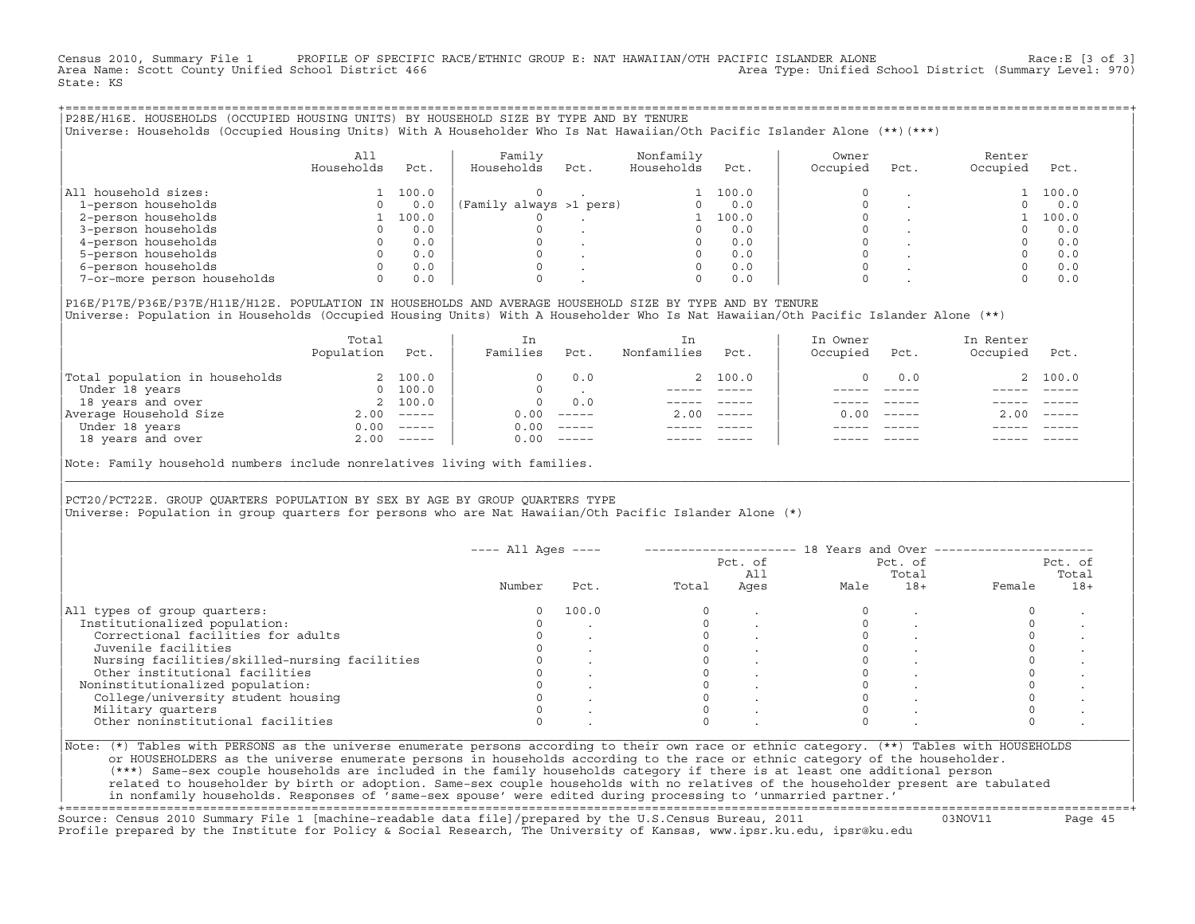Census 2010, Summary File 1 PROFILE OF SPECIFIC RACE/ETHNIC GROUP E: NAT HAWAIIAN/OTH PACIFIC ISLANDER ALONE Race:E [3 of 3]
Area Name: Scott County Unified School District 466 Area Type: Unified School District (Summary Level: 970)
State: KS

## P28E/H16E. HOUSEHOLDS (OCCUPIED HOUSING UNITS) BY HOUSEHOLD SIZE BY TYPE AND BY TENURE

Universe: Households (Occupied Housing Units) With A Householder Who Is Nat Hawaiian/Oth Pacific Islander Alone (**)(***)

| | All Households | Pct. | Family Households | Pct. | Nonfamily Households | Pct. | Owner Occupied | Pct. | Renter Occupied | Pct. |
|---|---|---|---|---|---|---|---|---|---|---|
| All household sizes: | 1 | 100.0 | 0 | . | 1 | 100.0 | 0 | . | 1 | 100.0 |
| 1-person households | 0 | 0.0 | (Family always >1 pers) | | 0 | 0.0 | 0 | . | 0 | 0.0 |
| 2-person households | 1 | 100.0 | 0 | . | 1 | 100.0 | 0 | . | 1 | 100.0 |
| 3-person households | 0 | 0.0 | 0 | . | 0 | 0.0 | 0 | . | 0 | 0.0 |
| 4-person households | 0 | 0.0 | 0 | . | 0 | 0.0 | 0 | . | 0 | 0.0 |
| 5-person households | 0 | 0.0 | 0 | . | 0 | 0.0 | 0 | . | 0 | 0.0 |
| 6-person households | 0 | 0.0 | 0 | . | 0 | 0.0 | 0 | . | 0 | 0.0 |
| 7-or-more person households | 0 | 0.0 | 0 | . | 0 | 0.0 | 0 | . | 0 | 0.0 |

## P16E/P17E/P36E/P37E/H11E/H12E. POPULATION IN HOUSEHOLDS AND AVERAGE HOUSEHOLD SIZE BY TYPE AND BY TENURE

Universe: Population in Households (Occupied Housing Units) With A Householder Who Is Nat Hawaiian/Oth Pacific Islander Alone (**)

| | Total Population | Pct. | In Families | Pct. | In Nonfamilies | Pct. | In Owner Occupied | Pct. | In Renter Occupied | Pct. |
|---|---|---|---|---|---|---|---|---|---|---|
| Total population in households | 2 | 100.0 | 0 | 0.0 | 2 | 100.0 | 0 | 0.0 | 2 | 100.0 |
| Under 18 years | 0 | 100.0 | 0 | . | ----- | ----- | ----- | ----- | ----- | ----- |
| 18 years and over | 2 | 100.0 | 0 | 0.0 | ----- | ----- | ----- | ----- | ----- | ----- |
| Average Household Size | 2.00 | ----- | 0.00 | ----- | 2.00 | ----- | 0.00 | ----- | 2.00 | ----- |
| Under 18 years | 0.00 | ----- | 0.00 | ----- | ----- | ----- | ----- | ----- | ----- | ----- |
| 18 years and over | 2.00 | ----- | 0.00 | ----- | ----- | ----- | ----- | ----- | ----- | ----- |

Note: Family household numbers include nonrelatives living with families.

## PCT20/PCT22E. GROUP QUARTERS POPULATION BY SEX BY AGE BY GROUP QUARTERS TYPE

Universe: Population in group quarters for persons who are Nat Hawaiian/Oth Pacific Islander Alone (*)

| | All Ages | | 18 Years and Over | | | | | |
|---|---|---|---|---|---|---|---|---|
| | Number | Pct. | Total | Pct. of All Ages | Male | Pct. of Total 18+ | Female | Pct. of Total 18+ |
| All types of group quarters: | 0 | 100.0 | 0 | . | 0 | . | 0 | . |
| Institutionalized population: | 0 | . | 0 | . | 0 | . | 0 | . |
| Correctional facilities for adults | 0 | . | 0 | . | 0 | . | 0 | . |
| Juvenile facilities | 0 | . | 0 | . | 0 | . | 0 | . |
| Nursing facilities/skilled-nursing facilities | 0 | . | 0 | . | 0 | . | 0 | . |
| Other institutional facilities | 0 | . | 0 | . | 0 | . | 0 | . |
| Noninstitutionalized population: | 0 | . | 0 | . | 0 | . | 0 | . |
| College/university student housing | 0 | . | 0 | . | 0 | . | 0 | . |
| Military quarters | 0 | . | 0 | . | 0 | . | 0 | . |
| Other noninstitutional facilities | 0 | . | 0 | . | 0 | . | 0 | . |

Note: (*) Tables with PERSONS as the universe enumerate persons according to their own race or ethnic category. (**) Tables with HOUSEHOLDS or HOUSEHOLDERS as the universe enumerate persons in households according to the race or ethnic category of the householder. (***) Same-sex couple households are included in the family households category if there is at least one additional person related to householder by birth or adoption. Same-sex couple households with no relatives of the householder present are tabulated in nonfamily households. Responses of 'same-sex spouse' were edited during processing to 'unmarried partner.'

Source: Census 2010 Summary File 1 [machine-readable data file]/prepared by the U.S.Census Bureau, 2011 03NOV11
Profile prepared by the Institute for Policy & Social Research, The University of Kansas, www.ipsr.ku.edu, ipsr@ku.edu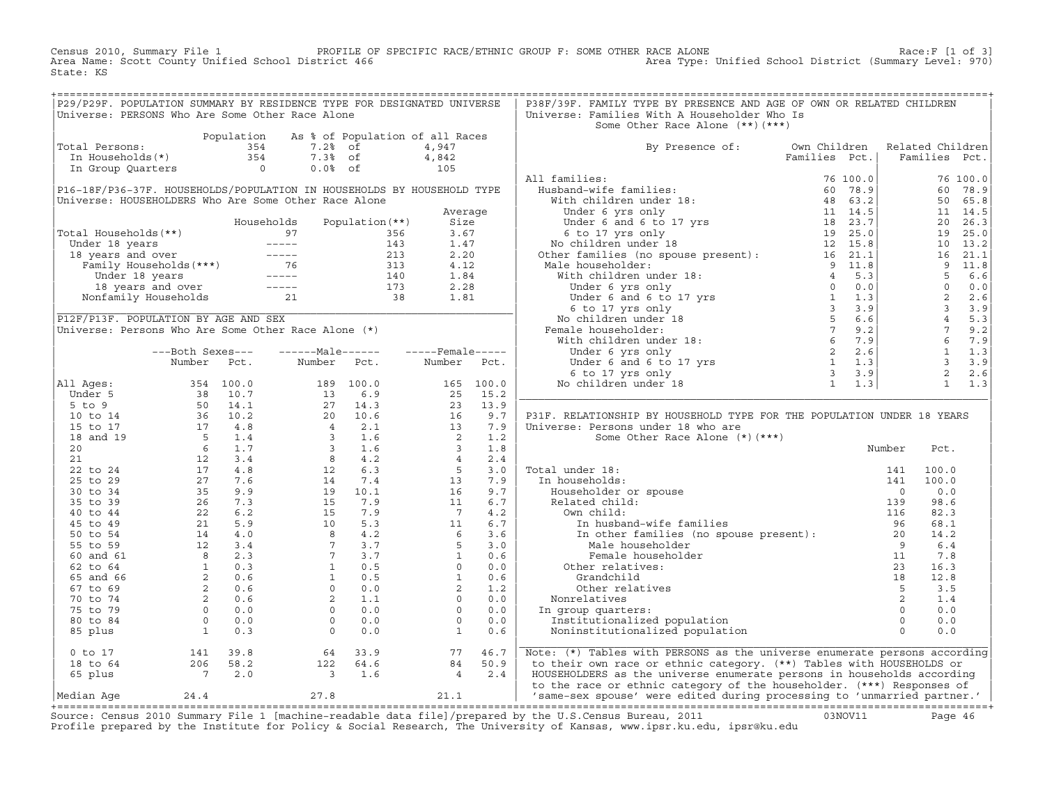Census 2010, Summary File 1 PROFILE OF SPECIFIC RACE/ETHNIC GROUP F: SOME OTHER RACE ALONE Race:F [1 of 3]
Area Name: Scott County Unified School District 466 Area Type: Unified School District (Summary Level: 970)
State: KS

## P29/P29F. POPULATION SUMMARY BY RESIDENCE TYPE FOR DESIGNATED UNIVERSE

Universe: PERSONS Who Are Some Other Race Alone

| | Population | As % of Population of all Races | |
|---|---|---|---|
| Total Persons: | 354 | 7.2% of | 4,947 |
| In Households(*) | 354 | 7.3% of | 4,842 |
| In Group Quarters | 0 | 0.0% of | 105 |

## P16-18F/P36-37F. HOUSEHOLDS/POPULATION IN HOUSEHOLDS BY HOUSEHOLD TYPE

Universe: HOUSEHOLDERS Who Are Some Other Race Alone

| | Households | Population(**) | Average Size |
|---|---|---|---|
| Total Households(**) | 97 | 356 | 3.67 |
| Under 18 years | ----- | 143 | 1.47 |
| 18 years and over | ----- | 213 | 2.20 |
| Family Households(***) | 76 | 313 | 4.12 |
| Under 18 years | ----- | 140 | 1.84 |
| 18 years and over | ----- | 173 | 2.28 |
| Nonfamily Households | 21 | 38 | 1.81 |

## P12F/P13F. POPULATION BY AGE AND SEX

Universe: Persons Who Are Some Other Race Alone (*)

| | Both Sexes Number | Both Sexes Pct. | Male Number | Male Pct. | Female Number | Female Pct. |
|---|---|---|---|---|---|---|
| All Ages: | 354 | 100.0 | 189 | 100.0 | 165 | 100.0 |
| Under 5 | 38 | 10.7 | 13 | 6.9 | 25 | 15.2 |
| 5 to 9 | 50 | 14.1 | 27 | 14.3 | 23 | 13.9 |
| 10 to 14 | 36 | 10.2 | 20 | 10.6 | 16 | 9.7 |
| 15 to 17 | 17 | 4.8 | 4 | 2.1 | 13 | 7.9 |
| 18 and 19 | 5 | 1.4 | 3 | 1.6 | 2 | 1.2 |
| 20 | 6 | 1.7 | 3 | 1.6 | 3 | 1.8 |
| 21 | 12 | 3.4 | 8 | 4.2 | 4 | 2.4 |
| 22 to 24 | 17 | 4.8 | 12 | 6.3 | 5 | 3.0 |
| 25 to 29 | 27 | 7.6 | 14 | 7.4 | 13 | 7.9 |
| 30 to 34 | 35 | 9.9 | 19 | 10.1 | 16 | 9.7 |
| 35 to 39 | 26 | 7.3 | 15 | 7.9 | 11 | 6.7 |
| 40 to 44 | 22 | 6.2 | 15 | 7.9 | 7 | 4.2 |
| 45 to 49 | 21 | 5.9 | 10 | 5.3 | 11 | 6.7 |
| 50 to 54 | 14 | 4.0 | 8 | 4.2 | 6 | 3.6 |
| 55 to 59 | 12 | 3.4 | 7 | 3.7 | 5 | 3.0 |
| 60 and 61 | 8 | 2.3 | 7 | 3.7 | 1 | 0.6 |
| 62 to 64 | 1 | 0.3 | 1 | 0.5 | 0 | 0.0 |
| 65 and 66 | 2 | 0.6 | 1 | 0.5 | 1 | 0.6 |
| 67 to 69 | 2 | 0.6 | 0 | 0.0 | 2 | 1.2 |
| 70 to 74 | 2 | 0.6 | 2 | 1.1 | 0 | 0.0 |
| 75 to 79 | 0 | 0.0 | 0 | 0.0 | 0 | 0.0 |
| 80 to 84 | 0 | 0.0 | 0 | 0.0 | 0 | 0.0 |
| 85 plus | 1 | 0.3 | 0 | 0.0 | 1 | 0.6 |
| 0 to 17 | 141 | 39.8 | 64 | 33.9 | 77 | 46.7 |
| 18 to 64 | 206 | 58.2 | 122 | 64.6 | 84 | 50.9 |
| 65 plus | 7 | 2.0 | 3 | 1.6 | 4 | 2.4 |
| Median Age | 24.4 | | 27.8 | | 21.1 | |

## P38F/39F. FAMILY TYPE BY PRESENCE AND AGE OF OWN OR RELATED CHILDREN

Universe: Families With A Householder Who Is Some Other Race Alone (**)(***)

| By Presence of: | Own Children Families | Own Children Pct. | Related Children Families | Related Children Pct. |
|---|---|---|---|---|
| All families: | 76 | 100.0 | 76 | 100.0 |
| Husband-wife families: | 60 | 78.9 | 60 | 78.9 |
| With children under 18: | 48 | 63.2 | 50 | 65.8 |
| Under 6 yrs only | 11 | 14.5 | 11 | 14.5 |
| Under 6 and 6 to 17 yrs | 18 | 23.7 | 20 | 26.3 |
| 6 to 17 yrs only | 19 | 25.0 | 19 | 25.0 |
| No children under 18 | 12 | 15.8 | 10 | 13.2 |
| Other families (no spouse present): | 16 | 21.1 | 16 | 21.1 |
| Male householder: | 9 | 11.8 | 9 | 11.8 |
| With children under 18: | 4 | 5.3 | 5 | 6.6 |
| Under 6 yrs only | 0 | 0.0 | 0 | 0.0 |
| Under 6 and 6 to 17 yrs | 1 | 1.3 | 2 | 2.6 |
| 6 to 17 yrs only | 3 | 3.9 | 3 | 3.9 |
| No children under 18 | 5 | 6.6 | 4 | 5.3 |
| Female householder: | 7 | 9.2 | 7 | 9.2 |
| With children under 18: | 6 | 7.9 | 6 | 7.9 |
| Under 6 yrs only | 2 | 2.6 | 1 | 1.3 |
| Under 6 and 6 to 17 yrs | 1 | 1.3 | 3 | 3.9 |
| 6 to 17 yrs only | 3 | 3.9 | 2 | 2.6 |
| No children under 18 | 1 | 1.3 | 1 | 1.3 |

## P31F. RELATIONSHIP BY HOUSEHOLD TYPE FOR THE POPULATION UNDER 18 YEARS

Universe: Persons under 18 who are Some Other Race Alone (*)(***)

| | Number | Pct. |
|---|---|---|
| Total under 18: | 141 | 100.0 |
| In households: | 141 | 100.0 |
| Householder or spouse | 0 | 0.0 |
| Related child: | 139 | 98.6 |
| Own child: | 116 | 82.3 |
| In husband-wife families | 96 | 68.1 |
| In other families (no spouse present): | 20 | 14.2 |
| Male householder | 9 | 6.4 |
| Female householder | 11 | 7.8 |
| Other relatives: | 23 | 16.3 |
| Grandchild | 18 | 12.8 |
| Other relatives | 5 | 3.5 |
| Nonrelatives | 2 | 1.4 |
| In group quarters: | 0 | 0.0 |
| Institutionalized population | 0 | 0.0 |
| Noninstitutionalized population | 0 | 0.0 |

Note: (*) Tables with PERSONS as the universe enumerate persons according to their own race or ethnic category. (**) Tables with HOUSEHOLDS or HOUSEHOLDERS as the universe enumerate persons in households according to the race or ethnic category of the householder. (***) Responses of 'same-sex spouse' were edited during processing to 'unmarried partner.'

Source: Census 2010 Summary File 1 [machine-readable data file]/prepared by the U.S.Census Bureau, 2011 03NOV11
Profile prepared by the Institute for Policy & Social Research, The University of Kansas, www.ipsr.ku.edu, ipsr@ku.edu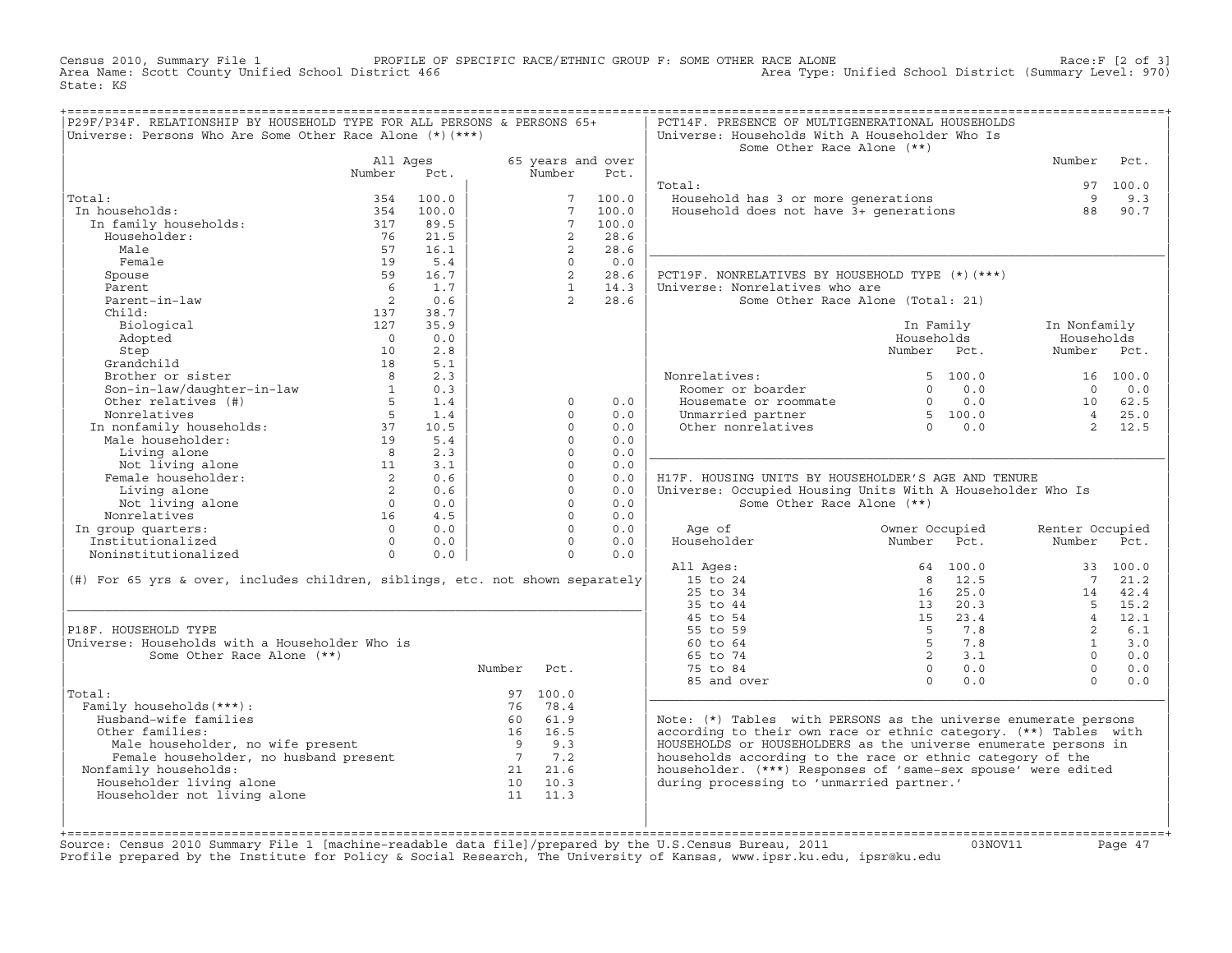Census 2010, Summary File 1 — PROFILE OF SPECIFIC RACE/ETHNIC GROUP F: SOME OTHER RACE ALONE — Race:F [2 of 3]
Area Name: Scott County Unified School District 466 — Area Type: Unified School District (Summary Level: 970)
State: KS

## P29F/P34F. RELATIONSHIP BY HOUSEHOLD TYPE FOR ALL PERSONS & PERSONS 65+

Universe: Persons Who Are Some Other Race Alone (*)(***)

| | All Ages Number | All Ages Pct. | 65 years and over Number | 65 years and over Pct. |
|---|---|---|---|---|
| Total: | 354 | 100.0 | 7 | 100.0 |
| In households: | 354 | 100.0 | 7 | 100.0 |
| In family households: | 317 | 89.5 | 7 | 100.0 |
| Householder: | 76 | 21.5 | 2 | 28.6 |
| Male | 57 | 16.1 | 2 | 28.6 |
| Female | 19 | 5.4 | 0 | 0.0 |
| Spouse | 59 | 16.7 | 2 | 28.6 |
| Parent | 6 | 1.7 | 1 | 14.3 |
| Parent-in-law | 2 | 0.6 | 2 | 28.6 |
| Child: | 137 | 38.7 | | |
| Biological | 127 | 35.9 | | |
| Adopted | 0 | 0.0 | | |
| Step | 10 | 2.8 | | |
| Grandchild | 18 | 5.1 | | |
| Brother or sister | 8 | 2.3 | | |
| Son-in-law/daughter-in-law | 1 | 0.3 | | |
| Other relatives (#) | 5 | 1.4 | 0 | 0.0 |
| Nonrelatives | 5 | 1.4 | 0 | 0.0 |
| In nonfamily households: | 37 | 10.5 | 0 | 0.0 |
| Male householder: | 19 | 5.4 | 0 | 0.0 |
| Living alone | 8 | 2.3 | 0 | 0.0 |
| Not living alone | 11 | 3.1 | 0 | 0.0 |
| Female householder: | 2 | 0.6 | 0 | 0.0 |
| Living alone | 2 | 0.6 | 0 | 0.0 |
| Not living alone | 0 | 0.0 | 0 | 0.0 |
| Nonrelatives | 16 | 4.5 | 0 | 0.0 |
| In group quarters: | 0 | 0.0 | 0 | 0.0 |
| Institutionalized | 0 | 0.0 | 0 | 0.0 |
| Noninstitutionalized | 0 | 0.0 | 0 | 0.0 |

(#) For 65 yrs & over, includes children, siblings, etc. not shown separately

## P18F. HOUSEHOLD TYPE

Universe: Households with a Householder Who is Some Other Race Alone (**)

| | Number | Pct. |
|---|---|---|
| Total: | 97 | 100.0 |
| Family households(***): | 76 | 78.4 |
| Husband-wife families | 60 | 61.9 |
| Other families: | 16 | 16.5 |
| Male householder, no wife present | 9 | 9.3 |
| Female householder, no husband present | 7 | 7.2 |
| Nonfamily households: | 21 | 21.6 |
| Householder living alone | 10 | 10.3 |
| Householder not living alone | 11 | 11.3 |

## PCT14F. PRESENCE OF MULTIGENERATIONAL HOUSEHOLDS

Universe: Households With A Householder Who Is Some Other Race Alone (**)

| | Number | Pct. |
|---|---|---|
| Total: | 97 | 100.0 |
| Household has 3 or more generations | 9 | 9.3 |
| Household does not have 3+ generations | 88 | 90.7 |

## PCT19F. NONRELATIVES BY HOUSEHOLD TYPE (*)(***)

Universe: Nonrelatives who are Some Other Race Alone (Total: 21)

| | In Family Households Number | In Family Households Pct. | In Nonfamily Households Number | In Nonfamily Households Pct. |
|---|---|---|---|---|
| Nonrelatives: | 5 | 100.0 | 16 | 100.0 |
| Roomer or boarder | 0 | 0.0 | 0 | 0.0 |
| Housemate or roommate | 0 | 0.0 | 10 | 62.5 |
| Unmarried partner | 5 | 100.0 | 4 | 25.0 |
| Other nonrelatives | 0 | 0.0 | 2 | 12.5 |

## H17F. HOUSING UNITS BY HOUSEHOLDER'S AGE AND TENURE

Universe: Occupied Housing Units With A Householder Who Is Some Other Race Alone (**)

| Age of Householder | Owner Occupied Number | Owner Occupied Pct. | Renter Occupied Number | Renter Occupied Pct. |
|---|---|---|---|---|
| All Ages: | 64 | 100.0 | 33 | 100.0 |
| 15 to 24 | 8 | 12.5 | 7 | 21.2 |
| 25 to 34 | 16 | 25.0 | 14 | 42.4 |
| 35 to 44 | 13 | 20.3 | 5 | 15.2 |
| 45 to 54 | 15 | 23.4 | 4 | 12.1 |
| 55 to 59 | 5 | 7.8 | 2 | 6.1 |
| 60 to 64 | 5 | 7.8 | 1 | 3.0 |
| 65 to 74 | 2 | 3.1 | 0 | 0.0 |
| 75 to 84 | 0 | 0.0 | 0 | 0.0 |
| 85 and over | 0 | 0.0 | 0 | 0.0 |

Note: (*) Tables with PERSONS as the universe enumerate persons according to their own race or ethnic category. (**) Tables with HOUSEHOLDS or HOUSEHOLDERS as the universe enumerate persons in households according to the race or ethnic category of the householder. (***) Responses of 'same-sex spouse' were edited during processing to 'unmarried partner.'

Source: Census 2010 Summary File 1 [machine-readable data file]/prepared by the U.S.Census Bureau, 2011 03NOV11
Profile prepared by the Institute for Policy & Social Research, The University of Kansas, www.ipsr.ku.edu, ipsr@ku.edu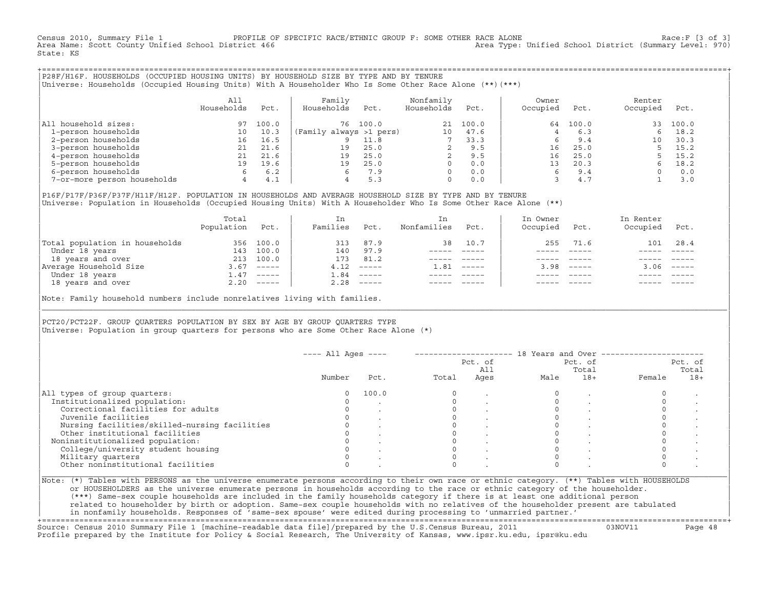Census 2010, Summary File 1 PROFILE OF SPECIFIC RACE/ETHNIC GROUP F: SOME OTHER RACE ALONE Race:F [3 of 3]
Area Name: Scott County Unified School District 466 Area Type: Unified School District (Summary Level: 970)
State: KS

## P28F/H16F. HOUSEHOLDS (OCCUPIED HOUSING UNITS) BY HOUSEHOLD SIZE BY TYPE AND BY TENURE

Universe: Households (Occupied Housing Units) With A Householder Who Is Some Other Race Alone (**)(***)

| | All Households | Pct. | Family Households | Pct. | Nonfamily Households | Pct. | Owner Occupied | Pct. | Renter Occupied | Pct. |
|---|---|---|---|---|---|---|---|---|---|---|
| All household sizes: | 97 | 100.0 | 76 | 100.0 | 21 | 100.0 | 64 | 100.0 | 33 | 100.0 |
| 1-person households | 10 | 10.3 | (Family always >1 pers) | | 10 | 47.6 | 4 | 6.3 | 6 | 18.2 |
| 2-person households | 16 | 16.5 | 9 | 11.8 | 7 | 33.3 | 6 | 9.4 | 10 | 30.3 |
| 3-person households | 21 | 21.6 | 19 | 25.0 | 2 | 9.5 | 16 | 25.0 | 5 | 15.2 |
| 4-person households | 21 | 21.6 | 19 | 25.0 | 2 | 9.5 | 16 | 25.0 | 5 | 15.2 |
| 5-person households | 19 | 19.6 | 19 | 25.0 | 0 | 0.0 | 13 | 20.3 | 6 | 18.2 |
| 6-person households | 6 | 6.2 | 6 | 7.9 | 0 | 0.0 | 6 | 9.4 | 0 | 0.0 |
| 7-or-more person households | 4 | 4.1 | 4 | 5.3 | 0 | 0.0 | 3 | 4.7 | 1 | 3.0 |

## P16F/P17F/P36F/P37F/H11F/H12F. POPULATION IN HOUSEHOLDS AND AVERAGE HOUSEHOLD SIZE BY TYPE AND BY TENURE

Universe: Population in Households (Occupied Housing Units) With A Householder Who Is Some Other Race Alone (**)

| | Total Population | Pct. | In Families | Pct. | In Nonfamilies | Pct. | In Owner Occupied | Pct. | In Renter Occupied | Pct. |
|---|---|---|---|---|---|---|---|---|---|---|
| Total population in households | 356 | 100.0 | 313 | 87.9 | 38 | 10.7 | 255 | 71.6 | 101 | 28.4 |
| Under 18 years | 143 | 100.0 | 140 | 97.9 | ----- | ----- | ----- | ----- | ----- | ----- |
| 18 years and over | 213 | 100.0 | 173 | 81.2 | ----- | ----- | ----- | ----- | ----- | ----- |
| Average Household Size | 3.67 | ----- | 4.12 | ----- | 1.81 | ----- | 3.98 | ----- | 3.06 | ----- |
| Under 18 years | 1.47 | ----- | 1.84 | ----- | ----- | ----- | ----- | ----- | ----- | ----- |
| 18 years and over | 2.20 | ----- | 2.28 | ----- | ----- | ----- | ----- | ----- | ----- | ----- |

Note: Family household numbers include nonrelatives living with families.

## PCT20/PCT22F. GROUP QUARTERS POPULATION BY SEX BY AGE BY GROUP QUARTERS TYPE

Universe: Population in group quarters for persons who are Some Other Race Alone (*)

| | All Ages | | 18 Years and Over | | | | | |
|---|---|---|---|---|---|---|---|---|
| | Number | Pct. | Total | Pct. of All Ages | Male | Pct. of Total 18+ | Female | Pct. of Total 18+ |
| All types of group quarters: | 0 | 100.0 | 0 | . | 0 | . | 0 | . |
| Institutionalized population: | 0 | . | 0 | . | 0 | . | 0 | . |
| Correctional facilities for adults | 0 | . | 0 | . | 0 | . | 0 | . |
| Juvenile facilities | 0 | . | 0 | . | 0 | . | 0 | . |
| Nursing facilities/skilled-nursing facilities | 0 | . | 0 | . | 0 | . | 0 | . |
| Other institutional facilities | 0 | . | 0 | . | 0 | . | 0 | . |
| Noninstitutionalized population: | 0 | . | 0 | . | 0 | . | 0 | . |
| College/university student housing | 0 | . | 0 | . | 0 | . | 0 | . |
| Military quarters | 0 | . | 0 | . | 0 | . | 0 | . |
| Other noninstitutional facilities | 0 | . | 0 | . | 0 | . | 0 | . |

Note: (*) Tables with PERSONS as the universe enumerate persons according to their own race or ethnic category. (**) Tables with HOUSEHOLDS or HOUSEHOLDERS as the universe enumerate persons in households according to the race or ethnic category of the householder. (***) Same-sex couple households are included in the family households category if there is at least one additional person related to householder by birth or adoption. Same-sex couple households with no relatives of the householder present are tabulated in nonfamily households. Responses of 'same-sex spouse' were edited during processing to 'unmarried partner.'

Source: Census 2010 Summary File 1 [machine-readable data file]/prepared by the U.S.Census Bureau, 2011 03NOV11
Profile prepared by the Institute for Policy & Social Research, The University of Kansas, www.ipsr.ku.edu, ipsr@ku.edu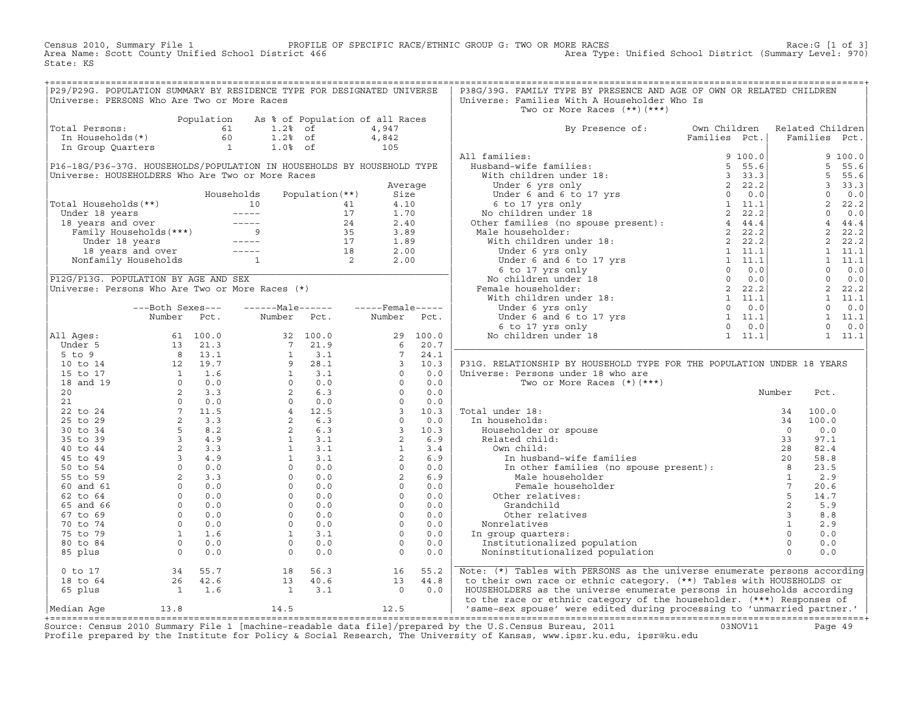Census 2010, Summary File 1 — PROFILE OF SPECIFIC RACE/ETHNIC GROUP G: TWO OR MORE RACES — Race:G [1 of 3]
Area Name: Scott County Unified School District 466 — Area Type: Unified School District (Summary Level: 970)
State: KS

## P29/P29G. POPULATION SUMMARY BY RESIDENCE TYPE FOR DESIGNATED UNIVERSE

Universe: PERSONS Who Are Two or More Races

| | Population | As % of Population of all Races | |
|---|---|---|---|
| Total Persons: | 61 | 1.2% of | 4,947 |
| In Households(*) | 60 | 1.2% of | 4,842 |
| In Group Quarters | 1 | 1.0% of | 105 |

## P16-18G/P36-37G. HOUSEHOLDS/POPULATION IN HOUSEHOLDS BY HOUSEHOLD TYPE

Universe: HOUSEHOLDERS Who Are Two or More Races

| | Households | Population(**) | Average Size |
|---|---|---|---|
| Total Households(**) | 10 | 41 | 4.10 |
| Under 18 years | ----- | 17 | 1.70 |
| 18 years and over | ----- | 24 | 2.40 |
| Family Households(***) | 9 | 35 | 3.89 |
| Under 18 years | ----- | 17 | 1.89 |
| 18 years and over | ----- | 18 | 2.00 |
| Nonfamily Households | 1 | 2 | 2.00 |

## P12G/P13G. POPULATION BY AGE AND SEX

Universe: Persons Who Are Two or More Races (*)

| | Both Sexes Number | Both Sexes Pct. | Male Number | Male Pct. | Female Number | Female Pct. |
|---|---|---|---|---|---|---|
| All Ages: | 61 | 100.0 | 32 | 100.0 | 29 | 100.0 |
| Under 5 | 13 | 21.3 | 7 | 21.9 | 6 | 20.7 |
| 5 to 9 | 8 | 13.1 | 1 | 3.1 | 7 | 24.1 |
| 10 to 14 | 12 | 19.7 | 9 | 28.1 | 3 | 10.3 |
| 15 to 17 | 1 | 1.6 | 1 | 3.1 | 0 | 0.0 |
| 18 and 19 | 0 | 0.0 | 0 | 0.0 | 0 | 0.0 |
| 20 | 2 | 3.3 | 2 | 6.3 | 0 | 0.0 |
| 21 | 0 | 0.0 | 0 | 0.0 | 0 | 0.0 |
| 22 to 24 | 7 | 11.5 | 4 | 12.5 | 3 | 10.3 |
| 25 to 29 | 2 | 3.3 | 2 | 6.3 | 0 | 0.0 |
| 30 to 34 | 5 | 8.2 | 2 | 6.3 | 3 | 10.3 |
| 35 to 39 | 3 | 4.9 | 1 | 3.1 | 2 | 6.9 |
| 40 to 44 | 2 | 3.3 | 1 | 3.1 | 1 | 3.4 |
| 45 to 49 | 3 | 4.9 | 1 | 3.1 | 2 | 6.9 |
| 50 to 54 | 0 | 0.0 | 0 | 0.0 | 0 | 0.0 |
| 55 to 59 | 2 | 3.3 | 0 | 0.0 | 2 | 6.9 |
| 60 and 61 | 0 | 0.0 | 0 | 0.0 | 0 | 0.0 |
| 62 to 64 | 0 | 0.0 | 0 | 0.0 | 0 | 0.0 |
| 65 and 66 | 0 | 0.0 | 0 | 0.0 | 0 | 0.0 |
| 67 to 69 | 0 | 0.0 | 0 | 0.0 | 0 | 0.0 |
| 70 to 74 | 0 | 0.0 | 0 | 0.0 | 0 | 0.0 |
| 75 to 79 | 1 | 1.6 | 1 | 3.1 | 0 | 0.0 |
| 80 to 84 | 0 | 0.0 | 0 | 0.0 | 0 | 0.0 |
| 85 plus | 0 | 0.0 | 0 | 0.0 | 0 | 0.0 |
| 0 to 17 | 34 | 55.7 | 18 | 56.3 | 16 | 55.2 |
| 18 to 64 | 26 | 42.6 | 13 | 40.6 | 13 | 44.8 |
| 65 plus | 1 | 1.6 | 1 | 3.1 | 0 | 0.0 |
| Median Age | 13.8 | | 14.5 | | 12.5 | |

## P38G/39G. FAMILY TYPE BY PRESENCE AND AGE OF OWN OR RELATED CHILDREN

Universe: Families With A Householder Who Is Two or More Races (**)(***)

| By Presence of: | Own Children Families | Own Children Pct. | Related Children Families | Related Children Pct. |
|---|---|---|---|---|
| All families: | 9 | 100.0 | 9 | 100.0 |
| Husband-wife families: | 5 | 55.6 | 5 | 55.6 |
| With children under 18: | 3 | 33.3 | 5 | 55.6 |
| Under 6 yrs only | 2 | 22.2 | 3 | 33.3 |
| Under 6 and 6 to 17 yrs | 0 | 0.0 | 0 | 0.0 |
| 6 to 17 yrs only | 1 | 11.1 | 2 | 22.2 |
| No children under 18 | 2 | 22.2 | 0 | 0.0 |
| Other families (no spouse present): | 4 | 44.4 | 4 | 44.4 |
| Male householder: | 2 | 22.2 | 2 | 22.2 |
| With children under 18: | 2 | 22.2 | 2 | 22.2 |
| Under 6 yrs only | 1 | 11.1 | 1 | 11.1 |
| Under 6 and 6 to 17 yrs | 1 | 11.1 | 1 | 11.1 |
| 6 to 17 yrs only | 0 | 0.0 | 0 | 0.0 |
| No children under 18 | 0 | 0.0 | 0 | 0.0 |
| Female householder: | 2 | 22.2 | 2 | 22.2 |
| With children under 18: | 1 | 11.1 | 1 | 11.1 |
| Under 6 yrs only | 0 | 0.0 | 0 | 0.0 |
| Under 6 and 6 to 17 yrs | 1 | 11.1 | 1 | 11.1 |
| 6 to 17 yrs only | 0 | 0.0 | 0 | 0.0 |
| No children under 18 | 1 | 11.1 | 1 | 11.1 |

## P31G. RELATIONSHIP BY HOUSEHOLD TYPE FOR THE POPULATION UNDER 18 YEARS

Universe: Persons under 18 who are Two or More Races (*)(***)

| | Number | Pct. |
|---|---|---|
| Total under 18: | 34 | 100.0 |
| In households: | 34 | 100.0 |
| Householder or spouse | 0 | 0.0 |
| Related child: | 33 | 97.1 |
| Own child: | 28 | 82.4 |
| In husband-wife families | 20 | 58.8 |
| In other families (no spouse present): | 8 | 23.5 |
| Male householder | 1 | 2.9 |
| Female householder | 7 | 20.6 |
| Other relatives: | 5 | 14.7 |
| Grandchild | 2 | 5.9 |
| Other relatives | 3 | 8.8 |
| Nonrelatives | 1 | 2.9 |
| In group quarters: | 0 | 0.0 |
| Institutionalized population | 0 | 0.0 |
| Noninstitutionalized population | 0 | 0.0 |

Note: (*) Tables with PERSONS as the universe enumerate persons according to their own race or ethnic category. (**) Tables with HOUSEHOLDS or HOUSEHOLDERS as the universe enumerate persons in households according to the race or ethnic category of the householder. (***) Responses of 'same-sex spouse' were edited during processing to 'unmarried partner.'

Source: Census 2010 Summary File 1 [machine-readable data file]/prepared by the U.S.Census Bureau, 2011 03NOV11
Profile prepared by the Institute for Policy & Social Research, The University of Kansas, www.ipsr.ku.edu, ipsr@ku.edu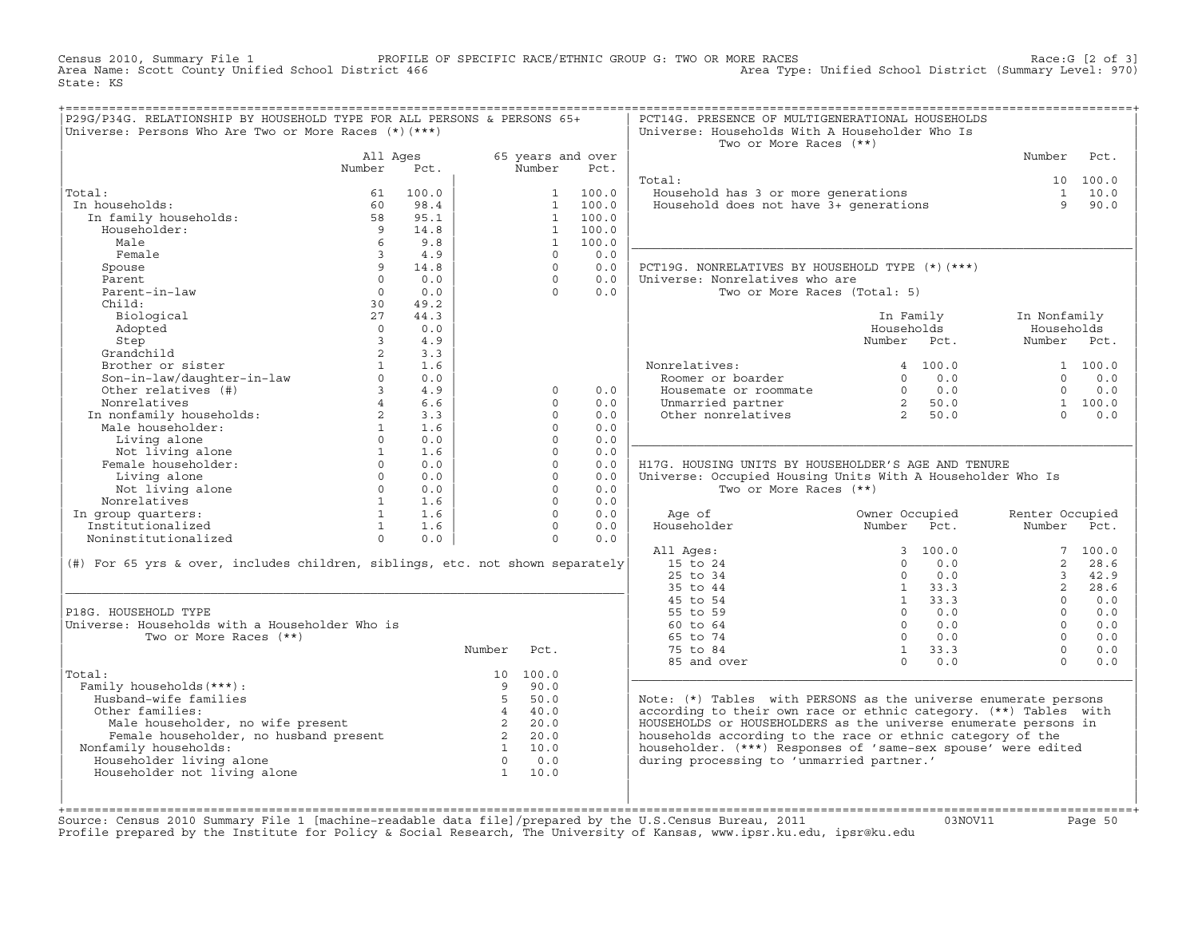Census 2010, Summary File 1 — PROFILE OF SPECIFIC RACE/ETHNIC GROUP G: TWO OR MORE RACES — Race:G [2 of 3]
Area Name: Scott County Unified School District 466 — Area Type: Unified School District (Summary Level: 970)
State: KS

## P29G/P34G. RELATIONSHIP BY HOUSEHOLD TYPE FOR ALL PERSONS & PERSONS 65+

Universe: Persons Who Are Two or More Races (*)(***)

| | All Ages Number | All Ages Pct. | 65 years and over Number | 65 years and over Pct. |
|---|---|---|---|---|
| Total: | 61 | 100.0 | 1 | 100.0 |
| In households: | 60 | 98.4 | 1 | 100.0 |
| In family households: | 58 | 95.1 | 1 | 100.0 |
| Householder: | 9 | 14.8 | 1 | 100.0 |
| Male | 6 | 9.8 | 1 | 100.0 |
| Female | 3 | 4.9 | 0 | 0.0 |
| Spouse | 9 | 14.8 | 0 | 0.0 |
| Parent | 0 | 0.0 | 0 | 0.0 |
| Parent-in-law | 0 | 0.0 | 0 | 0.0 |
| Child: | 30 | 49.2 | | |
| Biological | 27 | 44.3 | | |
| Adopted | 0 | 0.0 | | |
| Step | 3 | 4.9 | | |
| Grandchild | 2 | 3.3 | | |
| Brother or sister | 1 | 1.6 | | |
| Son-in-law/daughter-in-law | 0 | 0.0 | | |
| Other relatives (#) | 3 | 4.9 | 0 | 0.0 |
| Nonrelatives | 4 | 6.6 | 0 | 0.0 |
| In nonfamily households: | 2 | 3.3 | 0 | 0.0 |
| Male householder: | 1 | 1.6 | 0 | 0.0 |
| Living alone | 0 | 0.0 | 0 | 0.0 |
| Not living alone | 1 | 1.6 | 0 | 0.0 |
| Female householder: | 0 | 0.0 | 0 | 0.0 |
| Living alone | 0 | 0.0 | 0 | 0.0 |
| Not living alone | 0 | 0.0 | 0 | 0.0 |
| Nonrelatives | 1 | 1.6 | 0 | 0.0 |
| In group quarters: | 1 | 1.6 | 0 | 0.0 |
| Institutionalized | 1 | 1.6 | 0 | 0.0 |
| Noninstitutionalized | 0 | 0.0 | 0 | 0.0 |

(#) For 65 yrs & over, includes children, siblings, etc. not shown separately

## P18G. HOUSEHOLD TYPE

Universe: Households with a Householder Who is Two or More Races (**)

| | Number | Pct. |
|---|---|---|
| Total: | 10 | 100.0 |
| Family households(***): | 9 | 90.0 |
| Husband-wife families | 5 | 50.0 |
| Other families: | 4 | 40.0 |
| Male householder, no wife present | 2 | 20.0 |
| Female householder, no husband present | 2 | 20.0 |
| Nonfamily households: | 1 | 10.0 |
| Householder living alone | 0 | 0.0 |
| Householder not living alone | 1 | 10.0 |

## PCT14G. PRESENCE OF MULTIGENERATIONAL HOUSEHOLDS

Universe: Households With A Householder Who Is Two or More Races (**)

| | Number | Pct. |
|---|---|---|
| Total: | 10 | 100.0 |
| Household has 3 or more generations | 1 | 10.0 |
| Household does not have 3+ generations | 9 | 90.0 |

## PCT19G. NONRELATIVES BY HOUSEHOLD TYPE (*)(***)

Universe: Nonrelatives who are Two or More Races (Total: 5)

| | In Family Households Number | In Family Households Pct. | In Nonfamily Households Number | In Nonfamily Households Pct. |
|---|---|---|---|---|
| Nonrelatives: | 4 | 100.0 | 1 | 100.0 |
| Roomer or boarder | 0 | 0.0 | 0 | 0.0 |
| Housemate or roommate | 0 | 0.0 | 0 | 0.0 |
| Unmarried partner | 2 | 50.0 | 1 | 100.0 |
| Other nonrelatives | 2 | 50.0 | 0 | 0.0 |

## H17G. HOUSING UNITS BY HOUSEHOLDER'S AGE AND TENURE

Universe: Occupied Housing Units With A Householder Who Is Two or More Races (**)

| Age of Householder | Owner Occupied Number | Owner Occupied Pct. | Renter Occupied Number | Renter Occupied Pct. |
|---|---|---|---|---|
| All Ages: | 3 | 100.0 | 7 | 100.0 |
| 15 to 24 | 0 | 0.0 | 2 | 28.6 |
| 25 to 34 | 0 | 0.0 | 3 | 42.9 |
| 35 to 44 | 1 | 33.3 | 2 | 28.6 |
| 45 to 54 | 1 | 33.3 | 0 | 0.0 |
| 55 to 59 | 0 | 0.0 | 0 | 0.0 |
| 60 to 64 | 0 | 0.0 | 0 | 0.0 |
| 65 to 74 | 0 | 0.0 | 0 | 0.0 |
| 75 to 84 | 1 | 33.3 | 0 | 0.0 |
| 85 and over | 0 | 0.0 | 0 | 0.0 |

Note: (*) Tables with PERSONS as the universe enumerate persons according to their own race or ethnic category. (**) Tables with HOUSEHOLDS or HOUSEHOLDERS as the universe enumerate persons in households according to the race or ethnic category of the householder. (***) Responses of 'same-sex spouse' were edited during processing to 'unmarried partner.'

Source: Census 2010 Summary File 1 [machine-readable data file]/prepared by the U.S.Census Bureau, 2011 03NOV11
Profile prepared by the Institute for Policy & Social Research, The University of Kansas, www.ipsr.ku.edu, ipsr@ku.edu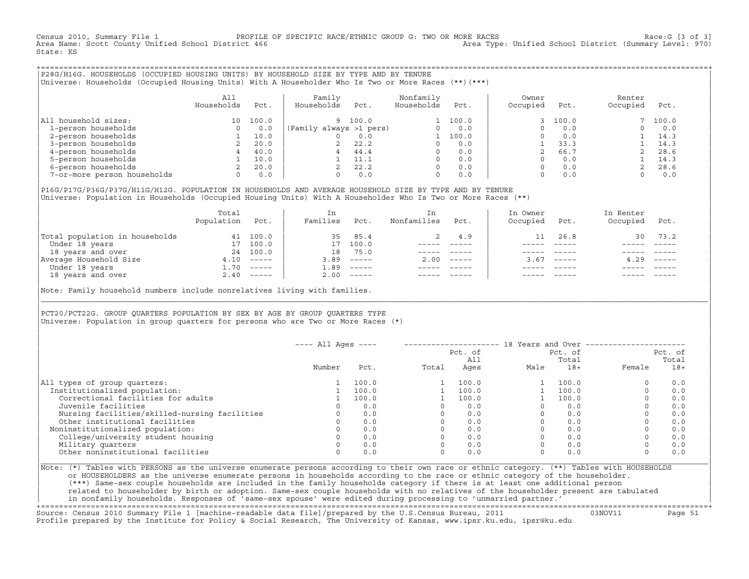Census 2010, Summary File 1 PROFILE OF SPECIFIC RACE/ETHNIC GROUP G: TWO OR MORE RACES Race:G [3 of 3]
Area Name: Scott County Unified School District 466 Area Type: Unified School District (Summary Level: 970)
State: KS

## P28G/H16G. HOUSEHOLDS (OCCUPIED HOUSING UNITS) BY HOUSEHOLD SIZE BY TYPE AND BY TENURE

Universe: Households (Occupied Housing Units) With A Householder Who Is Two or More Races (**)(***)

| | All Households | Pct. | Family Households | Pct. | Nonfamily Households | Pct. | Owner Occupied | Pct. | Renter Occupied | Pct. |
|---|---|---|---|---|---|---|---|---|---|---|
| All household sizes: | 10 | 100.0 | 9 | 100.0 | 1 | 100.0 | 3 | 100.0 | 7 | 100.0 |
| 1-person households | 0 | 0.0 | (Family always >1 pers) | | 0 | 0.0 | 0 | 0.0 | 0 | 0.0 |
| 2-person households | 1 | 10.0 | 0 | 0.0 | 1 | 100.0 | 0 | 0.0 | 1 | 14.3 |
| 3-person households | 2 | 20.0 | 2 | 22.2 | 0 | 0.0 | 1 | 33.3 | 1 | 14.3 |
| 4-person households | 4 | 40.0 | 4 | 44.4 | 0 | 0.0 | 2 | 66.7 | 2 | 28.6 |
| 5-person households | 1 | 10.0 | 1 | 11.1 | 0 | 0.0 | 0 | 0.0 | 1 | 14.3 |
| 6-person households | 2 | 20.0 | 2 | 22.2 | 0 | 0.0 | 0 | 0.0 | 2 | 28.6 |
| 7-or-more person households | 0 | 0.0 | 0 | 0.0 | 0 | 0.0 | 0 | 0.0 | 0 | 0.0 |

## P16G/P17G/P36G/P37G/H11G/H12G. POPULATION IN HOUSEHOLDS AND AVERAGE HOUSEHOLD SIZE BY TYPE AND BY TENURE

Universe: Population in Households (Occupied Housing Units) With A Householder Who Is Two or More Races (**)

| | Total Population | Pct. | In Families | Pct. | In Nonfamilies | Pct. | In Owner Occupied | Pct. | In Renter Occupied | Pct. |
|---|---|---|---|---|---|---|---|---|---|---|
| Total population in households | 41 | 100.0 | 35 | 85.4 | 2 | 4.9 | 11 | 26.8 | 30 | 73.2 |
| Under 18 years | 17 | 100.0 | 17 | 100.0 | ----- | ----- | ----- | ----- | ----- | ----- |
| 18 years and over | 24 | 100.0 | 18 | 75.0 | ----- | ----- | ----- | ----- | ----- | ----- |
| Average Household Size | 4.10 | ----- | 3.89 | ----- | 2.00 | ----- | 3.67 | ----- | 4.29 | ----- |
| Under 18 years | 1.70 | ----- | 1.89 | ----- | ----- | ----- | ----- | ----- | ----- | ----- |
| 18 years and over | 2.40 | ----- | 2.00 | ----- | ----- | ----- | ----- | ----- | ----- | ----- |

Note: Family household numbers include nonrelatives living with families.

## PCT20/PCT22G. GROUP QUARTERS POPULATION BY SEX BY AGE BY GROUP QUARTERS TYPE

Universe: Population in group quarters for persons who are Two or More Races (*)

| | All Ages | | 18 Years and Over | | | | | |
|---|---|---|---|---|---|---|---|---|
| | Number | Pct. | Total | Pct. of All Ages | Male | Pct. of Total 18+ | Female | Pct. of Total 18+ |
| All types of group quarters: | 1 | 100.0 | 1 | 100.0 | 1 | 100.0 | 0 | 0.0 |
| Institutionalized population: | 1 | 100.0 | 1 | 100.0 | 1 | 100.0 | 0 | 0.0 |
| Correctional facilities for adults | 1 | 100.0 | 1 | 100.0 | 1 | 100.0 | 0 | 0.0 |
| Juvenile facilities | 0 | 0.0 | 0 | 0.0 | 0 | 0.0 | 0 | 0.0 |
| Nursing facilities/skilled-nursing facilities | 0 | 0.0 | 0 | 0.0 | 0 | 0.0 | 0 | 0.0 |
| Other institutional facilities | 0 | 0.0 | 0 | 0.0 | 0 | 0.0 | 0 | 0.0 |
| Noninstitutionalized population: | 0 | 0.0 | 0 | 0.0 | 0 | 0.0 | 0 | 0.0 |
| College/university student housing | 0 | 0.0 | 0 | 0.0 | 0 | 0.0 | 0 | 0.0 |
| Military quarters | 0 | 0.0 | 0 | 0.0 | 0 | 0.0 | 0 | 0.0 |
| Other noninstitutional facilities | 0 | 0.0 | 0 | 0.0 | 0 | 0.0 | 0 | 0.0 |

Note: (*) Tables with PERSONS as the universe enumerate persons according to their own race or ethnic category. (**) Tables with HOUSEHOLDS or HOUSEHOLDERS as the universe enumerate persons in households according to the race or ethnic category of the householder. (***) Same-sex couple households are included in the family households category if there is at least one additional person related to householder by birth or adoption. Same-sex couple households with no relatives of the householder present are tabulated in nonfamily households. Responses of 'same-sex spouse' were edited during processing to 'unmarried partner.'

Source: Census 2010 Summary File 1 [machine-readable data file]/prepared by the U.S.Census Bureau, 2011 03NOV11
Profile prepared by the Institute for Policy & Social Research, The University of Kansas, www.ipsr.ku.edu, ipsr@ku.edu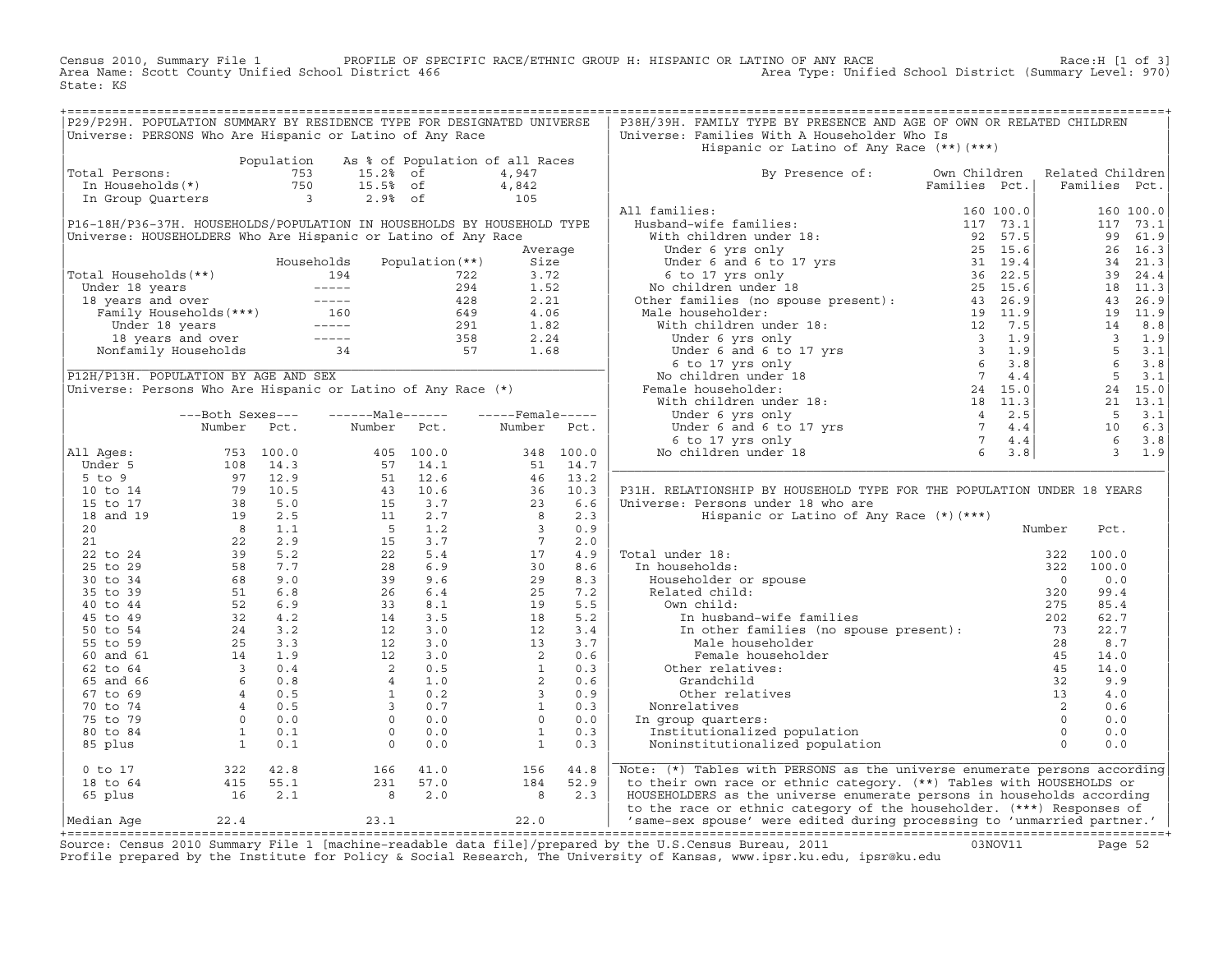Census 2010, Summary File 1 PROFILE OF SPECIFIC RACE/ETHNIC GROUP H: HISPANIC OR LATINO OF ANY RACE Race:H [1 of 3]
Area Name: Scott County Unified School District 466 Area Type: Unified School District (Summary Level: 970)
State: KS

## P29/P29H. POPULATION SUMMARY BY RESIDENCE TYPE FOR DESIGNATED UNIVERSE

Universe: PERSONS Who Are Hispanic or Latino of Any Race

| | Population | As % of Population of all Races | |
|---|---|---|---|
| Total Persons: | 753 | 15.2% of | 4,947 |
| In Households(*) | 750 | 15.5% of | 4,842 |
| In Group Quarters | 3 | 2.9% of | 105 |

## P16-18H/P36-37H. HOUSEHOLDS/POPULATION IN HOUSEHOLDS BY HOUSEHOLD TYPE

Universe: HOUSEHOLDERS Who Are Hispanic or Latino of Any Race

| | Households | Population(**) | Average Size |
|---|---|---|---|
| Total Households(**) | 194 | 722 | 3.72 |
| Under 18 years | ----- | 294 | 1.52 |
| 18 years and over | ----- | 428 | 2.21 |
| Family Households(***) | 160 | 649 | 4.06 |
| Under 18 years | ----- | 291 | 1.82 |
| 18 years and over | ----- | 358 | 2.24 |
| Nonfamily Households | 34 | 57 | 1.68 |

## P12H/P13H. POPULATION BY AGE AND SEX

Universe: Persons Who Are Hispanic or Latino of Any Race (*)

| | Both Sexes Number | Both Sexes Pct. | Male Number | Male Pct. | Female Number | Female Pct. |
|---|---|---|---|---|---|---|
| All Ages: | 753 | 100.0 | 405 | 100.0 | 348 | 100.0 |
| Under 5 | 108 | 14.3 | 57 | 14.1 | 51 | 14.7 |
| 5 to 9 | 97 | 12.9 | 51 | 12.6 | 46 | 13.2 |
| 10 to 14 | 79 | 10.5 | 43 | 10.6 | 36 | 10.3 |
| 15 to 17 | 38 | 5.0 | 15 | 3.7 | 23 | 6.6 |
| 18 and 19 | 19 | 2.5 | 11 | 2.7 | 8 | 2.3 |
| 20 | 8 | 1.1 | 5 | 1.2 | 3 | 0.9 |
| 21 | 22 | 2.9 | 15 | 3.7 | 7 | 2.0 |
| 22 to 24 | 39 | 5.2 | 22 | 5.4 | 17 | 4.9 |
| 25 to 29 | 58 | 7.7 | 28 | 6.9 | 30 | 8.6 |
| 30 to 34 | 68 | 9.0 | 39 | 9.6 | 29 | 8.3 |
| 35 to 39 | 51 | 6.8 | 26 | 6.4 | 25 | 7.2 |
| 40 to 44 | 52 | 6.9 | 33 | 8.1 | 19 | 5.5 |
| 45 to 49 | 32 | 4.2 | 14 | 3.5 | 18 | 5.2 |
| 50 to 54 | 24 | 3.2 | 12 | 3.0 | 12 | 3.4 |
| 55 to 59 | 25 | 3.3 | 12 | 3.0 | 13 | 3.7 |
| 60 and 61 | 14 | 1.9 | 12 | 3.0 | 2 | 0.6 |
| 62 to 64 | 3 | 0.4 | 2 | 0.5 | 1 | 0.3 |
| 65 and 66 | 6 | 0.8 | 4 | 1.0 | 2 | 0.6 |
| 67 to 69 | 4 | 0.5 | 1 | 0.2 | 3 | 0.9 |
| 70 to 74 | 4 | 0.5 | 3 | 0.7 | 1 | 0.3 |
| 75 to 79 | 0 | 0.0 | 0 | 0.0 | 0 | 0.0 |
| 80 to 84 | 1 | 0.1 | 0 | 0.0 | 1 | 0.3 |
| 85 plus | 1 | 0.1 | 0 | 0.0 | 1 | 0.3 |
| 0 to 17 | 322 | 42.8 | 166 | 41.0 | 156 | 44.8 |
| 18 to 64 | 415 | 55.1 | 231 | 57.0 | 184 | 52.9 |
| 65 plus | 16 | 2.1 | 8 | 2.0 | 8 | 2.3 |
| Median Age | 22.4 | | 23.1 | | 22.0 | |

## P38H/39H. FAMILY TYPE BY PRESENCE AND AGE OF OWN OR RELATED CHILDREN

Universe: Families With A Householder Who Is Hispanic or Latino of Any Race (**)(***)

| By Presence of: | Own Children Families | Own Children Pct. | Related Children Families | Related Children Pct. |
|---|---|---|---|---|
| All families: | 160 | 100.0 | 160 | 100.0 |
| Husband-wife families: | 117 | 73.1 | 117 | 73.1 |
| With children under 18: | 92 | 57.5 | 99 | 61.9 |
| Under 6 yrs only | 25 | 15.6 | 26 | 16.3 |
| Under 6 and 6 to 17 yrs | 31 | 19.4 | 34 | 21.3 |
| 6 to 17 yrs only | 36 | 22.5 | 39 | 24.4 |
| No children under 18 | 25 | 15.6 | 18 | 11.3 |
| Other families (no spouse present): | 43 | 26.9 | 43 | 26.9 |
| Male householder: | 19 | 11.9 | 19 | 11.9 |
| With children under 18: | 12 | 7.5 | 14 | 8.8 |
| Under 6 yrs only | 3 | 1.9 | 3 | 1.9 |
| Under 6 and 6 to 17 yrs | 3 | 1.9 | 5 | 3.1 |
| 6 to 17 yrs only | 6 | 3.8 | 6 | 3.8 |
| No children under 18 | 7 | 4.4 | 5 | 3.1 |
| Female householder: | 24 | 15.0 | 24 | 15.0 |
| With children under 18: | 18 | 11.3 | 21 | 13.1 |
| Under 6 yrs only | 4 | 2.5 | 5 | 3.1 |
| Under 6 and 6 to 17 yrs | 7 | 4.4 | 10 | 6.3 |
| 6 to 17 yrs only | 7 | 4.4 | 6 | 3.8 |
| No children under 18 | 6 | 3.8 | 3 | 1.9 |

## P31H. RELATIONSHIP BY HOUSEHOLD TYPE FOR THE POPULATION UNDER 18 YEARS

Universe: Persons under 18 who are Hispanic or Latino of Any Race (*)(***)

| | Number | Pct. |
|---|---|---|
| Total under 18: | 322 | 100.0 |
| In households: | 322 | 100.0 |
| Householder or spouse | 0 | 0.0 |
| Related child: | 320 | 99.4 |
| Own child: | 275 | 85.4 |
| In husband-wife families | 202 | 62.7 |
| In other families (no spouse present): | 73 | 22.7 |
| Male householder | 28 | 8.7 |
| Female householder | 45 | 14.0 |
| Other relatives: | 45 | 14.0 |
| Grandchild | 32 | 9.9 |
| Other relatives | 13 | 4.0 |
| Nonrelatives | 2 | 0.6 |
| In group quarters: | 0 | 0.0 |
| Institutionalized population | 0 | 0.0 |
| Noninstitutionalized population | 0 | 0.0 |

Note: (*) Tables with PERSONS as the universe enumerate persons according to their own race or ethnic category. (**) Tables with HOUSEHOLDS or HOUSEHOLDERS as the universe enumerate persons in households according to the race or ethnic category of the householder. (***) Responses of 'same-sex spouse' were edited during processing to 'unmarried partner.'

Source: Census 2010 Summary File 1 [machine-readable data file]/prepared by the U.S.Census Bureau, 2011 03NOV11
Profile prepared by the Institute for Policy & Social Research, The University of Kansas, www.ipsr.ku.edu, ipsr@ku.edu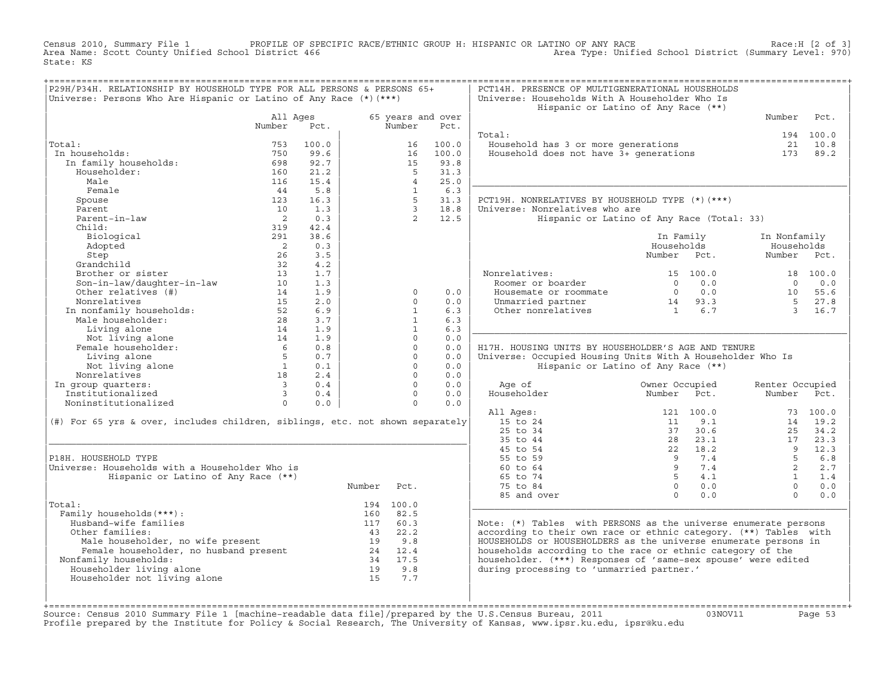Census 2010, Summary File 1 PROFILE OF SPECIFIC RACE/ETHNIC GROUP H: HISPANIC OR LATINO OF ANY RACE Race:H [2 of 3]
Area Name: Scott County Unified School District 466 Area Type: Unified School District (Summary Level: 970)
State: KS

## P29H/P34H. RELATIONSHIP BY HOUSEHOLD TYPE FOR ALL PERSONS & PERSONS 65+
Universe: Persons Who Are Hispanic or Latino of Any Race (*)(***)

| | All Ages Number | All Ages Pct. | 65 years and over Number | 65 years and over Pct. |
|---|---|---|---|---|
| Total: | 753 | 100.0 | 16 | 100.0 |
| In households: | 750 | 99.6 | 16 | 100.0 |
| In family households: | 698 | 92.7 | 15 | 93.8 |
| Householder: | 160 | 21.2 | 5 | 31.3 |
| Male | 116 | 15.4 | 4 | 25.0 |
| Female | 44 | 5.8 | 1 | 6.3 |
| Spouse | 123 | 16.3 | 5 | 31.3 |
| Parent | 10 | 1.3 | 3 | 18.8 |
| Parent-in-law | 2 | 0.3 | 2 | 12.5 |
| Child: | 319 | 42.4 | | |
| Biological | 291 | 38.6 | | |
| Adopted | 2 | 0.3 | | |
| Step | 26 | 3.5 | | |
| Grandchild | 32 | 4.2 | | |
| Brother or sister | 13 | 1.7 | | |
| Son-in-law/daughter-in-law | 10 | 1.3 | | |
| Other relatives (#) | 14 | 1.9 | 0 | 0.0 |
| Nonrelatives | 15 | 2.0 | 0 | 0.0 |
| In nonfamily households: | 52 | 6.9 | 1 | 6.3 |
| Male householder: | 28 | 3.7 | 1 | 6.3 |
| Living alone | 14 | 1.9 | 1 | 6.3 |
| Not living alone | 14 | 1.9 | 0 | 0.0 |
| Female householder: | 6 | 0.8 | 0 | 0.0 |
| Living alone | 5 | 0.7 | 0 | 0.0 |
| Not living alone | 1 | 0.1 | 0 | 0.0 |
| Nonrelatives | 18 | 2.4 | 0 | 0.0 |
| In group quarters: | 3 | 0.4 | 0 | 0.0 |
| Institutionalized | 3 | 0.4 | 0 | 0.0 |
| Noninstitutionalized | 0 | 0.0 | 0 | 0.0 |

(#) For 65 yrs & over, includes children, siblings, etc. not shown separately

## P18H. HOUSEHOLD TYPE
Universe: Households with a Householder Who is Hispanic or Latino of Any Race (**)

| | Number | Pct. |
|---|---|---|
| Total: | 194 | 100.0 |
| Family households(***): | 160 | 82.5 |
| Husband-wife families | 117 | 60.3 |
| Other families: | 43 | 22.2 |
| Male householder, no wife present | 19 | 9.8 |
| Female householder, no husband present | 24 | 12.4 |
| Nonfamily households: | 34 | 17.5 |
| Householder living alone | 19 | 9.8 |
| Householder not living alone | 15 | 7.7 |

## PCT14H. PRESENCE OF MULTIGENERATIONAL HOUSEHOLDS
Universe: Households With A Householder Who Is Hispanic or Latino of Any Race (**)

| | Number | Pct. |
|---|---|---|
| Total: | 194 | 100.0 |
| Household has 3 or more generations | 21 | 10.8 |
| Household does not have 3+ generations | 173 | 89.2 |

## PCT19H. NONRELATIVES BY HOUSEHOLD TYPE (*)(***)
Universe: Nonrelatives who are Hispanic or Latino of Any Race (Total: 33)

| | In Family Households Number | In Family Households Pct. | In Nonfamily Households Number | In Nonfamily Households Pct. |
|---|---|---|---|---|
| Nonrelatives: | 15 | 100.0 | 18 | 100.0 |
| Roomer or boarder | 0 | 0.0 | 0 | 0.0 |
| Housemate or roommate | 0 | 0.0 | 10 | 55.6 |
| Unmarried partner | 14 | 93.3 | 5 | 27.8 |
| Other nonrelatives | 1 | 6.7 | 3 | 16.7 |

## H17H. HOUSING UNITS BY HOUSEHOLDER'S AGE AND TENURE
Universe: Occupied Housing Units With A Householder Who Is Hispanic or Latino of Any Race (**)

| Age of Householder | Owner Occupied Number | Owner Occupied Pct. | Renter Occupied Number | Renter Occupied Pct. |
|---|---|---|---|---|
| All Ages: | 121 | 100.0 | 73 | 100.0 |
| 15 to 24 | 11 | 9.1 | 14 | 19.2 |
| 25 to 34 | 37 | 30.6 | 25 | 34.2 |
| 35 to 44 | 28 | 23.1 | 17 | 23.3 |
| 45 to 54 | 22 | 18.2 | 9 | 12.3 |
| 55 to 59 | 9 | 7.4 | 5 | 6.8 |
| 60 to 64 | 9 | 7.4 | 2 | 2.7 |
| 65 to 74 | 5 | 4.1 | 1 | 1.4 |
| 75 to 84 | 0 | 0.0 | 0 | 0.0 |
| 85 and over | 0 | 0.0 | 0 | 0.0 |

Note: (*) Tables with PERSONS as the universe enumerate persons according to their own race or ethnic category. (**) Tables with HOUSEHOLDS or HOUSEHOLDERS as the universe enumerate persons in households according to the race or ethnic category of the householder. (***) Responses of 'same-sex spouse' were edited during processing to 'unmarried partner.'

Source: Census 2010 Summary File 1 [machine-readable data file]/prepared by the U.S.Census Bureau, 2011 03NOV11
Profile prepared by the Institute for Policy & Social Research, The University of Kansas, www.ipsr.ku.edu, ipsr@ku.edu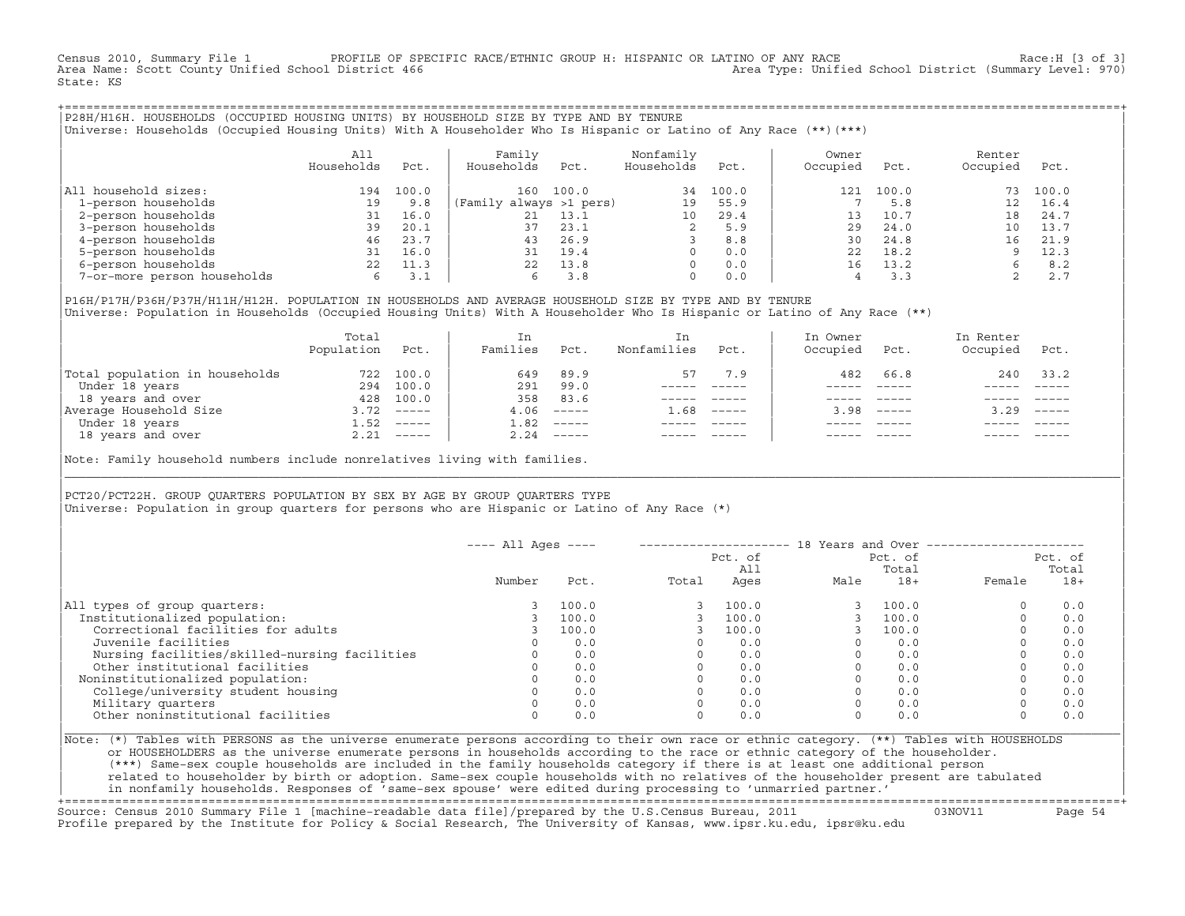Census 2010, Summary File 1 PROFILE OF SPECIFIC RACE/ETHNIC GROUP H: HISPANIC OR LATINO OF ANY RACE Race:H [3 of 3]
Area Name: Scott County Unified School District 466 Area Type: Unified School District (Summary Level: 970)
State: KS

## P28H/H16H. HOUSEHOLDS (OCCUPIED HOUSING UNITS) BY HOUSEHOLD SIZE BY TYPE AND BY TENURE

Universe: Households (Occupied Housing Units) With A Householder Who Is Hispanic or Latino of Any Race (**)(***)

| | All Households | Pct. | Family Households | Pct. | Nonfamily Households | Pct. | Owner Occupied | Pct. | Renter Occupied | Pct. |
|---|---|---|---|---|---|---|---|---|---|---|
| All household sizes: | 194 | 100.0 | 160 | 100.0 | 34 | 100.0 | 121 | 100.0 | 73 | 100.0 |
| 1-person households | 19 | 9.8 | (Family always >1 pers) | | 19 | 55.9 | 7 | 5.8 | 12 | 16.4 |
| 2-person households | 31 | 16.0 | 21 | 13.1 | 10 | 29.4 | 13 | 10.7 | 18 | 24.7 |
| 3-person households | 39 | 20.1 | 37 | 23.1 | 2 | 5.9 | 29 | 24.0 | 10 | 13.7 |
| 4-person households | 46 | 23.7 | 43 | 26.9 | 3 | 8.8 | 30 | 24.8 | 16 | 21.9 |
| 5-person households | 31 | 16.0 | 31 | 19.4 | 0 | 0.0 | 22 | 18.2 | 9 | 12.3 |
| 6-person households | 22 | 11.3 | 22 | 13.8 | 0 | 0.0 | 16 | 13.2 | 6 | 8.2 |
| 7-or-more person households | 6 | 3.1 | 6 | 3.8 | 0 | 0.0 | 4 | 3.3 | 2 | 2.7 |

## P16H/P17H/P36H/P37H/H11H/H12H. POPULATION IN HOUSEHOLDS AND AVERAGE HOUSEHOLD SIZE BY TYPE AND BY TENURE

Universe: Population in Households (Occupied Housing Units) With A Householder Who Is Hispanic or Latino of Any Race (**)

| | Total Population | Pct. | In Families | Pct. | In Nonfamilies | Pct. | In Owner Occupied | Pct. | In Renter Occupied | Pct. |
|---|---|---|---|---|---|---|---|---|---|---|
| Total population in households | 722 | 100.0 | 649 | 89.9 | 57 | 7.9 | 482 | 66.8 | 240 | 33.2 |
| Under 18 years | 294 | 100.0 | 291 | 99.0 | ----- | ----- | ----- | ----- | ----- | ----- |
| 18 years and over | 428 | 100.0 | 358 | 83.6 | ----- | ----- | ----- | ----- | ----- | ----- |
| Average Household Size | 3.72 | ----- | 4.06 | ----- | 1.68 | ----- | 3.98 | ----- | 3.29 | ----- |
| Under 18 years | 1.52 | ----- | 1.82 | ----- | ----- | ----- | ----- | ----- | ----- | ----- |
| 18 years and over | 2.21 | ----- | 2.24 | ----- | ----- | ----- | ----- | ----- | ----- | ----- |

Note: Family household numbers include nonrelatives living with families.

## PCT20/PCT22H. GROUP QUARTERS POPULATION BY SEX BY AGE BY GROUP QUARTERS TYPE

Universe: Population in group quarters for persons who are Hispanic or Latino of Any Race (*)

| | All Ages | | 18 Years and Over | | | | | |
|---|---|---|---|---|---|---|---|---|
| | Number | Pct. | Total | Pct. of All Ages | Male | Pct. of Total 18+ | Female | Pct. of Total 18+ |
| All types of group quarters: | 3 | 100.0 | 3 | 100.0 | 3 | 100.0 | 0 | 0.0 |
| Institutionalized population: | 3 | 100.0 | 3 | 100.0 | 3 | 100.0 | 0 | 0.0 |
| Correctional facilities for adults | 3 | 100.0 | 3 | 100.0 | 3 | 100.0 | 0 | 0.0 |
| Juvenile facilities | 0 | 0.0 | 0 | 0.0 | 0 | 0.0 | 0 | 0.0 |
| Nursing facilities/skilled-nursing facilities | 0 | 0.0 | 0 | 0.0 | 0 | 0.0 | 0 | 0.0 |
| Other institutional facilities | 0 | 0.0 | 0 | 0.0 | 0 | 0.0 | 0 | 0.0 |
| Noninstitutionalized population: | 0 | 0.0 | 0 | 0.0 | 0 | 0.0 | 0 | 0.0 |
| College/university student housing | 0 | 0.0 | 0 | 0.0 | 0 | 0.0 | 0 | 0.0 |
| Military quarters | 0 | 0.0 | 0 | 0.0 | 0 | 0.0 | 0 | 0.0 |
| Other noninstitutional facilities | 0 | 0.0 | 0 | 0.0 | 0 | 0.0 | 0 | 0.0 |

Note: (*) Tables with PERSONS as the universe enumerate persons according to their own race or ethnic category. (**) Tables with HOUSEHOLDS or HOUSEHOLDERS as the universe enumerate persons in households according to the race or ethnic category of the householder. (***) Same-sex couple households are included in the family households category if there is at least one additional person related to householder by birth or adoption. Same-sex couple households with no relatives of the householder present are tabulated in nonfamily households. Responses of 'same-sex spouse' were edited during processing to 'unmarried partner.'

Source: Census 2010 Summary File 1 [machine-readable data file]/prepared by the U.S.Census Bureau, 2011 03NOV11
Profile prepared by the Institute for Policy & Social Research, The University of Kansas, www.ipsr.ku.edu, ipsr@ku.edu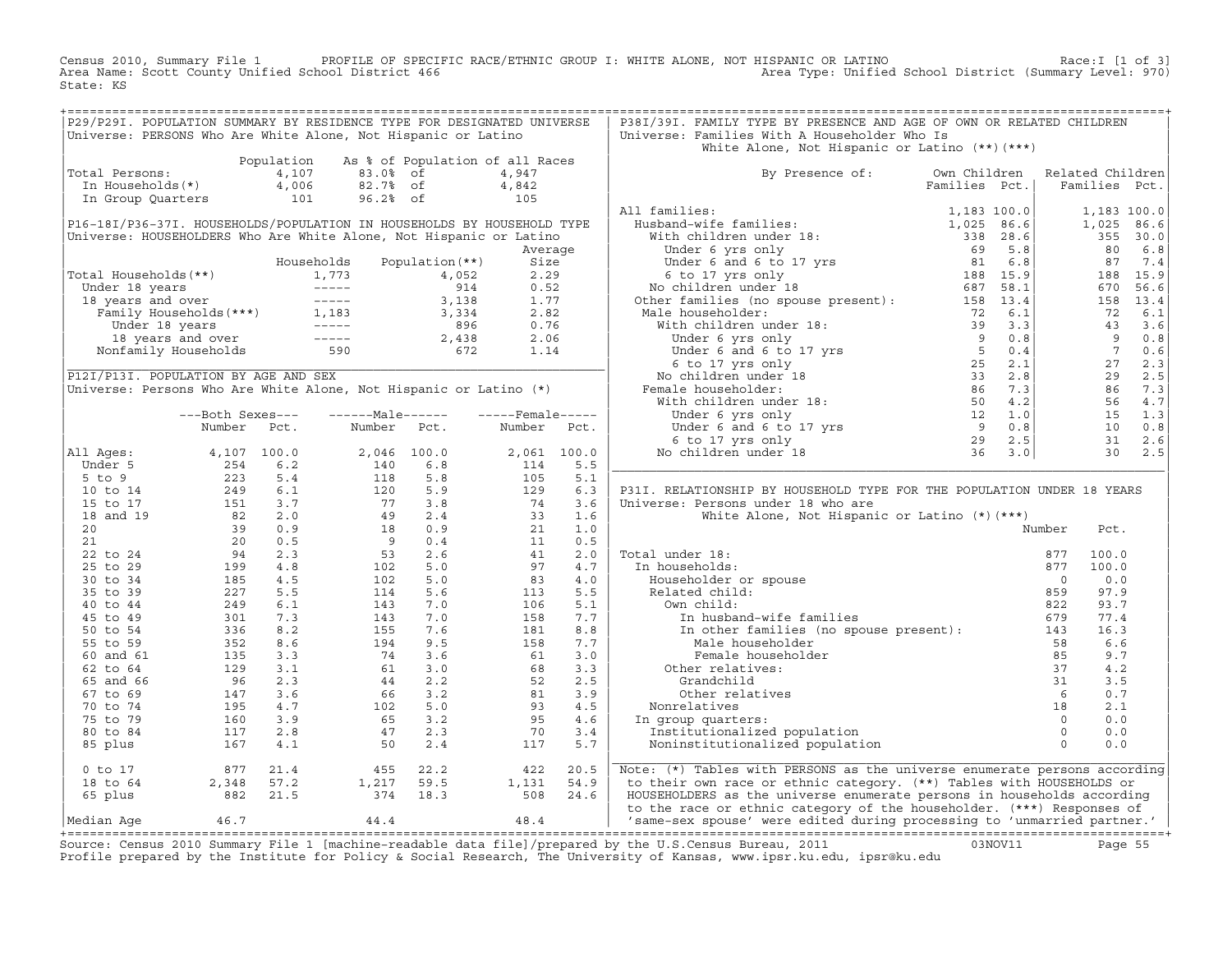Census 2010, Summary File 1 PROFILE OF SPECIFIC RACE/ETHNIC GROUP I: WHITE ALONE, NOT HISPANIC OR LATINO Race:I [1 of 3]
Area Name: Scott County Unified School District 466 Area Type: Unified School District (Summary Level: 970)
State: KS

## P29/P29I. POPULATION SUMMARY BY RESIDENCE TYPE FOR DESIGNATED UNIVERSE

Universe: PERSONS Who Are White Alone, Not Hispanic or Latino

| | Population | As % of Population of all Races | |
|---|---|---|---|
| Total Persons: | 4,107 | 83.0% of | 4,947 |
| In Households(*) | 4,006 | 82.7% of | 4,842 |
| In Group Quarters | 101 | 96.2% of | 105 |

## P16-18I/P36-37I. HOUSEHOLDS/POPULATION IN HOUSEHOLDS BY HOUSEHOLD TYPE

Universe: HOUSEHOLDERS Who Are White Alone, Not Hispanic or Latino

| | Households | Population(**) | Average Size |
|---|---|---|---|
| Total Households(**) | 1,773 | 4,052 | 2.29 |
| Under 18 years | ----- | 914 | 0.52 |
| 18 years and over | ----- | 3,138 | 1.77 |
| Family Households(***) | 1,183 | 3,334 | 2.82 |
| Under 18 years | ----- | 896 | 0.76 |
| 18 years and over | ----- | 2,438 | 2.06 |
| Nonfamily Households | 590 | 672 | 1.14 |

## P12I/P13I. POPULATION BY AGE AND SEX

Universe: Persons Who Are White Alone, Not Hispanic or Latino (*)

| | Both Sexes Number | Both Sexes Pct. | Male Number | Male Pct. | Female Number | Female Pct. |
|---|---|---|---|---|---|---|
| All Ages: | 4,107 | 100.0 | 2,046 | 100.0 | 2,061 | 100.0 |
| Under 5 | 254 | 6.2 | 140 | 6.8 | 114 | 5.5 |
| 5 to 9 | 223 | 5.4 | 118 | 5.8 | 105 | 5.1 |
| 10 to 14 | 249 | 6.1 | 120 | 5.9 | 129 | 6.3 |
| 15 to 17 | 151 | 3.7 | 77 | 3.8 | 74 | 3.6 |
| 18 and 19 | 82 | 2.0 | 49 | 2.4 | 33 | 1.6 |
| 20 | 39 | 0.9 | 18 | 0.9 | 21 | 1.0 |
| 21 | 20 | 0.5 | 9 | 0.4 | 11 | 0.5 |
| 22 to 24 | 94 | 2.3 | 53 | 2.6 | 41 | 2.0 |
| 25 to 29 | 199 | 4.8 | 102 | 5.0 | 97 | 4.7 |
| 30 to 34 | 185 | 4.5 | 102 | 5.0 | 83 | 4.0 |
| 35 to 39 | 227 | 5.5 | 114 | 5.6 | 113 | 5.5 |
| 40 to 44 | 249 | 6.1 | 143 | 7.0 | 106 | 5.1 |
| 45 to 49 | 301 | 7.3 | 143 | 7.0 | 158 | 7.7 |
| 50 to 54 | 336 | 8.2 | 155 | 7.6 | 181 | 8.8 |
| 55 to 59 | 352 | 8.6 | 194 | 9.5 | 158 | 7.7 |
| 60 and 61 | 135 | 3.3 | 74 | 3.6 | 61 | 3.0 |
| 62 to 64 | 129 | 3.1 | 61 | 3.0 | 68 | 3.3 |
| 65 and 66 | 96 | 2.3 | 44 | 2.2 | 52 | 2.5 |
| 67 to 69 | 147 | 3.6 | 66 | 3.2 | 81 | 3.9 |
| 70 to 74 | 195 | 4.7 | 102 | 5.0 | 93 | 4.5 |
| 75 to 79 | 160 | 3.9 | 65 | 3.2 | 95 | 4.6 |
| 80 to 84 | 117 | 2.8 | 47 | 2.3 | 70 | 3.4 |
| 85 plus | 167 | 4.1 | 50 | 2.4 | 117 | 5.7 |
| 0 to 17 | 877 | 21.4 | 455 | 22.2 | 422 | 20.5 |
| 18 to 64 | 2,348 | 57.2 | 1,217 | 59.5 | 1,131 | 54.9 |
| 65 plus | 882 | 21.5 | 374 | 18.3 | 508 | 24.6 |
| Median Age | 46.7 | | 44.4 | | 48.4 | |

## P38I/39I. FAMILY TYPE BY PRESENCE AND AGE OF OWN OR RELATED CHILDREN

Universe: Families With A Householder Who Is White Alone, Not Hispanic or Latino (**)(***)

| By Presence of: | Own Children Families | Own Children Pct. | Related Children Families | Related Children Pct. |
|---|---|---|---|---|
| All families: | 1,183 | 100.0 | 1,183 | 100.0 |
| Husband-wife families: | 1,025 | 86.6 | 1,025 | 86.6 |
| With children under 18: | 338 | 28.6 | 355 | 30.0 |
| Under 6 yrs only | 69 | 5.8 | 80 | 6.8 |
| Under 6 and 6 to 17 yrs | 81 | 6.8 | 87 | 7.4 |
| 6 to 17 yrs only | 188 | 15.9 | 188 | 15.9 |
| No children under 18 | 687 | 58.1 | 670 | 56.6 |
| Other families (no spouse present): | 158 | 13.4 | 158 | 13.4 |
| Male householder: | 72 | 6.1 | 72 | 6.1 |
| With children under 18: | 39 | 3.3 | 43 | 3.6 |
| Under 6 yrs only | 9 | 0.8 | 9 | 0.8 |
| Under 6 and 6 to 17 yrs | 5 | 0.4 | 7 | 0.6 |
| 6 to 17 yrs only | 25 | 2.1 | 27 | 2.3 |
| No children under 18 | 33 | 2.8 | 29 | 2.5 |
| Female householder: | 86 | 7.3 | 86 | 7.3 |
| With children under 18: | 50 | 4.2 | 56 | 4.7 |
| Under 6 yrs only | 12 | 1.0 | 15 | 1.3 |
| Under 6 and 6 to 17 yrs | 9 | 0.8 | 10 | 0.8 |
| 6 to 17 yrs only | 29 | 2.5 | 31 | 2.6 |
| No children under 18 | 36 | 3.0 | 30 | 2.5 |

## P31I. RELATIONSHIP BY HOUSEHOLD TYPE FOR THE POPULATION UNDER 18 YEARS

Universe: Persons under 18 who are White Alone, Not Hispanic or Latino (*)(***)

| | Number | Pct. |
|---|---|---|
| Total under 18: | 877 | 100.0 |
| In households: | 877 | 100.0 |
| Householder or spouse | 0 | 0.0 |
| Related child: | 859 | 97.9 |
| Own child: | 822 | 93.7 |
| In husband-wife families | 679 | 77.4 |
| In other families (no spouse present): | 143 | 16.3 |
| Male householder | 58 | 6.6 |
| Female householder | 85 | 9.7 |
| Other relatives: | 37 | 4.2 |
| Grandchild | 31 | 3.5 |
| Other relatives | 6 | 0.7 |
| Nonrelatives | 18 | 2.1 |
| In group quarters: | 0 | 0.0 |
| Institutionalized population | 0 | 0.0 |
| Noninstitutionalized population | 0 | 0.0 |

Note: (*) Tables with PERSONS as the universe enumerate persons according to their own race or ethnic category. (**) Tables with HOUSEHOLDS or HOUSEHOLDERS as the universe enumerate persons in households according to the race or ethnic category of the householder. (***) Responses of 'same-sex spouse' were edited during processing to 'unmarried partner.'

Source: Census 2010 Summary File 1 [machine-readable data file]/prepared by the U.S.Census Bureau, 2011 03NOV11
Profile prepared by the Institute for Policy & Social Research, The University of Kansas, www.ipsr.ku.edu, ipsr@ku.edu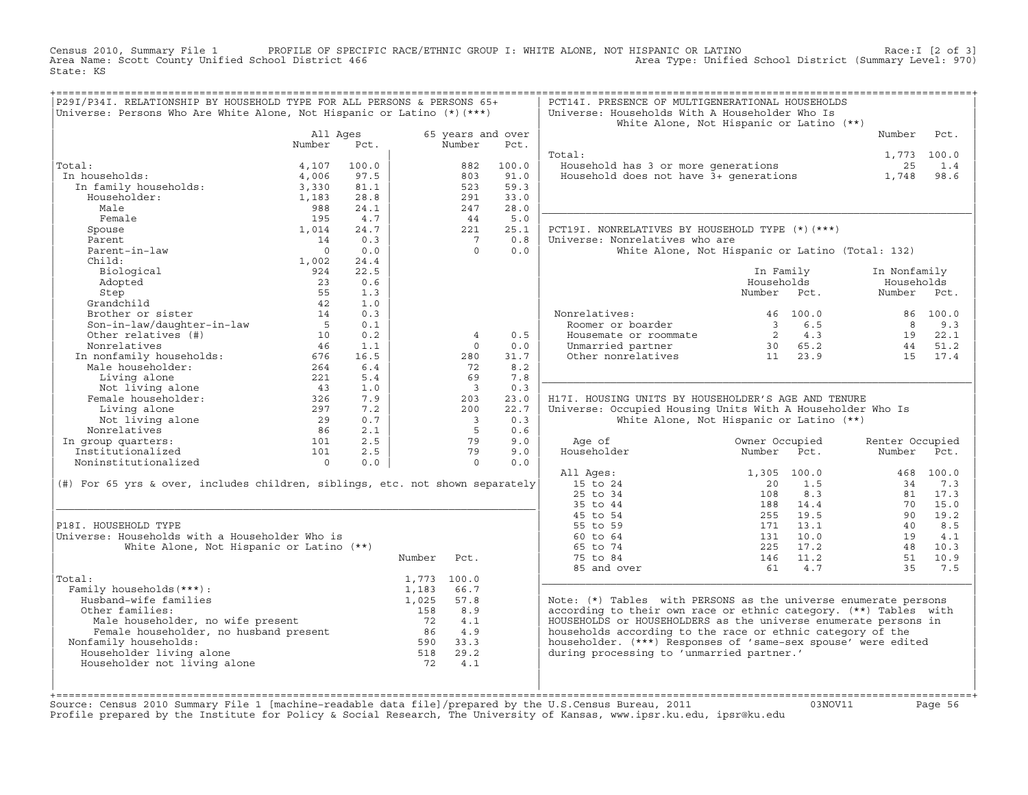Census 2010, Summary File 1 PROFILE OF SPECIFIC RACE/ETHNIC GROUP I: WHITE ALONE, NOT HISPANIC OR LATINO Race:I [2 of 3]
Area Name: Scott County Unified School District 466 Area Type: Unified School District (Summary Level: 970)
State: KS

## P29I/P34I. RELATIONSHIP BY HOUSEHOLD TYPE FOR ALL PERSONS & PERSONS 65+

Universe: Persons Who Are White Alone, Not Hispanic or Latino (*)(***)

| | All Ages Number | All Ages Pct. | 65 years and over Number | 65 years and over Pct. |
|---|---|---|---|---|
| Total: | 4,107 | 100.0 | 882 | 100.0 |
| In households: | 4,006 | 97.5 | 803 | 91.0 |
| In family households: | 3,330 | 81.1 | 523 | 59.3 |
| Householder: | 1,183 | 28.8 | 291 | 33.0 |
| Male | 988 | 24.1 | 247 | 28.0 |
| Female | 195 | 4.7 | 44 | 5.0 |
| Spouse | 1,014 | 24.7 | 221 | 25.1 |
| Parent | 14 | 0.3 | 7 | 0.8 |
| Parent-in-law | 0 | 0.0 | 0 | 0.0 |
| Child: | 1,002 | 24.4 | | |
| Biological | 924 | 22.5 | | |
| Adopted | 23 | 0.6 | | |
| Step | 55 | 1.3 | | |
| Grandchild | 42 | 1.0 | | |
| Brother or sister | 14 | 0.3 | | |
| Son-in-law/daughter-in-law | 5 | 0.1 | | |
| Other relatives (#) | 10 | 0.2 | 4 | 0.5 |
| Nonrelatives | 46 | 1.1 | 0 | 0.0 |
| In nonfamily households: | 676 | 16.5 | 280 | 31.7 |
| Male householder: | 264 | 6.4 | 72 | 8.2 |
| Living alone | 221 | 5.4 | 69 | 7.8 |
| Not living alone | 43 | 1.0 | 3 | 0.3 |
| Female householder: | 326 | 7.9 | 203 | 23.0 |
| Living alone | 297 | 7.2 | 200 | 22.7 |
| Not living alone | 29 | 0.7 | 3 | 0.3 |
| Nonrelatives | 86 | 2.1 | 5 | 0.6 |
| In group quarters: | 101 | 2.5 | 79 | 9.0 |
| Institutionalized | 101 | 2.5 | 79 | 9.0 |
| Noninstitutionalized | 0 | 0.0 | 0 | 0.0 |

(#) For 65 yrs & over, includes children, siblings, etc. not shown separately

## P18I. HOUSEHOLD TYPE

Universe: Households with a Householder Who is White Alone, Not Hispanic or Latino (**)

| | Number | Pct. |
|---|---|---|
| Total: | 1,773 | 100.0 |
| Family households(***): | 1,183 | 66.7 |
| Husband-wife families | 1,025 | 57.8 |
| Other families: | 158 | 8.9 |
| Male householder, no wife present | 72 | 4.1 |
| Female householder, no husband present | 86 | 4.9 |
| Nonfamily households: | 590 | 33.3 |
| Householder living alone | 518 | 29.2 |
| Householder not living alone | 72 | 4.1 |

## PCT14I. PRESENCE OF MULTIGENERATIONAL HOUSEHOLDS

Universe: Households With A Householder Who Is White Alone, Not Hispanic or Latino (**)

| | Number | Pct. |
|---|---|---|
| Total: | 1,773 | 100.0 |
| Household has 3 or more generations | 25 | 1.4 |
| Household does not have 3+ generations | 1,748 | 98.6 |

## PCT19I. NONRELATIVES BY HOUSEHOLD TYPE (*)(***)

Universe: Nonrelatives who are White Alone, Not Hispanic or Latino (Total: 132)

| | In Family Households Number | In Family Households Pct. | In Nonfamily Households Number | In Nonfamily Households Pct. |
|---|---|---|---|---|
| Nonrelatives: | 46 | 100.0 | 86 | 100.0 |
| Roomer or boarder | 3 | 6.5 | 8 | 9.3 |
| Housemate or roommate | 2 | 4.3 | 19 | 22.1 |
| Unmarried partner | 30 | 65.2 | 44 | 51.2 |
| Other nonrelatives | 11 | 23.9 | 15 | 17.4 |

## H17I. HOUSING UNITS BY HOUSEHOLDER'S AGE AND TENURE

Universe: Occupied Housing Units With A Householder Who Is White Alone, Not Hispanic or Latino (**)

| Age of Householder | Owner Occupied Number | Owner Occupied Pct. | Renter Occupied Number | Renter Occupied Pct. |
|---|---|---|---|---|
| All Ages: | 1,305 | 100.0 | 468 | 100.0 |
| 15 to 24 | 20 | 1.5 | 34 | 7.3 |
| 25 to 34 | 108 | 8.3 | 81 | 17.3 |
| 35 to 44 | 188 | 14.4 | 70 | 15.0 |
| 45 to 54 | 255 | 19.5 | 90 | 19.2 |
| 55 to 59 | 171 | 13.1 | 40 | 8.5 |
| 60 to 64 | 131 | 10.0 | 19 | 4.1 |
| 65 to 74 | 225 | 17.2 | 48 | 10.3 |
| 75 to 84 | 146 | 11.2 | 51 | 10.9 |
| 85 and over | 61 | 4.7 | 35 | 7.5 |

Note: (*) Tables with PERSONS as the universe enumerate persons according to their own race or ethnic category. (**) Tables with HOUSEHOLDS or HOUSEHOLDERS as the universe enumerate persons in households according to the race or ethnic category of the householder. (***) Responses of 'same-sex spouse' were edited during processing to 'unmarried partner.'

Source: Census 2010 Summary File 1 [machine-readable data file]/prepared by the U.S.Census Bureau, 2011 03NOV11
Profile prepared by the Institute for Policy & Social Research, The University of Kansas, www.ipsr.ku.edu, ipsr@ku.edu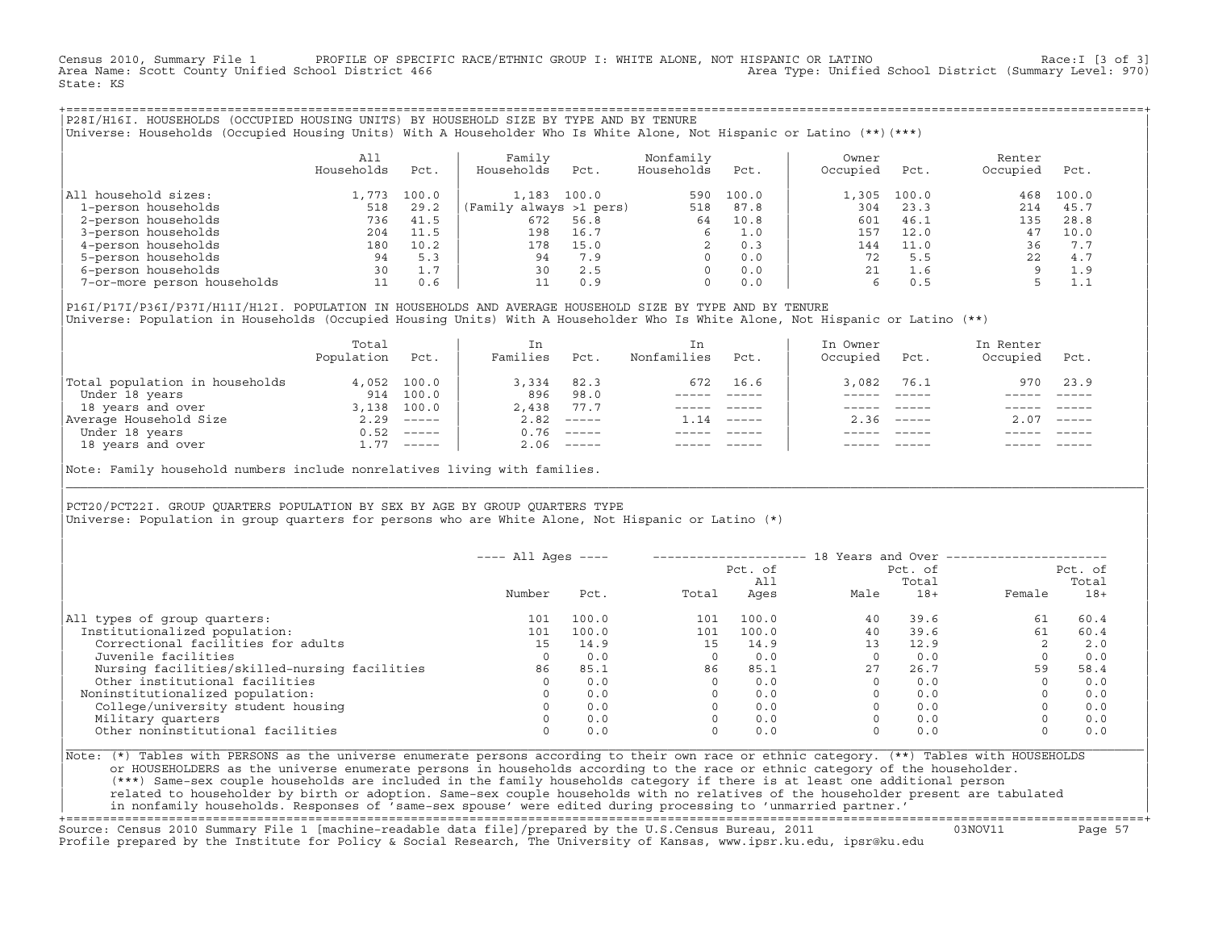Census 2010, Summary File 1 PROFILE OF SPECIFIC RACE/ETHNIC GROUP I: WHITE ALONE, NOT HISPANIC OR LATINO Race:I [3 of 3]
Area Name: Scott County Unified School District 466 Area Type: Unified School District (Summary Level: 970)
State: KS

## P28I/H16I. HOUSEHOLDS (OCCUPIED HOUSING UNITS) BY HOUSEHOLD SIZE BY TYPE AND BY TENURE

Universe: Households (Occupied Housing Units) With A Householder Who Is White Alone, Not Hispanic or Latino (**)(***)

| | All Households | Pct. | Family Households | Pct. | Nonfamily Households | Pct. | Owner Occupied | Pct. | Renter Occupied | Pct. |
|---|---|---|---|---|---|---|---|---|---|---|
| All household sizes: | 1,773 | 100.0 | 1,183 | 100.0 | 590 | 100.0 | 1,305 | 100.0 | 468 | 100.0 |
| 1-person households | 518 | 29.2 | (Family always >1 pers) | | 518 | 87.8 | 304 | 23.3 | 214 | 45.7 |
| 2-person households | 736 | 41.5 | 672 | 56.8 | 64 | 10.8 | 601 | 46.1 | 135 | 28.8 |
| 3-person households | 204 | 11.5 | 198 | 16.7 | 6 | 1.0 | 157 | 12.0 | 47 | 10.0 |
| 4-person households | 180 | 10.2 | 178 | 15.0 | 2 | 0.3 | 144 | 11.0 | 36 | 7.7 |
| 5-person households | 94 | 5.3 | 94 | 7.9 | 0 | 0.0 | 72 | 5.5 | 22 | 4.7 |
| 6-person households | 30 | 1.7 | 30 | 2.5 | 0 | 0.0 | 21 | 1.6 | 9 | 1.9 |
| 7-or-more person households | 11 | 0.6 | 11 | 0.9 | 0 | 0.0 | 6 | 0.5 | 5 | 1.1 |

## P16I/P17I/P36I/P37I/H11I/H12I. POPULATION IN HOUSEHOLDS AND AVERAGE HOUSEHOLD SIZE BY TYPE AND BY TENURE

Universe: Population in Households (Occupied Housing Units) With A Householder Who Is White Alone, Not Hispanic or Latino (**)

| | Total Population | Pct. | In Families | Pct. | In Nonfamilies | Pct. | In Owner Occupied | Pct. | In Renter Occupied | Pct. |
|---|---|---|---|---|---|---|---|---|---|---|
| Total population in households | 4,052 | 100.0 | 3,334 | 82.3 | 672 | 16.6 | 3,082 | 76.1 | 970 | 23.9 |
| Under 18 years | 914 | 100.0 | 896 | 98.0 | ----- | ----- | ----- | ----- | ----- | ----- |
| 18 years and over | 3,138 | 100.0 | 2,438 | 77.7 | ----- | ----- | ----- | ----- | ----- | ----- |
| Average Household Size | 2.29 | ----- | 2.82 | ----- | 1.14 | ----- | 2.36 | ----- | 2.07 | ----- |
| Under 18 years | 0.52 | ----- | 0.76 | ----- | ----- | ----- | ----- | ----- | ----- | ----- |
| 18 years and over | 1.77 | ----- | 2.06 | ----- | ----- | ----- | ----- | ----- | ----- | ----- |

Note: Family household numbers include nonrelatives living with families.

## PCT20/PCT22I. GROUP QUARTERS POPULATION BY SEX BY AGE BY GROUP QUARTERS TYPE

Universe: Population in group quarters for persons who are White Alone, Not Hispanic or Latino (*)

| | All Ages | | 18 Years and Over | | | | | |
|---|---|---|---|---|---|---|---|---|
| | Number | Pct. | Total | Pct. of All Ages | Male | Pct. of Total 18+ | Female | Pct. of Total 18+ |
| All types of group quarters: | 101 | 100.0 | 101 | 100.0 | 40 | 39.6 | 61 | 60.4 |
| Institutionalized population: | 101 | 100.0 | 101 | 100.0 | 40 | 39.6 | 61 | 60.4 |
| Correctional facilities for adults | 15 | 14.9 | 15 | 14.9 | 13 | 12.9 | 2 | 2.0 |
| Juvenile facilities | 0 | 0.0 | 0 | 0.0 | 0 | 0.0 | 0 | 0.0 |
| Nursing facilities/skilled-nursing facilities | 86 | 85.1 | 86 | 85.1 | 27 | 26.7 | 59 | 58.4 |
| Other institutional facilities | 0 | 0.0 | 0 | 0.0 | 0 | 0.0 | 0 | 0.0 |
| Noninstitutionalized population: | 0 | 0.0 | 0 | 0.0 | 0 | 0.0 | 0 | 0.0 |
| College/university student housing | 0 | 0.0 | 0 | 0.0 | 0 | 0.0 | 0 | 0.0 |
| Military quarters | 0 | 0.0 | 0 | 0.0 | 0 | 0.0 | 0 | 0.0 |
| Other noninstitutional facilities | 0 | 0.0 | 0 | 0.0 | 0 | 0.0 | 0 | 0.0 |

Note: (*) Tables with PERSONS as the universe enumerate persons according to their own race or ethnic category. (**) Tables with HOUSEHOLDS or HOUSEHOLDERS as the universe enumerate persons in households according to the race or ethnic category of the householder. (***) Same-sex couple households are included in the family households category if there is at least one additional person related to householder by birth or adoption. Same-sex couple households with no relatives of the householder present are tabulated in nonfamily households. Responses of 'same-sex spouse' were edited during processing to 'unmarried partner.'

Source: Census 2010 Summary File 1 [machine-readable data file]/prepared by the U.S.Census Bureau, 2011 03NOV11
Profile prepared by the Institute for Policy & Social Research, The University of Kansas, www.ipsr.ku.edu, ipsr@ku.edu